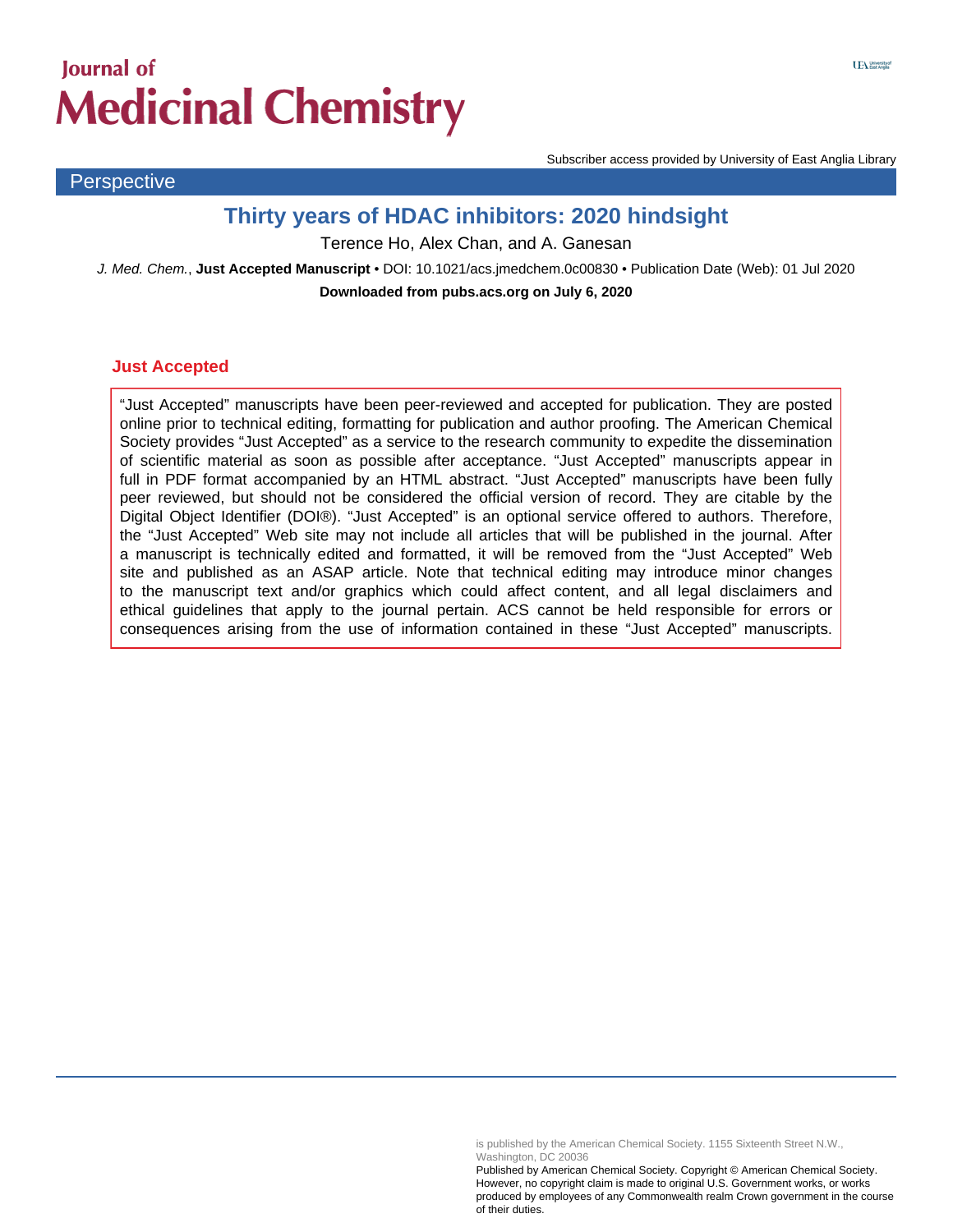Subscriber access provided by University of East Anglia Library

Perspective

# Thirty years of HDAC inhibitors: 2020 hindsight

Terence Ho, Alex Chan, and A. Ganesan

*J. Med. Chem.*, **Just Accepted Manuscript** • DOI: 10.1021/acs.jmedchem.0c00830 • Publication Date (Web): 01 Jul 2020

**Downloaded from pubs.acs.org on July 6, 2020**

## Just Accepted

"Just Accepted" manuscripts have been peer-reviewed and accepted for publication. They are posted online prior to technical editing, formatting for publication and author proofing. The American Chemical Society provides "Just Accepted" as a service to the research community to expedite the dissemination of scientific material as soon as possible after acceptance. "Just Accepted" manuscripts appear in full in PDF format accompanied by an HTML abstract. "Just Accepted" manuscripts have been fully peer reviewed, but should not be considered the official version of record. They are citable by the Digital Object Identifier (DOI®). "Just Accepted" is an optional service offered to authors. Therefore, the "Just Accepted" Web site may not include all articles that will be published in the journal. After a manuscript is technically edited and formatted, it will be removed from the "Just Accepted" Web site and published as an ASAP article. Note that technical editing may introduce minor changes to the manuscript text and/or graphics which could affect content, and all legal disclaimers and ethical guidelines that apply to the journal pertain. ACS cannot be held responsible for errors or consequences arising from the use of information contained in these "Just Accepted" manuscripts.

is published by the American Chemical Society. 1155 Sixteenth Street N.W., Washington, DC 20036

Published by American Chemical Society. Copyright © American Chemical Society. However, no copyright claim is made to original U.S. Government works, or works produced by employees of any Commonwealth realm Crown government in the course of their duties.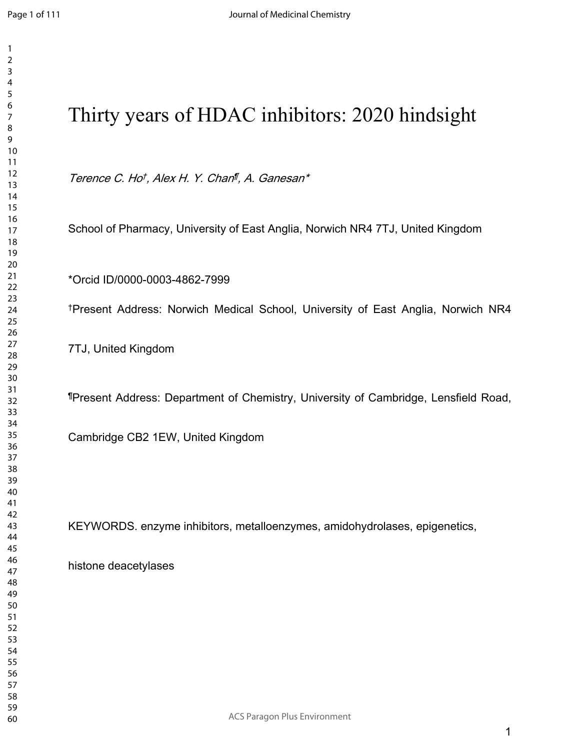# Thirty years of HDAC inhibitors: 2020 hindsight

*Terence C. Ho†, Alex H. Y. Chan¶, A. Ganesan\**

School of Pharmacy, University of East Anglia, Norwich NR4 7TJ, United Kingdom

\*Orcid ID/0000-0003-4862-7999

†Present Address: Norwich Medical School, University of East Anglia, Norwich NR4 7TJ, United Kingdom

¶Present Address: Department of Chemistry, University of Cambridge, Lensfield Road, Cambridge CB2 1EW, United Kingdom

KEYWORDS. enzyme inhibitors, metalloenzymes, amidohydrolases, epigenetics, histone deacetylases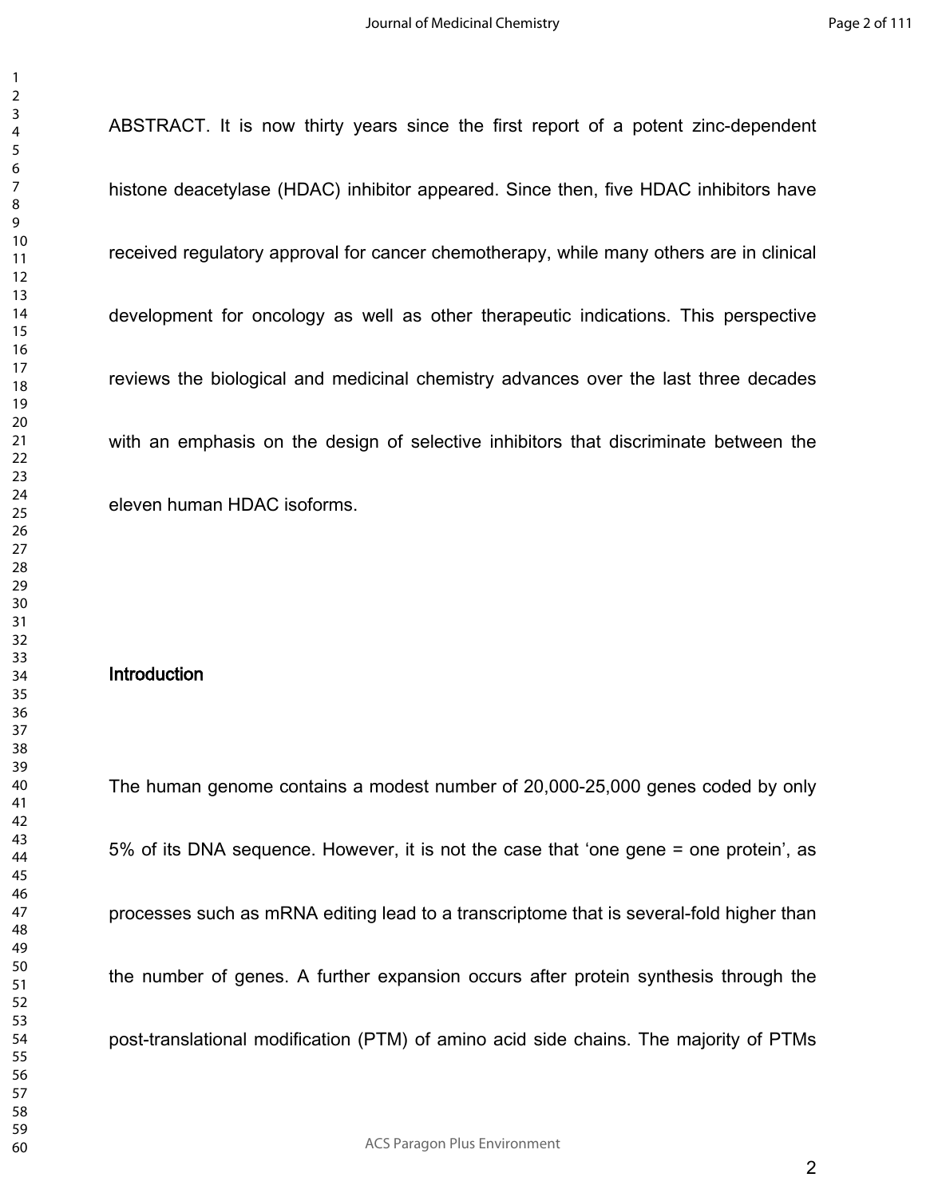ABSTRACT. It is now thirty years since the first report of a potent zinc-dependent histone deacetylase (HDAC) inhibitor appeared. Since then, five HDAC inhibitors have received regulatory approval for cancer chemotherapy, while many others are in clinical development for oncology as well as other therapeutic indications. This perspective reviews the biological and medicinal chemistry advances over the last three decades with an emphasis on the design of selective inhibitors that discriminate between the eleven human HDAC isoforms.

## Introduction

The human genome contains a modest number of 20,000-25,000 genes coded by only 5% of its DNA sequence. However, it is not the case that 'one gene = one protein', as processes such as mRNA editing lead to a transcriptome that is several-fold higher than the number of genes. A further expansion occurs after protein synthesis through the post-translational modification (PTM) of amino acid side chains. The majority of PTMs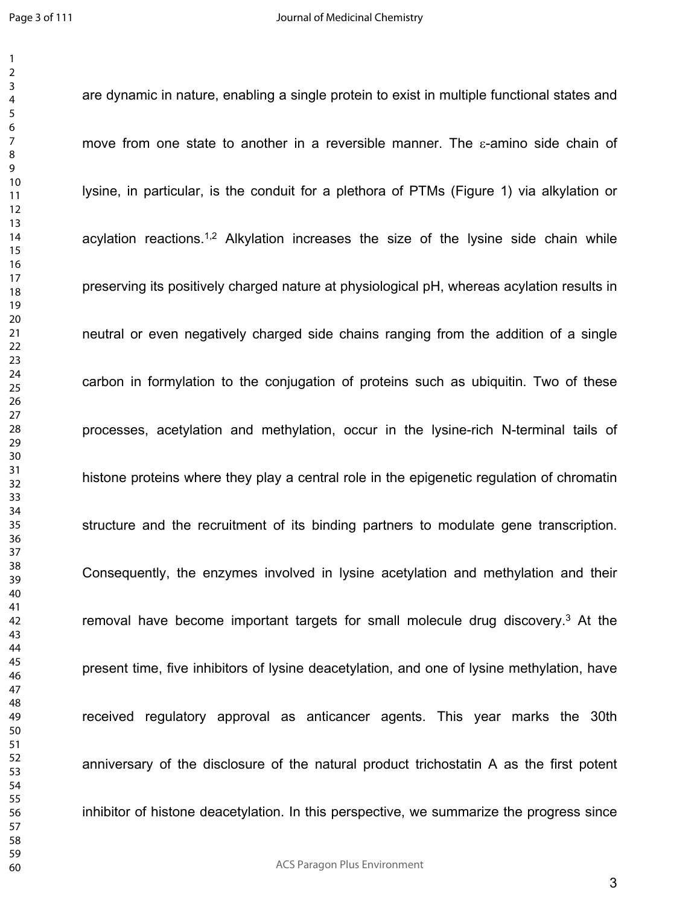are dynamic in nature, enabling a single protein to exist in multiple functional states and move from one state to another in a reversible manner. The ε-amino side chain of lysine, in particular, is the conduit for a plethora of PTMs (Figure 1) via alkylation or acylation reactions.[1,2] Alkylation increases the size of the lysine side chain while preserving its positively charged nature at physiological pH, whereas acylation results in neutral or even negatively charged side chains ranging from the addition of a single carbon in formylation to the conjugation of proteins such as ubiquitin. Two of these processes, acetylation and methylation, occur in the lysine-rich N-terminal tails of histone proteins where they play a central role in the epigenetic regulation of chromatin structure and the recruitment of its binding partners to modulate gene transcription. Consequently, the enzymes involved in lysine acetylation and methylation and their removal have become important targets for small molecule drug discovery.[3] At the present time, five inhibitors of lysine deacetylation, and one of lysine methylation, have received regulatory approval as anticancer agents. This year marks the 30th anniversary of the disclosure of the natural product trichostatin A as the first potent inhibitor of histone deacetylation. In this perspective, we summarize the progress since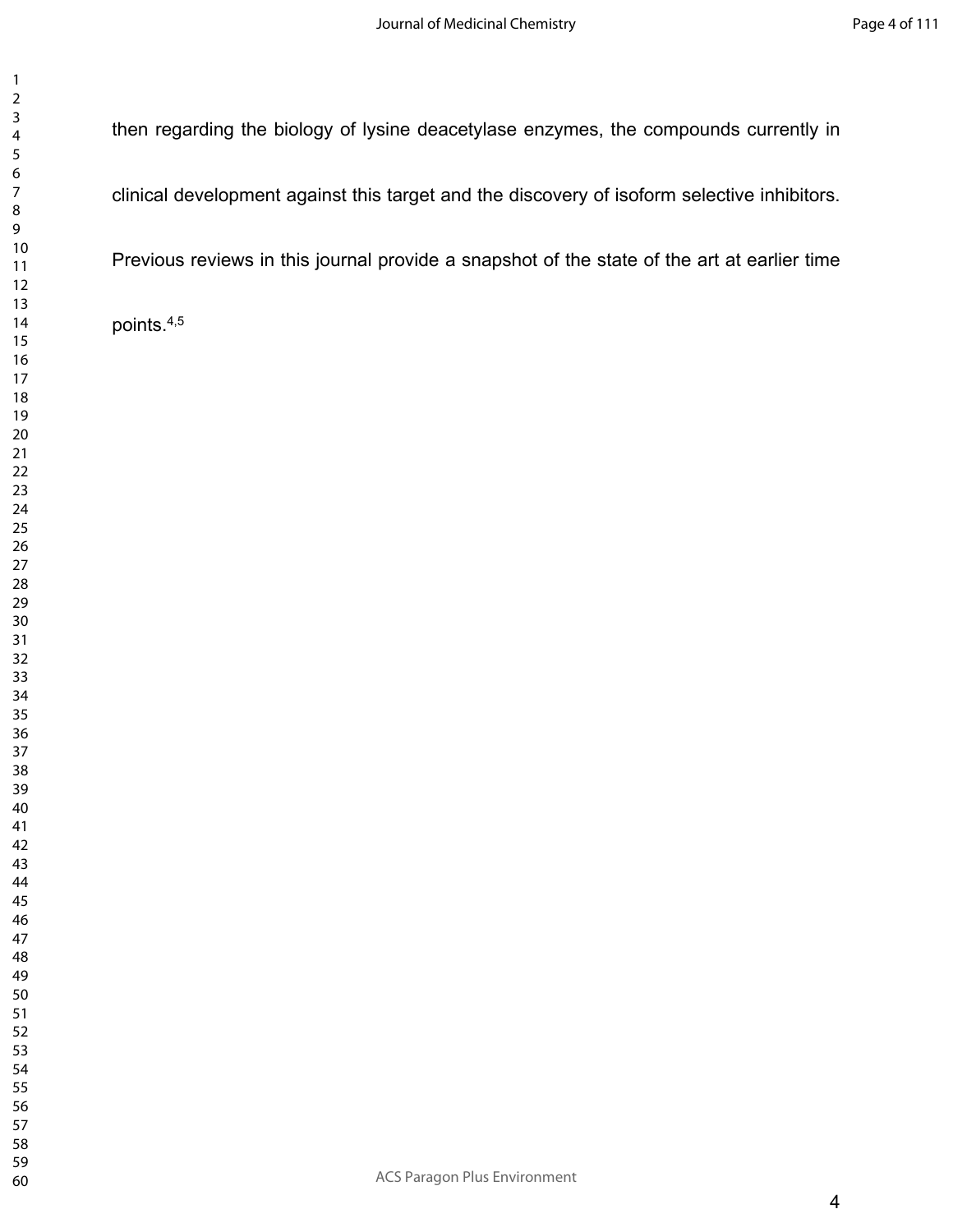then regarding the biology of lysine deacetylase enzymes, the compounds currently in clinical development against this target and the discovery of isoform selective inhibitors. Previous reviews in this journal provide a snapshot of the state of the art at earlier time points.[4,5]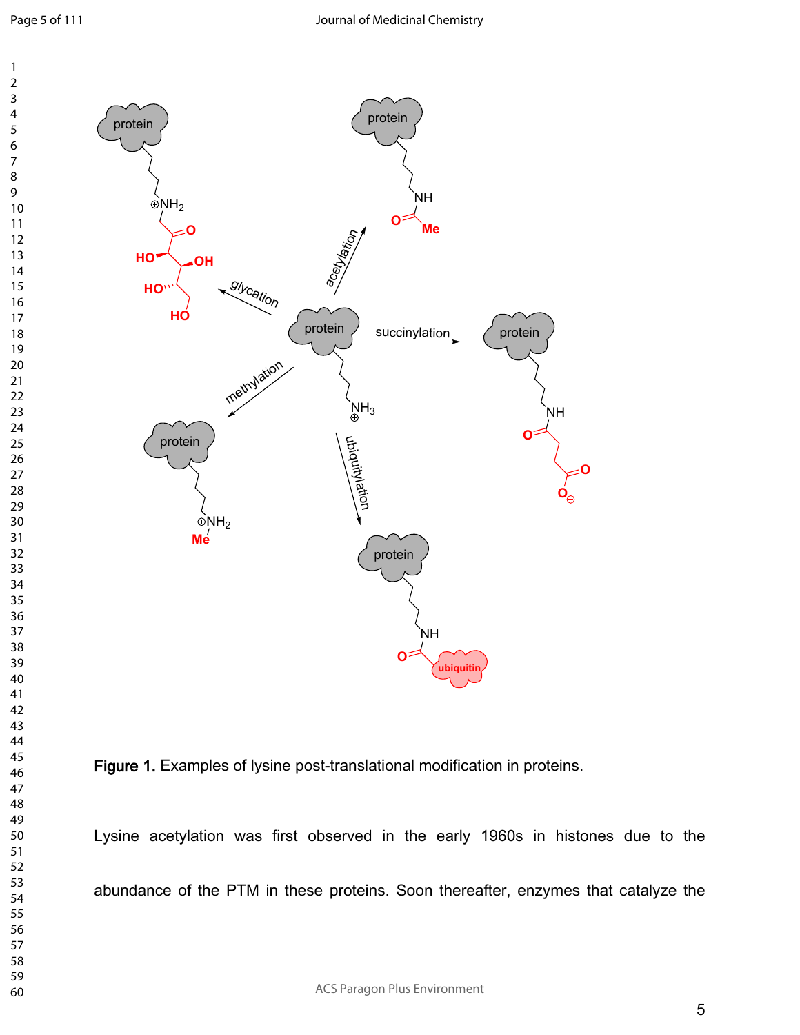Figure 1. Examples of lysine post-translational modification in proteins.

Lysine acetylation was first observed in the early 1960s in histones due to the abundance of the PTM in these proteins. Soon thereafter, enzymes that catalyze the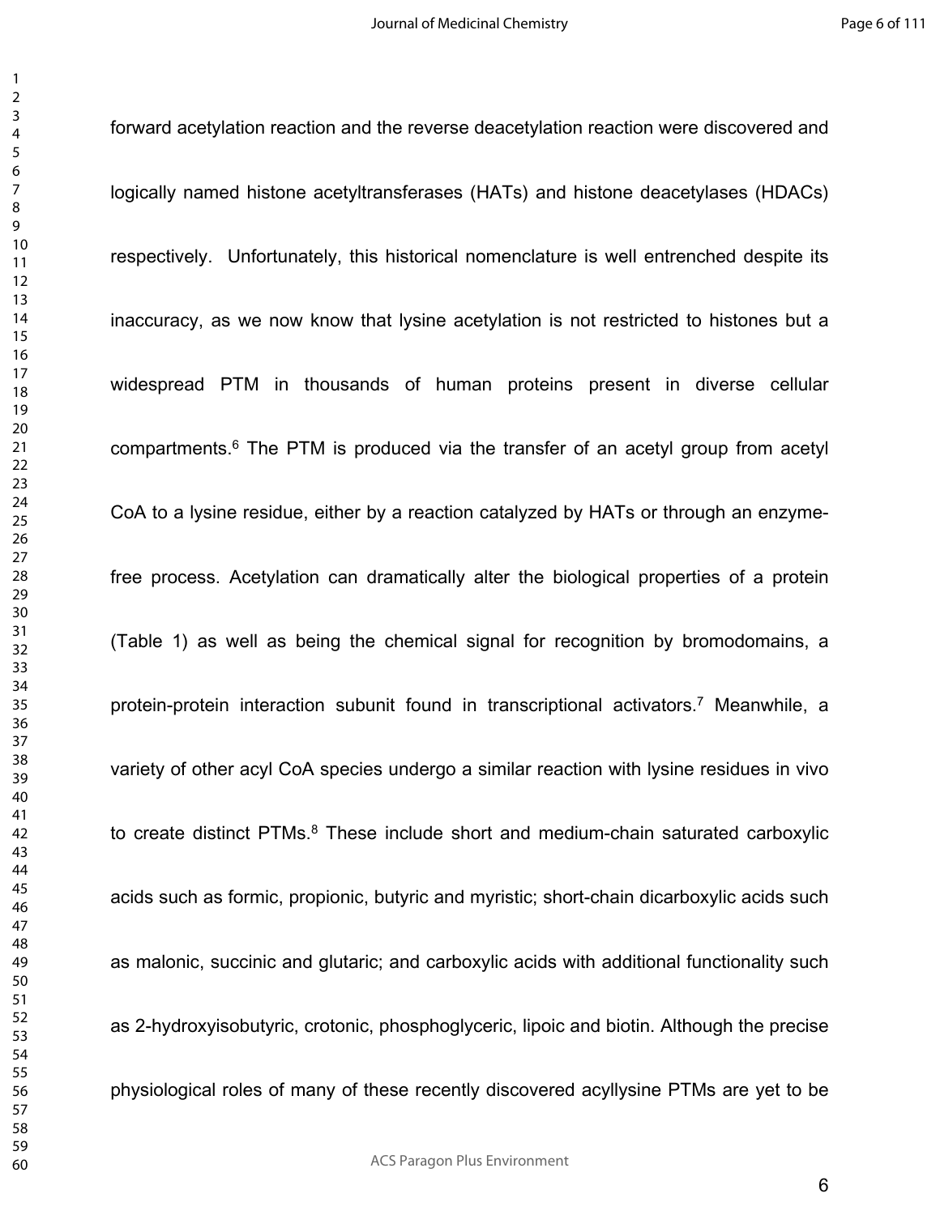forward acetylation reaction and the reverse deacetylation reaction were discovered and logically named histone acetyltransferases (HATs) and histone deacetylases (HDACs) respectively. Unfortunately, this historical nomenclature is well entrenched despite its inaccuracy, as we now know that lysine acetylation is not restricted to histones but a widespread PTM in thousands of human proteins present in diverse cellular compartments.[6] The PTM is produced via the transfer of an acetyl group from acetyl CoA to a lysine residue, either by a reaction catalyzed by HATs or through an enzyme-free process. Acetylation can dramatically alter the biological properties of a protein (Table 1) as well as being the chemical signal for recognition by bromodomains, a protein-protein interaction subunit found in transcriptional activators.[7] Meanwhile, a variety of other acyl CoA species undergo a similar reaction with lysine residues in vivo to create distinct PTMs.[8] These include short and medium-chain saturated carboxylic acids such as formic, propionic, butyric and myristic; short-chain dicarboxylic acids such as malonic, succinic and glutaric; and carboxylic acids with additional functionality such as 2-hydroxyisobutyric, crotonic, phosphoglyceric, lipoic and biotin. Although the precise physiological roles of many of these recently discovered acyllysine PTMs are yet to be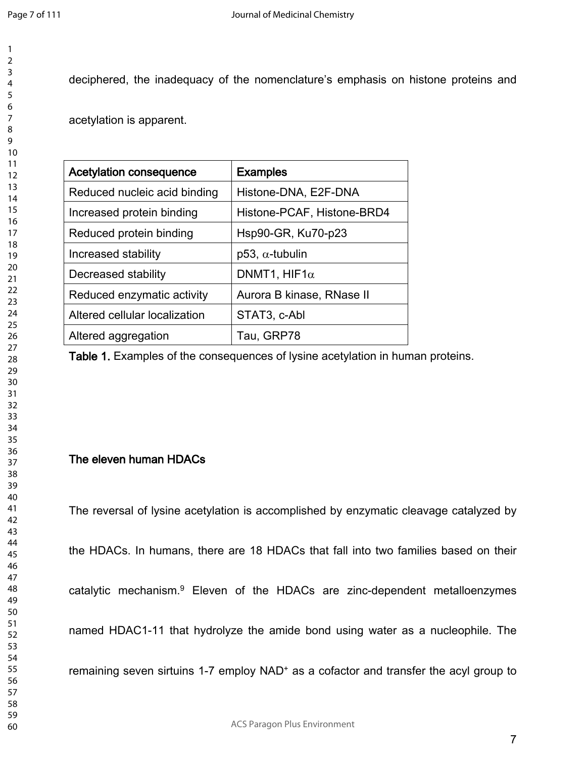deciphered, the inadequacy of the nomenclature's emphasis on histone proteins and acetylation is apparent.

| **Acetylation consequence** | **Examples** |
|---|---|
| Reduced nucleic acid binding | Histone-DNA, E2F-DNA |
| Increased protein binding | Histone-PCAF, Histone-BRD4 |
| Reduced protein binding | Hsp90-GR, Ku70-p23 |
| Increased stability | p53, $\alpha$-tubulin |
| Decreased stability | DNMT1, HIF1$\alpha$ |
| Reduced enzymatic activity | Aurora B kinase, RNase II |
| Altered cellular localization | STAT3, c-Abl |
| Altered aggregation | Tau, GRP78 |

**Table 1.** Examples of the consequences of lysine acetylation in human proteins.

## The eleven human HDACs

The reversal of lysine acetylation is accomplished by enzymatic cleavage catalyzed by the HDACs. In humans, there are 18 HDACs that fall into two families based on their catalytic mechanism.[9] Eleven of the HDACs are zinc-dependent metalloenzymes named HDAC1-11 that hydrolyze the amide bond using water as a nucleophile. The remaining seven sirtuins 1-7 employ $NAD^+$ as a cofactor and transfer the acyl group to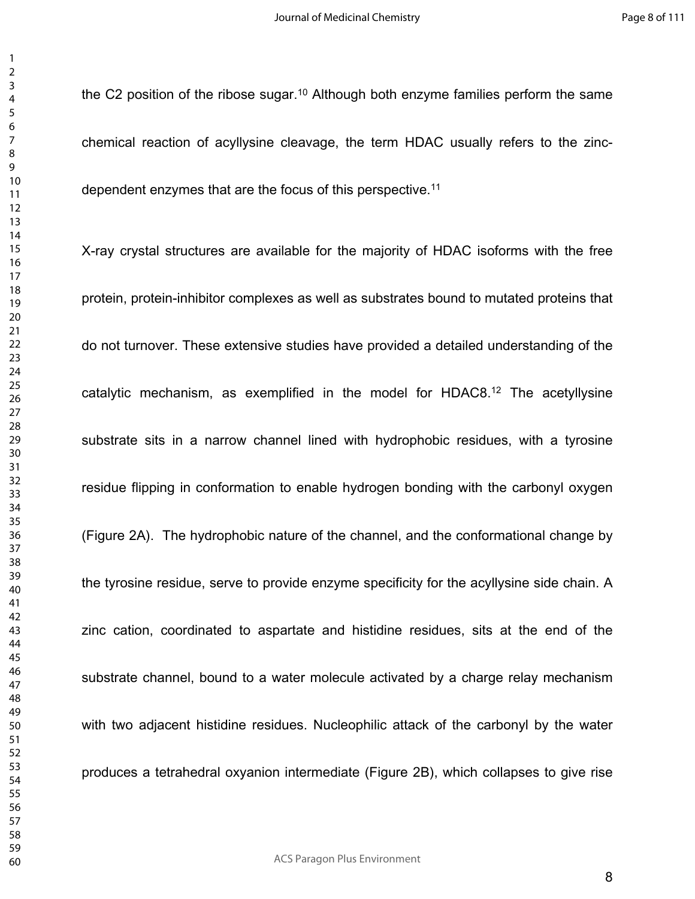the C2 position of the ribose sugar.[10] Although both enzyme families perform the same chemical reaction of acyllysine cleavage, the term HDAC usually refers to the zinc-dependent enzymes that are the focus of this perspective.[11]

X-ray crystal structures are available for the majority of HDAC isoforms with the free protein, protein-inhibitor complexes as well as substrates bound to mutated proteins that do not turnover. These extensive studies have provided a detailed understanding of the catalytic mechanism, as exemplified in the model for HDAC8.[12] The acetyllysine substrate sits in a narrow channel lined with hydrophobic residues, with a tyrosine residue flipping in conformation to enable hydrogen bonding with the carbonyl oxygen (Figure 2A). The hydrophobic nature of the channel, and the conformational change by the tyrosine residue, serve to provide enzyme specificity for the acyllysine side chain. A zinc cation, coordinated to aspartate and histidine residues, sits at the end of the substrate channel, bound to a water molecule activated by a charge relay mechanism with two adjacent histidine residues. Nucleophilic attack of the carbonyl by the water produces a tetrahedral oxyanion intermediate (Figure 2B), which collapses to give rise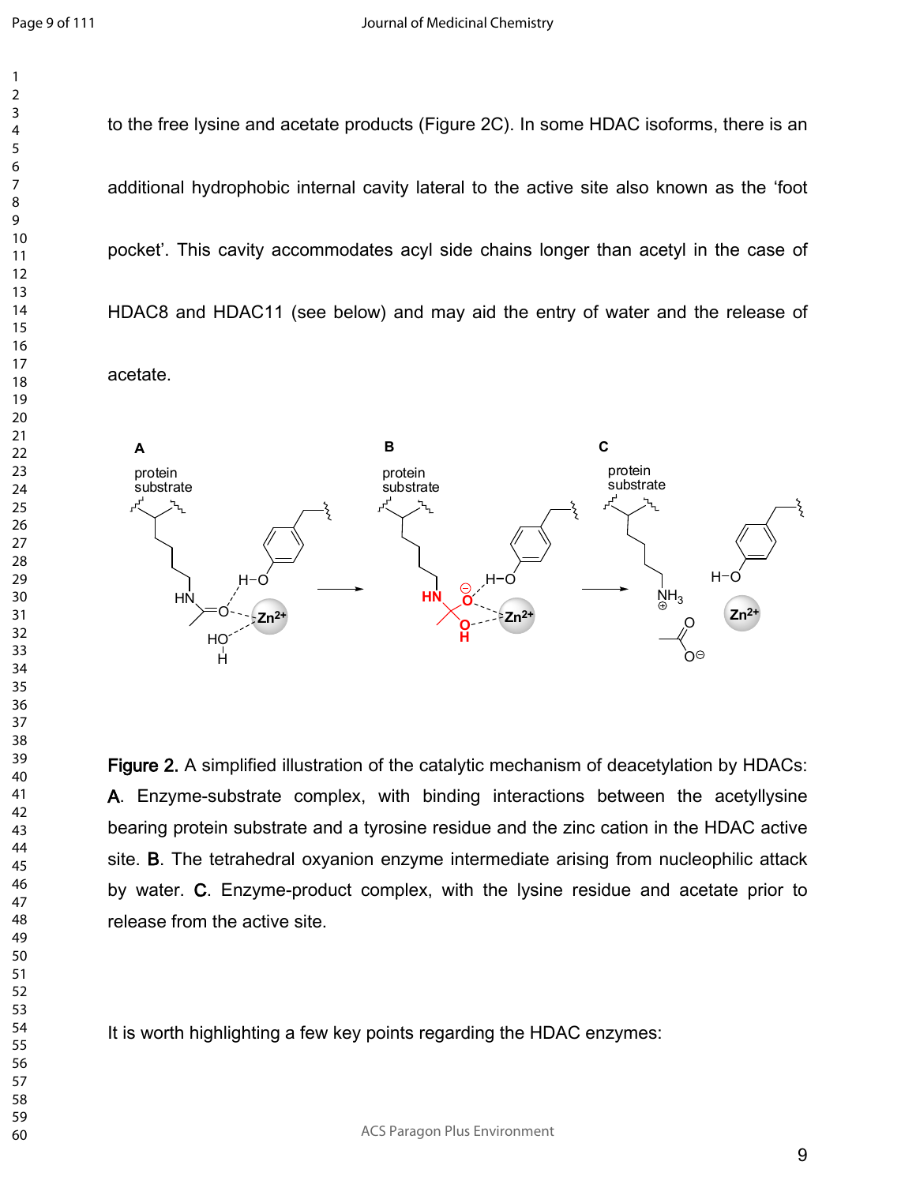to the free lysine and acetate products (Figure 2C). In some HDAC isoforms, there is an additional hydrophobic internal cavity lateral to the active site also known as the 'foot pocket'. This cavity accommodates acyl side chains longer than acetyl in the case of HDAC8 and HDAC11 (see below) and may aid the entry of water and the release of acetate.

**Figure 2.** A simplified illustration of the catalytic mechanism of deacetylation by HDACs: **A**. Enzyme-substrate complex, with binding interactions between the acetyllysine bearing protein substrate and a tyrosine residue and the zinc cation in the HDAC active site. **B**. The tetrahedral oxyanion enzyme intermediate arising from nucleophilic attack by water. **C**. Enzyme-product complex, with the lysine residue and acetate prior to release from the active site.

It is worth highlighting a few key points regarding the HDAC enzymes: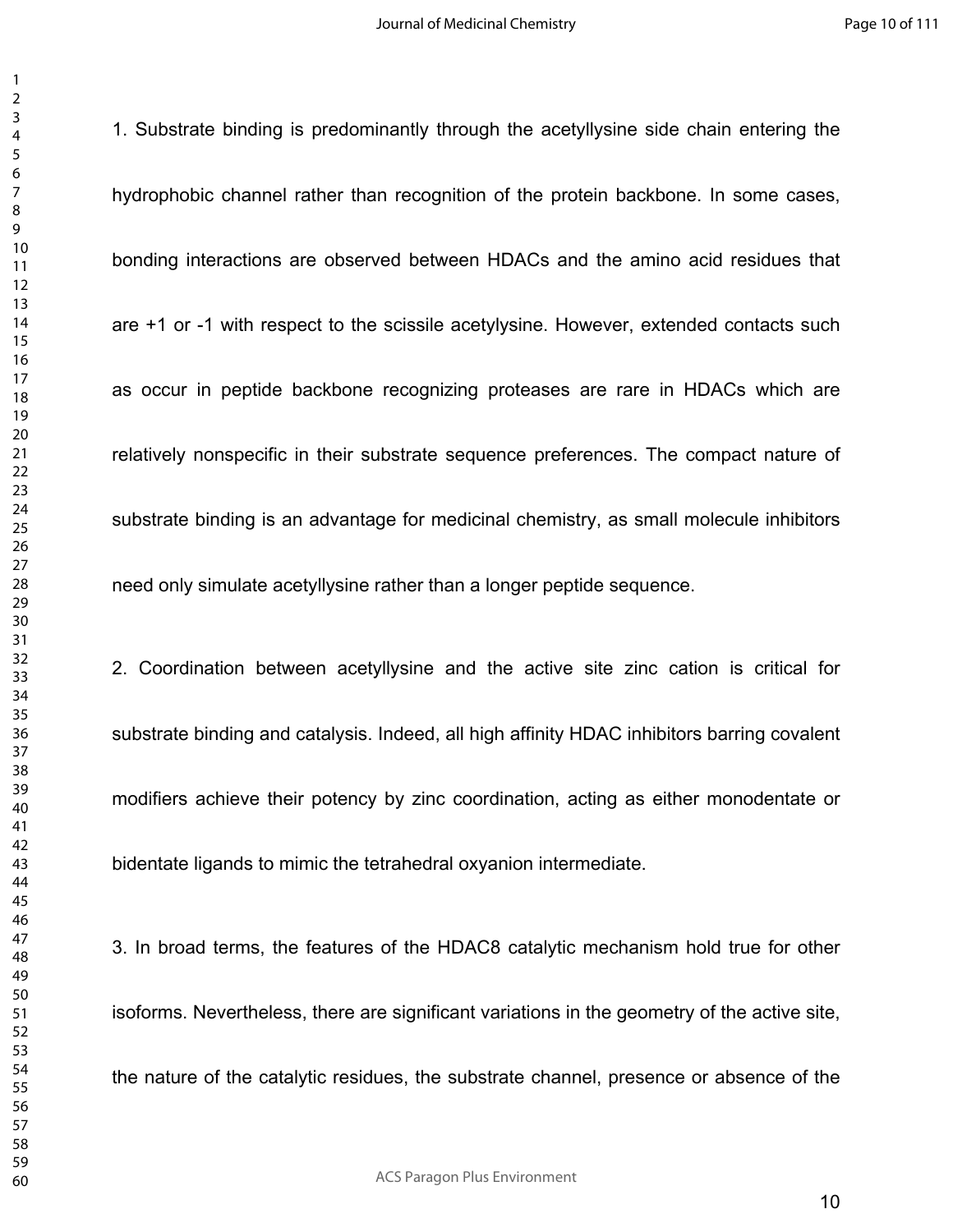1. Substrate binding is predominantly through the acetyllysine side chain entering the hydrophobic channel rather than recognition of the protein backbone. In some cases, bonding interactions are observed between HDACs and the amino acid residues that are +1 or -1 with respect to the scissile acetyllysine. However, extended contacts such as occur in peptide backbone recognizing proteases are rare in HDACs which are relatively nonspecific in their substrate sequence preferences. The compact nature of substrate binding is an advantage for medicinal chemistry, as small molecule inhibitors need only simulate acetyllysine rather than a longer peptide sequence.

2. Coordination between acetyllysine and the active site zinc cation is critical for substrate binding and catalysis. Indeed, all high affinity HDAC inhibitors barring covalent modifiers achieve their potency by zinc coordination, acting as either monodentate or bidentate ligands to mimic the tetrahedral oxyanion intermediate.

3. In broad terms, the features of the HDAC8 catalytic mechanism hold true for other isoforms. Nevertheless, there are significant variations in the geometry of the active site, the nature of the catalytic residues, the substrate channel, presence or absence of the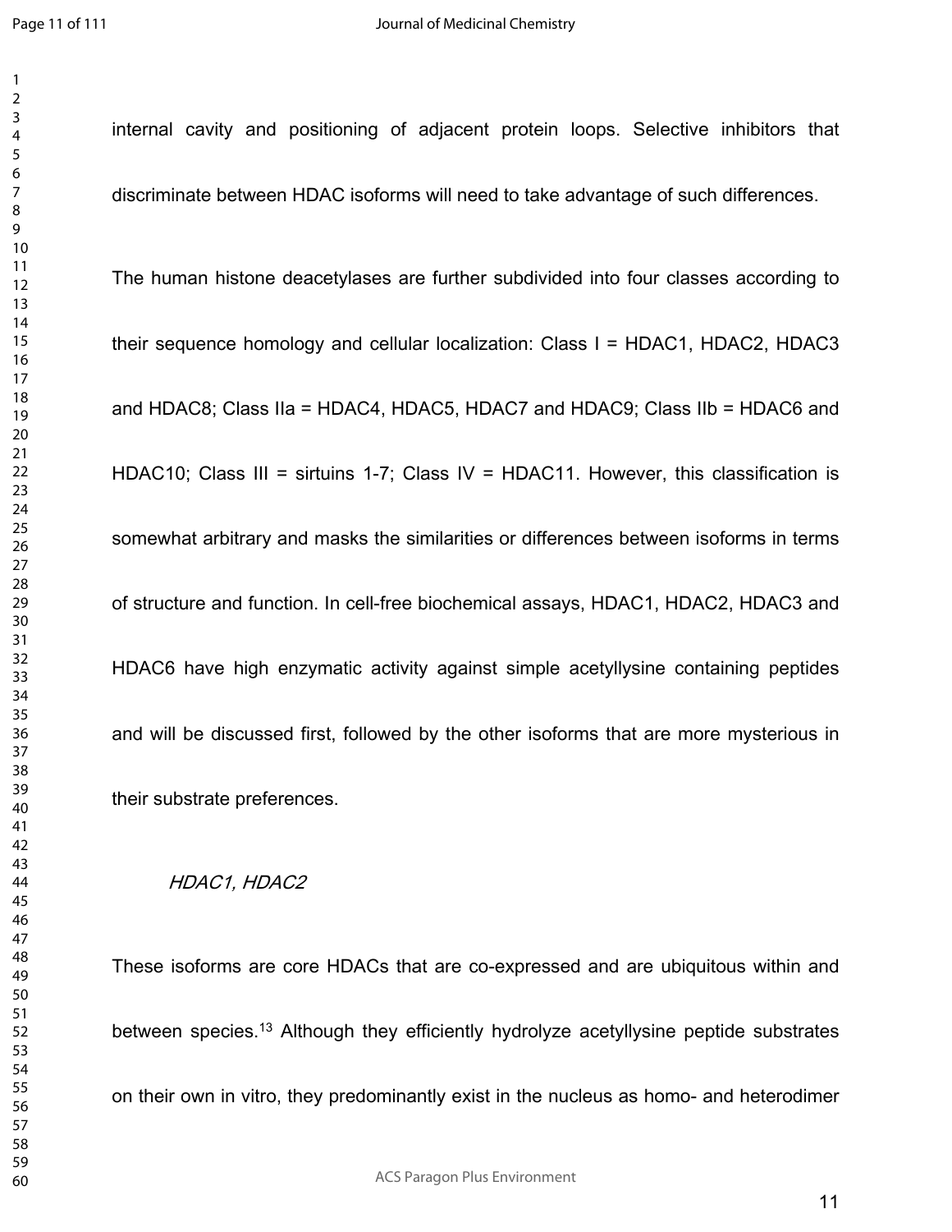internal cavity and positioning of adjacent protein loops. Selective inhibitors that discriminate between HDAC isoforms will need to take advantage of such differences.

The human histone deacetylases are further subdivided into four classes according to their sequence homology and cellular localization: Class I = HDAC1, HDAC2, HDAC3 and HDAC8; Class IIa = HDAC4, HDAC5, HDAC7 and HDAC9; Class IIb = HDAC6 and HDAC10; Class III = sirtuins 1-7; Class IV = HDAC11. However, this classification is somewhat arbitrary and masks the similarities or differences between isoforms in terms of structure and function. In cell-free biochemical assays, HDAC1, HDAC2, HDAC3 and HDAC6 have high enzymatic activity against simple acetyllysine containing peptides and will be discussed first, followed by the other isoforms that are more mysterious in their substrate preferences.

*HDAC1, HDAC2*

These isoforms are core HDACs that are co-expressed and are ubiquitous within and between species.[13] Although they efficiently hydrolyze acetyllysine peptide substrates on their own in vitro, they predominantly exist in the nucleus as homo- and heterodimer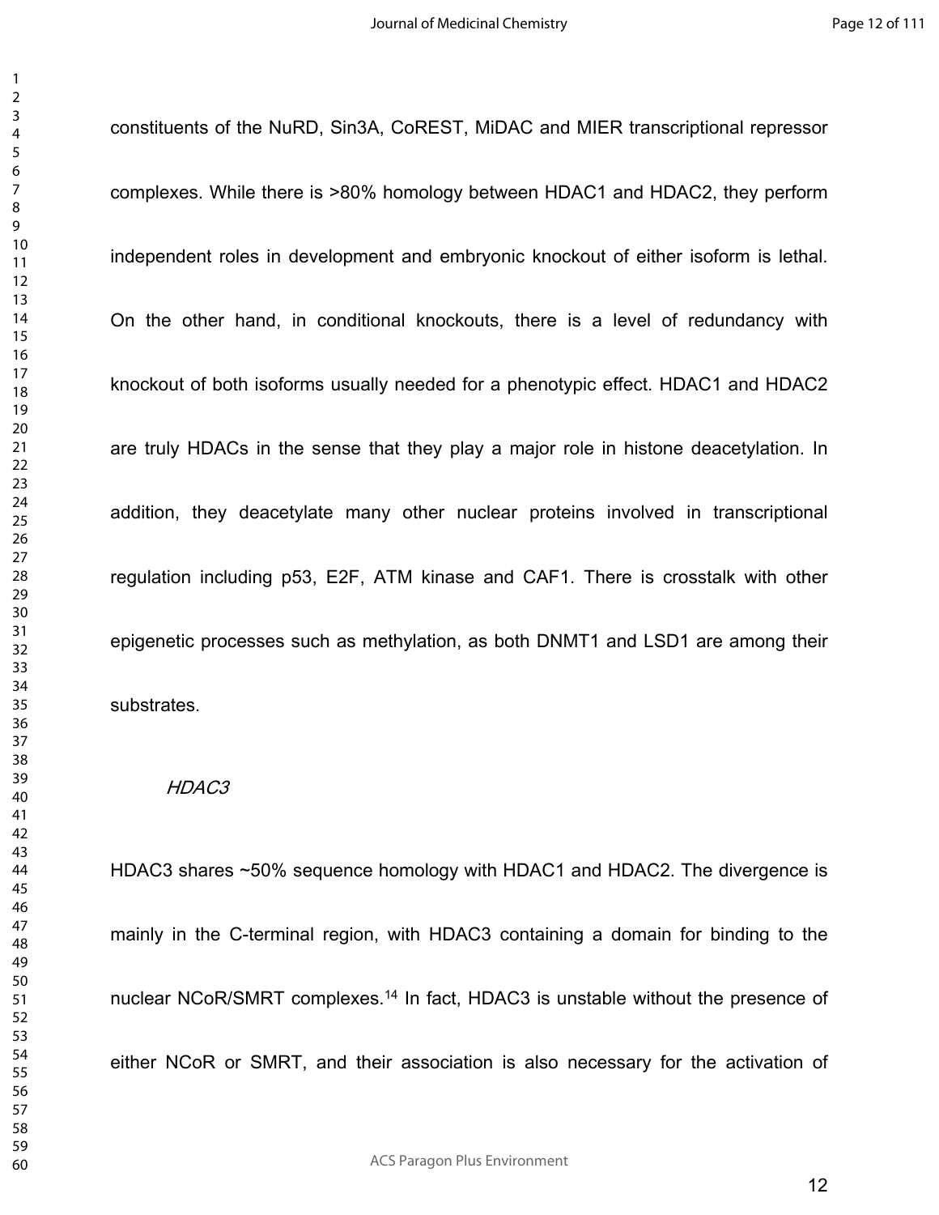constituents of the NuRD, Sin3A, CoREST, MiDAC and MIER transcriptional repressor complexes. While there is >80% homology between HDAC1 and HDAC2, they perform independent roles in development and embryonic knockout of either isoform is lethal. On the other hand, in conditional knockouts, there is a level of redundancy with knockout of both isoforms usually needed for a phenotypic effect. HDAC1 and HDAC2 are truly HDACs in the sense that they play a major role in histone deacetylation. In addition, they deacetylate many other nuclear proteins involved in transcriptional regulation including p53, E2F, ATM kinase and CAF1. There is crosstalk with other epigenetic processes such as methylation, as both DNMT1 and LSD1 are among their substrates.

*HDAC3*

HDAC3 shares ~50% sequence homology with HDAC1 and HDAC2. The divergence is mainly in the C-terminal region, with HDAC3 containing a domain for binding to the nuclear NCoR/SMRT complexes.[14] In fact, HDAC3 is unstable without the presence of either NCoR or SMRT, and their association is also necessary for the activation of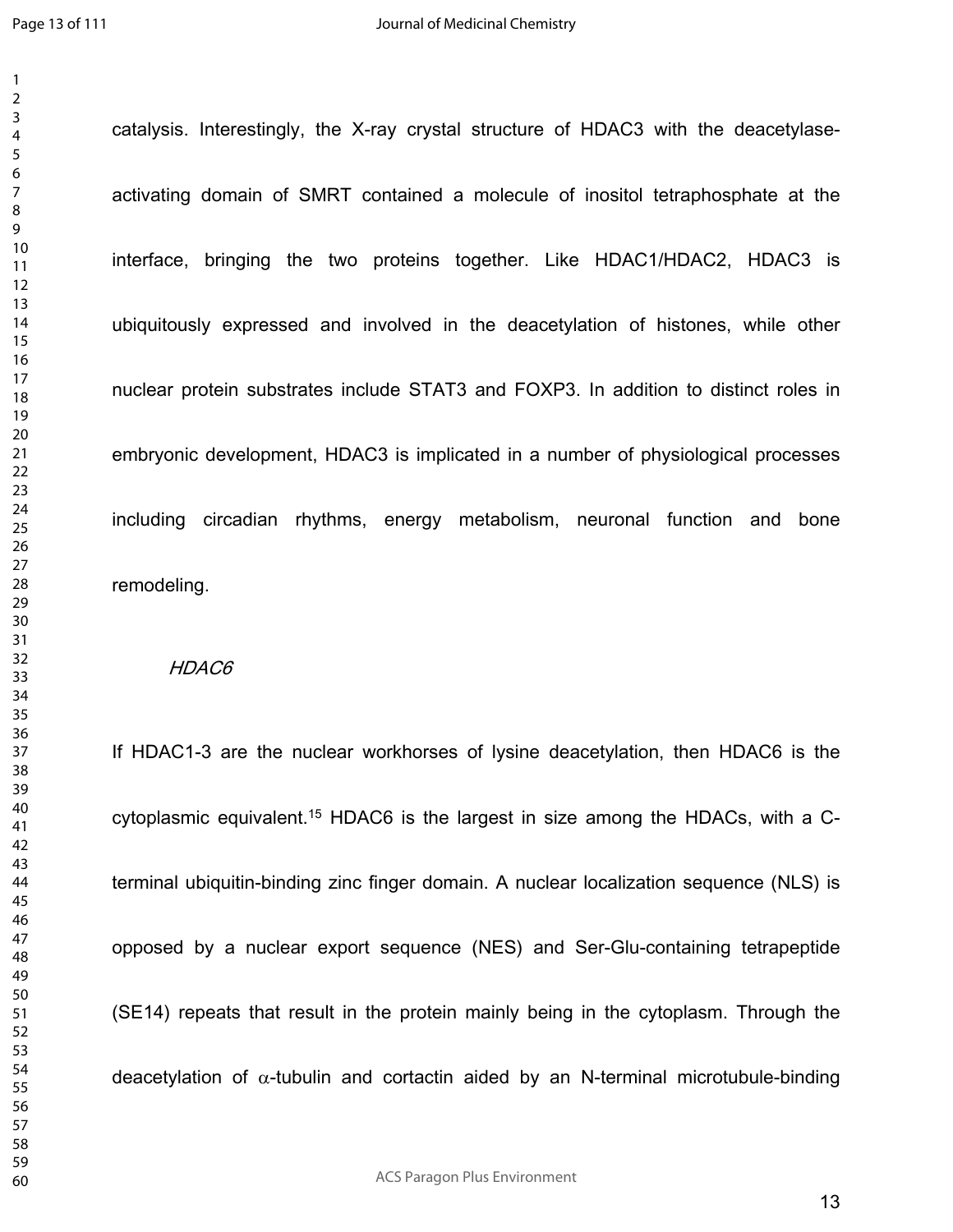catalysis. Interestingly, the X-ray crystal structure of HDAC3 with the deacetylase-activating domain of SMRT contained a molecule of inositol tetraphosphate at the interface, bringing the two proteins together. Like HDAC1/HDAC2, HDAC3 is ubiquitously expressed and involved in the deacetylation of histones, while other nuclear protein substrates include STAT3 and FOXP3. In addition to distinct roles in embryonic development, HDAC3 is implicated in a number of physiological processes including circadian rhythms, energy metabolism, neuronal function and bone remodeling.

*HDAC6*

If HDAC1-3 are the nuclear workhorses of lysine deacetylation, then HDAC6 is the cytoplasmic equivalent.[15] HDAC6 is the largest in size among the HDACs, with a C-terminal ubiquitin-binding zinc finger domain. A nuclear localization sequence (NLS) is opposed by a nuclear export sequence (NES) and Ser-Glu-containing tetrapeptide (SE14) repeats that result in the protein mainly being in the cytoplasm. Through the deacetylation of $\alpha$-tubulin and cortactin aided by an N-terminal microtubule-binding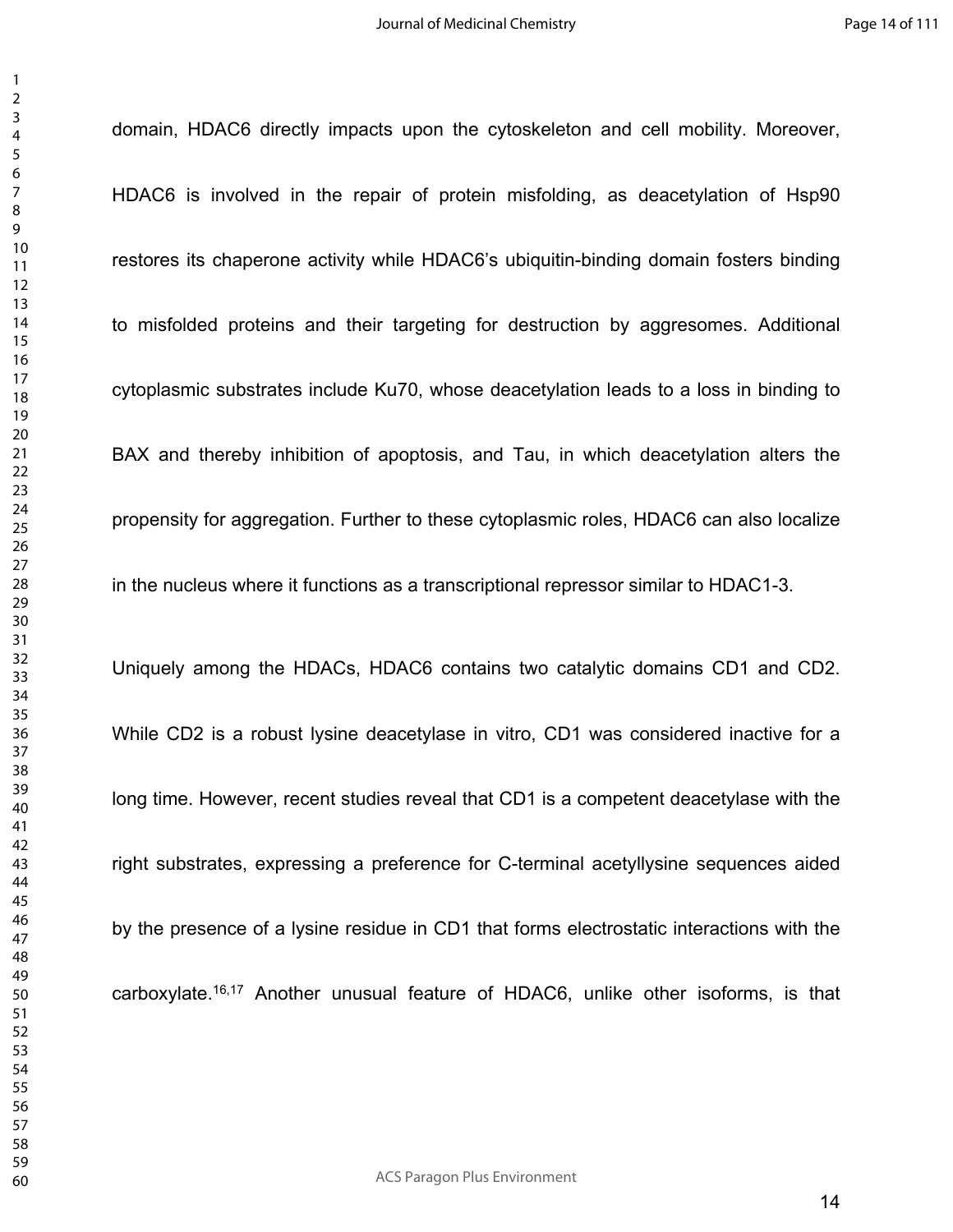domain, HDAC6 directly impacts upon the cytoskeleton and cell mobility. Moreover, HDAC6 is involved in the repair of protein misfolding, as deacetylation of Hsp90 restores its chaperone activity while HDAC6's ubiquitin-binding domain fosters binding to misfolded proteins and their targeting for destruction by aggresomes. Additional cytoplasmic substrates include Ku70, whose deacetylation leads to a loss in binding to BAX and thereby inhibition of apoptosis, and Tau, in which deacetylation alters the propensity for aggregation. Further to these cytoplasmic roles, HDAC6 can also localize in the nucleus where it functions as a transcriptional repressor similar to HDAC1-3.

Uniquely among the HDACs, HDAC6 contains two catalytic domains CD1 and CD2. While CD2 is a robust lysine deacetylase in vitro, CD1 was considered inactive for a long time. However, recent studies reveal that CD1 is a competent deacetylase with the right substrates, expressing a preference for C-terminal acetyllysine sequences aided by the presence of a lysine residue in CD1 that forms electrostatic interactions with the carboxylate.[16,17] Another unusual feature of HDAC6, unlike other isoforms, is that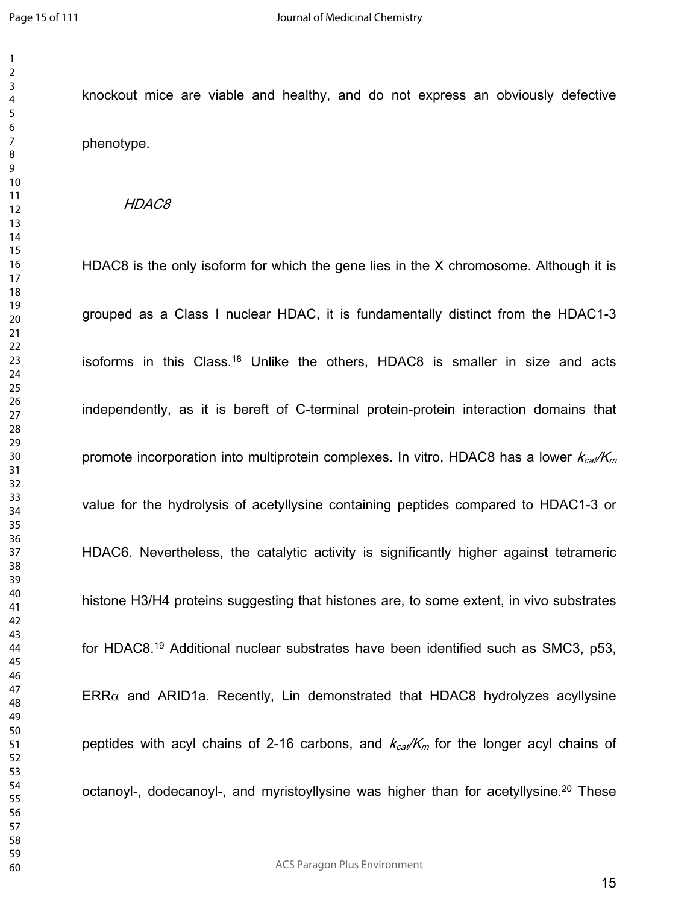knockout mice are viable and healthy, and do not express an obviously defective phenotype.

### *HDAC8*

HDAC8 is the only isoform for which the gene lies in the X chromosome. Although it is grouped as a Class I nuclear HDAC, it is fundamentally distinct from the HDAC1-3 isoforms in this Class.[18] Unlike the others, HDAC8 is smaller in size and acts independently, as it is bereft of C-terminal protein-protein interaction domains that promote incorporation into multiprotein complexes. In vitro, HDAC8 has a lower $k_{cat}/K_m$ value for the hydrolysis of acetyllysine containing peptides compared to HDAC1-3 or HDAC6. Nevertheless, the catalytic activity is significantly higher against tetrameric histone H3/H4 proteins suggesting that histones are, to some extent, in vivo substrates for HDAC8.[19] Additional nuclear substrates have been identified such as SMC3, p53, ERR$\alpha$ and ARID1a. Recently, Lin demonstrated that HDAC8 hydrolyzes acyllysine peptides with acyl chains of 2-16 carbons, and $k_{cat}/K_m$ for the longer acyl chains of octanoyl-, dodecanoyl-, and myristoyllysine was higher than for acetyllysine.[20] These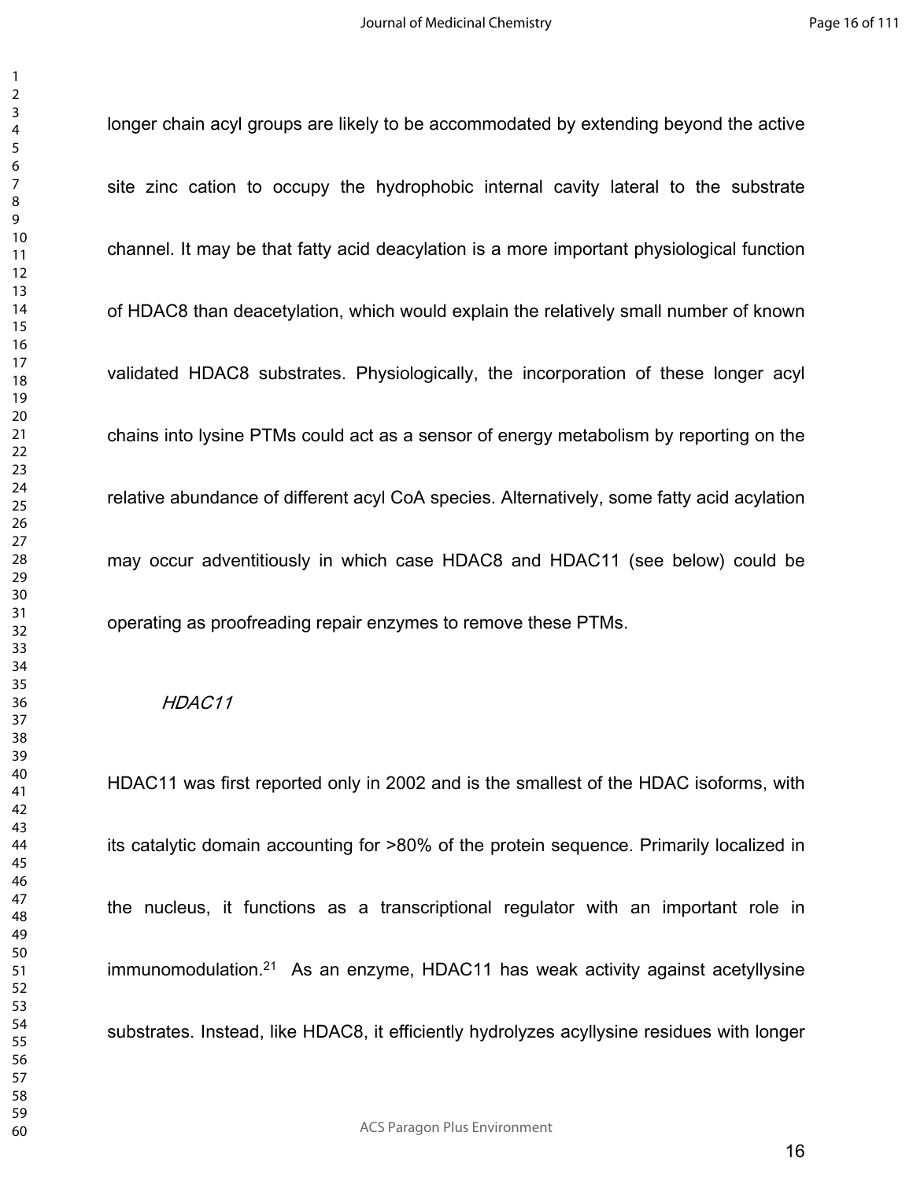longer chain acyl groups are likely to be accommodated by extending beyond the active site zinc cation to occupy the hydrophobic internal cavity lateral to the substrate channel. It may be that fatty acid deacylation is a more important physiological function of HDAC8 than deacetylation, which would explain the relatively small number of known validated HDAC8 substrates. Physiologically, the incorporation of these longer acyl chains into lysine PTMs could act as a sensor of energy metabolism by reporting on the relative abundance of different acyl CoA species. Alternatively, some fatty acid acylation may occur adventitiously in which case HDAC8 and HDAC11 (see below) could be operating as proofreading repair enzymes to remove these PTMs.

*HDAC11*

HDAC11 was first reported only in 2002 and is the smallest of the HDAC isoforms, with its catalytic domain accounting for >80% of the protein sequence. Primarily localized in the nucleus, it functions as a transcriptional regulator with an important role in immunomodulation.[21] As an enzyme, HDAC11 has weak activity against acetyllysine substrates. Instead, like HDAC8, it efficiently hydrolyzes acyllysine residues with longer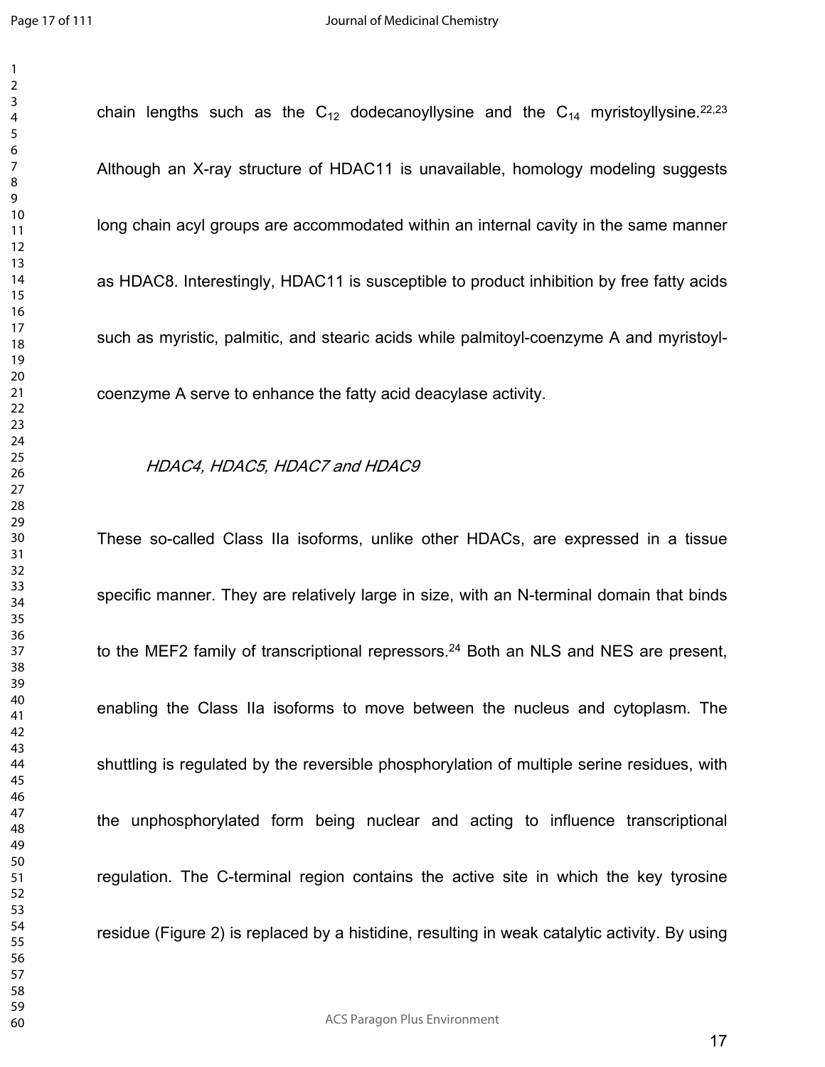chain lengths such as the $C_{12}$ dodecanoyllysine and the $C_{14}$ myristoyllysine.[22,23] Although an X-ray structure of HDAC11 is unavailable, homology modeling suggests long chain acyl groups are accommodated within an internal cavity in the same manner as HDAC8. Interestingly, HDAC11 is susceptible to product inhibition by free fatty acids such as myristic, palmitic, and stearic acids while palmitoyl-coenzyme A and myristoyl-coenzyme A serve to enhance the fatty acid deacylase activity.

### *HDAC4, HDAC5, HDAC7 and HDAC9*

These so-called Class IIa isoforms, unlike other HDACs, are expressed in a tissue specific manner. They are relatively large in size, with an N-terminal domain that binds to the MEF2 family of transcriptional repressors.[24] Both an NLS and NES are present, enabling the Class IIa isoforms to move between the nucleus and cytoplasm. The shuttling is regulated by the reversible phosphorylation of multiple serine residues, with the unphosphorylated form being nuclear and acting to influence transcriptional regulation. The C-terminal region contains the active site in which the key tyrosine residue (Figure 2) is replaced by a histidine, resulting in weak catalytic activity. By using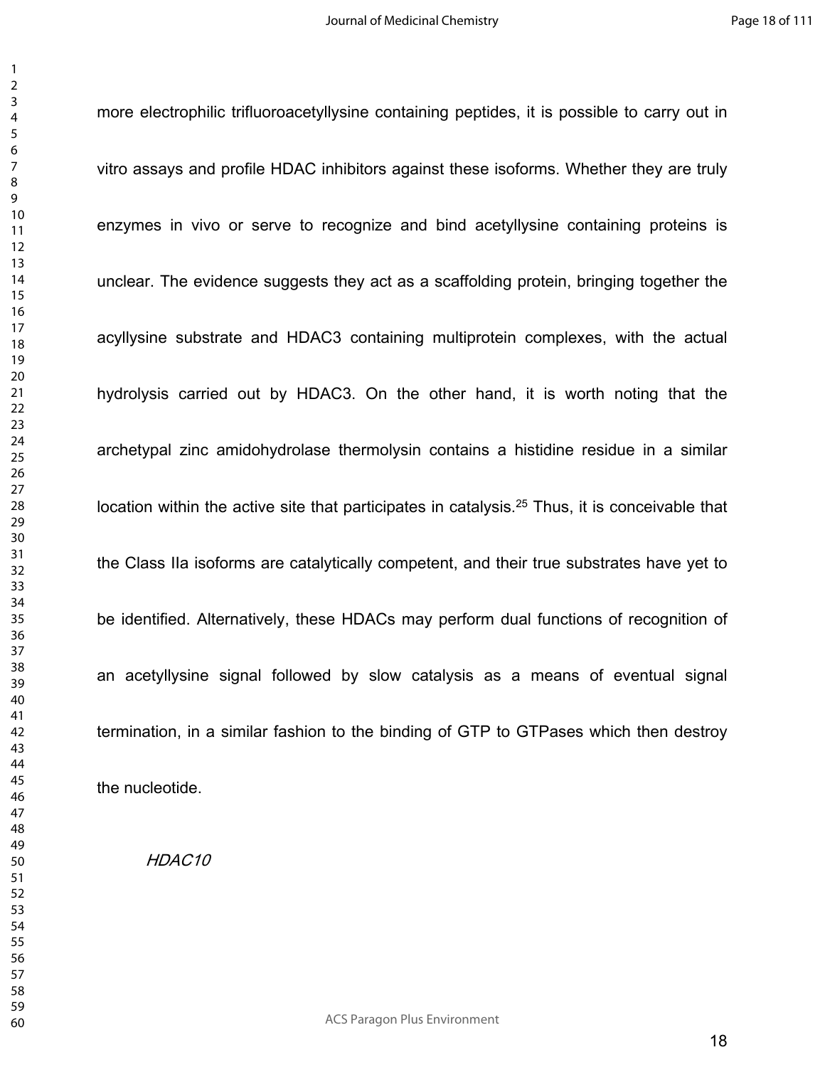more electrophilic trifluoroacetyllysine containing peptides, it is possible to carry out in vitro assays and profile HDAC inhibitors against these isoforms. Whether they are truly enzymes in vivo or serve to recognize and bind acetyllysine containing proteins is unclear. The evidence suggests they act as a scaffolding protein, bringing together the acyllysine substrate and HDAC3 containing multiprotein complexes, with the actual hydrolysis carried out by HDAC3. On the other hand, it is worth noting that the archetypal zinc amidohydrolase thermolysin contains a histidine residue in a similar location within the active site that participates in catalysis.[25] Thus, it is conceivable that the Class IIa isoforms are catalytically competent, and their true substrates have yet to be identified. Alternatively, these HDACs may perform dual functions of recognition of an acetyllysine signal followed by slow catalysis as a means of eventual signal termination, in a similar fashion to the binding of GTP to GTPases which then destroy the nucleotide.

*HDAC10*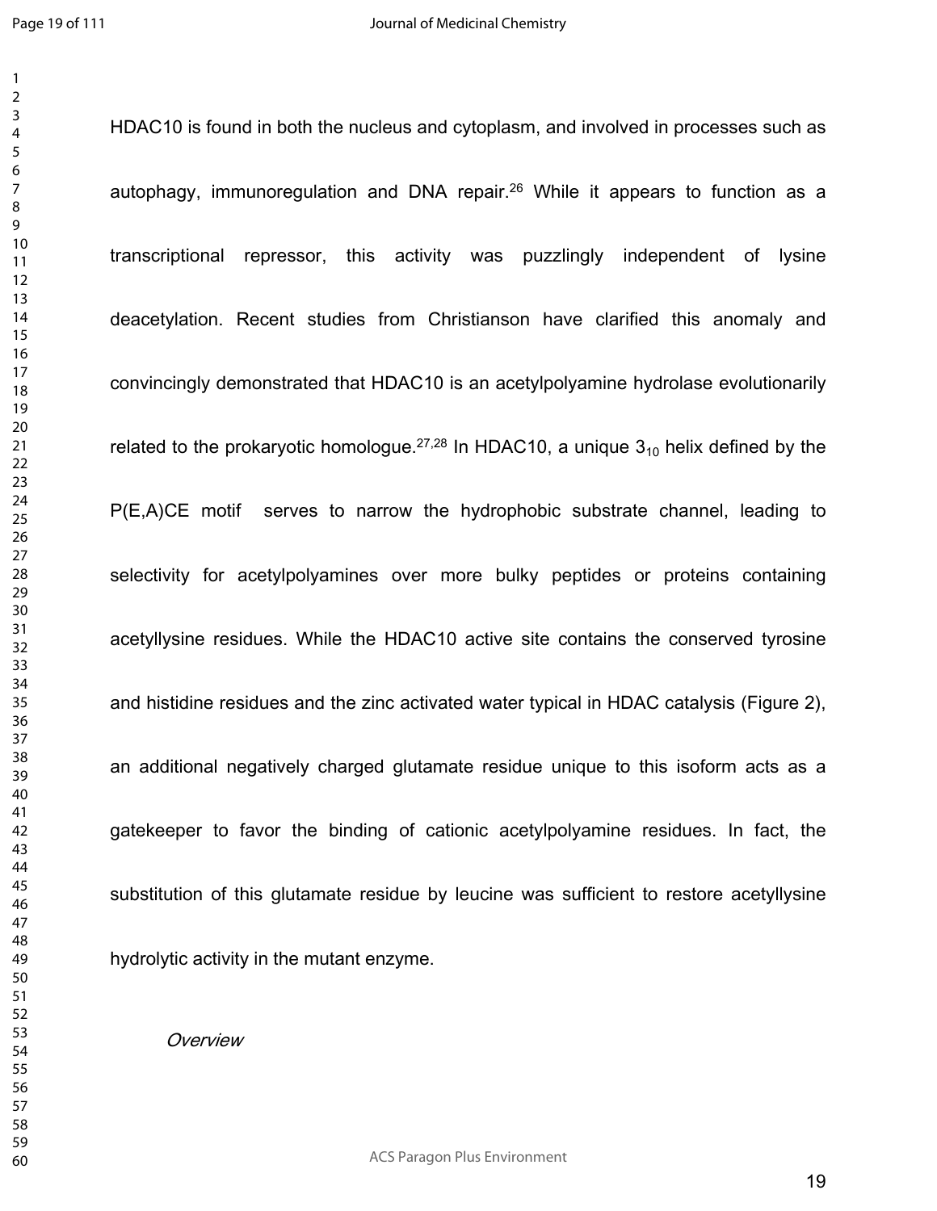HDAC10 is found in both the nucleus and cytoplasm, and involved in processes such as autophagy, immunoregulation and DNA repair.[26] While it appears to function as a transcriptional repressor, this activity was puzzlingly independent of lysine deacetylation. Recent studies from Christianson have clarified this anomaly and convincingly demonstrated that HDAC10 is an acetylpolyamine hydrolase evolutionarily related to the prokaryotic homologue.[27,28] In HDAC10, a unique $3_{10}$ helix defined by the P(E,A)CE motif serves to narrow the hydrophobic substrate channel, leading to selectivity for acetylpolyamines over more bulky peptides or proteins containing acetyllysine residues. While the HDAC10 active site contains the conserved tyrosine and histidine residues and the zinc activated water typical in HDAC catalysis (Figure 2), an additional negatively charged glutamate residue unique to this isoform acts as a gatekeeper to favor the binding of cationic acetylpolyamine residues. In fact, the substitution of this glutamate residue by leucine was sufficient to restore acetyllysine hydrolytic activity in the mutant enzyme.

*Overview*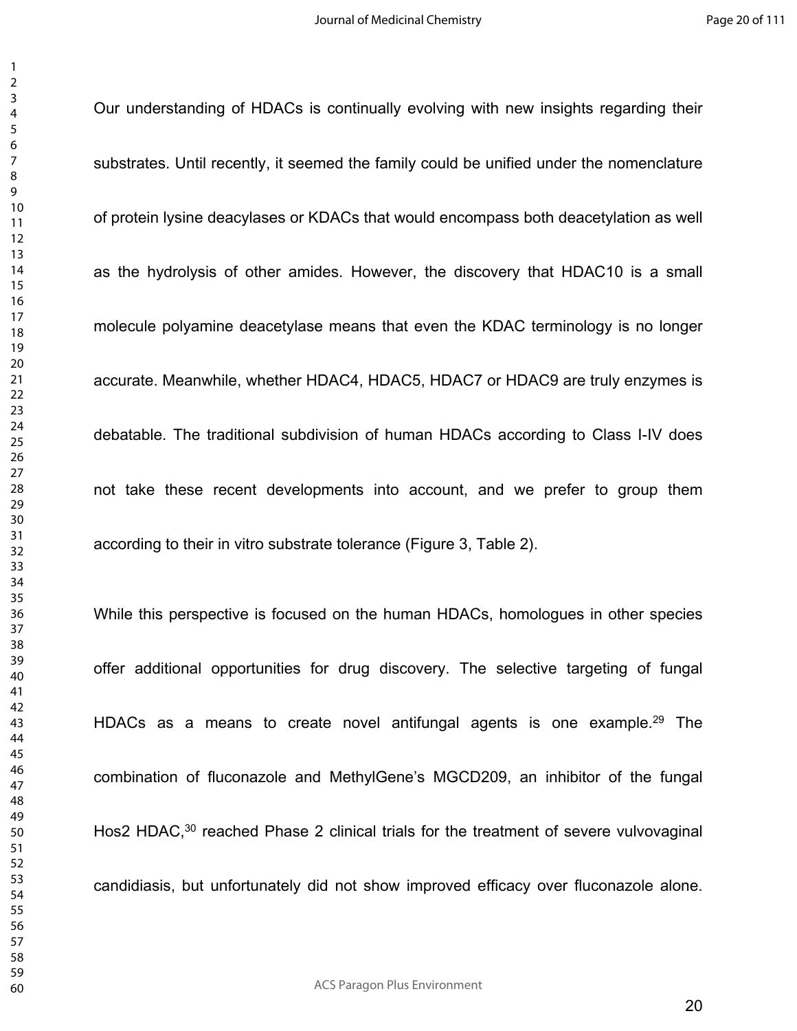Our understanding of HDACs is continually evolving with new insights regarding their substrates. Until recently, it seemed the family could be unified under the nomenclature of protein lysine deacylases or KDACs that would encompass both deacetylation as well as the hydrolysis of other amides. However, the discovery that HDAC10 is a small molecule polyamine deacetylase means that even the KDAC terminology is no longer accurate. Meanwhile, whether HDAC4, HDAC5, HDAC7 or HDAC9 are truly enzymes is debatable. The traditional subdivision of human HDACs according to Class I-IV does not take these recent developments into account, and we prefer to group them according to their in vitro substrate tolerance (Figure 3, Table 2).

While this perspective is focused on the human HDACs, homologues in other species offer additional opportunities for drug discovery. The selective targeting of fungal HDACs as a means to create novel antifungal agents is one example.[29] The combination of fluconazole and MethylGene's MGCD209, an inhibitor of the fungal Hos2 HDAC,[30] reached Phase 2 clinical trials for the treatment of severe vulvovaginal candidiasis, but unfortunately did not show improved efficacy over fluconazole alone.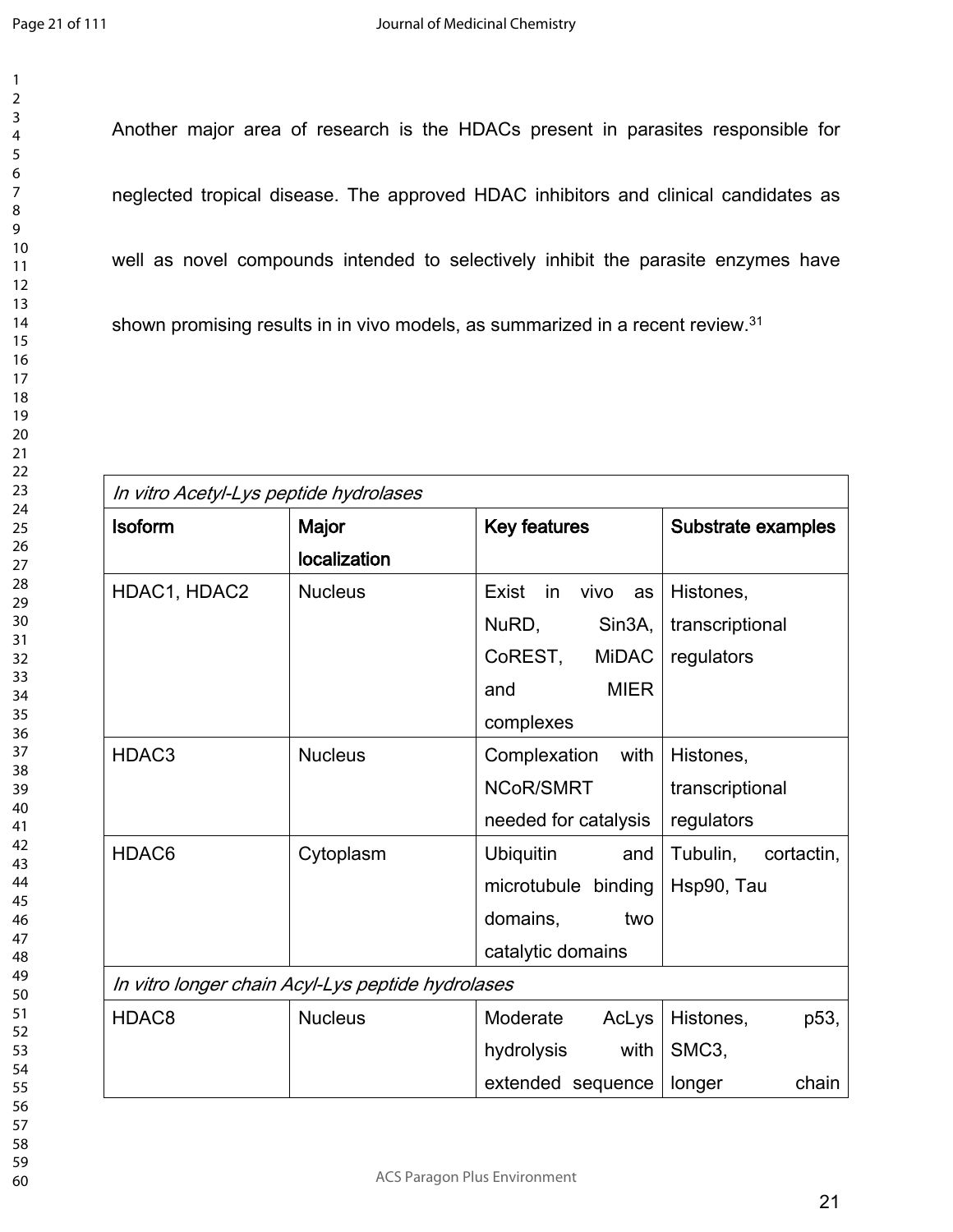Another major area of research is the HDACs present in parasites responsible for neglected tropical disease. The approved HDAC inhibitors and clinical candidates as well as novel compounds intended to selectively inhibit the parasite enzymes have shown promising results in in vivo models, as summarized in a recent review.[31]

| *In vitro Acetyl-Lys peptide hydrolases* | | | |
|---|---|---|---|
| **Isoform** | **Major localization** | **Key features** | **Substrate examples** |
| HDAC1, HDAC2 | Nucleus | Exist in vivo as NuRD, Sin3A, CoREST, MiDAC and MIER complexes | Histones, transcriptional regulators |
| HDAC3 | Nucleus | Complexation with NCoR/SMRT needed for catalysis | Histones, transcriptional regulators |
| HDAC6 | Cytoplasm | Ubiquitin and microtubule binding domains, two catalytic domains | Tubulin, cortactin, Hsp90, Tau |
| *In vitro longer chain Acyl-Lys peptide hydrolases* | | | |
| HDAC8 | Nucleus | Moderate AcLys hydrolysis with extended sequence | Histones, p53, SMC3, longer chain |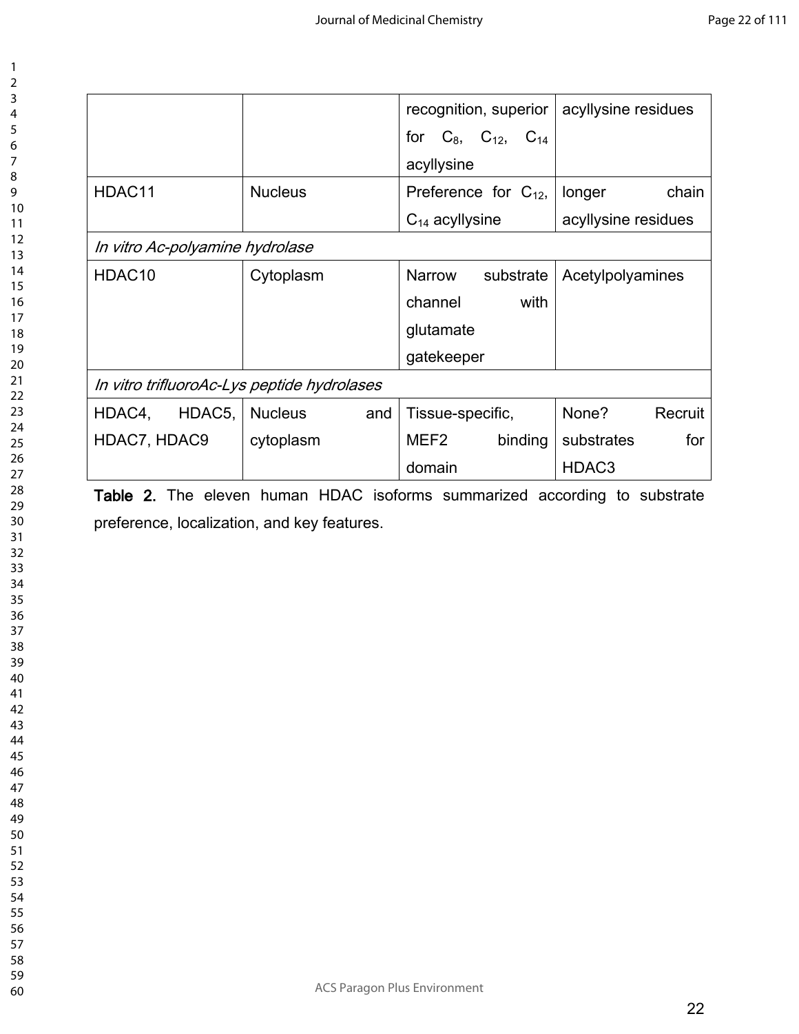| | | recognition, superior for $C_8$, $C_{12}$, $C_{14}$ acyllysine | acyllysine residues |
|---|---|---|---|
| HDAC11 | Nucleus | Preference for $C_{12}$, $C_{14}$ acyllysine | longer chain acyllysine residues |
| *In vitro Ac-polyamine hydrolase* | | | |
| HDAC10 | Cytoplasm | Narrow substrate channel with glutamate gatekeeper | Acetylpolyamines |
| *In vitro trifluoroAc-Lys peptide hydrolases* | | | |
| HDAC4, HDAC5, HDAC7, HDAC9 | Nucleus and cytoplasm | Tissue-specific, MEF2 binding domain | None? Recruit substrates for HDAC3 |

**Table 2.** The eleven human HDAC isoforms summarized according to substrate preference, localization, and key features.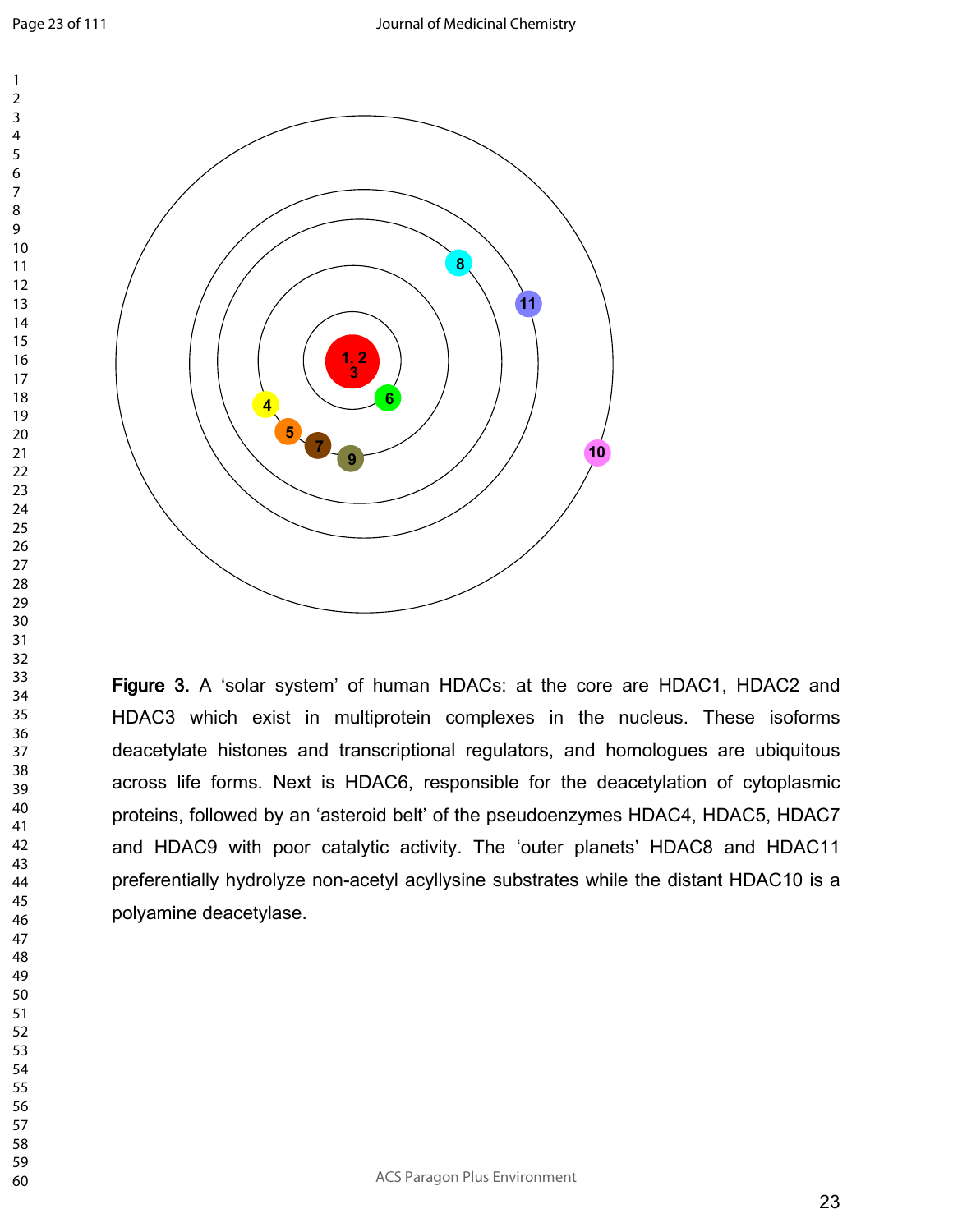**Figure 3.** A 'solar system' of human HDACs: at the core are HDAC1, HDAC2 and HDAC3 which exist in multiprotein complexes in the nucleus. These isoforms deacetylate histones and transcriptional regulators, and homologues are ubiquitous across life forms. Next is HDAC6, responsible for the deacetylation of cytoplasmic proteins, followed by an 'asteroid belt' of the pseudoenzymes HDAC4, HDAC5, HDAC7 and HDAC9 with poor catalytic activity. The 'outer planets' HDAC8 and HDAC11 preferentially hydrolyze non-acetyl acyllysine substrates while the distant HDAC10 is a polyamine deacetylase.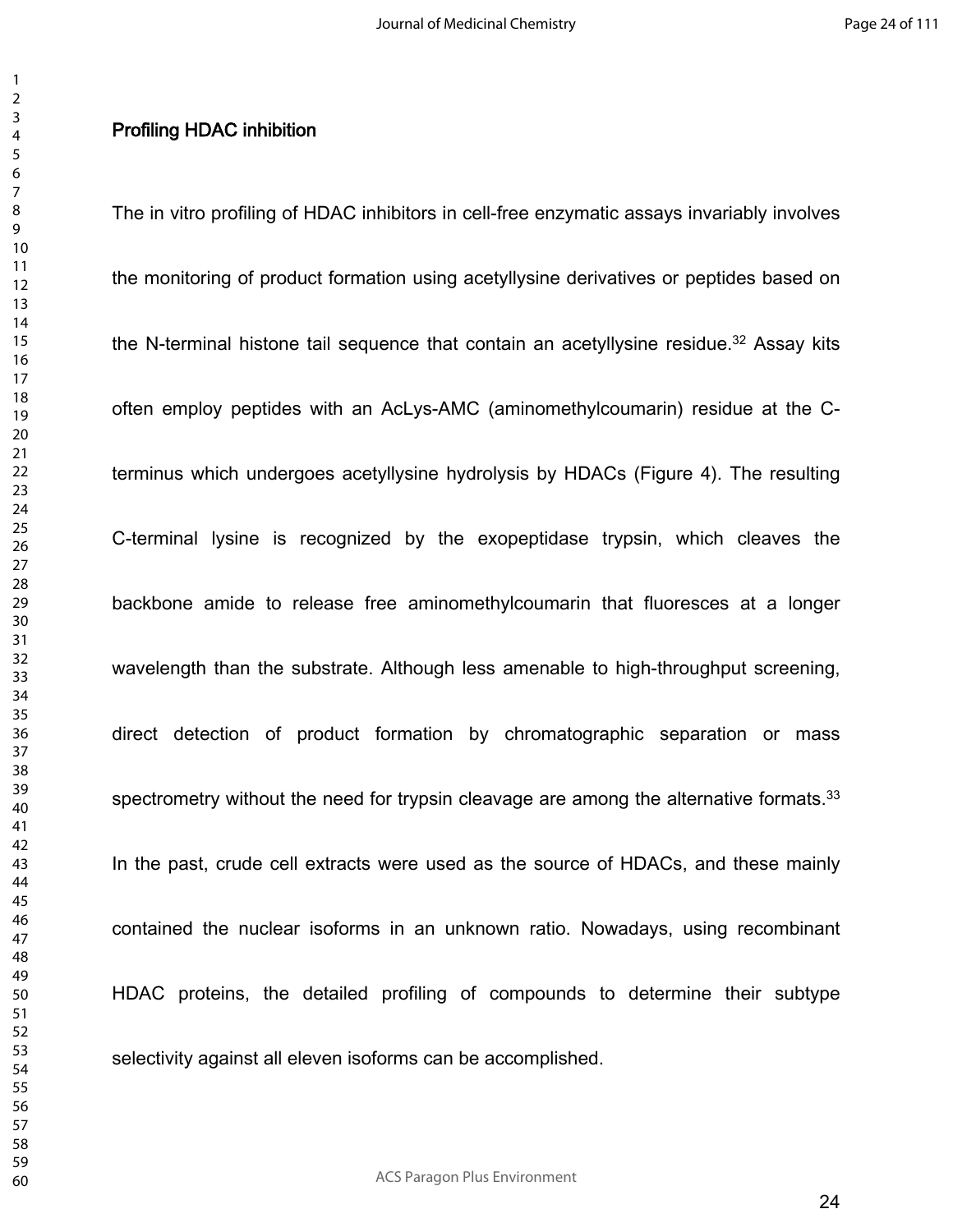## Profiling HDAC inhibition

The in vitro profiling of HDAC inhibitors in cell-free enzymatic assays invariably involves the monitoring of product formation using acetyllysine derivatives or peptides based on the N-terminal histone tail sequence that contain an acetyllysine residue.[32] Assay kits often employ peptides with an AcLys-AMC (aminomethylcoumarin) residue at the C-terminus which undergoes acetyllysine hydrolysis by HDACs (Figure 4). The resulting C-terminal lysine is recognized by the exopeptidase trypsin, which cleaves the backbone amide to release free aminomethylcoumarin that fluoresces at a longer wavelength than the substrate. Although less amenable to high-throughput screening, direct detection of product formation by chromatographic separation or mass spectrometry without the need for trypsin cleavage are among the alternative formats.[33] In the past, crude cell extracts were used as the source of HDACs, and these mainly contained the nuclear isoforms in an unknown ratio. Nowadays, using recombinant HDAC proteins, the detailed profiling of compounds to determine their subtype selectivity against all eleven isoforms can be accomplished.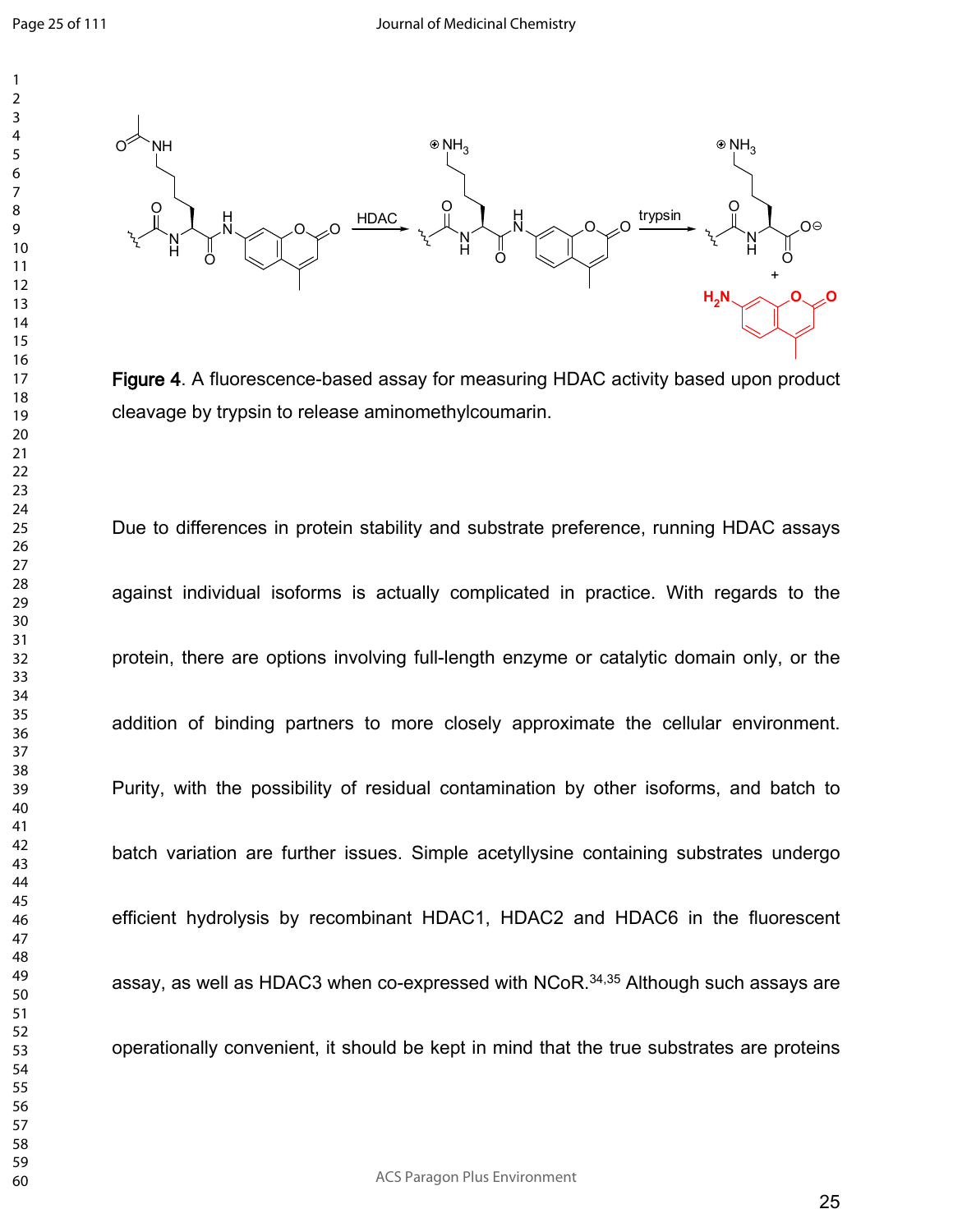**Figure 4**. A fluorescence-based assay for measuring HDAC activity based upon product cleavage by trypsin to release aminomethylcoumarin.

Due to differences in protein stability and substrate preference, running HDAC assays against individual isoforms is actually complicated in practice. With regards to the protein, there are options involving full-length enzyme or catalytic domain only, or the addition of binding partners to more closely approximate the cellular environment. Purity, with the possibility of residual contamination by other isoforms, and batch to batch variation are further issues. Simple acetyllysine containing substrates undergo efficient hydrolysis by recombinant HDAC1, HDAC2 and HDAC6 in the fluorescent assay, as well as HDAC3 when co-expressed with NCoR.[34,35] Although such assays are operationally convenient, it should be kept in mind that the true substrates are proteins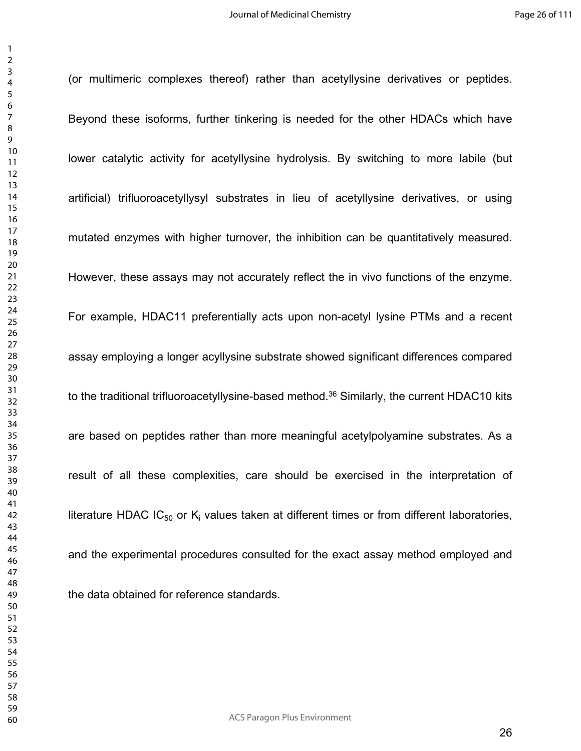(or multimeric complexes thereof) rather than acetyllysine derivatives or peptides. Beyond these isoforms, further tinkering is needed for the other HDACs which have lower catalytic activity for acetyllysine hydrolysis. By switching to more labile (but artificial) trifluoroacetyllysyl substrates in lieu of acetyllysine derivatives, or using mutated enzymes with higher turnover, the inhibition can be quantitatively measured. However, these assays may not accurately reflect the in vivo functions of the enzyme. For example, HDAC11 preferentially acts upon non-acetyl lysine PTMs and a recent assay employing a longer acyllysine substrate showed significant differences compared to the traditional trifluoroacetyllysine-based method.[36] Similarly, the current HDAC10 kits are based on peptides rather than more meaningful acetylpolyamine substrates. As a result of all these complexities, care should be exercised in the interpretation of literature HDAC $IC_{50}$ or $K_i$ values taken at different times or from different laboratories, and the experimental procedures consulted for the exact assay method employed and the data obtained for reference standards.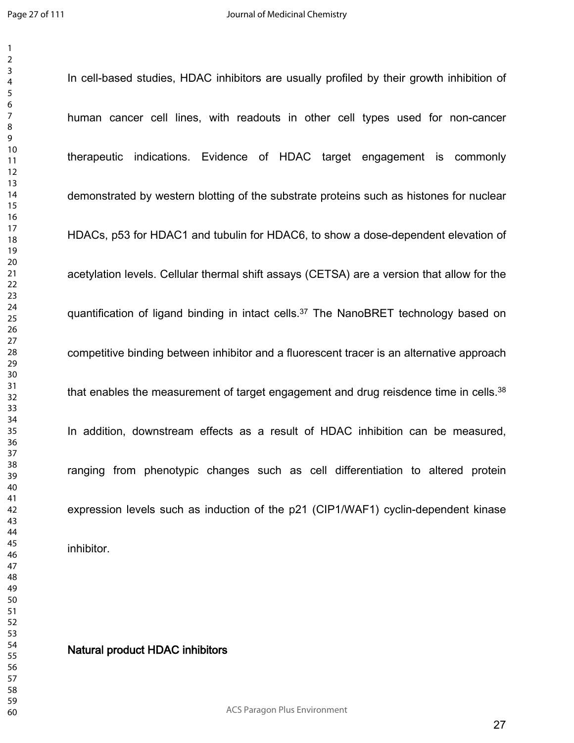In cell-based studies, HDAC inhibitors are usually profiled by their growth inhibition of human cancer cell lines, with readouts in other cell types used for non-cancer therapeutic indications. Evidence of HDAC target engagement is commonly demonstrated by western blotting of the substrate proteins such as histones for nuclear HDACs, p53 for HDAC1 and tubulin for HDAC6, to show a dose-dependent elevation of acetylation levels. Cellular thermal shift assays (CETSA) are a version that allow for the quantification of ligand binding in intact cells.[37] The NanoBRET technology based on competitive binding between inhibitor and a fluorescent tracer is an alternative approach that enables the measurement of target engagement and drug reisdence time in cells.[38] In addition, downstream effects as a result of HDAC inhibition can be measured, ranging from phenotypic changes such as cell differentiation to altered protein expression levels such as induction of the p21 (CIP1/WAF1) cyclin-dependent kinase inhibitor.

## Natural product HDAC inhibitors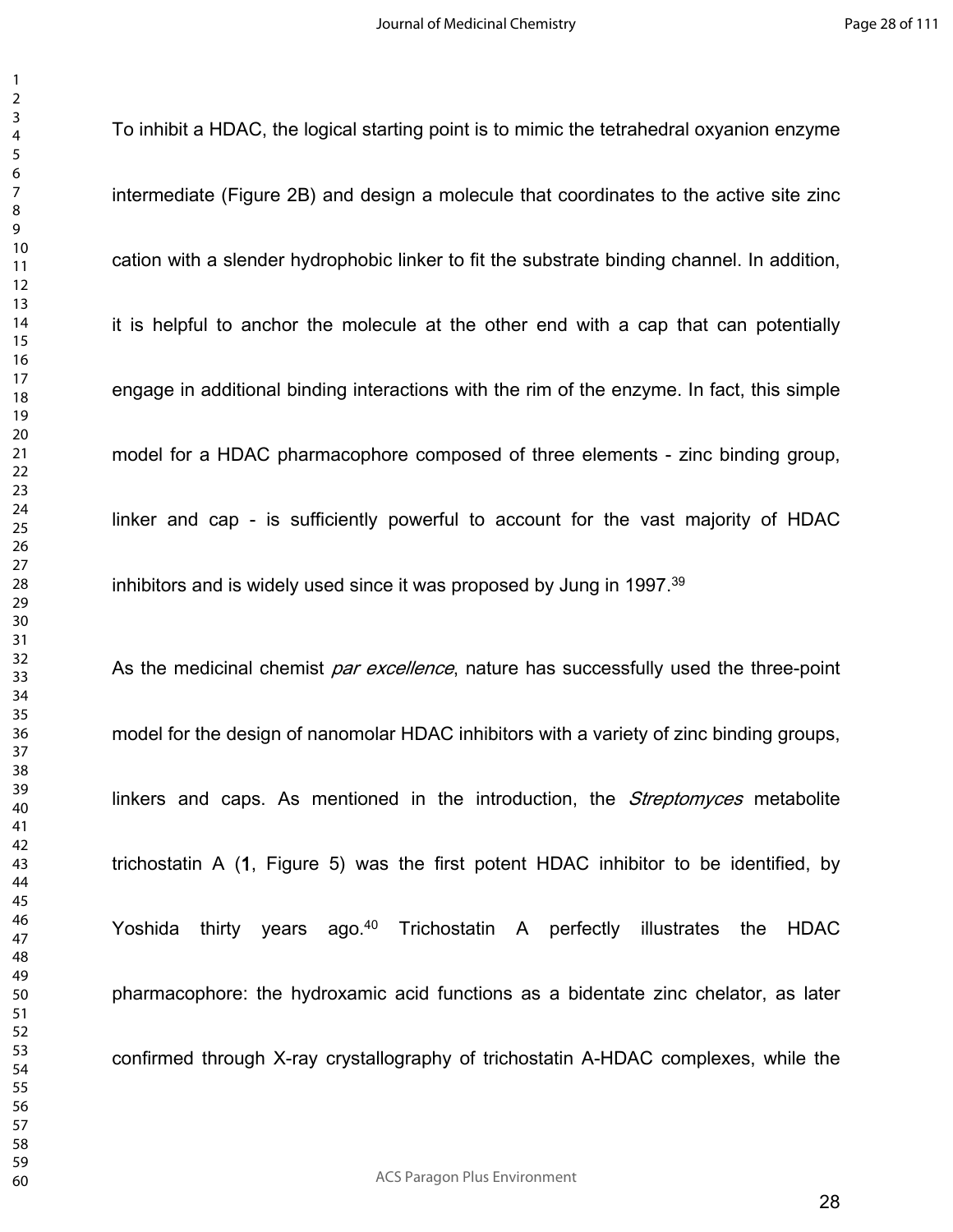To inhibit a HDAC, the logical starting point is to mimic the tetrahedral oxyanion enzyme intermediate (Figure 2B) and design a molecule that coordinates to the active site zinc cation with a slender hydrophobic linker to fit the substrate binding channel. In addition, it is helpful to anchor the molecule at the other end with a cap that can potentially engage in additional binding interactions with the rim of the enzyme. In fact, this simple model for a HDAC pharmacophore composed of three elements - zinc binding group, linker and cap - is sufficiently powerful to account for the vast majority of HDAC inhibitors and is widely used since it was proposed by Jung in 1997.[39]

As the medicinal chemist *par excellence*, nature has successfully used the three-point model for the design of nanomolar HDAC inhibitors with a variety of zinc binding groups, linkers and caps. As mentioned in the introduction, the *Streptomyces* metabolite trichostatin A (**1**, Figure 5) was the first potent HDAC inhibitor to be identified, by Yoshida thirty years ago.[40] Trichostatin A perfectly illustrates the HDAC pharmacophore: the hydroxamic acid functions as a bidentate zinc chelator, as later confirmed through X-ray crystallography of trichostatin A-HDAC complexes, while the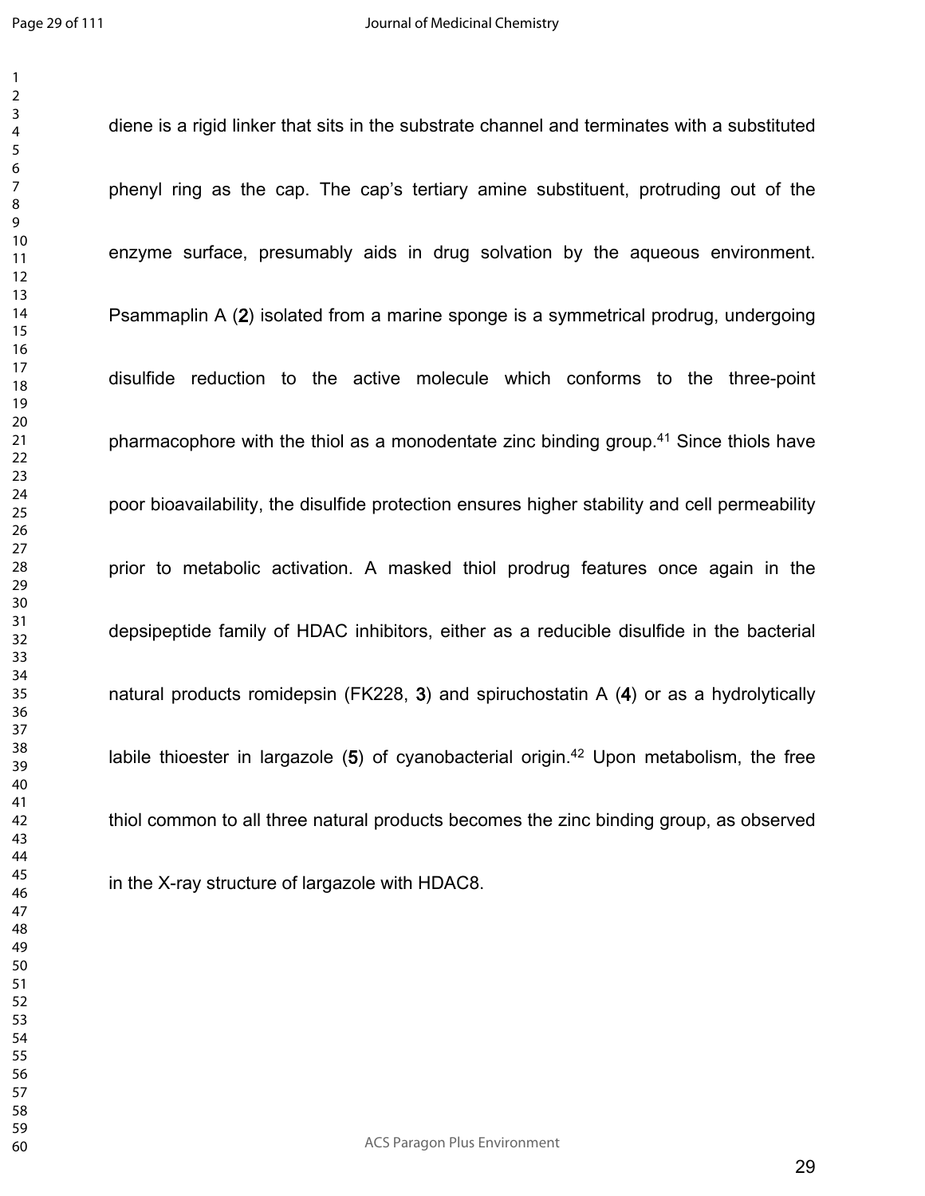diene is a rigid linker that sits in the substrate channel and terminates with a substituted phenyl ring as the cap. The cap's tertiary amine substituent, protruding out of the enzyme surface, presumably aids in drug solvation by the aqueous environment. Psammaplin A (**2**) isolated from a marine sponge is a symmetrical prodrug, undergoing disulfide reduction to the active molecule which conforms to the three-point pharmacophore with the thiol as a monodentate zinc binding group.[41] Since thiols have poor bioavailability, the disulfide protection ensures higher stability and cell permeability prior to metabolic activation. A masked thiol prodrug features once again in the depsipeptide family of HDAC inhibitors, either as a reducible disulfide in the bacterial natural products romidepsin (FK228, **3**) and spiruchostatin A (**4**) or as a hydrolytically labile thioester in largazole (**5**) of cyanobacterial origin.[42] Upon metabolism, the free thiol common to all three natural products becomes the zinc binding group, as observed in the X-ray structure of largazole with HDAC8.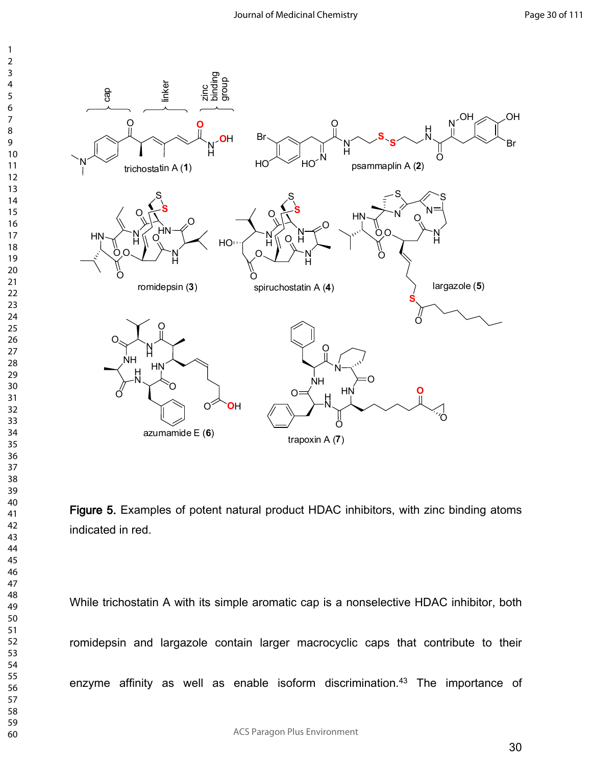Figure 5. Examples of potent natural product HDAC inhibitors, with zinc binding atoms indicated in red.

While trichostatin A with its simple aromatic cap is a nonselective HDAC inhibitor, both romidepsin and largazole contain larger macrocyclic caps that contribute to their enzyme affinity as well as enable isoform discrimination.[43] The importance of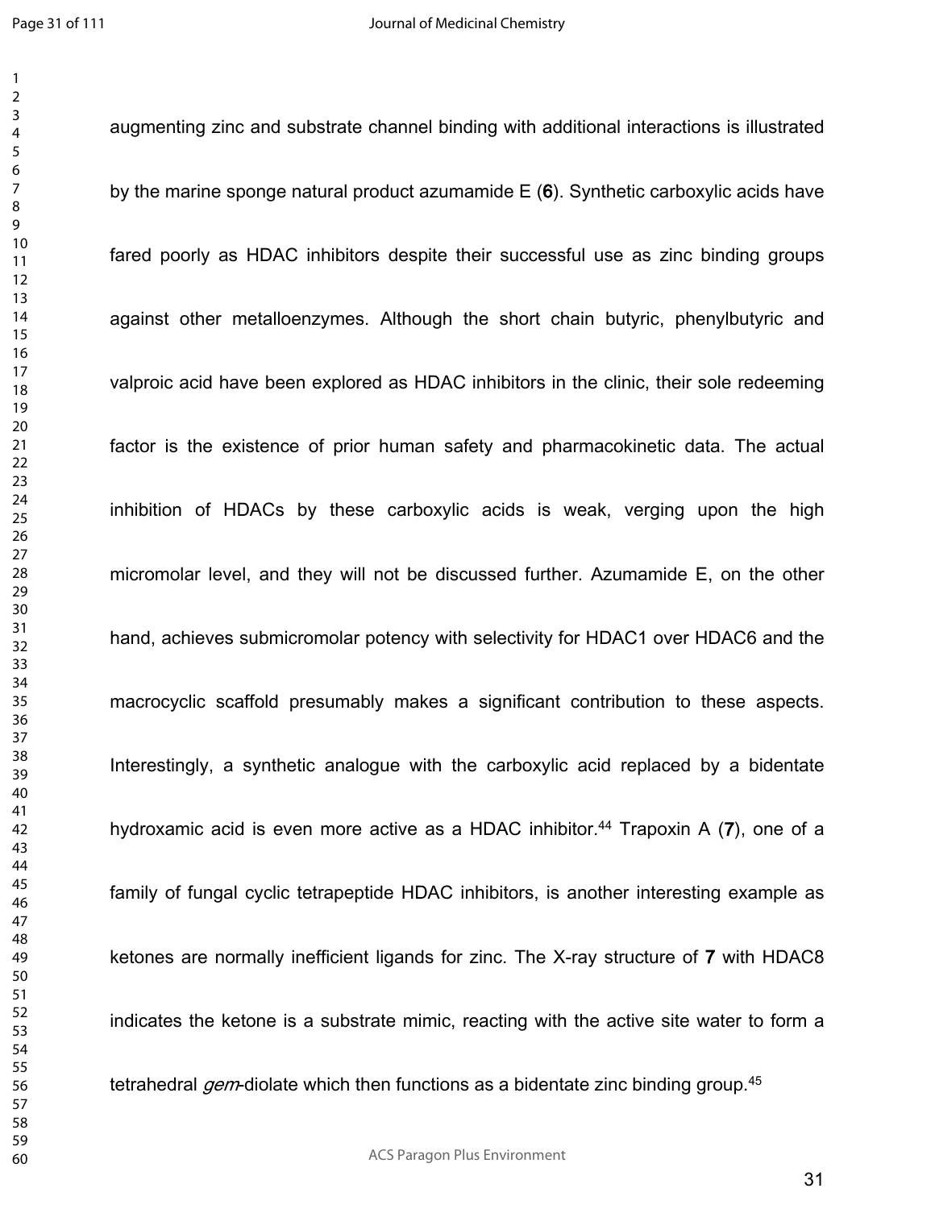augmenting zinc and substrate channel binding with additional interactions is illustrated by the marine sponge natural product azumamide E (**6**). Synthetic carboxylic acids have fared poorly as HDAC inhibitors despite their successful use as zinc binding groups against other metalloenzymes. Although the short chain butyric, phenylbutyric and valproic acid have been explored as HDAC inhibitors in the clinic, their sole redeeming factor is the existence of prior human safety and pharmacokinetic data. The actual inhibition of HDACs by these carboxylic acids is weak, verging upon the high micromolar level, and they will not be discussed further. Azumamide E, on the other hand, achieves submicromolar potency with selectivity for HDAC1 over HDAC6 and the macrocyclic scaffold presumably makes a significant contribution to these aspects. Interestingly, a synthetic analogue with the carboxylic acid replaced by a bidentate hydroxamic acid is even more active as a HDAC inhibitor.[44] Trapoxin A (**7**), one of a family of fungal cyclic tetrapeptide HDAC inhibitors, is another interesting example as ketones are normally inefficient ligands for zinc. The X-ray structure of **7** with HDAC8 indicates the ketone is a substrate mimic, reacting with the active site water to form a tetrahedral *gem*-diolate which then functions as a bidentate zinc binding group.[45]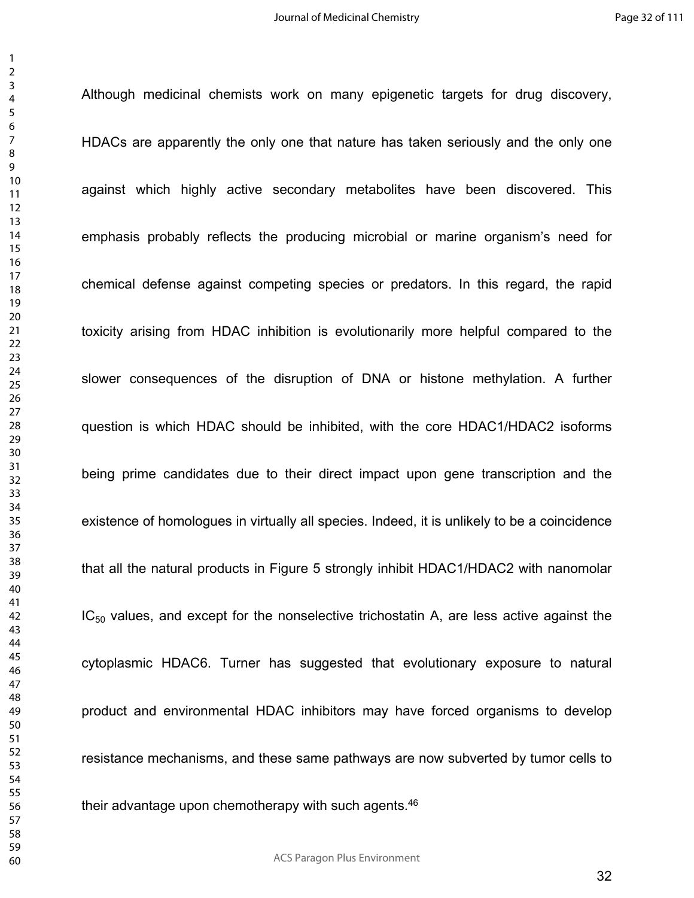Although medicinal chemists work on many epigenetic targets for drug discovery, HDACs are apparently the only one that nature has taken seriously and the only one against which highly active secondary metabolites have been discovered. This emphasis probably reflects the producing microbial or marine organism's need for chemical defense against competing species or predators. In this regard, the rapid toxicity arising from HDAC inhibition is evolutionarily more helpful compared to the slower consequences of the disruption of DNA or histone methylation. A further question is which HDAC should be inhibited, with the core HDAC1/HDAC2 isoforms being prime candidates due to their direct impact upon gene transcription and the existence of homologues in virtually all species. Indeed, it is unlikely to be a coincidence that all the natural products in Figure 5 strongly inhibit HDAC1/HDAC2 with nanomolar $IC_{50}$ values, and except for the nonselective trichostatin A, are less active against the cytoplasmic HDAC6. Turner has suggested that evolutionary exposure to natural product and environmental HDAC inhibitors may have forced organisms to develop resistance mechanisms, and these same pathways are now subverted by tumor cells to their advantage upon chemotherapy with such agents.[46]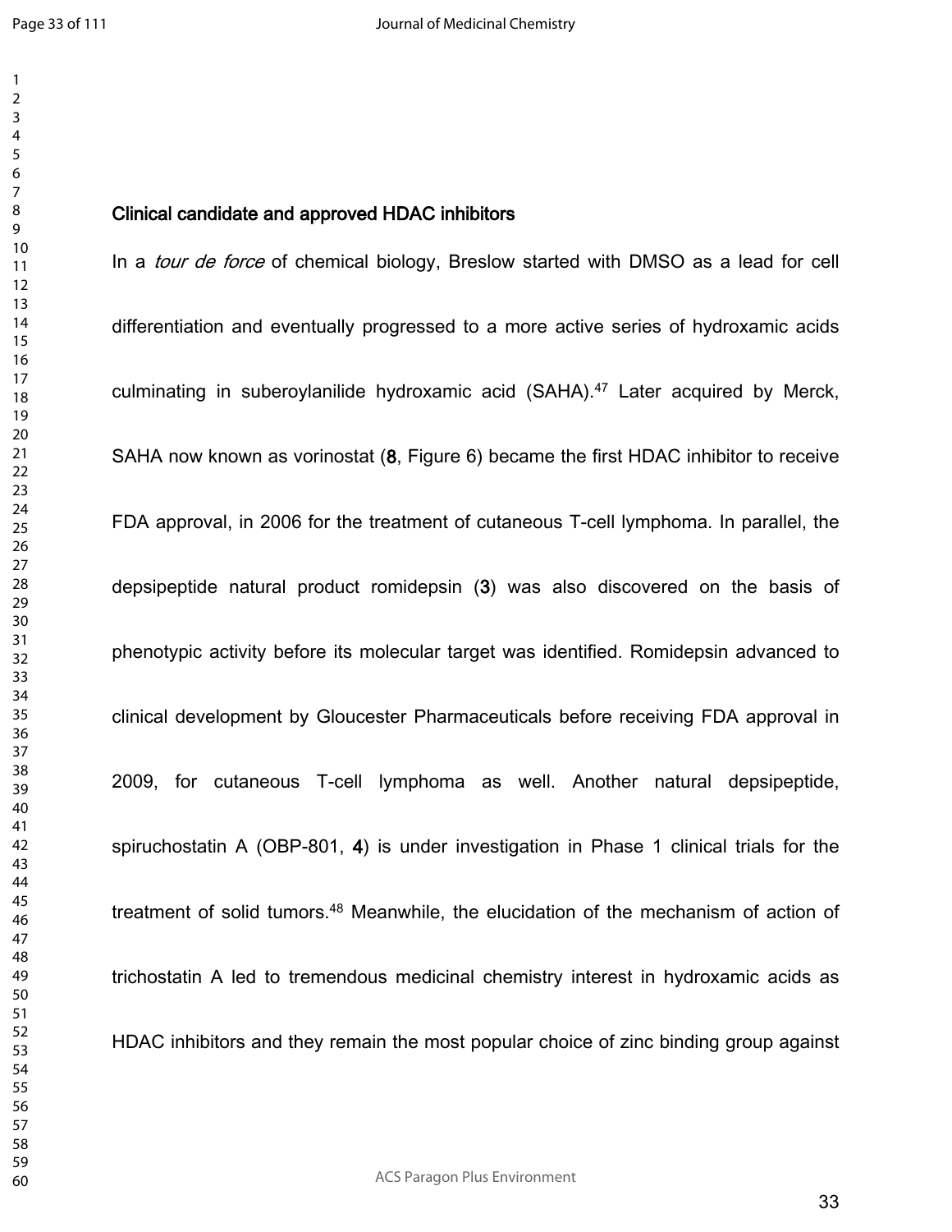## Clinical candidate and approved HDAC inhibitors

In a *tour de force* of chemical biology, Breslow started with DMSO as a lead for cell differentiation and eventually progressed to a more active series of hydroxamic acids culminating in suberoylanilide hydroxamic acid (SAHA).[47] Later acquired by Merck, SAHA now known as vorinostat (**8**, Figure 6) became the first HDAC inhibitor to receive FDA approval, in 2006 for the treatment of cutaneous T-cell lymphoma. In parallel, the depsipeptide natural product romidepsin (**3**) was also discovered on the basis of phenotypic activity before its molecular target was identified. Romidepsin advanced to clinical development by Gloucester Pharmaceuticals before receiving FDA approval in 2009, for cutaneous T-cell lymphoma as well. Another natural depsipeptide, spiruchostatin A (OBP-801, **4**) is under investigation in Phase 1 clinical trials for the treatment of solid tumors.[48] Meanwhile, the elucidation of the mechanism of action of trichostatin A led to tremendous medicinal chemistry interest in hydroxamic acids as HDAC inhibitors and they remain the most popular choice of zinc binding group against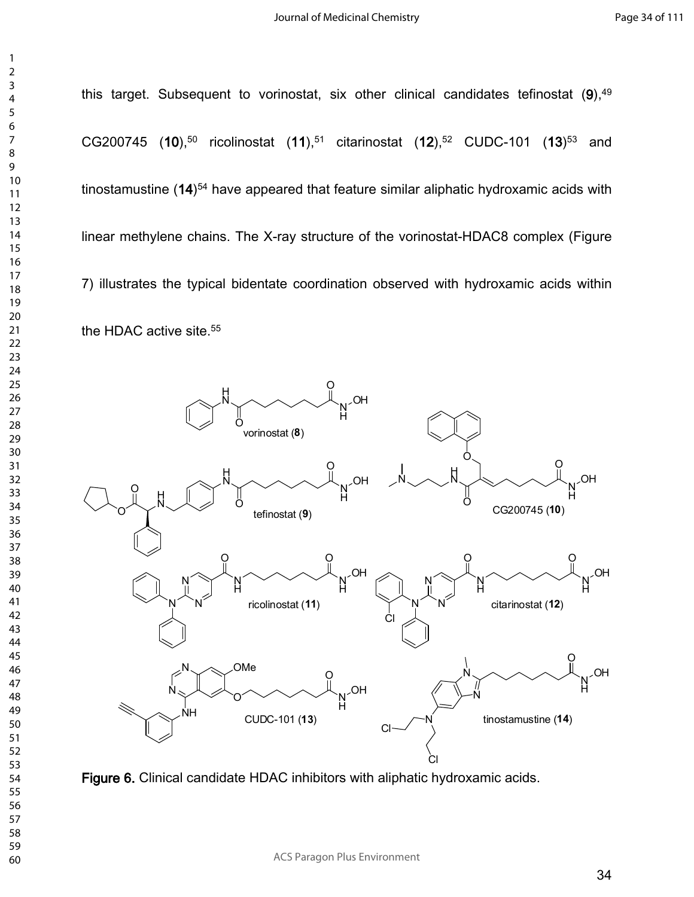this target. Subsequent to vorinostat, six other clinical candidates tefinostat (**9**),[49] CG200745 (**10**),[50] ricolinostat (**11**),[51] citarinostat (**12**),[52] CUDC-101 (**13**)[53] and tinostamustine (**14**)[54] have appeared that feature similar aliphatic hydroxamic acids with linear methylene chains. The X-ray structure of the vorinostat-HDAC8 complex (Figure 7) illustrates the typical bidentate coordination observed with hydroxamic acids within the HDAC active site.[55]

**Figure 6.** Clinical candidate HDAC inhibitors with aliphatic hydroxamic acids.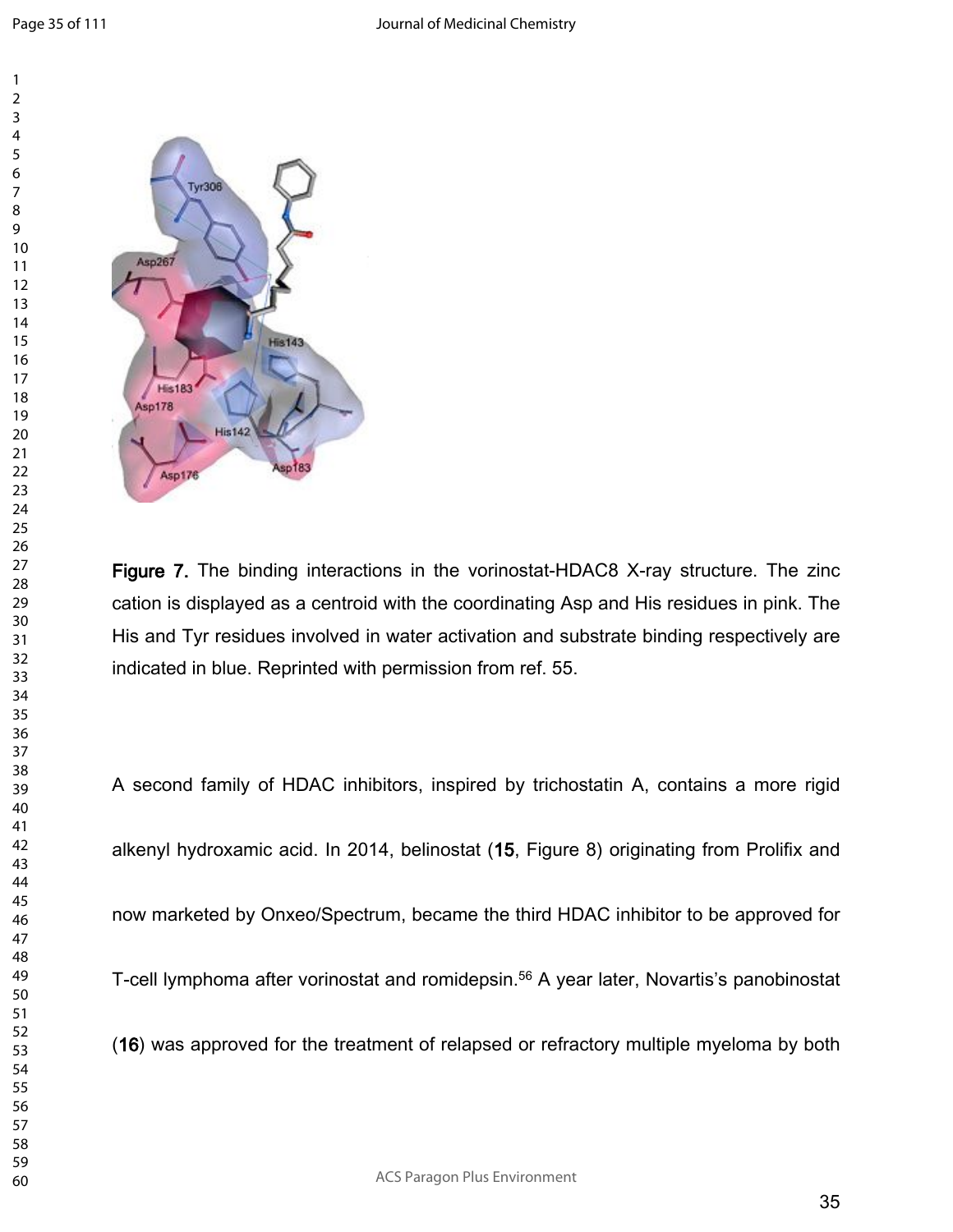Figure 7. The binding interactions in the vorinostat-HDAC8 X-ray structure. The zinc cation is displayed as a centroid with the coordinating Asp and His residues in pink. The His and Tyr residues involved in water activation and substrate binding respectively are indicated in blue. Reprinted with permission from ref. 55.

A second family of HDAC inhibitors, inspired by trichostatin A, contains a more rigid alkenyl hydroxamic acid. In 2014, belinostat (**15**, Figure 8) originating from Prolifix and now marketed by Onxeo/Spectrum, became the third HDAC inhibitor to be approved for T-cell lymphoma after vorinostat and romidepsin.[56] A year later, Novartis's panobinostat (**16**) was approved for the treatment of relapsed or refractory multiple myeloma by both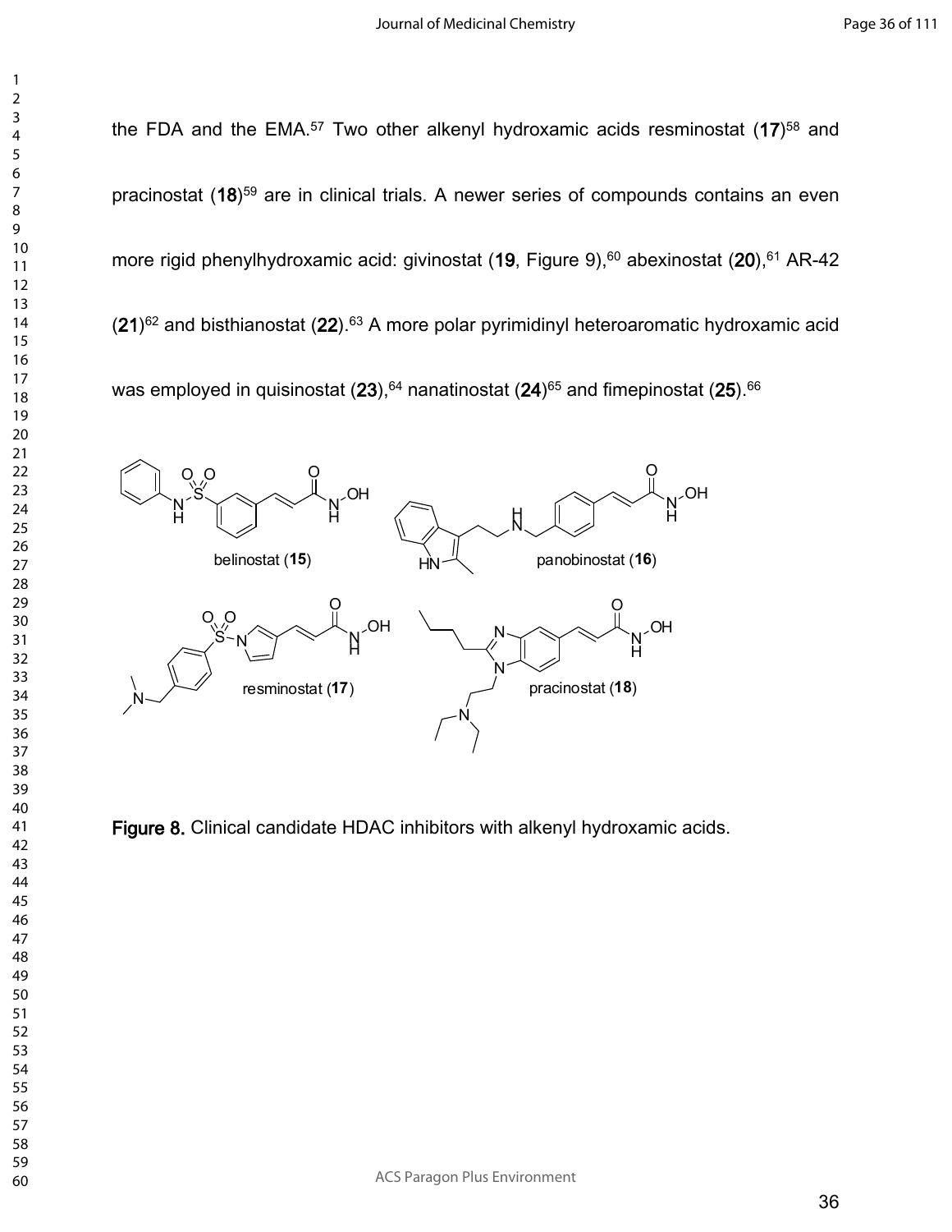the FDA and the EMA.[57] Two other alkenyl hydroxamic acids resminostat (**17**)[58] and pracinostat (**18**)[59] are in clinical trials. A newer series of compounds contains an even more rigid phenylhydroxamic acid: givinostat (**19**, Figure 9),[60] abexinostat (**20**),[61] AR-42 (**21**)[62] and bisthianostat (**22**).[63] A more polar pyrimidinyl heteroaromatic hydroxamic acid was employed in quisinostat (**23**),[64] nanatinostat (**24**)[65] and fimepinostat (**25**).[66]

**Figure 8.** Clinical candidate HDAC inhibitors with alkenyl hydroxamic acids.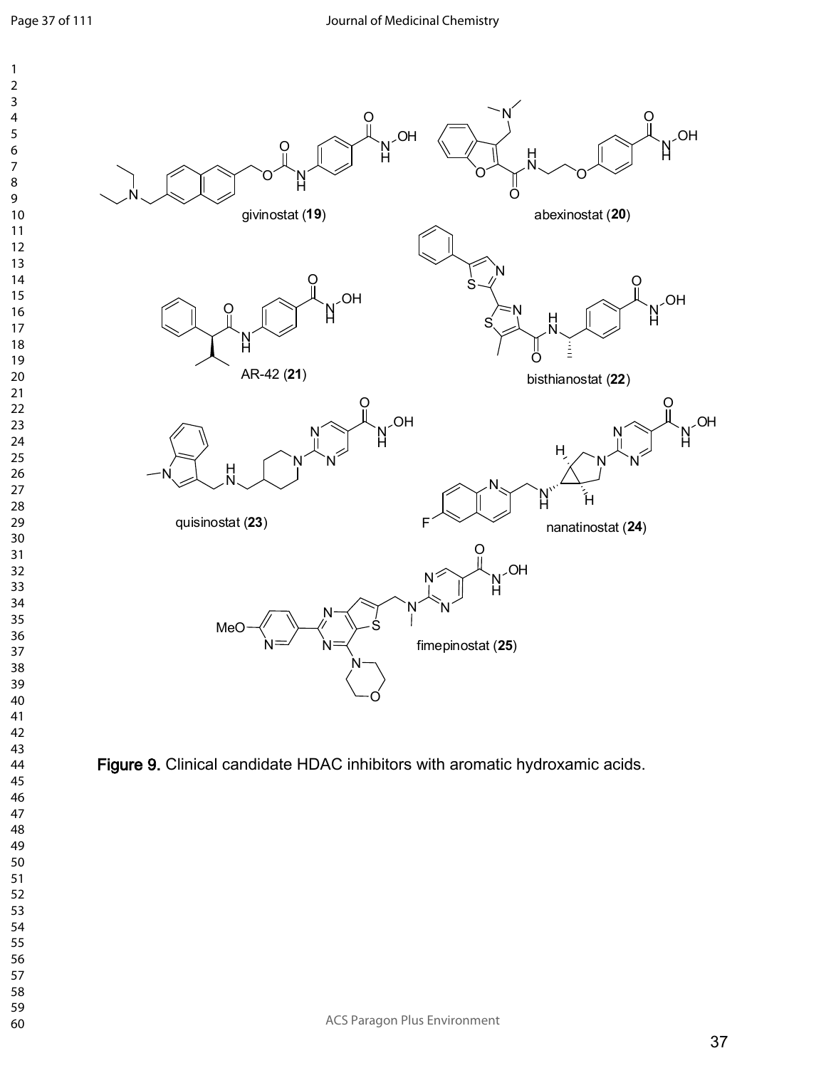givinostat (**19**)

abexinostat (**20**)

AR-42 (**21**)

bisthianostat (**22**)

quisinostat (**23**)

nanatinostat (**24**)

fimepinostat (**25**)

**Figure 9.** Clinical candidate HDAC inhibitors with aromatic hydroxamic acids.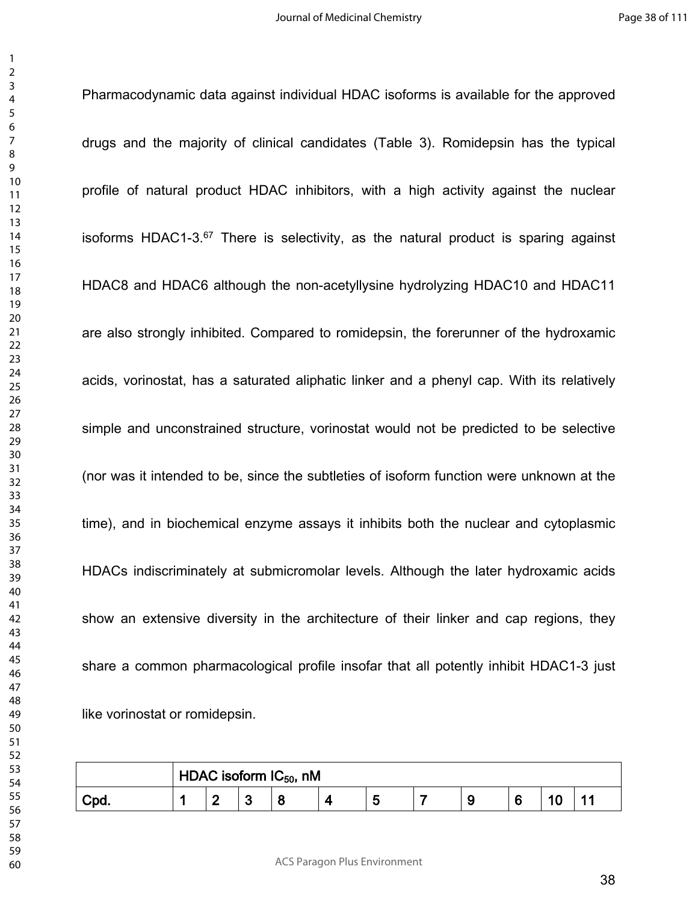Pharmacodynamic data against individual HDAC isoforms is available for the approved drugs and the majority of clinical candidates (Table 3). Romidepsin has the typical profile of natural product HDAC inhibitors, with a high activity against the nuclear isoforms HDAC1-3.[67] There is selectivity, as the natural product is sparing against HDAC8 and HDAC6 although the non-acetyllysine hydrolyzing HDAC10 and HDAC11 are also strongly inhibited. Compared to romidepsin, the forerunner of the hydroxamic acids, vorinostat, has a saturated aliphatic linker and a phenyl cap. With its relatively simple and unconstrained structure, vorinostat would not be predicted to be selective (nor was it intended to be, since the subtleties of isoform function were unknown at the time), and in biochemical enzyme assays it inhibits both the nuclear and cytoplasmic HDACs indiscriminately at submicromolar levels. Although the later hydroxamic acids show an extensive diversity in the architecture of their linker and cap regions, they share a common pharmacological profile insofar that all potently inhibit HDAC1-3 just like vorinostat or romidepsin.

| | HDAC isoform $IC_{50}$, nM | | | | | | | | | | |
|---|---|---|---|---|---|---|---|---|---|---|---|
| **Cpd.** | **1** | **2** | **3** | **8** | **4** | **5** | **7** | **9** | **6** | **10** | **11** |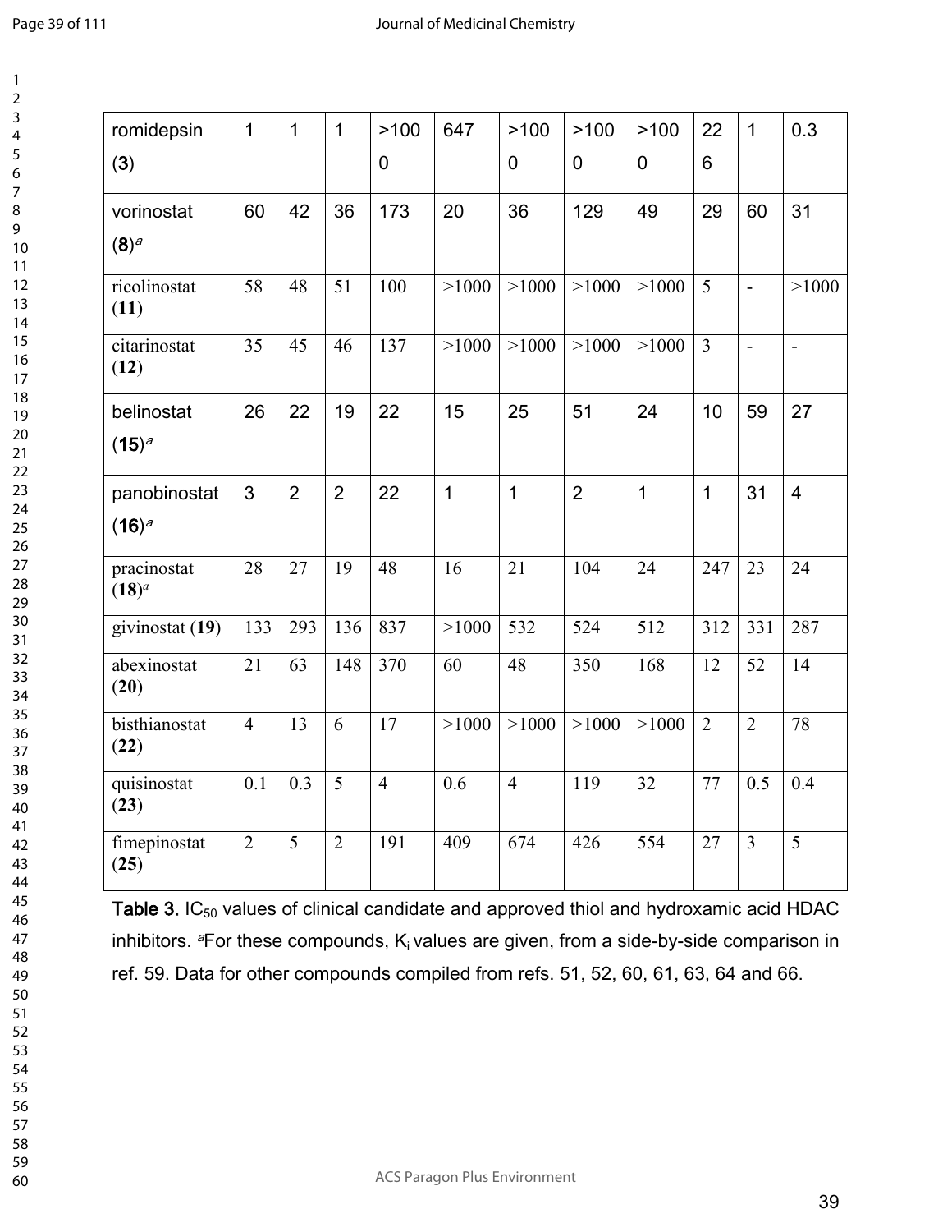| | | | | | | | | | | | |
|---|---|---|---|---|---|---|---|---|---|---|---|
| romidepsin (**3**) | 1 | 1 | 1 | >1000 | 647 | >1000 | >1000 | >1000 | 226 | 1 | 0.3 |
| vorinostat (**8**)[a] | 60 | 42 | 36 | 173 | 20 | 36 | 129 | 49 | 29 | 60 | 31 |
| ricolinostat (**11**) | 58 | 48 | 51 | 100 | >1000 | >1000 | >1000 | >1000 | 5 | - | >1000 |
| citarinostat (**12**) | 35 | 45 | 46 | 137 | >1000 | >1000 | >1000 | >1000 | 3 | - | - |
| belinostat (**15**)[a] | 26 | 22 | 19 | 22 | 15 | 25 | 51 | 24 | 10 | 59 | 27 |
| panobinostat (**16**)[a] | 3 | 2 | 2 | 22 | 1 | 1 | 2 | 1 | 1 | 31 | 4 |
| pracinostat (**18**)[a] | 28 | 27 | 19 | 48 | 16 | 21 | 104 | 24 | 247 | 23 | 24 |
| givinostat (**19**) | 133 | 293 | 136 | 837 | >1000 | 532 | 524 | 512 | 312 | 331 | 287 |
| abexinostat (**20**) | 21 | 63 | 148 | 370 | 60 | 48 | 350 | 168 | 12 | 52 | 14 |
| bisthianostat (**22**) | 4 | 13 | 6 | 17 | >1000 | >1000 | >1000 | >1000 | 2 | 2 | 78 |
| quisinostat (**23**) | 0.1 | 0.3 | 5 | 4 | 0.6 | 4 | 119 | 32 | 77 | 0.5 | 0.4 |
| fimepinostat (**25**) | 2 | 5 | 2 | 191 | 409 | 674 | 426 | 554 | 27 | 3 | 5 |

**Table 3.** $IC_{50}$ values of clinical candidate and approved thiol and hydroxamic acid HDAC inhibitors. [a]For these compounds, $K_i$ values are given, from a side-by-side comparison in ref. 59. Data for other compounds compiled from refs. 51, 52, 60, 61, 63, 64 and 66.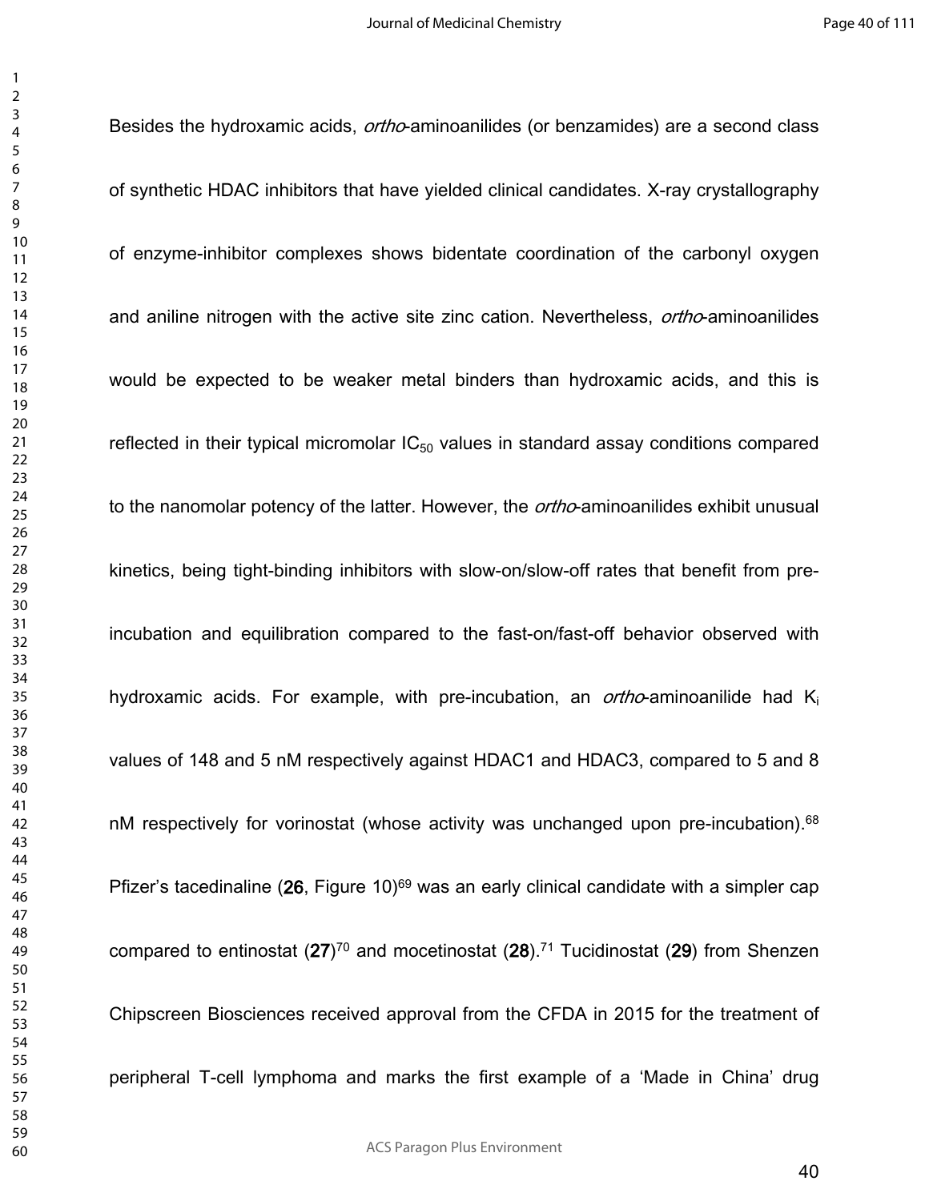Besides the hydroxamic acids, *ortho*-aminoanilides (or benzamides) are a second class of synthetic HDAC inhibitors that have yielded clinical candidates. X-ray crystallography of enzyme-inhibitor complexes shows bidentate coordination of the carbonyl oxygen and aniline nitrogen with the active site zinc cation. Nevertheless, *ortho*-aminoanilides would be expected to be weaker metal binders than hydroxamic acids, and this is reflected in their typical micromolar $IC_{50}$ values in standard assay conditions compared to the nanomolar potency of the latter. However, the *ortho*-aminoanilides exhibit unusual kinetics, being tight-binding inhibitors with slow-on/slow-off rates that benefit from pre-incubation and equilibration compared to the fast-on/fast-off behavior observed with hydroxamic acids. For example, with pre-incubation, an *ortho*-aminoanilide had $K_i$ values of 148 and 5 nM respectively against HDAC1 and HDAC3, compared to 5 and 8 nM respectively for vorinostat (whose activity was unchanged upon pre-incubation).[68] Pfizer's tacedinaline (**26**, Figure 10)[69] was an early clinical candidate with a simpler cap compared to entinostat (**27**)[70] and mocetinostat (**28**).[71] Tucidinostat (**29**) from Shenzen Chipscreen Biosciences received approval from the CFDA in 2015 for the treatment of peripheral T-cell lymphoma and marks the first example of a 'Made in China' drug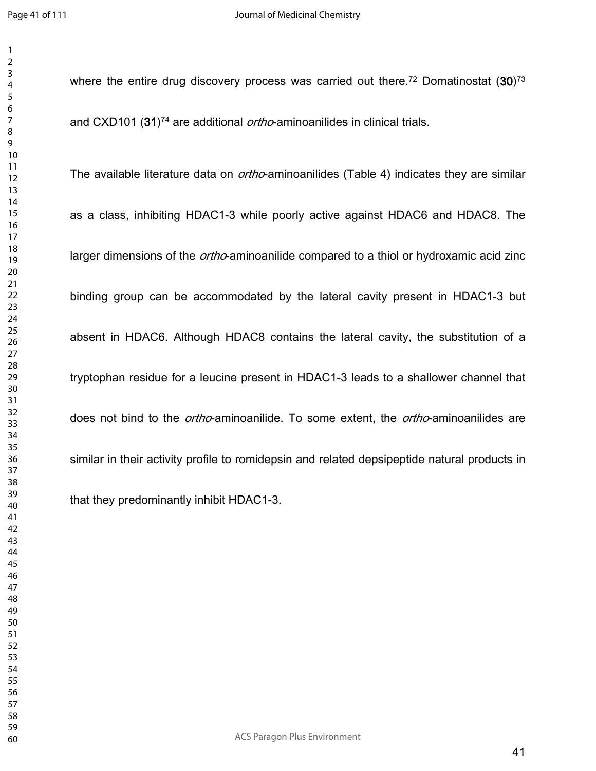where the entire drug discovery process was carried out there.[72] Domatinostat (**30**)[73] and CXD101 (**31**)[74] are additional *ortho*-aminoanilides in clinical trials.

The available literature data on *ortho*-aminoanilides (Table 4) indicates they are similar as a class, inhibiting HDAC1-3 while poorly active against HDAC6 and HDAC8. The larger dimensions of the *ortho*-aminoanilide compared to a thiol or hydroxamic acid zinc binding group can be accommodated by the lateral cavity present in HDAC1-3 but absent in HDAC6. Although HDAC8 contains the lateral cavity, the substitution of a tryptophan residue for a leucine present in HDAC1-3 leads to a shallower channel that does not bind to the *ortho*-aminoanilide. To some extent, the *ortho*-aminoanilides are similar in their activity profile to romidepsin and related depsipeptide natural products in that they predominantly inhibit HDAC1-3.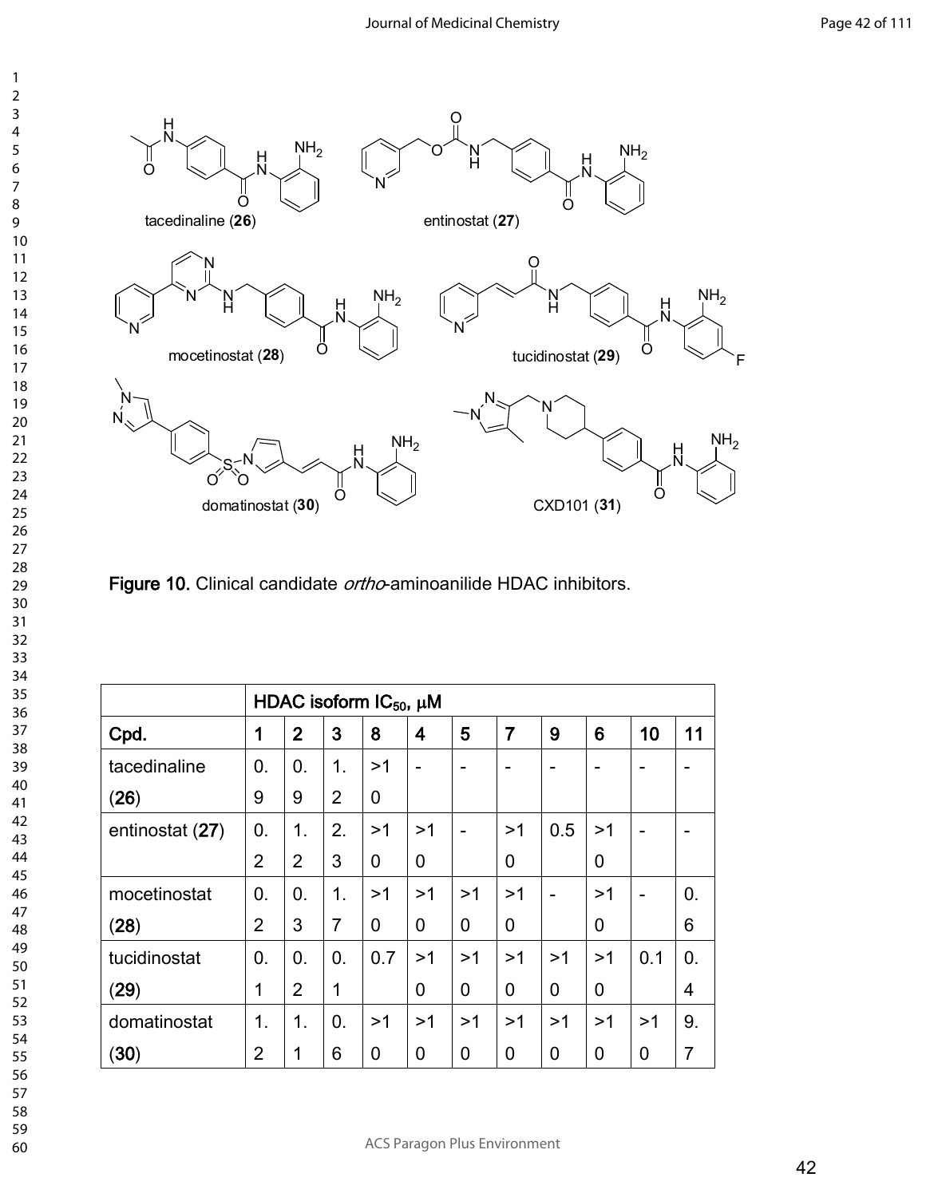Figure 10. Clinical candidate *ortho*-aminoanilide HDAC inhibitors.

| | HDAC isoform $IC_{50}$, μM | | | | | | | | | | |
|---|---|---|---|---|---|---|---|---|---|---|---|
| Cpd. | 1 | 2 | 3 | 8 | 4 | 5 | 7 | 9 | 6 | 10 | 11 |
| tacedinaline (26) | 0.9 | 0.9 | 1.2 | >10 | - | - | - | - | - | - | - |
| entinostat (27) | 0.2 | 1.2 | 2.3 | >10 | >10 | - | >10 | 0.5 | >10 | - | - |
| mocetinostat (28) | 0.2 | 0.3 | 1.7 | >10 | >10 | >10 | >10 | - | >10 | - | 0.6 |
| tucidinostat (29) | 0.1 | 0.2 | 0.1 | 0.7 | >10 | >10 | >10 | >10 | >10 | 0.1 | 0.4 |
| domatinostat (30) | 1.2 | 1.1 | 0.6 | >10 | >10 | >10 | >10 | >10 | >10 | >10 | 9.7 |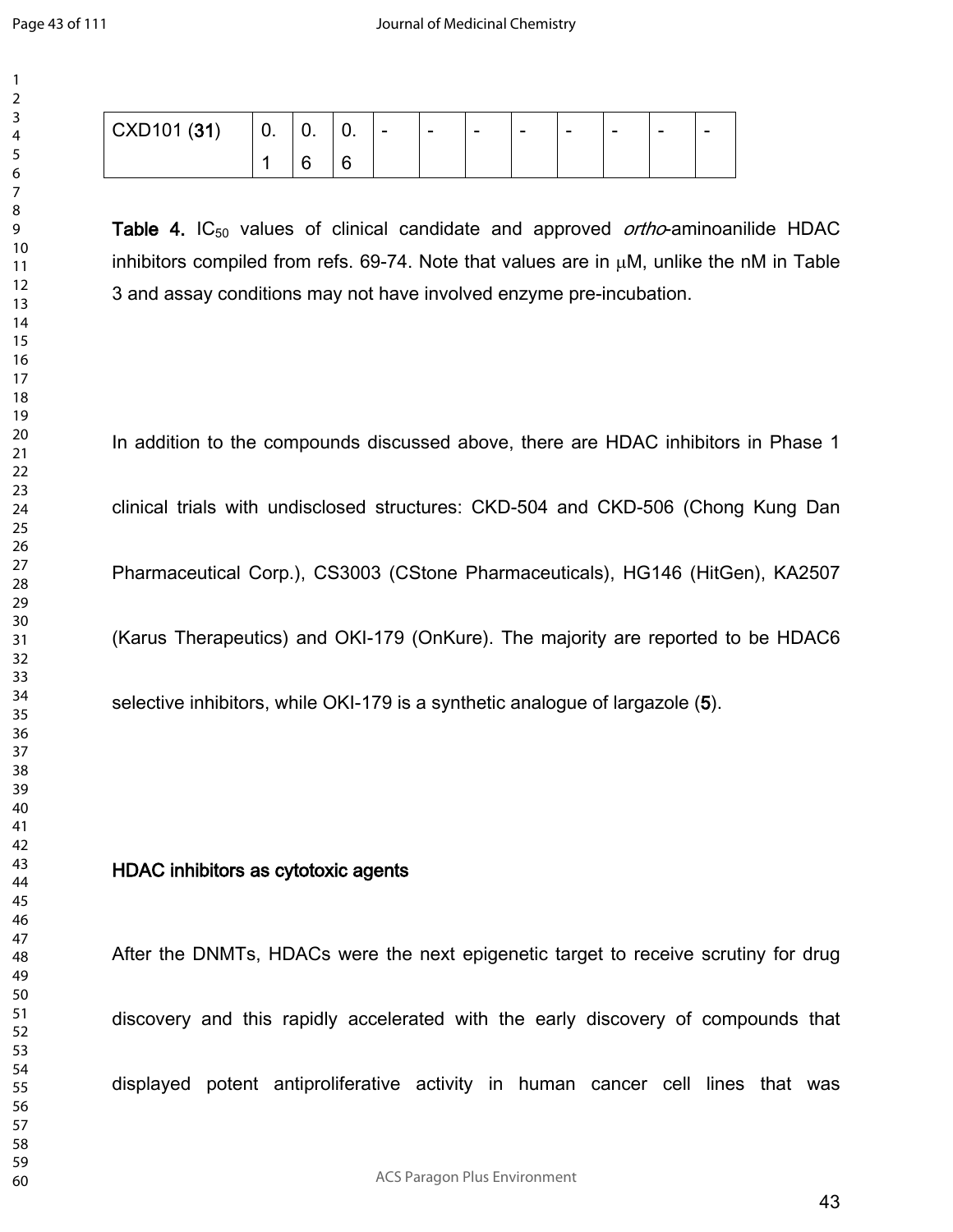| CXD101 (**31**) | 0.1 | 0.6 | 0.6 | - | - | - | - | - | - | - | - |
|---|---|---|---|---|---|---|---|---|---|---|---|

**Table 4.** $IC_{50}$ values of clinical candidate and approved *ortho*-aminoanilide HDAC inhibitors compiled from refs. 69-74. Note that values are in μM, unlike the nM in Table 3 and assay conditions may not have involved enzyme pre-incubation.

In addition to the compounds discussed above, there are HDAC inhibitors in Phase 1 clinical trials with undisclosed structures: CKD-504 and CKD-506 (Chong Kung Dan Pharmaceutical Corp.), CS3003 (CStone Pharmaceuticals), HG146 (HitGen), KA2507 (Karus Therapeutics) and OKI-179 (OnKure). The majority are reported to be HDAC6 selective inhibitors, while OKI-179 is a synthetic analogue of largazole (**5**).

## HDAC inhibitors as cytotoxic agents

After the DNMTs, HDACs were the next epigenetic target to receive scrutiny for drug discovery and this rapidly accelerated with the early discovery of compounds that displayed potent antiproliferative activity in human cancer cell lines that was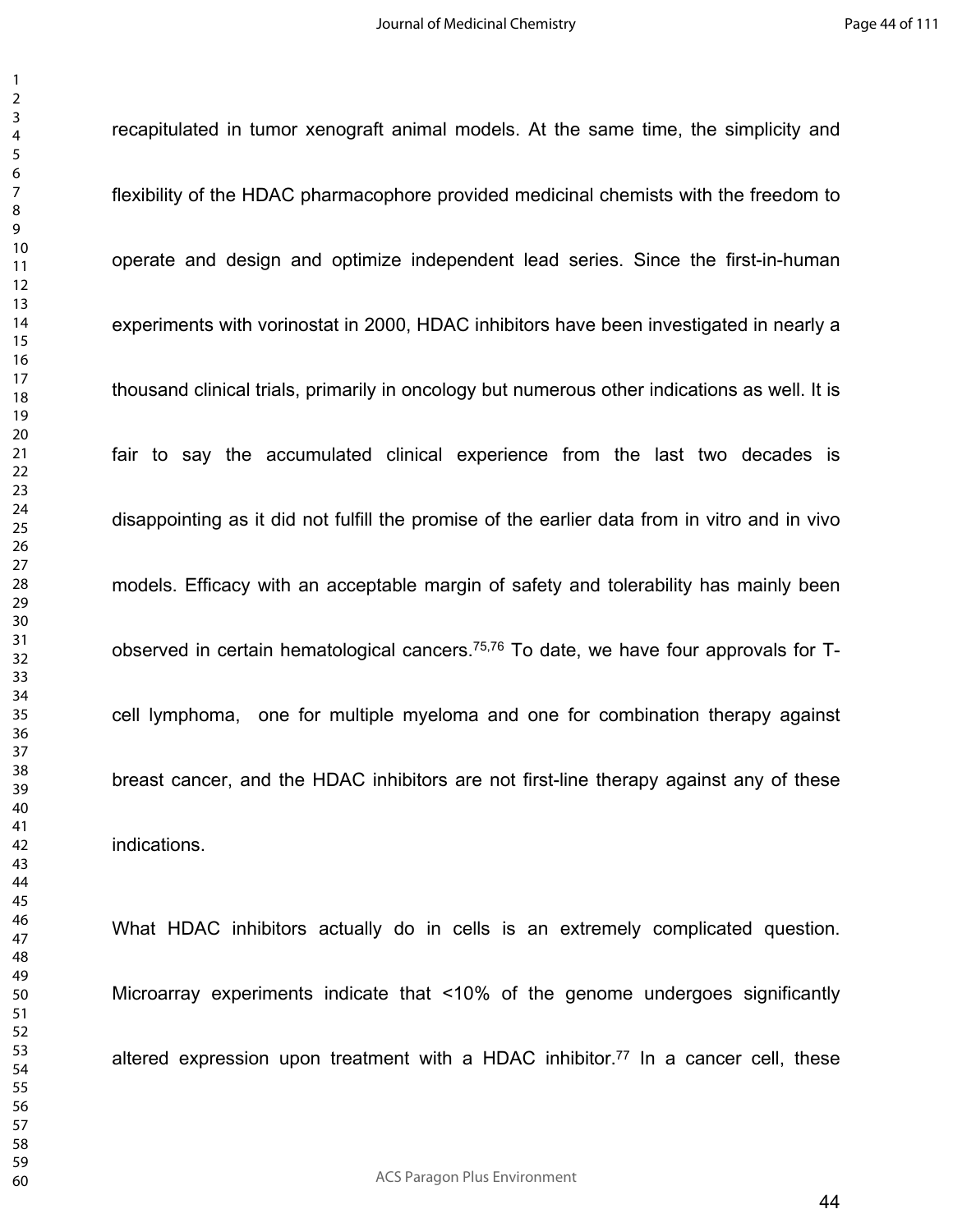recapitulated in tumor xenograft animal models. At the same time, the simplicity and flexibility of the HDAC pharmacophore provided medicinal chemists with the freedom to operate and design and optimize independent lead series. Since the first-in-human experiments with vorinostat in 2000, HDAC inhibitors have been investigated in nearly a thousand clinical trials, primarily in oncology but numerous other indications as well. It is fair to say the accumulated clinical experience from the last two decades is disappointing as it did not fulfill the promise of the earlier data from in vitro and in vivo models. Efficacy with an acceptable margin of safety and tolerability has mainly been observed in certain hematological cancers.[75,76] To date, we have four approvals for T-cell lymphoma, one for multiple myeloma and one for combination therapy against breast cancer, and the HDAC inhibitors are not first-line therapy against any of these indications.

What HDAC inhibitors actually do in cells is an extremely complicated question. Microarray experiments indicate that <10% of the genome undergoes significantly altered expression upon treatment with a HDAC inhibitor.[77] In a cancer cell, these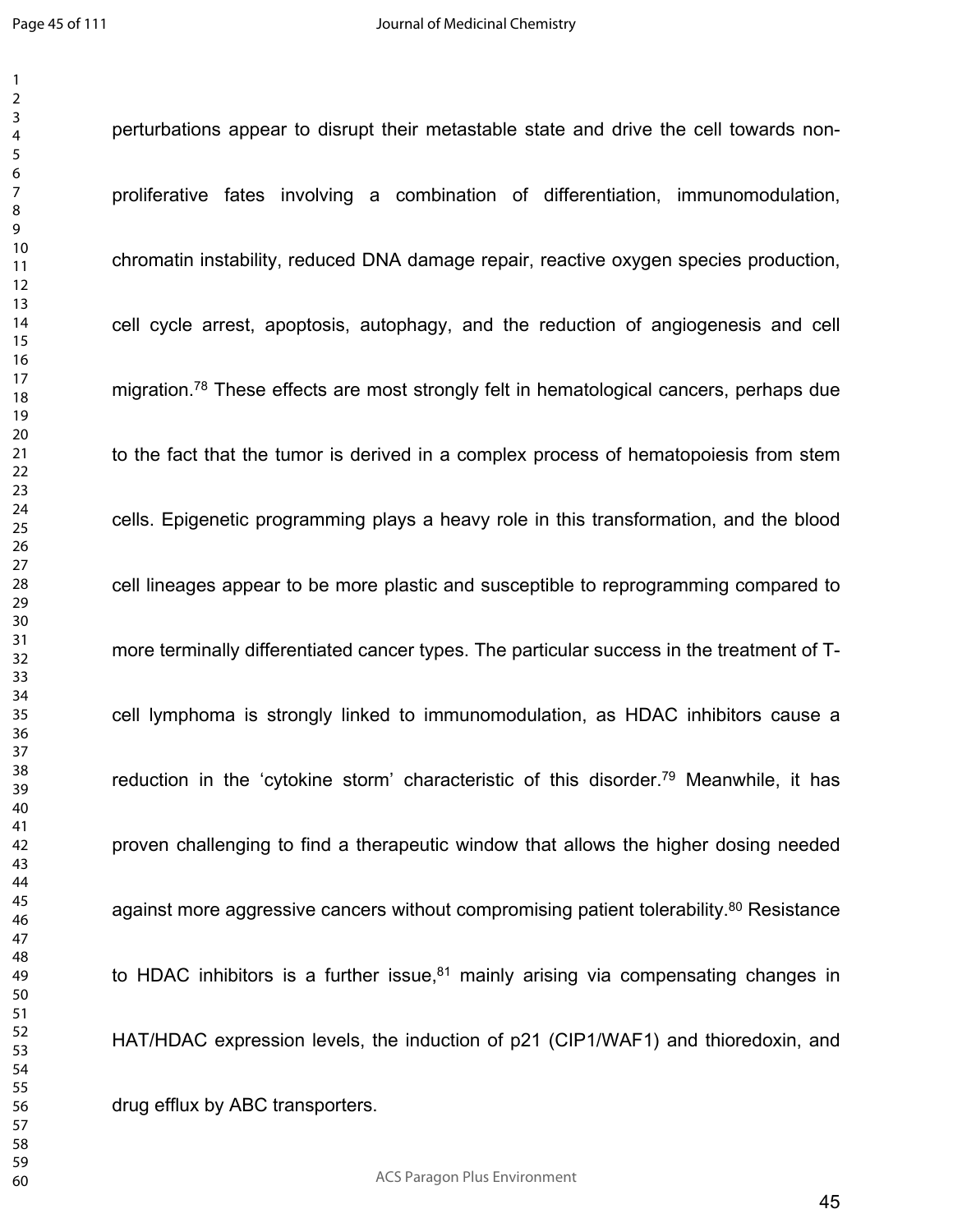perturbations appear to disrupt their metastable state and drive the cell towards non-proliferative fates involving a combination of differentiation, immunomodulation, chromatin instability, reduced DNA damage repair, reactive oxygen species production, cell cycle arrest, apoptosis, autophagy, and the reduction of angiogenesis and cell migration.[78] These effects are most strongly felt in hematological cancers, perhaps due to the fact that the tumor is derived in a complex process of hematopoiesis from stem cells. Epigenetic programming plays a heavy role in this transformation, and the blood cell lineages appear to be more plastic and susceptible to reprogramming compared to more terminally differentiated cancer types. The particular success in the treatment of T-cell lymphoma is strongly linked to immunomodulation, as HDAC inhibitors cause a reduction in the 'cytokine storm' characteristic of this disorder.[79] Meanwhile, it has proven challenging to find a therapeutic window that allows the higher dosing needed against more aggressive cancers without compromising patient tolerability.[80] Resistance to HDAC inhibitors is a further issue,[81] mainly arising via compensating changes in HAT/HDAC expression levels, the induction of p21 (CIP1/WAF1) and thioredoxin, and drug efflux by ABC transporters.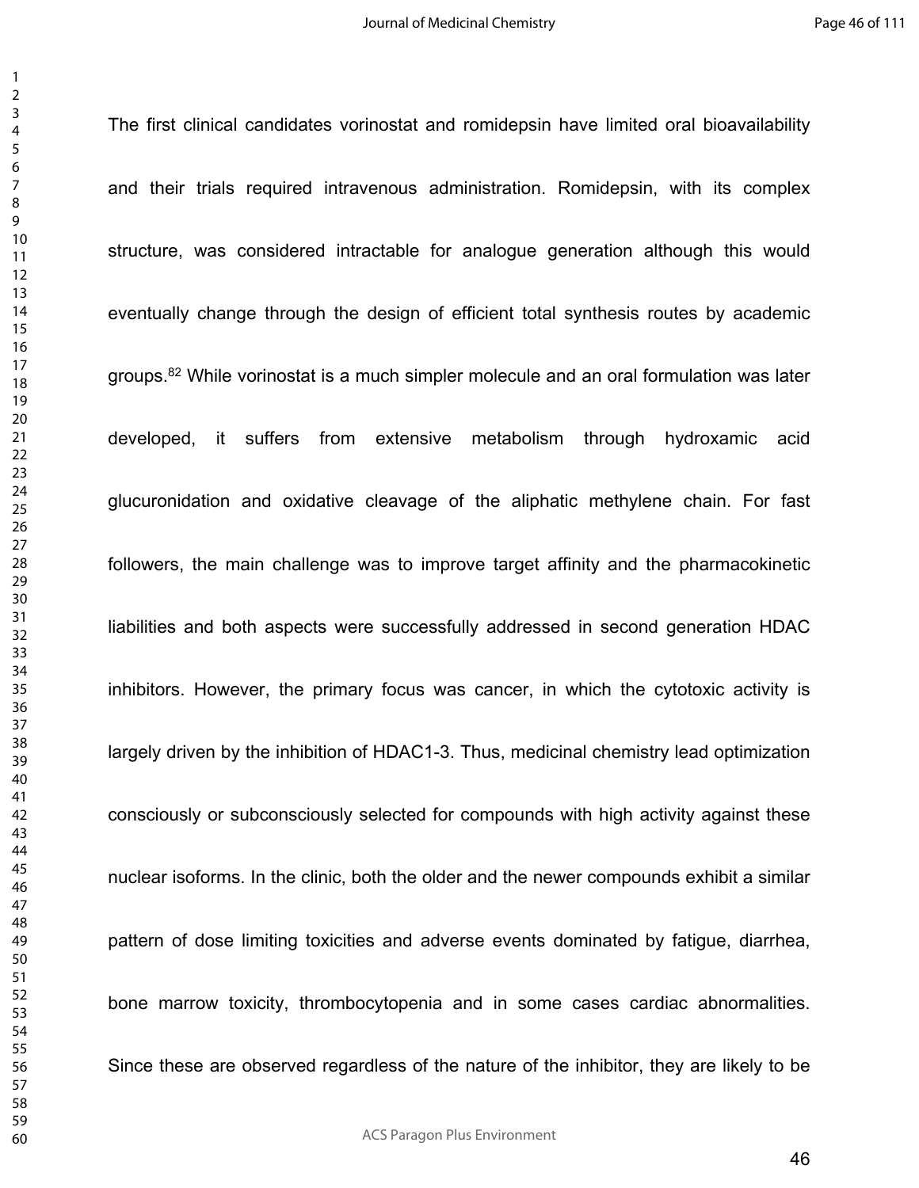The first clinical candidates vorinostat and romidepsin have limited oral bioavailability and their trials required intravenous administration. Romidepsin, with its complex structure, was considered intractable for analogue generation although this would eventually change through the design of efficient total synthesis routes by academic groups.[82] While vorinostat is a much simpler molecule and an oral formulation was later developed, it suffers from extensive metabolism through hydroxamic acid glucuronidation and oxidative cleavage of the aliphatic methylene chain. For fast followers, the main challenge was to improve target affinity and the pharmacokinetic liabilities and both aspects were successfully addressed in second generation HDAC inhibitors. However, the primary focus was cancer, in which the cytotoxic activity is largely driven by the inhibition of HDAC1-3. Thus, medicinal chemistry lead optimization consciously or subconsciously selected for compounds with high activity against these nuclear isoforms. In the clinic, both the older and the newer compounds exhibit a similar pattern of dose limiting toxicities and adverse events dominated by fatigue, diarrhea, bone marrow toxicity, thrombocytopenia and in some cases cardiac abnormalities. Since these are observed regardless of the nature of the inhibitor, they are likely to be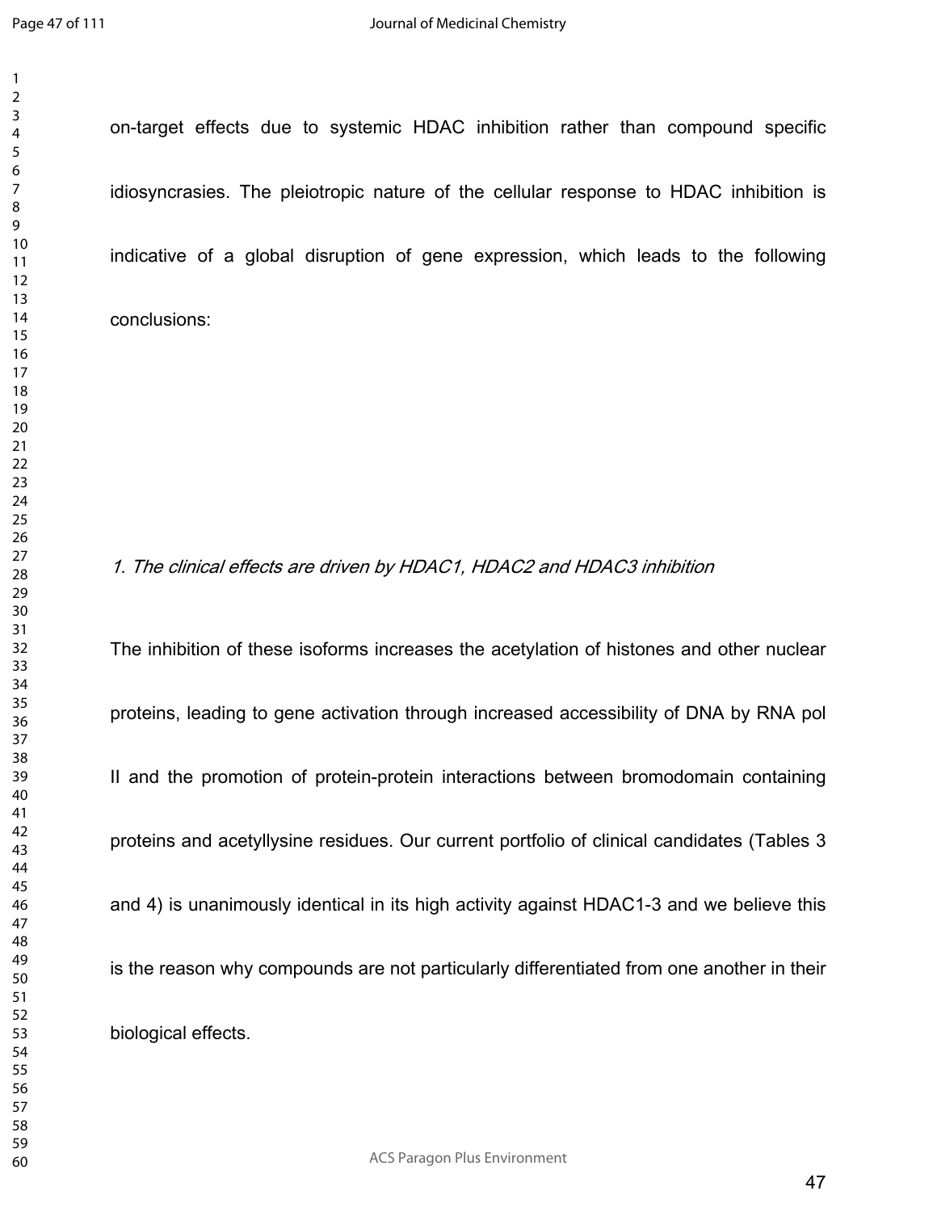on-target effects due to systemic HDAC inhibition rather than compound specific idiosyncrasies. The pleiotropic nature of the cellular response to HDAC inhibition is indicative of a global disruption of gene expression, which leads to the following conclusions:

*1. The clinical effects are driven by HDAC1, HDAC2 and HDAC3 inhibition*

The inhibition of these isoforms increases the acetylation of histones and other nuclear proteins, leading to gene activation through increased accessibility of DNA by RNA pol II and the promotion of protein-protein interactions between bromodomain containing proteins and acetyllysine residues. Our current portfolio of clinical candidates (Tables 3 and 4) is unanimously identical in its high activity against HDAC1-3 and we believe this is the reason why compounds are not particularly differentiated from one another in their biological effects.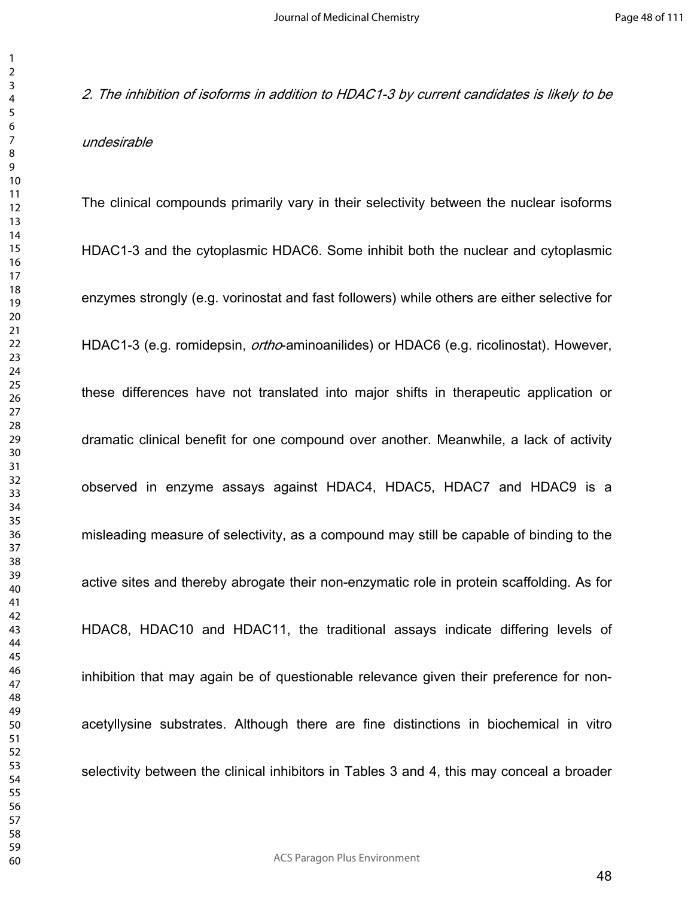*2. The inhibition of isoforms in addition to HDAC1-3 by current candidates is likely to be undesirable*

The clinical compounds primarily vary in their selectivity between the nuclear isoforms HDAC1-3 and the cytoplasmic HDAC6. Some inhibit both the nuclear and cytoplasmic enzymes strongly (e.g. vorinostat and fast followers) while others are either selective for HDAC1-3 (e.g. romidepsin, *ortho*-aminoanilides) or HDAC6 (e.g. ricolinostat). However, these differences have not translated into major shifts in therapeutic application or dramatic clinical benefit for one compound over another. Meanwhile, a lack of activity observed in enzyme assays against HDAC4, HDAC5, HDAC7 and HDAC9 is a misleading measure of selectivity, as a compound may still be capable of binding to the active sites and thereby abrogate their non-enzymatic role in protein scaffolding. As for HDAC8, HDAC10 and HDAC11, the traditional assays indicate differing levels of inhibition that may again be of questionable relevance given their preference for non-acetyllysine substrates. Although there are fine distinctions in biochemical in vitro selectivity between the clinical inhibitors in Tables 3 and 4, this may conceal a broader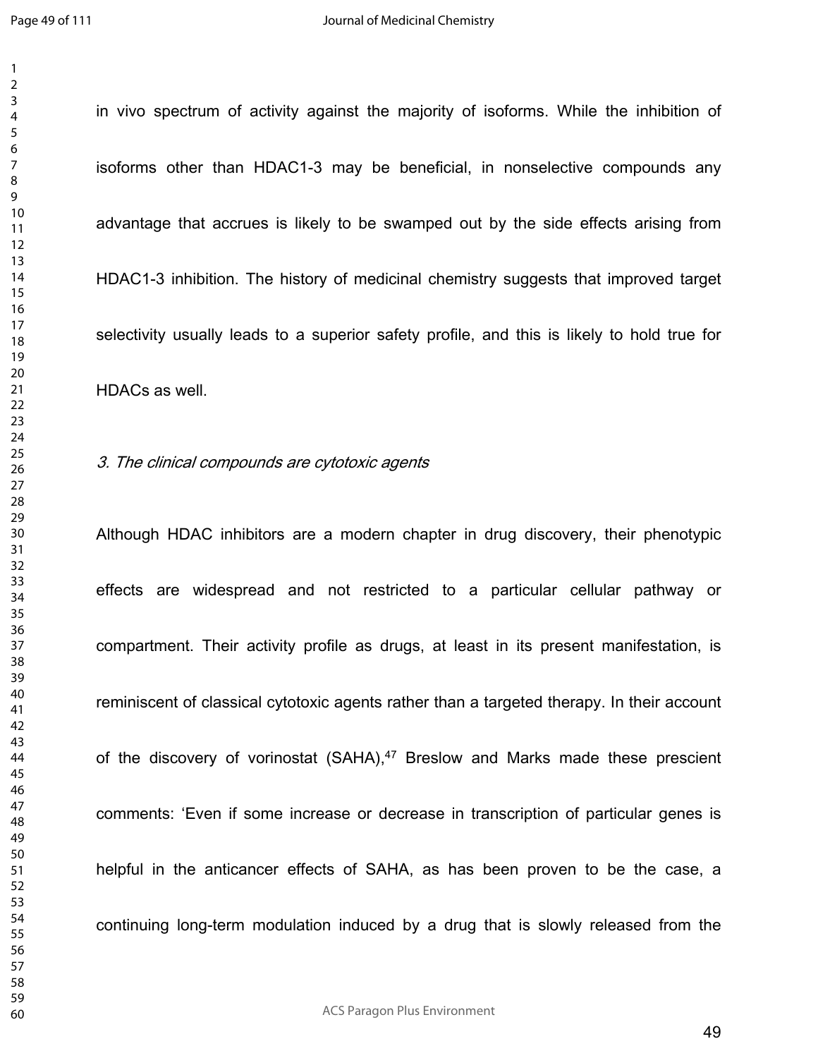in vivo spectrum of activity against the majority of isoforms. While the inhibition of isoforms other than HDAC1-3 may be beneficial, in nonselective compounds any advantage that accrues is likely to be swamped out by the side effects arising from HDAC1-3 inhibition. The history of medicinal chemistry suggests that improved target selectivity usually leads to a superior safety profile, and this is likely to hold true for HDACs as well.

*3. The clinical compounds are cytotoxic agents*

Although HDAC inhibitors are a modern chapter in drug discovery, their phenotypic effects are widespread and not restricted to a particular cellular pathway or compartment. Their activity profile as drugs, at least in its present manifestation, is reminiscent of classical cytotoxic agents rather than a targeted therapy. In their account of the discovery of vorinostat (SAHA),[47] Breslow and Marks made these prescient comments: 'Even if some increase or decrease in transcription of particular genes is helpful in the anticancer effects of SAHA, as has been proven to be the case, a continuing long-term modulation induced by a drug that is slowly released from the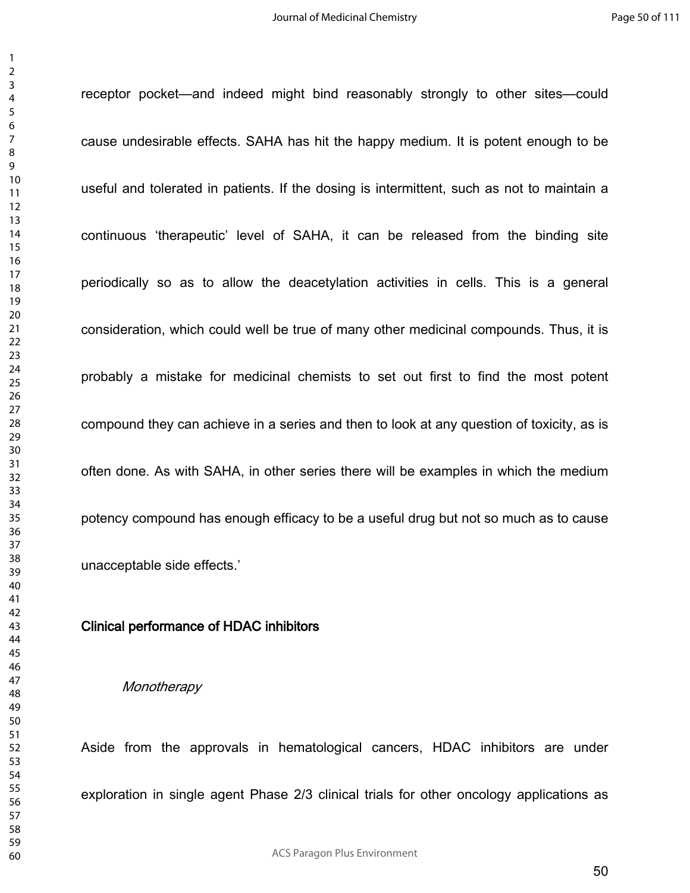receptor pocket—and indeed might bind reasonably strongly to other sites—could cause undesirable effects. SAHA has hit the happy medium. It is potent enough to be useful and tolerated in patients. If the dosing is intermittent, such as not to maintain a continuous 'therapeutic' level of SAHA, it can be released from the binding site periodically so as to allow the deacetylation activities in cells. This is a general consideration, which could well be true of many other medicinal compounds. Thus, it is probably a mistake for medicinal chemists to set out first to find the most potent compound they can achieve in a series and then to look at any question of toxicity, as is often done. As with SAHA, in other series there will be examples in which the medium potency compound has enough efficacy to be a useful drug but not so much as to cause unacceptable side effects.'

## Clinical performance of HDAC inhibitors

### *Monotherapy*

Aside from the approvals in hematological cancers, HDAC inhibitors are under exploration in single agent Phase 2/3 clinical trials for other oncology applications as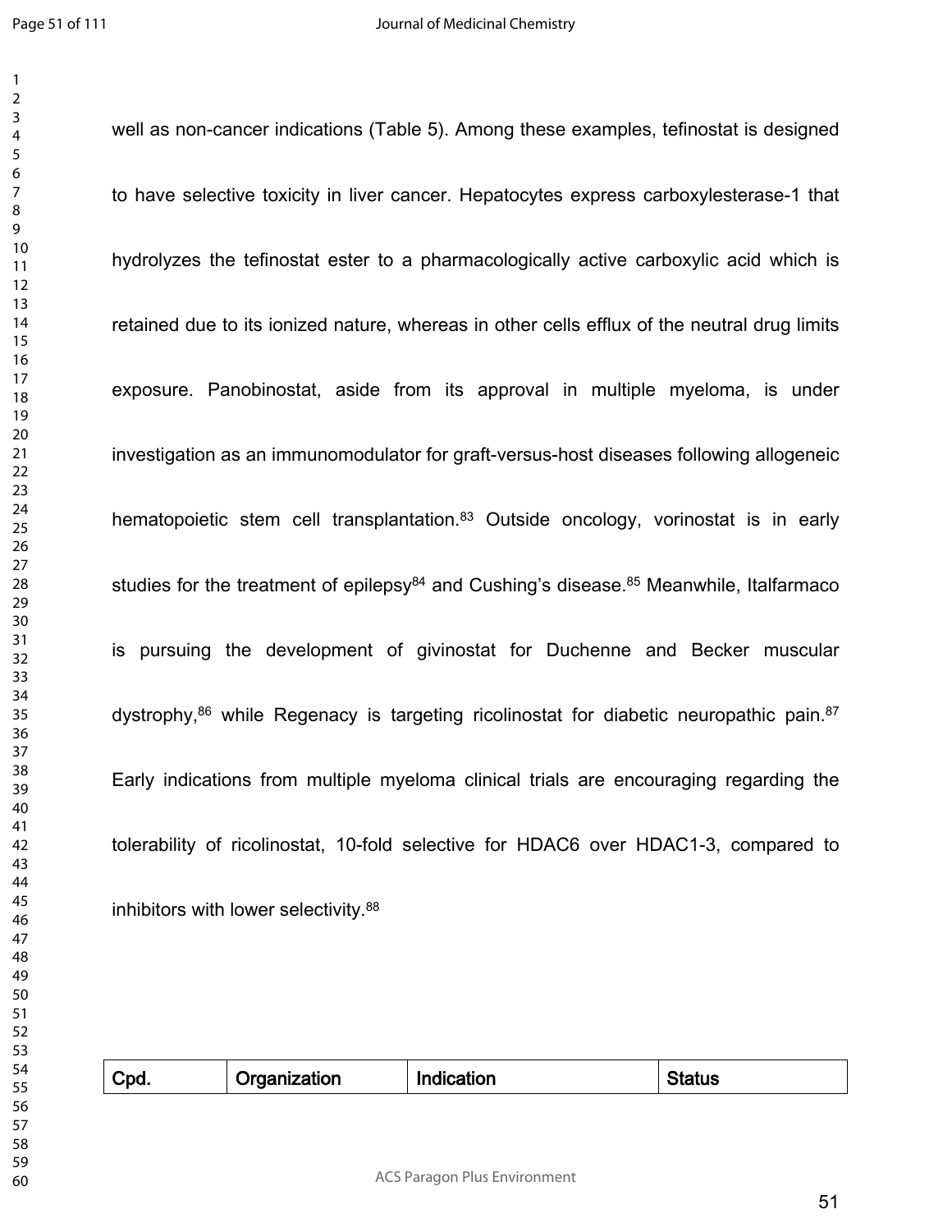well as non-cancer indications (Table 5). Among these examples, tefinostat is designed to have selective toxicity in liver cancer. Hepatocytes express carboxylesterase-1 that hydrolyzes the tefinostat ester to a pharmacologically active carboxylic acid which is retained due to its ionized nature, whereas in other cells efflux of the neutral drug limits exposure. Panobinostat, aside from its approval in multiple myeloma, is under investigation as an immunomodulator for graft-versus-host diseases following allogeneic hematopoietic stem cell transplantation.[83] Outside oncology, vorinostat is in early studies for the treatment of epilepsy[84] and Cushing's disease.[85] Meanwhile, Italfarmaco is pursuing the development of givinostat for Duchenne and Becker muscular dystrophy,[86] while Regenacy is targeting ricolinostat for diabetic neuropathic pain.[87] Early indications from multiple myeloma clinical trials are encouraging regarding the tolerability of ricolinostat, 10-fold selective for HDAC6 over HDAC1-3, compared to inhibitors with lower selectivity.[88]

| Cpd. | Organization | Indication | Status |
| --- | --- | --- | --- |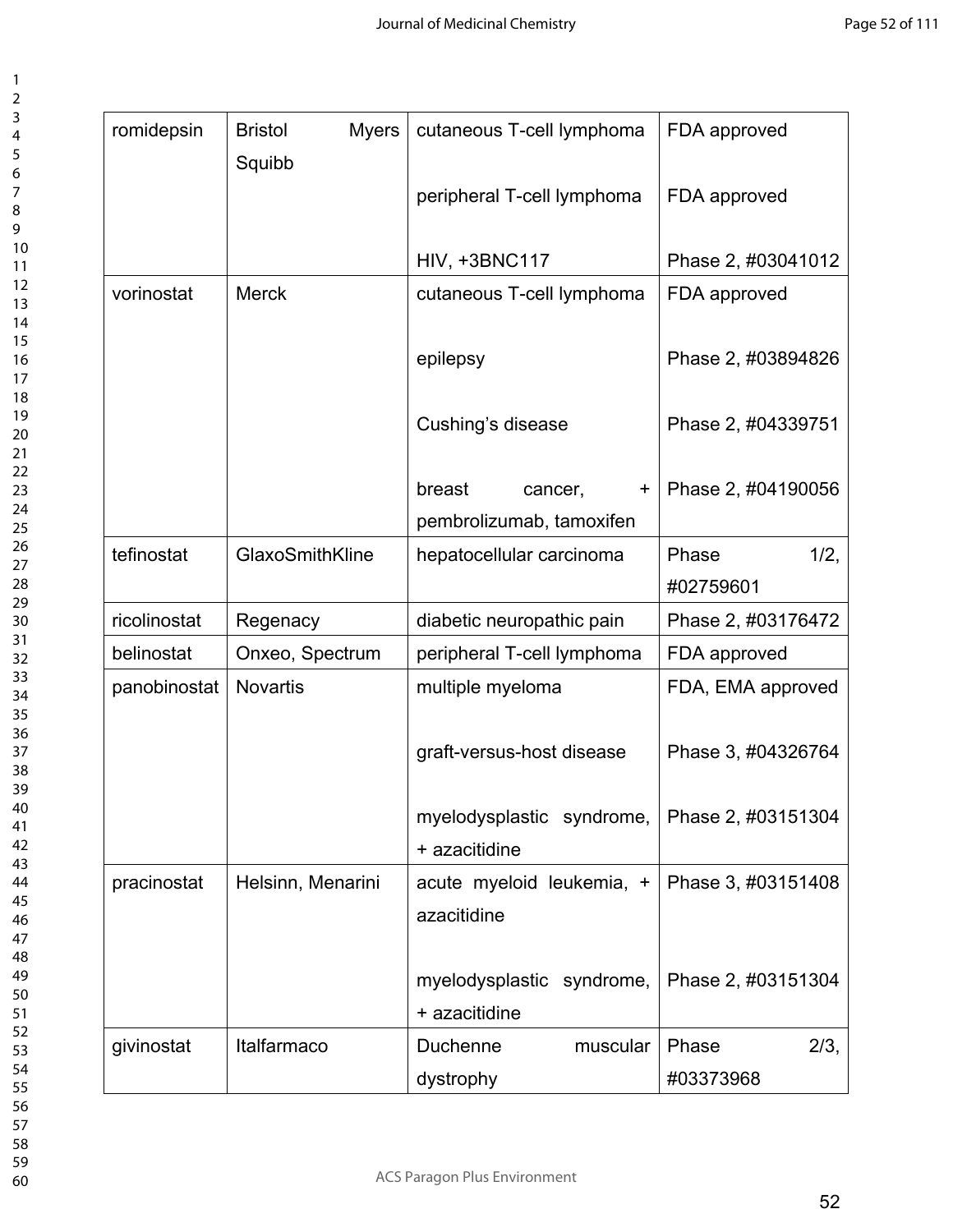| romidepsin | Bristol Myers Squibb | cutaneous T-cell lymphoma | FDA approved |
|---|---|---|---|
| | | peripheral T-cell lymphoma | FDA approved |
| | | HIV, +3BNC117 | Phase 2, #03041012 |
| vorinostat | Merck | cutaneous T-cell lymphoma | FDA approved |
| | | epilepsy | Phase 2, #03894826 |
| | | Cushing's disease | Phase 2, #04339751 |
| | | breast cancer, + pembrolizumab, tamoxifen | Phase 2, #04190056 |
| tefinostat | GlaxoSmithKline | hepatocellular carcinoma | Phase 1/2, #02759601 |
| ricolinostat | Regenacy | diabetic neuropathic pain | Phase 2, #03176472 |
| belinostat | Onxeo, Spectrum | peripheral T-cell lymphoma | FDA approved |
| panobinostat | Novartis | multiple myeloma | FDA, EMA approved |
| | | graft-versus-host disease | Phase 3, #04326764 |
| | | myelodysplastic syndrome, + azacitidine | Phase 2, #03151304 |
| pracinostat | Helsinn, Menarini | acute myeloid leukemia, + azacitidine | Phase 3, #03151408 |
| | | myelodysplastic syndrome, + azacitidine | Phase 2, #03151304 |
| givinostat | Italfarmaco | Duchenne muscular dystrophy | Phase 2/3, #03373968 |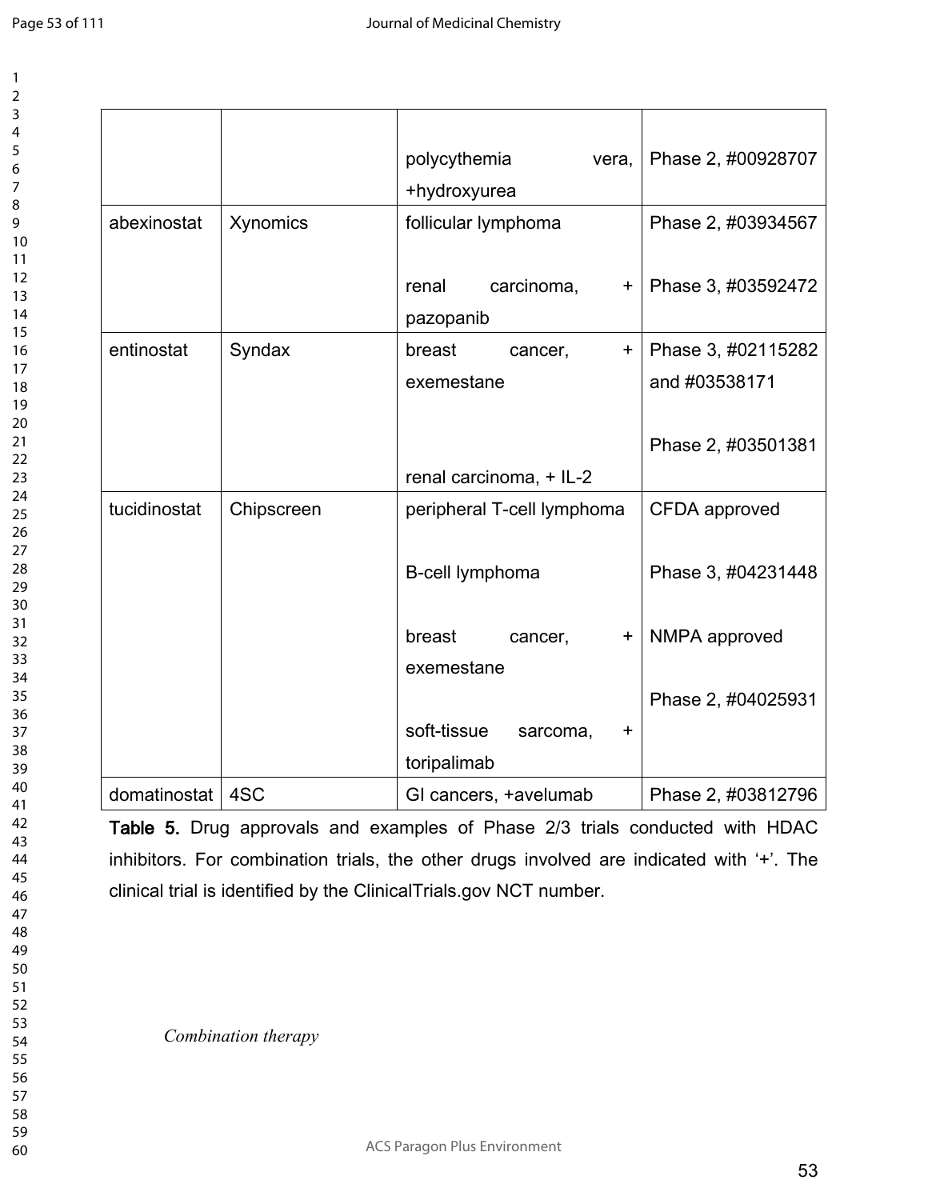| | | | |
|---|---|---|---|
| | | polycythemia vera, +hydroxyurea | Phase 2, #00928707 |
| abexinostat | Xynomics | follicular lymphoma<br><br>renal carcinoma, + pazopanib | Phase 2, #03934567<br><br>Phase 3, #03592472 |
| entinostat | Syndax | breast cancer, + exemestane<br><br>renal carcinoma, + IL-2 | Phase 3, #02115282 and #03538171<br><br>Phase 2, #03501381 |
| tucidinostat | Chipscreen | peripheral T-cell lymphoma<br><br>B-cell lymphoma<br><br>breast cancer, + exemestane<br><br>soft-tissue sarcoma, + toripalimab | CFDA approved<br><br>Phase 3, #04231448<br><br>NMPA approved<br><br>Phase 2, #04025931 |
| domatinostat | 4SC | GI cancers, +avelumab | Phase 2, #03812796 |

**Table 5.** Drug approvals and examples of Phase 2/3 trials conducted with HDAC inhibitors. For combination trials, the other drugs involved are indicated with '+'. The clinical trial is identified by the ClinicalTrials.gov NCT number.

*Combination therapy*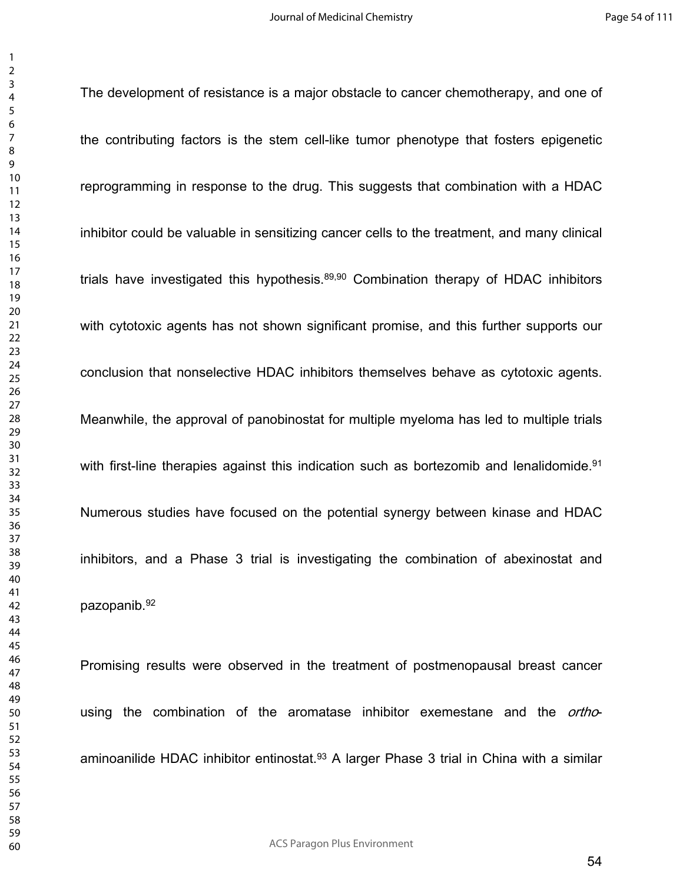The development of resistance is a major obstacle to cancer chemotherapy, and one of the contributing factors is the stem cell-like tumor phenotype that fosters epigenetic reprogramming in response to the drug. This suggests that combination with a HDAC inhibitor could be valuable in sensitizing cancer cells to the treatment, and many clinical trials have investigated this hypothesis.[89,90] Combination therapy of HDAC inhibitors with cytotoxic agents has not shown significant promise, and this further supports our conclusion that nonselective HDAC inhibitors themselves behave as cytotoxic agents. Meanwhile, the approval of panobinostat for multiple myeloma has led to multiple trials with first-line therapies against this indication such as bortezomib and lenalidomide.[91] Numerous studies have focused on the potential synergy between kinase and HDAC inhibitors, and a Phase 3 trial is investigating the combination of abexinostat and pazopanib.[92]

Promising results were observed in the treatment of postmenopausal breast cancer using the combination of the aromatase inhibitor exemestane and the *ortho*-aminoanilide HDAC inhibitor entinostat.[93] A larger Phase 3 trial in China with a similar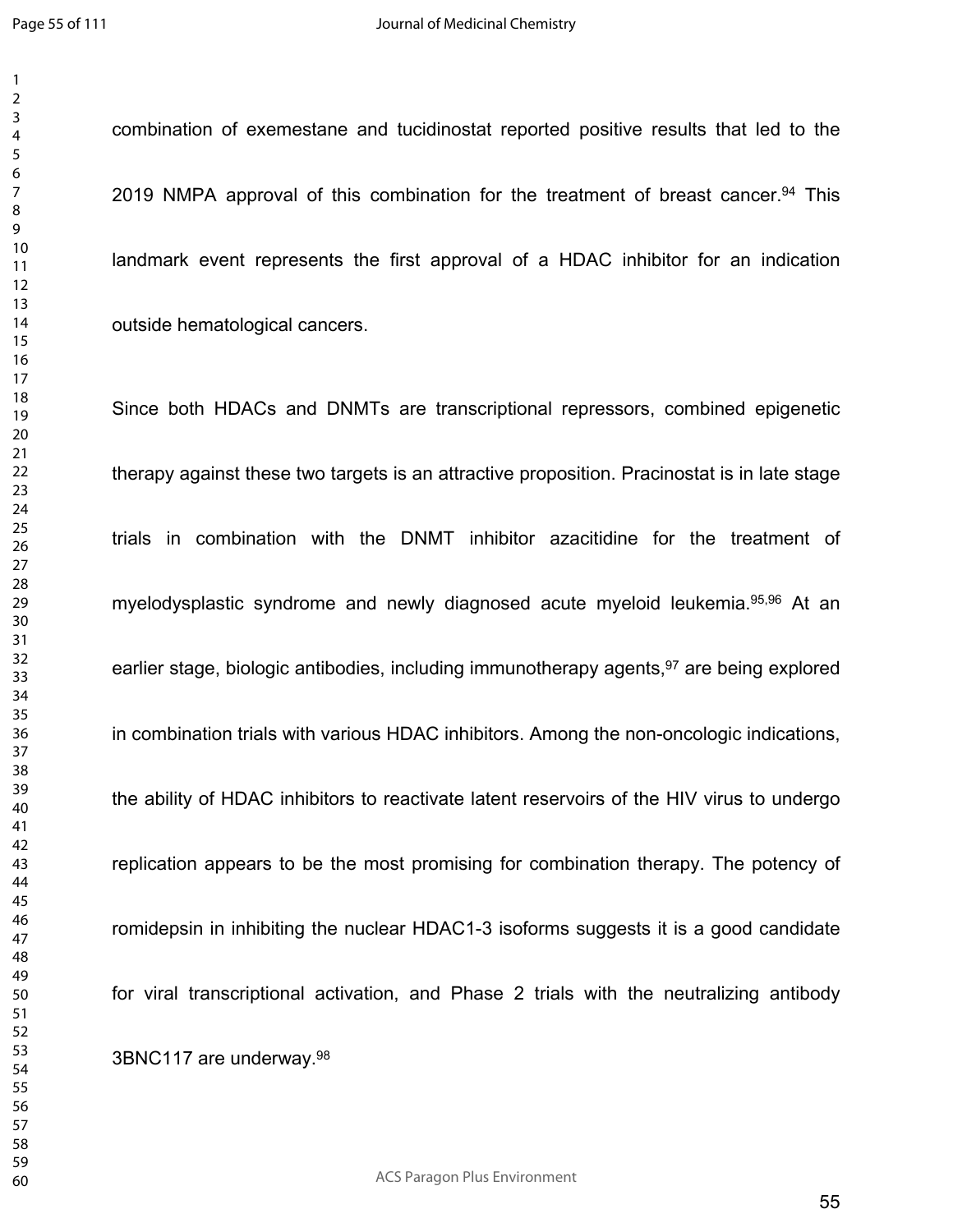combination of exemestane and tucidinostat reported positive results that led to the 2019 NMPA approval of this combination for the treatment of breast cancer.[94] This landmark event represents the first approval of a HDAC inhibitor for an indication outside hematological cancers.

Since both HDACs and DNMTs are transcriptional repressors, combined epigenetic therapy against these two targets is an attractive proposition. Pracinostat is in late stage trials in combination with the DNMT inhibitor azacitidine for the treatment of myelodysplastic syndrome and newly diagnosed acute myeloid leukemia.[95,96] At an earlier stage, biologic antibodies, including immunotherapy agents,[97] are being explored in combination trials with various HDAC inhibitors. Among the non-oncologic indications, the ability of HDAC inhibitors to reactivate latent reservoirs of the HIV virus to undergo replication appears to be the most promising for combination therapy. The potency of romidepsin in inhibiting the nuclear HDAC1-3 isoforms suggests it is a good candidate for viral transcriptional activation, and Phase 2 trials with the neutralizing antibody 3BNC117 are underway.[98]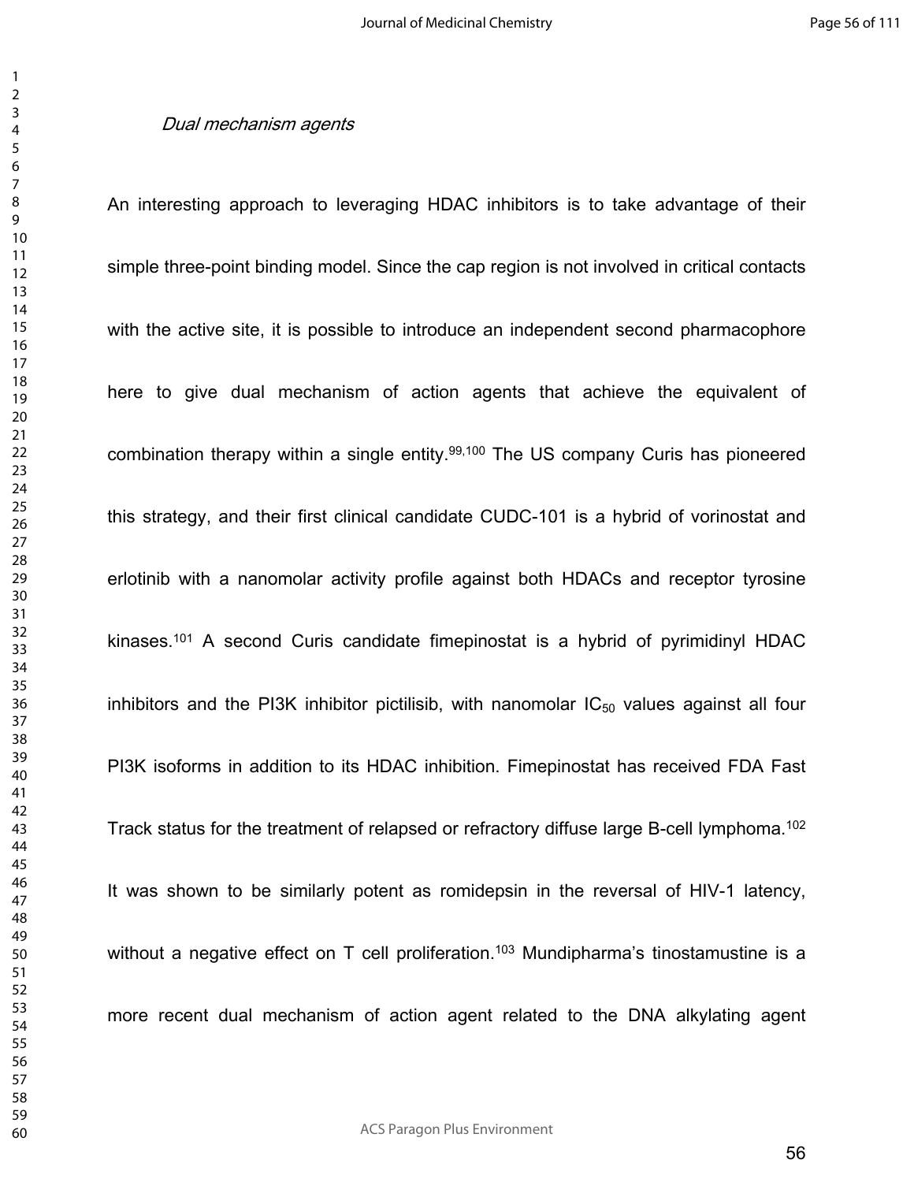*Dual mechanism agents*

An interesting approach to leveraging HDAC inhibitors is to take advantage of their simple three-point binding model. Since the cap region is not involved in critical contacts with the active site, it is possible to introduce an independent second pharmacophore here to give dual mechanism of action agents that achieve the equivalent of combination therapy within a single entity.[99,100] The US company Curis has pioneered this strategy, and their first clinical candidate CUDC-101 is a hybrid of vorinostat and erlotinib with a nanomolar activity profile against both HDACs and receptor tyrosine kinases.[101] A second Curis candidate fimepinostat is a hybrid of pyrimidinyl HDAC inhibitors and the PI3K inhibitor pictilisib, with nanomolar $IC_{50}$ values against all four PI3K isoforms in addition to its HDAC inhibition. Fimepinostat has received FDA Fast Track status for the treatment of relapsed or refractory diffuse large B-cell lymphoma.[102] It was shown to be similarly potent as romidepsin in the reversal of HIV-1 latency, without a negative effect on T cell proliferation.[103] Mundipharma's tinostamustine is a more recent dual mechanism of action agent related to the DNA alkylating agent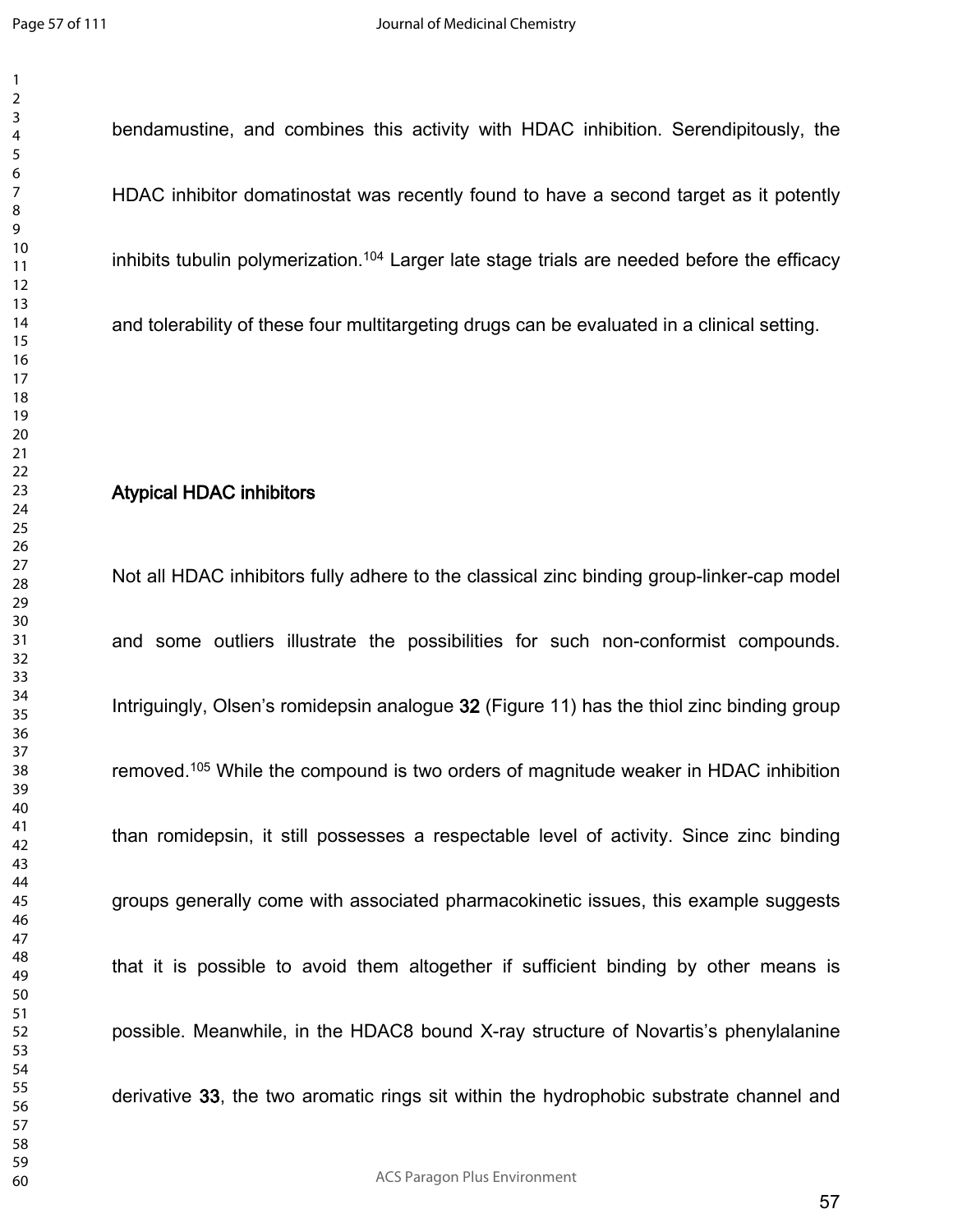bendamustine, and combines this activity with HDAC inhibition. Serendipitously, the HDAC inhibitor domatinostat was recently found to have a second target as it potently inhibits tubulin polymerization.[104] Larger late stage trials are needed before the efficacy and tolerability of these four multitargeting drugs can be evaluated in a clinical setting.

## Atypical HDAC inhibitors

Not all HDAC inhibitors fully adhere to the classical zinc binding group-linker-cap model and some outliers illustrate the possibilities for such non-conformist compounds. Intriguingly, Olsen's romidepsin analogue **32** (Figure 11) has the thiol zinc binding group removed.[105] While the compound is two orders of magnitude weaker in HDAC inhibition than romidepsin, it still possesses a respectable level of activity. Since zinc binding groups generally come with associated pharmacokinetic issues, this example suggests that it is possible to avoid them altogether if sufficient binding by other means is possible. Meanwhile, in the HDAC8 bound X-ray structure of Novartis's phenylalanine derivative **33**, the two aromatic rings sit within the hydrophobic substrate channel and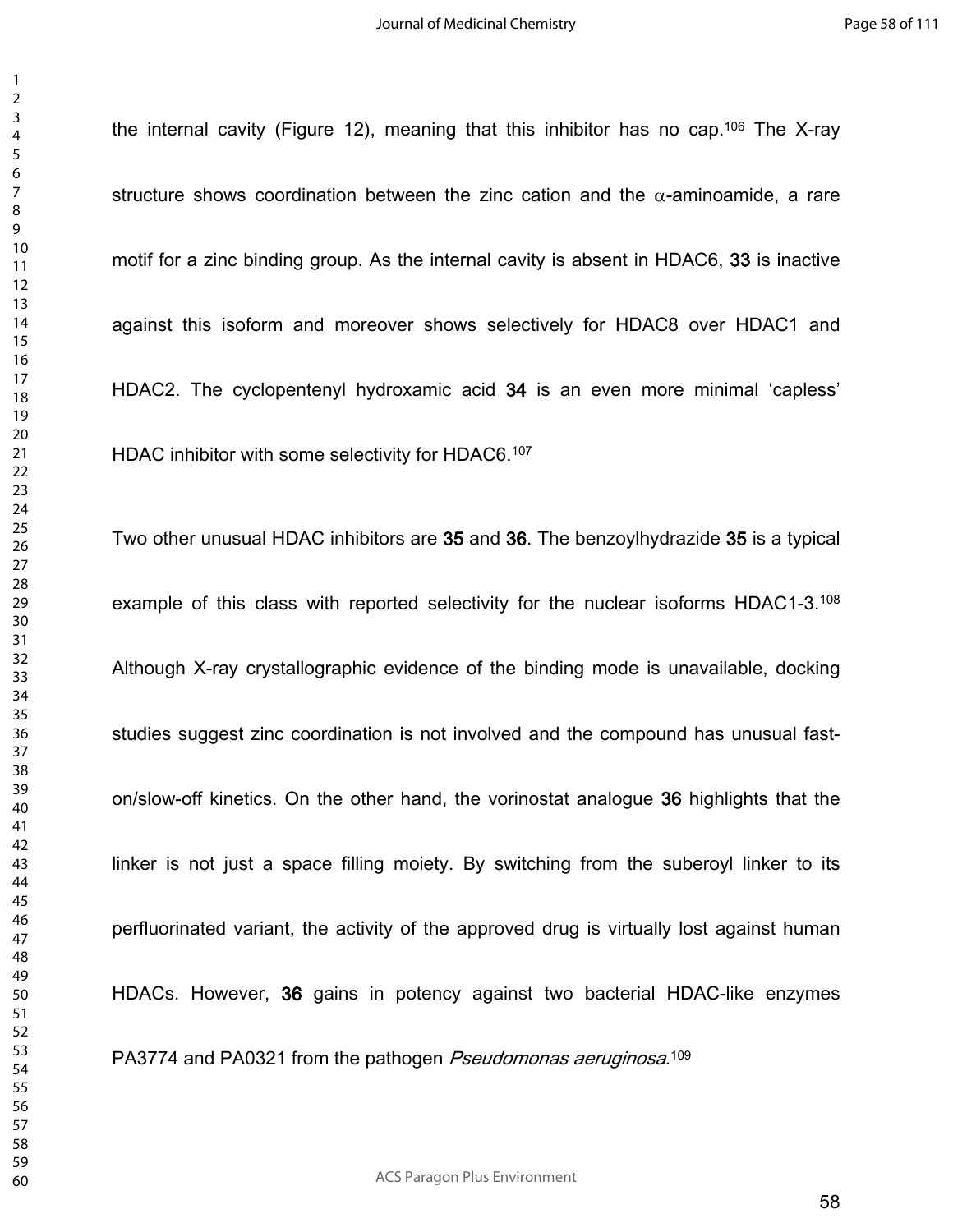the internal cavity (Figure 12), meaning that this inhibitor has no cap.[106] The X-ray structure shows coordination between the zinc cation and the α-aminoamide, a rare motif for a zinc binding group. As the internal cavity is absent in HDAC6, **33** is inactive against this isoform and moreover shows selectively for HDAC8 over HDAC1 and HDAC2. The cyclopentenyl hydroxamic acid **34** is an even more minimal 'capless' HDAC inhibitor with some selectivity for HDAC6.[107]

Two other unusual HDAC inhibitors are **35** and **36**. The benzoylhydrazide **35** is a typical example of this class with reported selectivity for the nuclear isoforms HDAC1-3.[108] Although X-ray crystallographic evidence of the binding mode is unavailable, docking studies suggest zinc coordination is not involved and the compound has unusual fast-on/slow-off kinetics. On the other hand, the vorinostat analogue **36** highlights that the linker is not just a space filling moiety. By switching from the suberoyl linker to its perfluorinated variant, the activity of the approved drug is virtually lost against human HDACs. However, **36** gains in potency against two bacterial HDAC-like enzymes PA3774 and PA0321 from the pathogen *Pseudomonas aeruginosa*.[109]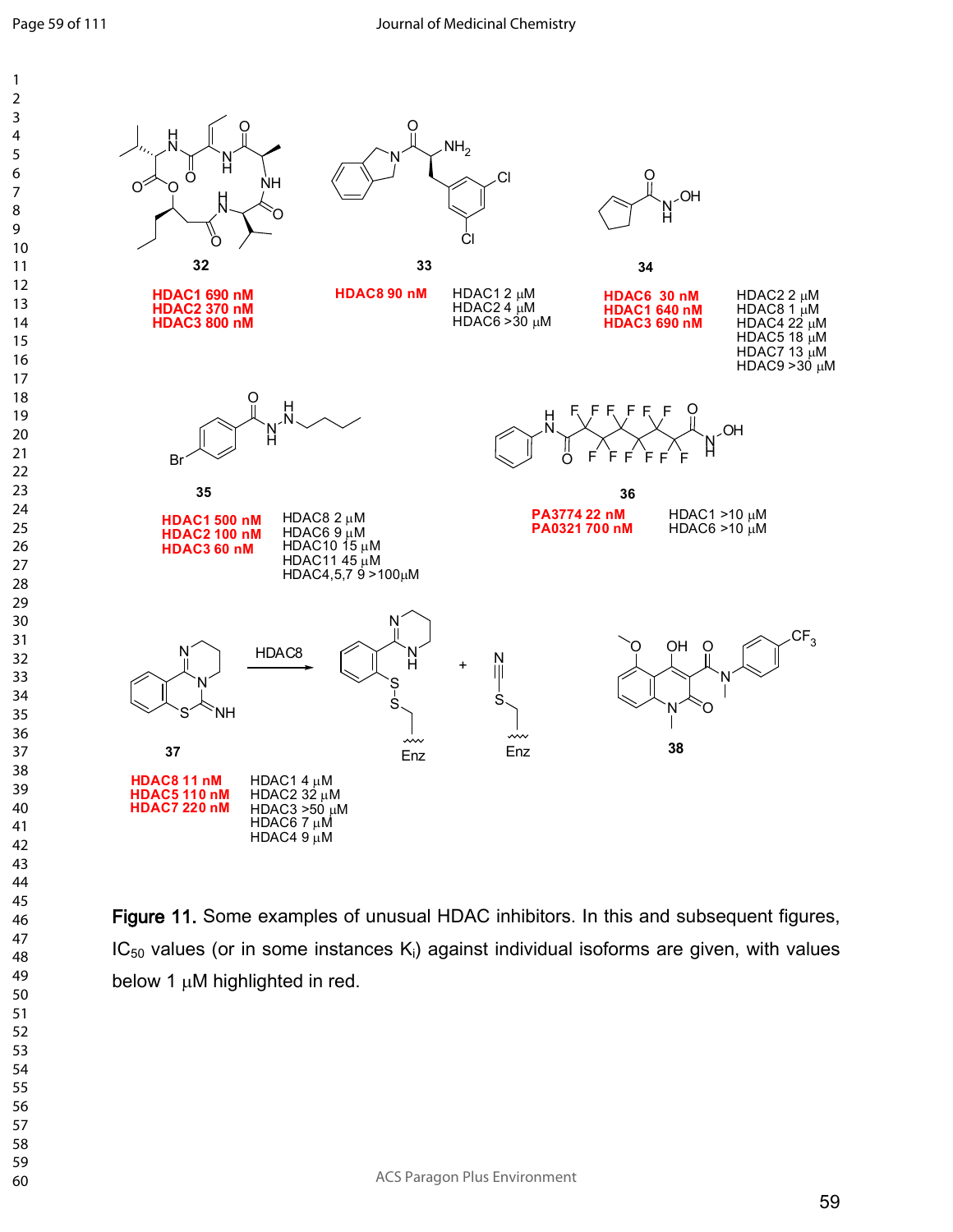**32**

**HDAC1 690 nM**
**HDAC2 370 nM**
**HDAC3 800 nM**

**33**

**HDAC8 90 nM**

HDAC1 2 μM
HDAC2 4 μM
HDAC6 >30 μM

**34**

**HDAC6 30 nM**
**HDAC1 640 nM**
**HDAC3 690 nM**

HDAC2 2 μM
HDAC8 1 μM
HDAC4 22 μM
HDAC5 18 μM
HDAC7 13 μM
HDAC9 >30 μM

**35**

**HDAC1 500 nM**
**HDAC2 100 nM**
**HDAC3 60 nM**

HDAC8 2 μM
HDAC6 9 μM
HDAC10 15 μM
HDAC11 45 μM
HDAC4,5,7 9 >100μM

**36**

**PA3774 22 nM**
**PA0321 700 nM**

HDAC1 >10 μM
HDAC6 >10 μM

**37**

HDAC8

**HDAC8 11 nM**
**HDAC5 110 nM**
**HDAC7 220 nM**

HDAC1 4 μM
HDAC2 32 μM
HDAC3 >50 μM
HDAC6 7 μM
HDAC4 9 μM

**38**

**Figure 11.** Some examples of unusual HDAC inhibitors. In this and subsequent figures, $IC_{50}$ values (or in some instances $K_i$) against individual isoforms are given, with values below 1 μM highlighted in red.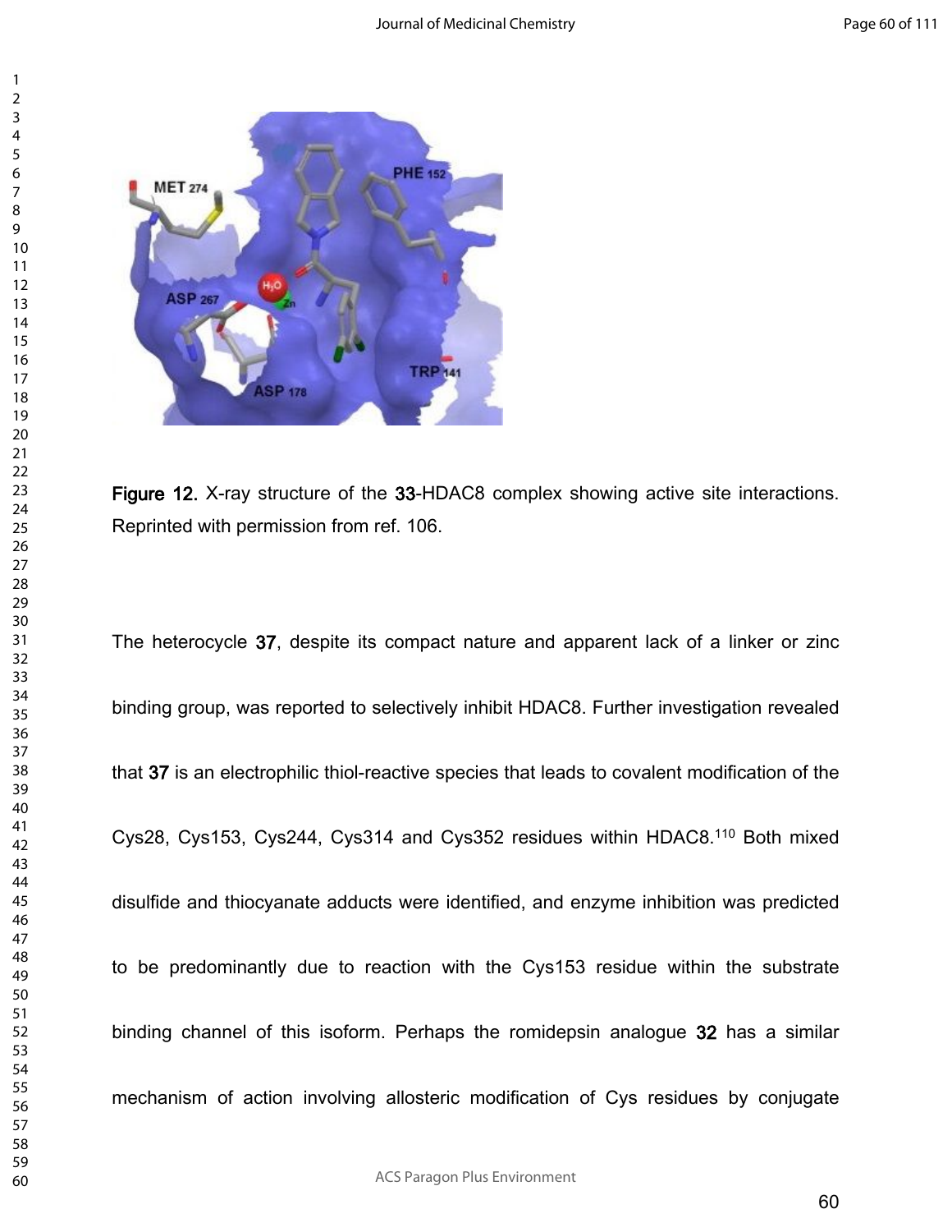Figure 12. X-ray structure of the 33-HDAC8 complex showing active site interactions. Reprinted with permission from ref. 106.

The heterocycle 37, despite its compact nature and apparent lack of a linker or zinc binding group, was reported to selectively inhibit HDAC8. Further investigation revealed that 37 is an electrophilic thiol-reactive species that leads to covalent modification of the Cys28, Cys153, Cys244, Cys314 and Cys352 residues within HDAC8.[110] Both mixed disulfide and thiocyanate adducts were identified, and enzyme inhibition was predicted to be predominantly due to reaction with the Cys153 residue within the substrate binding channel of this isoform. Perhaps the romidepsin analogue 32 has a similar mechanism of action involving allosteric modification of Cys residues by conjugate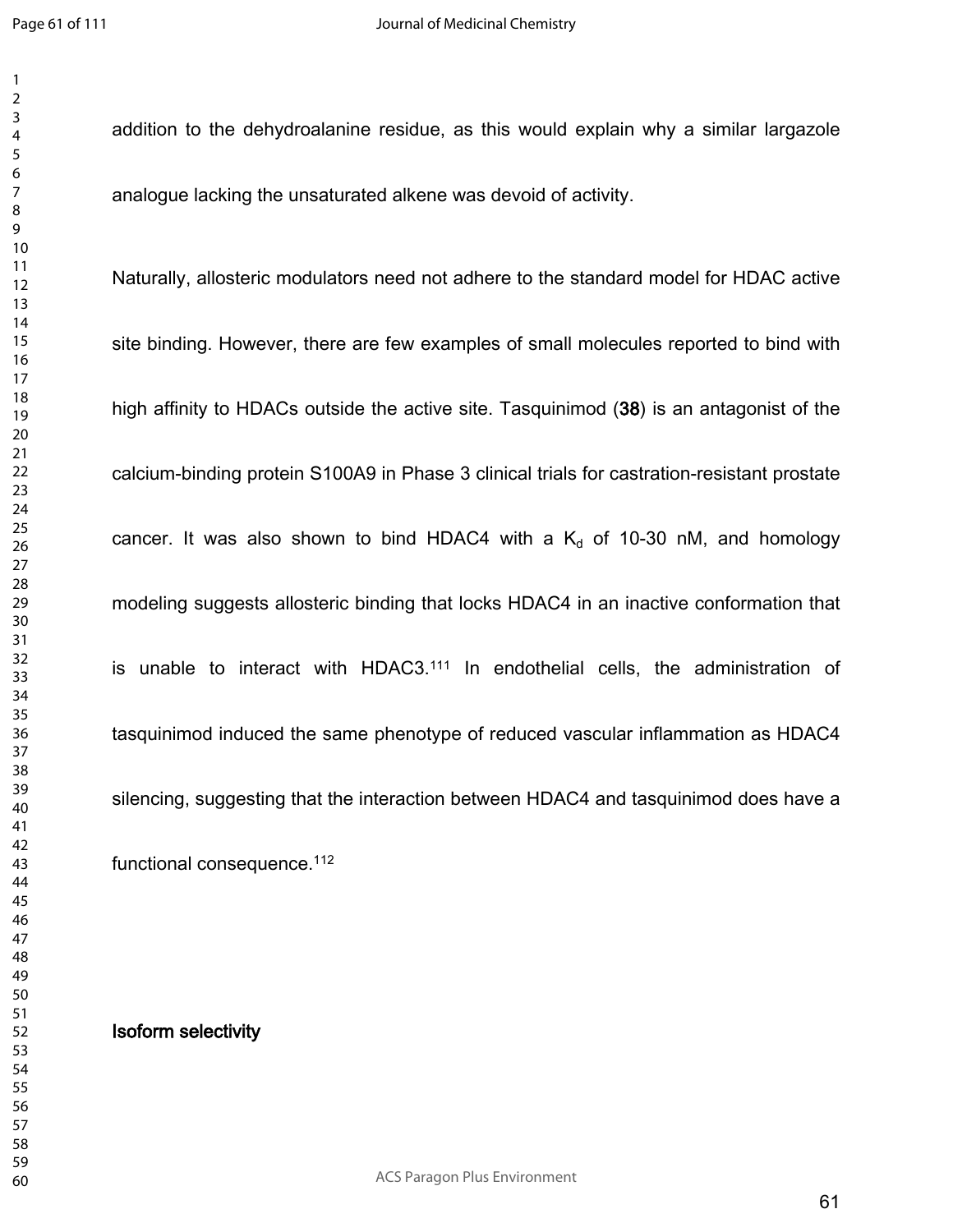addition to the dehydroalanine residue, as this would explain why a similar largazole analogue lacking the unsaturated alkene was devoid of activity.

Naturally, allosteric modulators need not adhere to the standard model for HDAC active site binding. However, there are few examples of small molecules reported to bind with high affinity to HDACs outside the active site. Tasquinimod (**38**) is an antagonist of the calcium-binding protein S100A9 in Phase 3 clinical trials for castration-resistant prostate cancer. It was also shown to bind HDAC4 with a $K_d$ of 10-30 nM, and homology modeling suggests allosteric binding that locks HDAC4 in an inactive conformation that is unable to interact with HDAC3.[111] In endothelial cells, the administration of tasquinimod induced the same phenotype of reduced vascular inflammation as HDAC4 silencing, suggesting that the interaction between HDAC4 and tasquinimod does have a functional consequence.[112]

## Isoform selectivity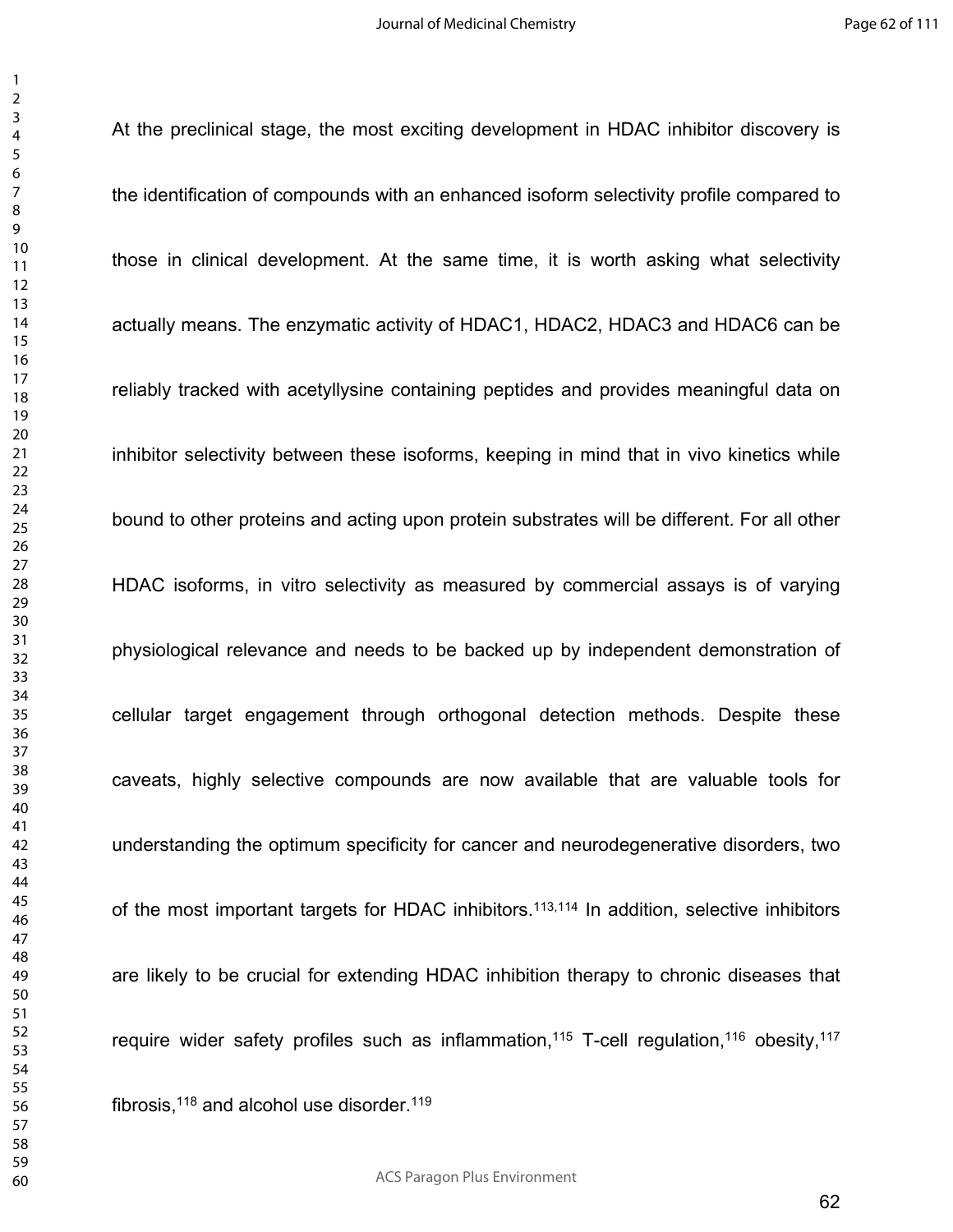At the preclinical stage, the most exciting development in HDAC inhibitor discovery is the identification of compounds with an enhanced isoform selectivity profile compared to those in clinical development. At the same time, it is worth asking what selectivity actually means. The enzymatic activity of HDAC1, HDAC2, HDAC3 and HDAC6 can be reliably tracked with acetyllysine containing peptides and provides meaningful data on inhibitor selectivity between these isoforms, keeping in mind that in vivo kinetics while bound to other proteins and acting upon protein substrates will be different. For all other HDAC isoforms, in vitro selectivity as measured by commercial assays is of varying physiological relevance and needs to be backed up by independent demonstration of cellular target engagement through orthogonal detection methods. Despite these caveats, highly selective compounds are now available that are valuable tools for understanding the optimum specificity for cancer and neurodegenerative disorders, two of the most important targets for HDAC inhibitors.[113,114] In addition, selective inhibitors are likely to be crucial for extending HDAC inhibition therapy to chronic diseases that require wider safety profiles such as inflammation,[115] T-cell regulation,[116] obesity,[117] fibrosis,[118] and alcohol use disorder.[119]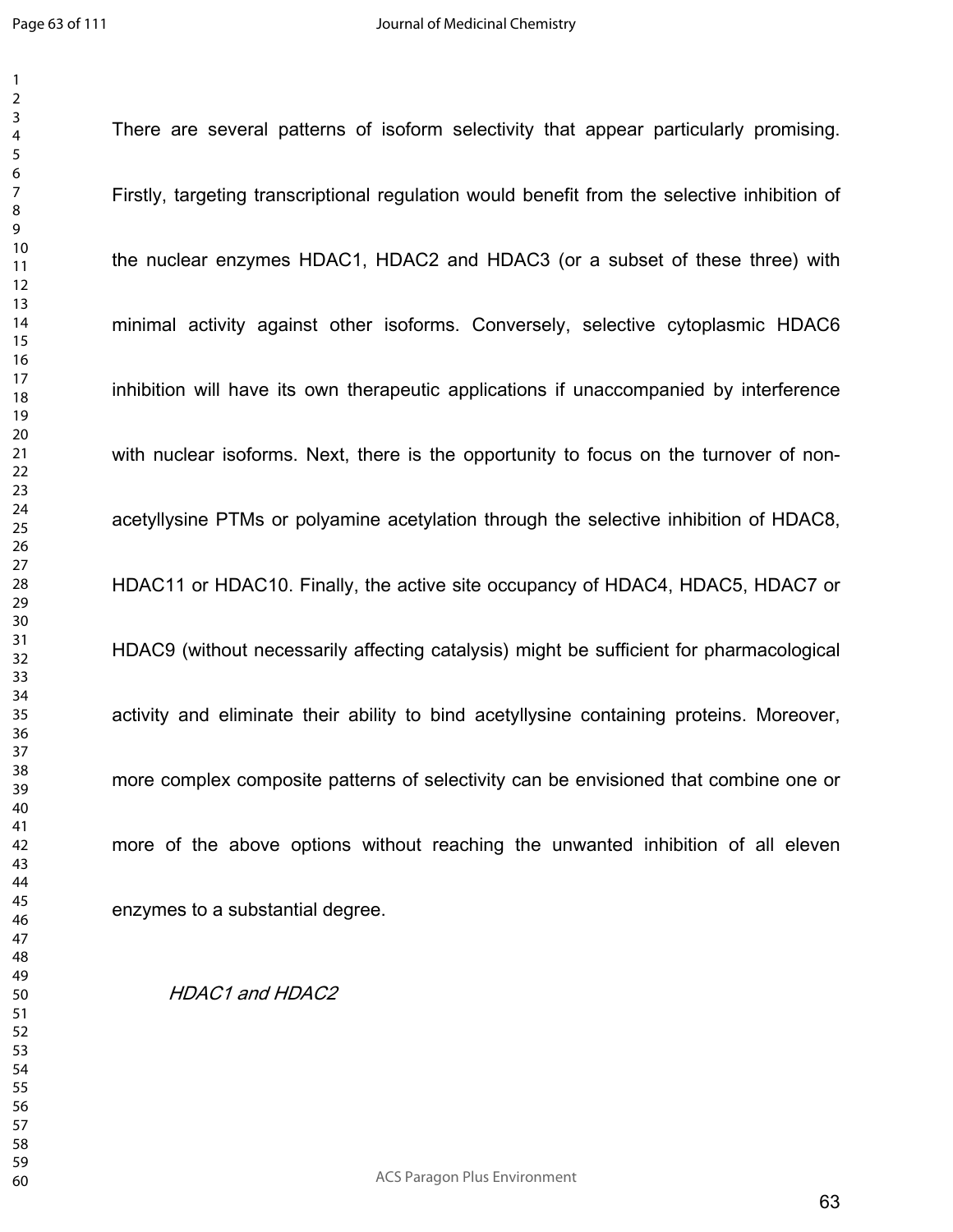There are several patterns of isoform selectivity that appear particularly promising. Firstly, targeting transcriptional regulation would benefit from the selective inhibition of the nuclear enzymes HDAC1, HDAC2 and HDAC3 (or a subset of these three) with minimal activity against other isoforms. Conversely, selective cytoplasmic HDAC6 inhibition will have its own therapeutic applications if unaccompanied by interference with nuclear isoforms. Next, there is the opportunity to focus on the turnover of non-acetyllysine PTMs or polyamine acetylation through the selective inhibition of HDAC8, HDAC11 or HDAC10. Finally, the active site occupancy of HDAC4, HDAC5, HDAC7 or HDAC9 (without necessarily affecting catalysis) might be sufficient for pharmacological activity and eliminate their ability to bind acetyllysine containing proteins. Moreover, more complex composite patterns of selectivity can be envisioned that combine one or more of the above options without reaching the unwanted inhibition of all eleven enzymes to a substantial degree.

### *HDAC1 and HDAC2*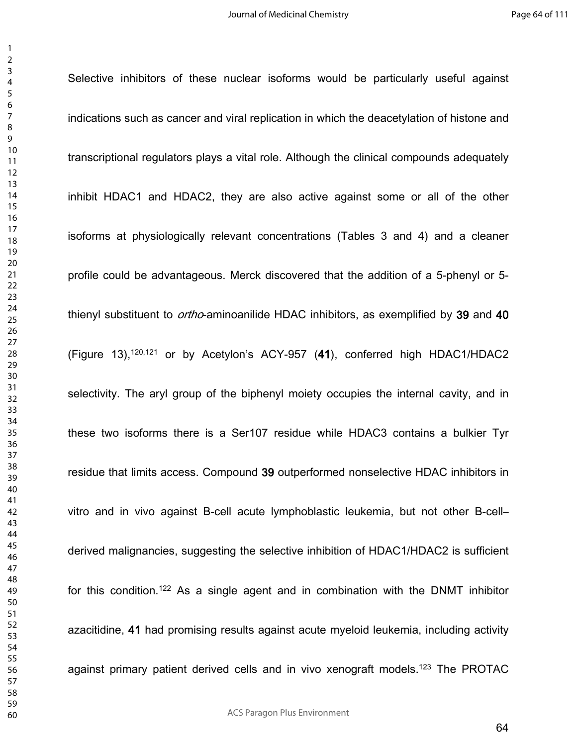Selective inhibitors of these nuclear isoforms would be particularly useful against indications such as cancer and viral replication in which the deacetylation of histone and transcriptional regulators plays a vital role. Although the clinical compounds adequately inhibit HDAC1 and HDAC2, they are also active against some or all of the other isoforms at physiologically relevant concentrations (Tables 3 and 4) and a cleaner profile could be advantageous. Merck discovered that the addition of a 5-phenyl or 5-thienyl substituent to *ortho*-aminoanilide HDAC inhibitors, as exemplified by **39** and **40** (Figure 13),[120,121] or by Acetylon's ACY-957 (**41**), conferred high HDAC1/HDAC2 selectivity. The aryl group of the biphenyl moiety occupies the internal cavity, and in these two isoforms there is a Ser107 residue while HDAC3 contains a bulkier Tyr residue that limits access. Compound **39** outperformed nonselective HDAC inhibitors in vitro and in vivo against B-cell acute lymphoblastic leukemia, but not other B-cell–derived malignancies, suggesting the selective inhibition of HDAC1/HDAC2 is sufficient for this condition.[122] As a single agent and in combination with the DNMT inhibitor azacitidine, **41** had promising results against acute myeloid leukemia, including activity against primary patient derived cells and in vivo xenograft models.[123] The PROTAC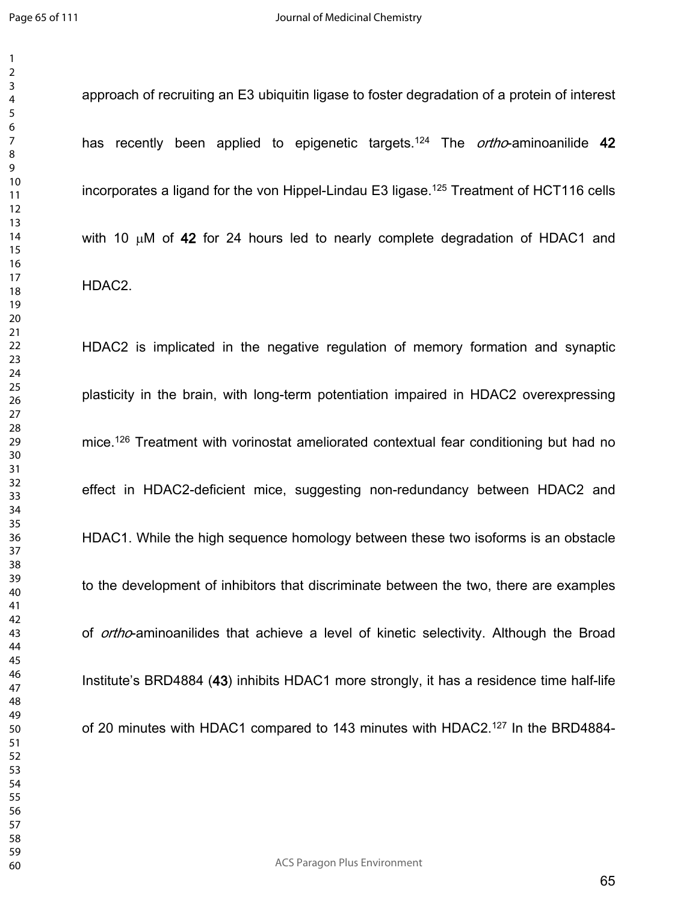approach of recruiting an E3 ubiquitin ligase to foster degradation of a protein of interest has recently been applied to epigenetic targets.[124] The *ortho*-aminoanilide **42** incorporates a ligand for the von Hippel-Lindau E3 ligase.[125] Treatment of HCT116 cells with 10 μM of **42** for 24 hours led to nearly complete degradation of HDAC1 and HDAC2.

HDAC2 is implicated in the negative regulation of memory formation and synaptic plasticity in the brain, with long-term potentiation impaired in HDAC2 overexpressing mice.[126] Treatment with vorinostat ameliorated contextual fear conditioning but had no effect in HDAC2-deficient mice, suggesting non-redundancy between HDAC2 and HDAC1. While the high sequence homology between these two isoforms is an obstacle to the development of inhibitors that discriminate between the two, there are examples of *ortho*-aminoanilides that achieve a level of kinetic selectivity. Although the Broad Institute's BRD4884 (**43**) inhibits HDAC1 more strongly, it has a residence time half-life of 20 minutes with HDAC1 compared to 143 minutes with HDAC2.[127] In the BRD4884-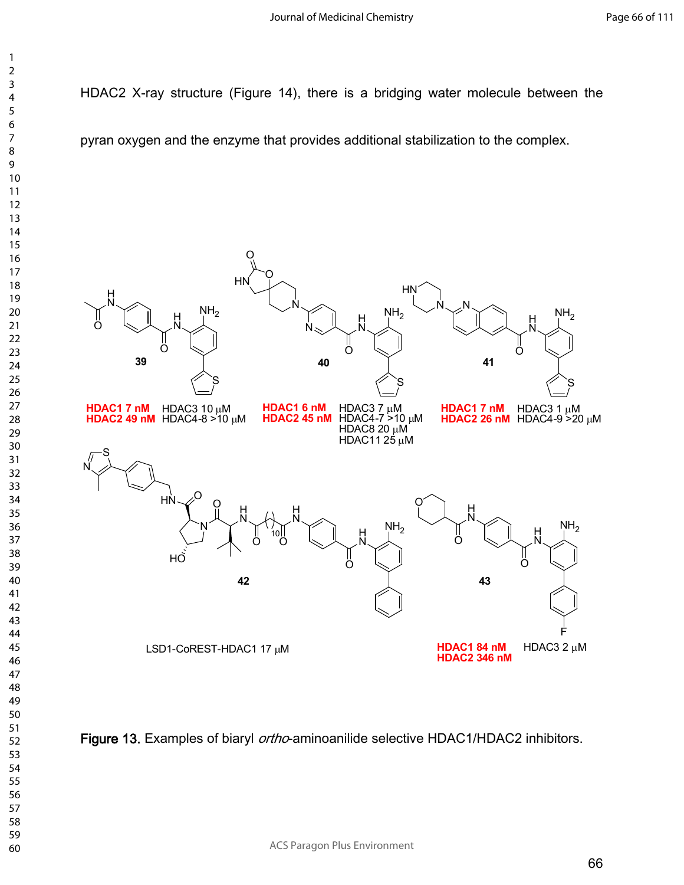HDAC2 X-ray structure (Figure 14), there is a bridging water molecule between the pyran oxygen and the enzyme that provides additional stabilization to the complex.

**39**

**HDAC1 7 nM** HDAC3 10 μM
**HDAC2 49 nM** HDAC4-8 >10 μM

**40**

**HDAC1 6 nM** HDAC3 7 μM
**HDAC2 45 nM** HDAC4-7 >10 μM
HDAC8 20 μM
HDAC11 25 μM

**41**

**HDAC1 7 nM** HDAC3 1 μM
**HDAC2 26 nM** HDAC4-9 >20 μM

**42**

LSD1-CoREST-HDAC1 17 μM

**43**

**HDAC1 84 nM** HDAC3 2 μM
**HDAC2 346 nM**

**Figure 13.** Examples of biaryl *ortho*-aminoanilide selective HDAC1/HDAC2 inhibitors.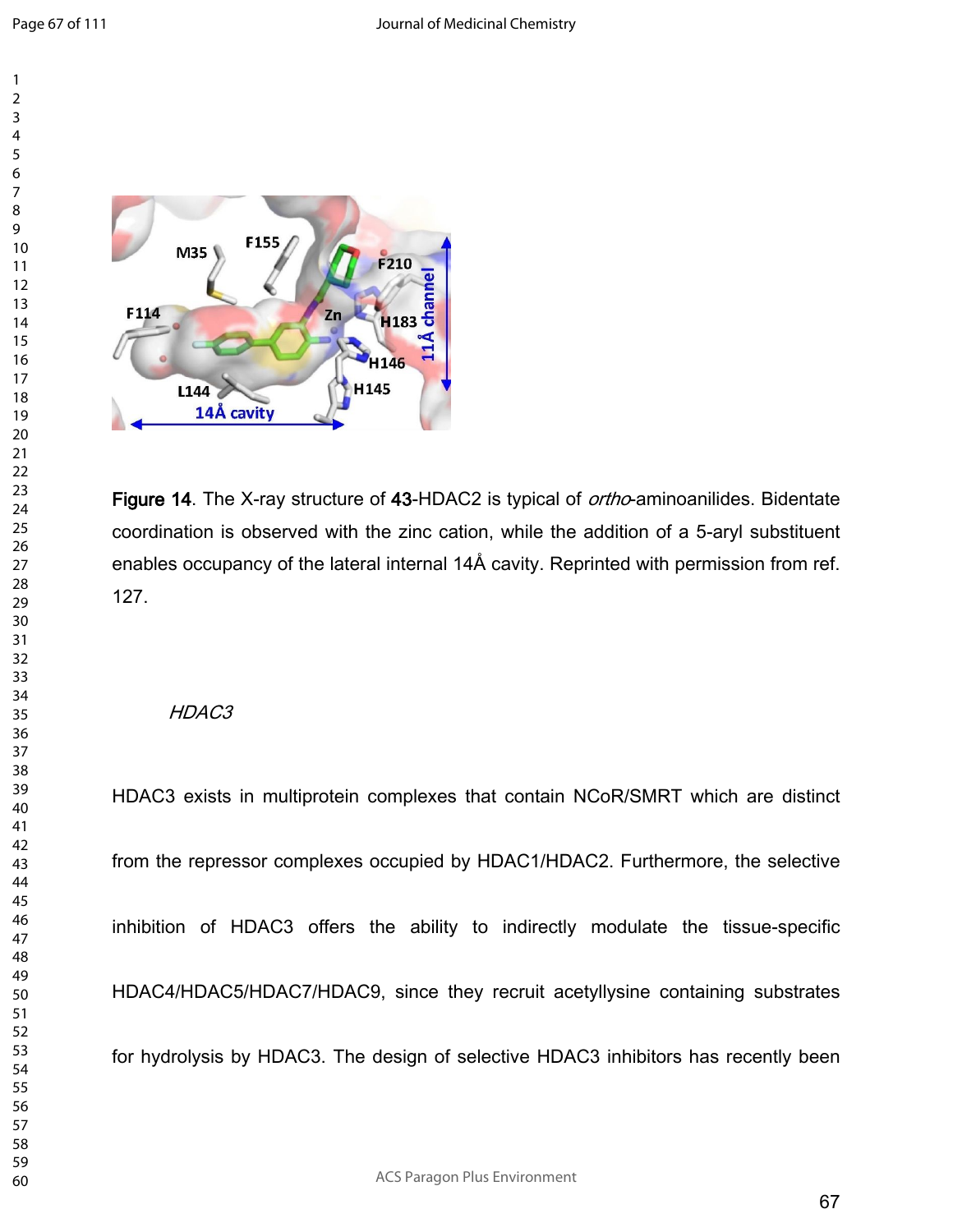**Figure 14**. The X-ray structure of **43**-HDAC2 is typical of *ortho*-aminoanilides. Bidentate coordination is observed with the zinc cation, while the addition of a 5-aryl substituent enables occupancy of the lateral internal 14Å cavity. Reprinted with permission from ref. 127.

*HDAC3*

HDAC3 exists in multiprotein complexes that contain NCoR/SMRT which are distinct from the repressor complexes occupied by HDAC1/HDAC2. Furthermore, the selective inhibition of HDAC3 offers the ability to indirectly modulate the tissue-specific HDAC4/HDAC5/HDAC7/HDAC9, since they recruit acetyllysine containing substrates for hydrolysis by HDAC3. The design of selective HDAC3 inhibitors has recently been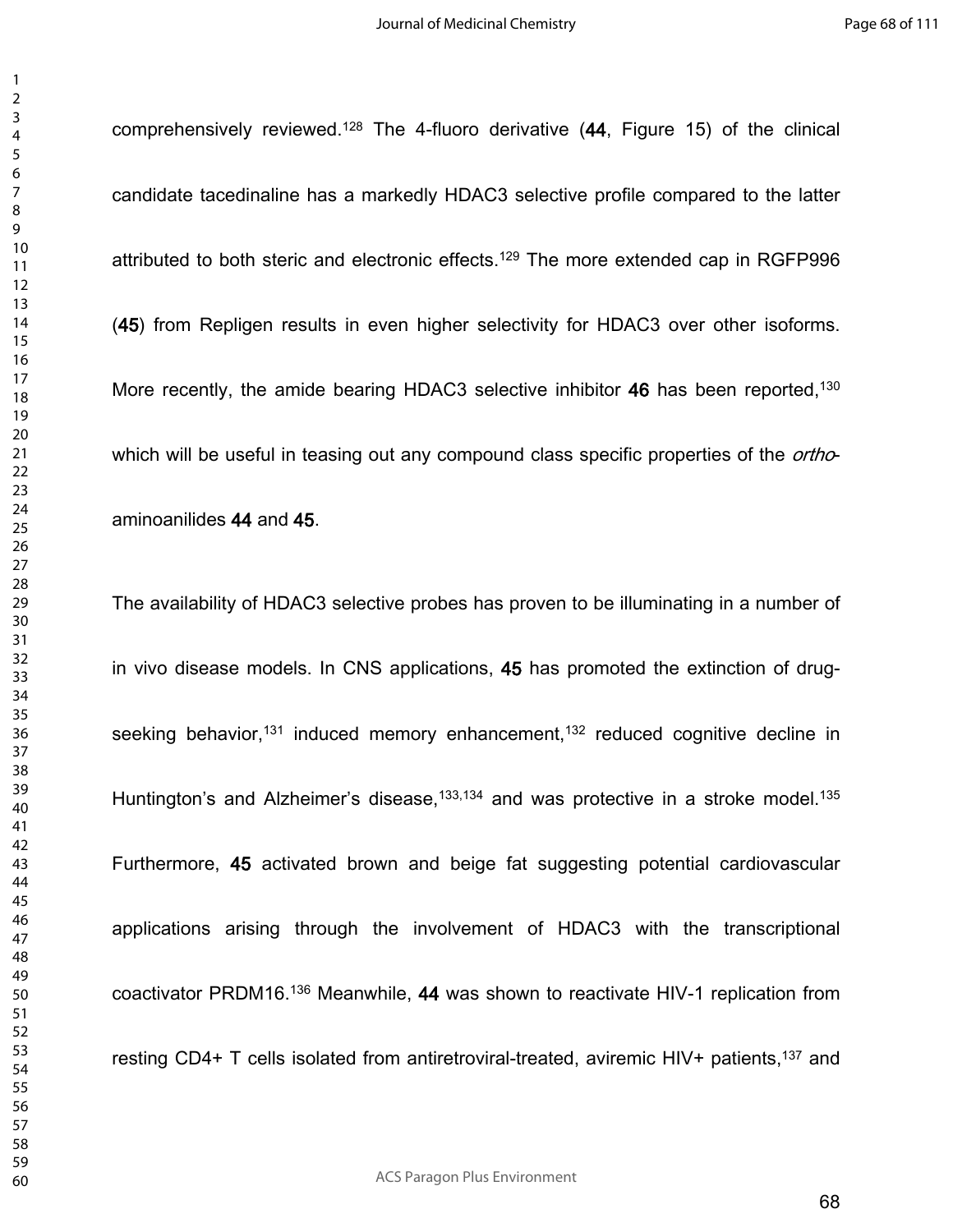comprehensively reviewed.[128] The 4-fluoro derivative (**44**, Figure 15) of the clinical candidate tacedinaline has a markedly HDAC3 selective profile compared to the latter attributed to both steric and electronic effects.[129] The more extended cap in RGFP996 (**45**) from Repligen results in even higher selectivity for HDAC3 over other isoforms. More recently, the amide bearing HDAC3 selective inhibitor **46** has been reported,[130] which will be useful in teasing out any compound class specific properties of the *ortho*-aminoanilides **44** and **45**.

The availability of HDAC3 selective probes has proven to be illuminating in a number of in vivo disease models. In CNS applications, **45** has promoted the extinction of drug-seeking behavior,[131] induced memory enhancement,[132] reduced cognitive decline in Huntington's and Alzheimer's disease,[133,134] and was protective in a stroke model.[135] Furthermore, **45** activated brown and beige fat suggesting potential cardiovascular applications arising through the involvement of HDAC3 with the transcriptional coactivator PRDM16.[136] Meanwhile, **44** was shown to reactivate HIV-1 replication from resting CD4+ T cells isolated from antiretroviral-treated, aviremic HIV+ patients,[137] and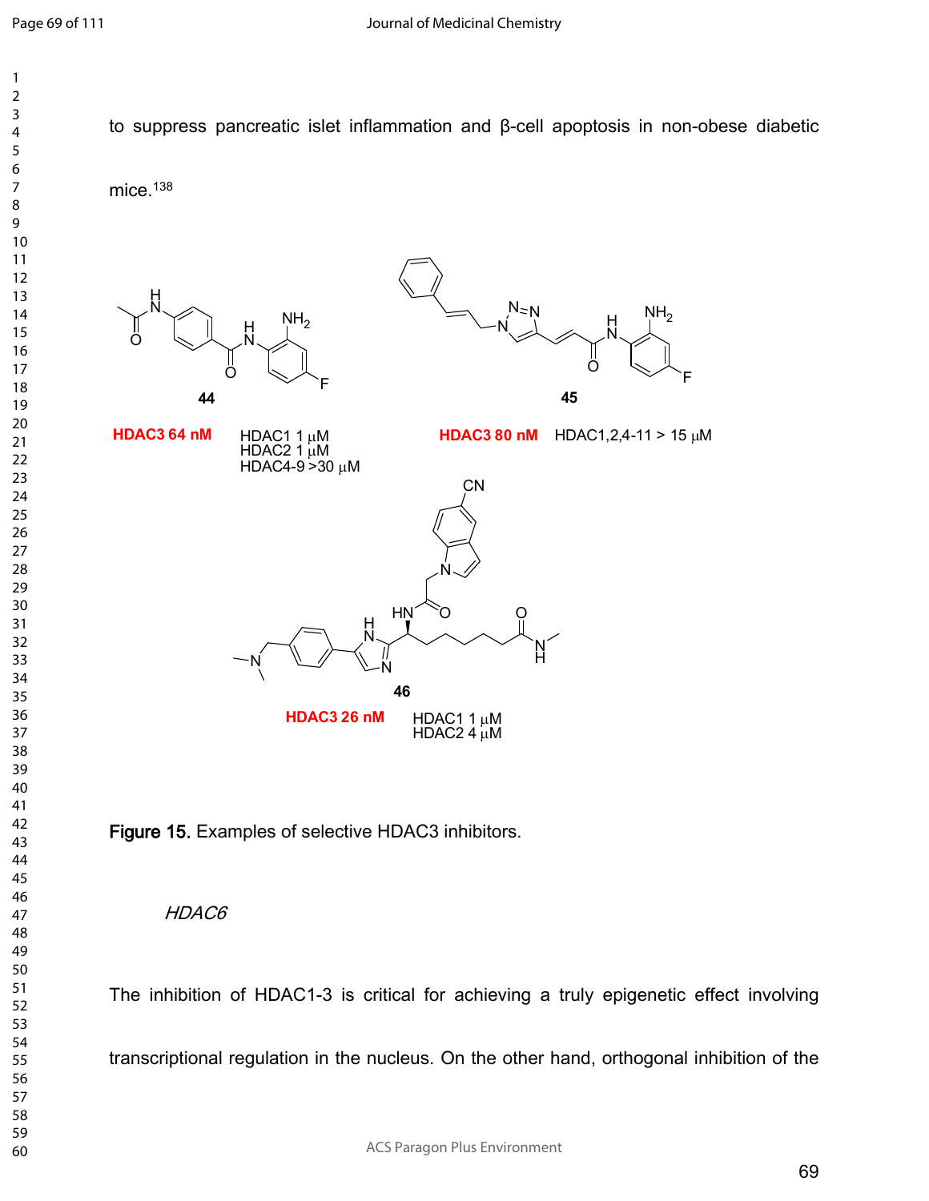to suppress pancreatic islet inflammation and β-cell apoptosis in non-obese diabetic mice.[138]

**44**

**HDAC3 64 nM**

HDAC1 1 μM
HDAC2 1 μM
HDAC4-9 >30 μM

**45**

**HDAC3 80 nM** HDAC1,2,4-11 > 15 μM

**46**

**HDAC3 26 nM**

HDAC1 1 μM
HDAC2 4 μM

**Figure 15.** Examples of selective HDAC3 inhibitors.

*HDAC6*

The inhibition of HDAC1-3 is critical for achieving a truly epigenetic effect involving transcriptional regulation in the nucleus. On the other hand, orthogonal inhibition of the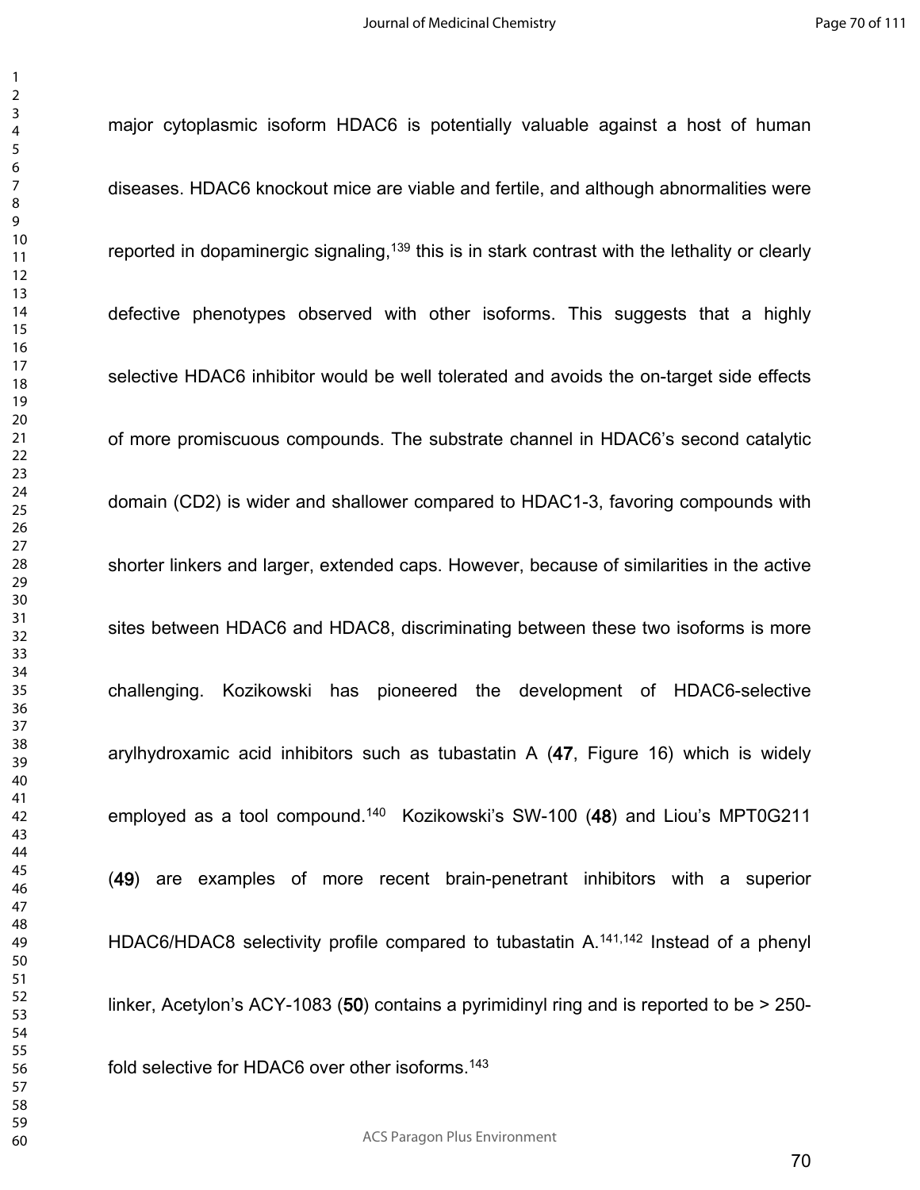major cytoplasmic isoform HDAC6 is potentially valuable against a host of human diseases. HDAC6 knockout mice are viable and fertile, and although abnormalities were reported in dopaminergic signaling,[139] this is in stark contrast with the lethality or clearly defective phenotypes observed with other isoforms. This suggests that a highly selective HDAC6 inhibitor would be well tolerated and avoids the on-target side effects of more promiscuous compounds. The substrate channel in HDAC6's second catalytic domain (CD2) is wider and shallower compared to HDAC1-3, favoring compounds with shorter linkers and larger, extended caps. However, because of similarities in the active sites between HDAC6 and HDAC8, discriminating between these two isoforms is more challenging. Kozikowski has pioneered the development of HDAC6-selective arylhydroxamic acid inhibitors such as tubastatin A (**47**, Figure 16) which is widely employed as a tool compound.[140] Kozikowski's SW-100 (**48**) and Liou's MPT0G211 (**49**) are examples of more recent brain-penetrant inhibitors with a superior HDAC6/HDAC8 selectivity profile compared to tubastatin A.[141,142] Instead of a phenyl linker, Acetylon's ACY-1083 (**50**) contains a pyrimidinyl ring and is reported to be > 250-fold selective for HDAC6 over other isoforms.[143]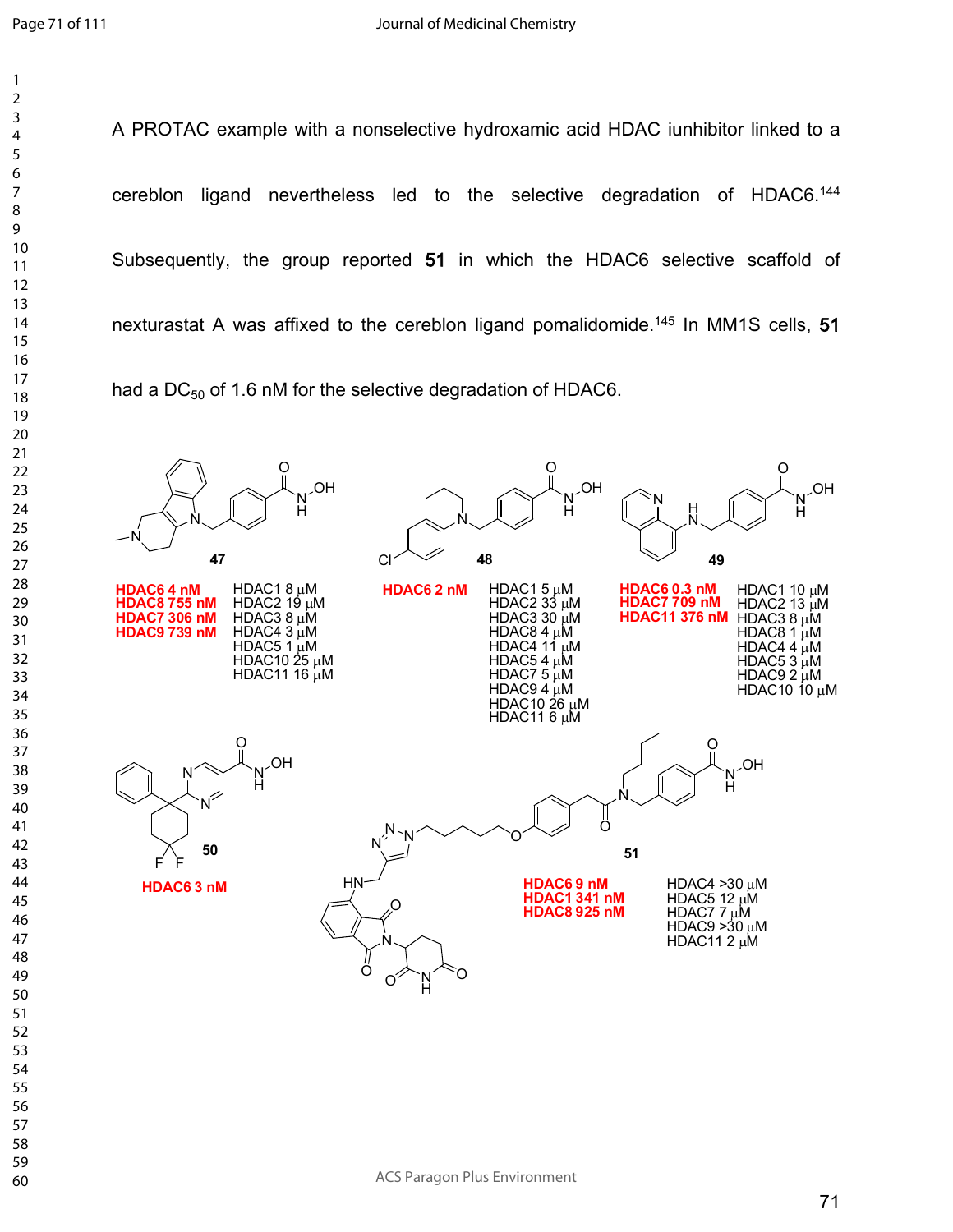A PROTAC example with a nonselective hydroxamic acid HDAC iunhibitor linked to a cereblon ligand nevertheless led to the selective degradation of HDAC6.[144] Subsequently, the group reported **51** in which the HDAC6 selective scaffold of nexturastat A was affixed to the cereblon ligand pomalidomide.[145] In MM1S cells, **51** had a $DC_{50}$ of 1.6 nM for the selective degradation of HDAC6.

**47**

**HDAC6 4 nM**
**HDAC8 755 nM**
**HDAC7 306 nM**
**HDAC9 739 nM**

HDAC1 8 µM
HDAC2 19 µM
HDAC3 8 µM
HDAC4 3 µM
HDAC5 1 µM
HDAC10 25 µM
HDAC11 16 µM

**48**

**HDAC6 2 nM**

HDAC1 5 µM
HDAC2 33 µM
HDAC3 30 µM
HDAC8 4 µM
HDAC4 11 µM
HDAC5 4 µM
HDAC7 5 µM
HDAC9 4 µM
HDAC10 26 µM
HDAC11 6 µM

**49**

**HDAC6 0.3 nM**
**HDAC7 709 nM**
**HDAC11 376 nM**

HDAC1 10 µM
HDAC2 13 µM
HDAC3 8 µM
HDAC8 1 µM
HDAC4 4 µM
HDAC5 3 µM
HDAC9 2 µM
HDAC10 10 µM

**50**

**HDAC6 3 nM**

**51**

**HDAC6 9 nM**
**HDAC1 341 nM**
**HDAC8 925 nM**

HDAC4 >30 µM
HDAC5 12 µM
HDAC7 7 µM
HDAC9 >30 µM
HDAC11 2 µM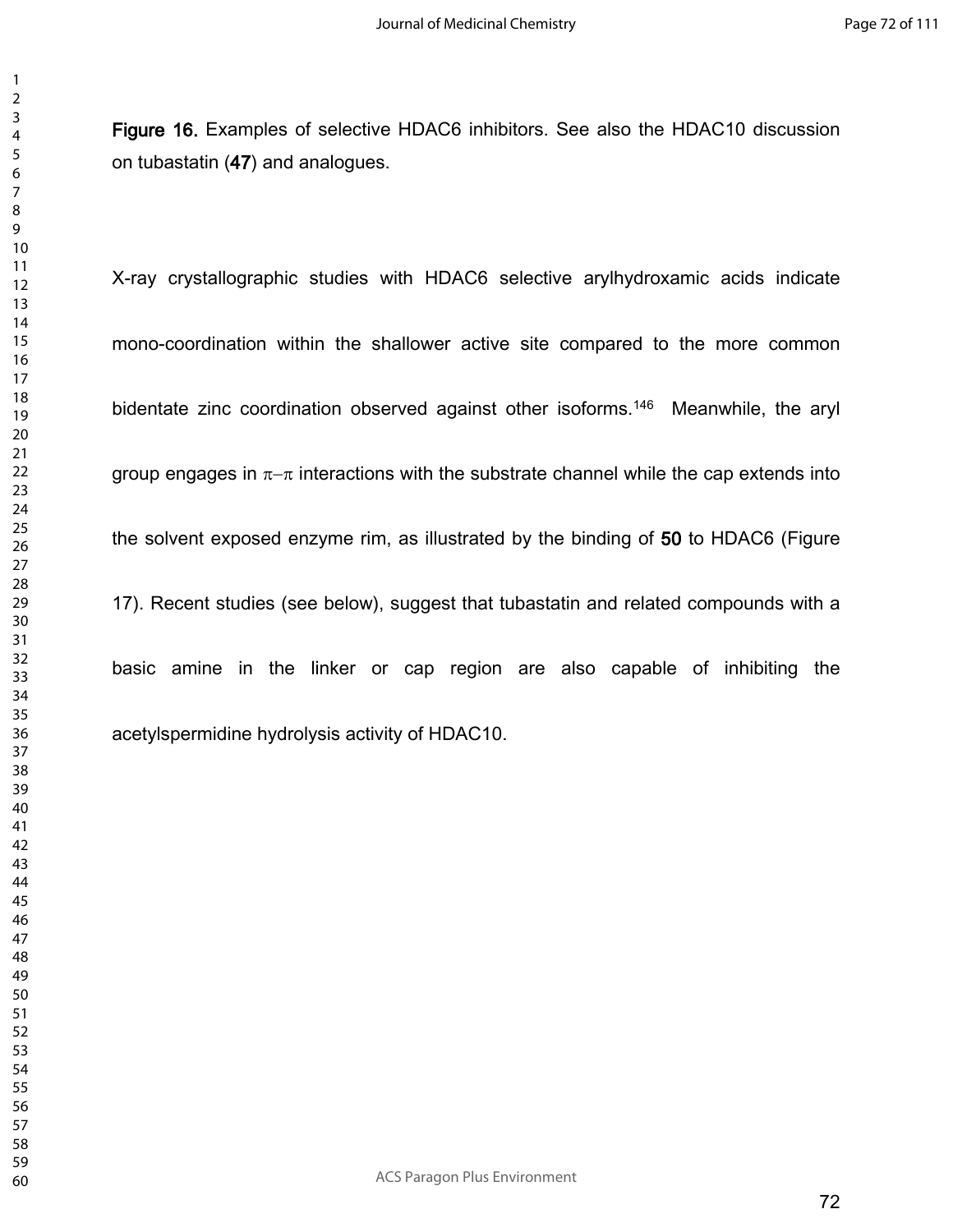**Figure 16.** Examples of selective HDAC6 inhibitors. See also the HDAC10 discussion on tubastatin (**47**) and analogues.

X-ray crystallographic studies with HDAC6 selective arylhydroxamic acids indicate mono-coordination within the shallower active site compared to the more common bidentate zinc coordination observed against other isoforms.[146] Meanwhile, the aryl group engages in $\pi-\pi$ interactions with the substrate channel while the cap extends into the solvent exposed enzyme rim, as illustrated by the binding of **50** to HDAC6 (Figure 17). Recent studies (see below), suggest that tubastatin and related compounds with a basic amine in the linker or cap region are also capable of inhibiting the acetylspermidine hydrolysis activity of HDAC10.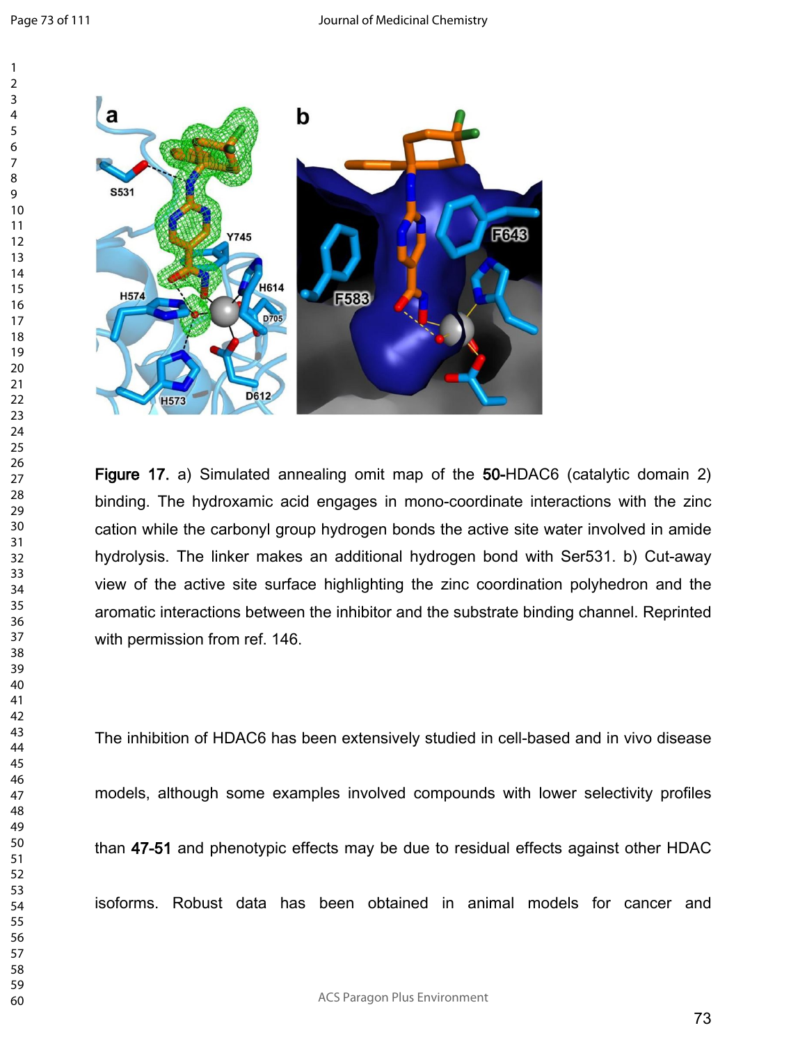**Figure 17.** a) Simulated annealing omit map of the **50**-HDAC6 (catalytic domain 2) binding. The hydroxamic acid engages in mono-coordinate interactions with the zinc cation while the carbonyl group hydrogen bonds the active site water involved in amide hydrolysis. The linker makes an additional hydrogen bond with Ser531. b) Cut-away view of the active site surface highlighting the zinc coordination polyhedron and the aromatic interactions between the inhibitor and the substrate binding channel. Reprinted with permission from ref. 146.

The inhibition of HDAC6 has been extensively studied in cell-based and in vivo disease models, although some examples involved compounds with lower selectivity profiles than **47-51** and phenotypic effects may be due to residual effects against other HDAC isoforms. Robust data has been obtained in animal models for cancer and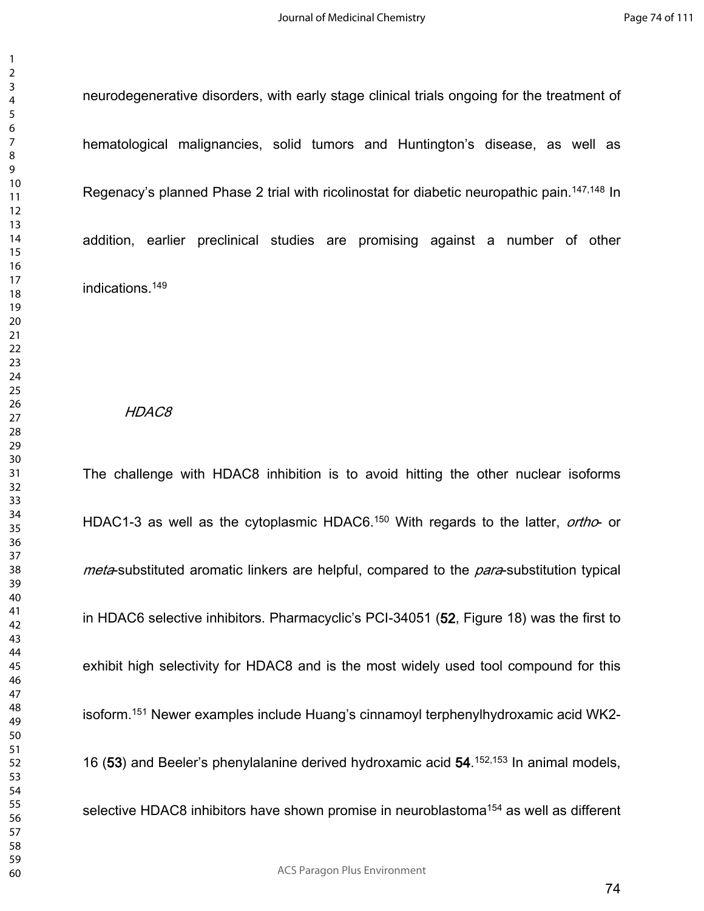neurodegenerative disorders, with early stage clinical trials ongoing for the treatment of hematological malignancies, solid tumors and Huntington's disease, as well as Regenacy's planned Phase 2 trial with ricolinostat for diabetic neuropathic pain.[147,148] In addition, earlier preclinical studies are promising against a number of other indications.[149]

### *HDAC8*

The challenge with HDAC8 inhibition is to avoid hitting the other nuclear isoforms HDAC1-3 as well as the cytoplasmic HDAC6.[150] With regards to the latter, *ortho*- or *meta*-substituted aromatic linkers are helpful, compared to the *para*-substitution typical in HDAC6 selective inhibitors. Pharmacyclic's PCI-34051 (**52**, Figure 18) was the first to exhibit high selectivity for HDAC8 and is the most widely used tool compound for this isoform.[151] Newer examples include Huang's cinnamoyl terphenylhydroxamic acid WK2-16 (**53**) and Beeler's phenylalanine derived hydroxamic acid **54**.[152,153] In animal models, selective HDAC8 inhibitors have shown promise in neuroblastoma[154] as well as different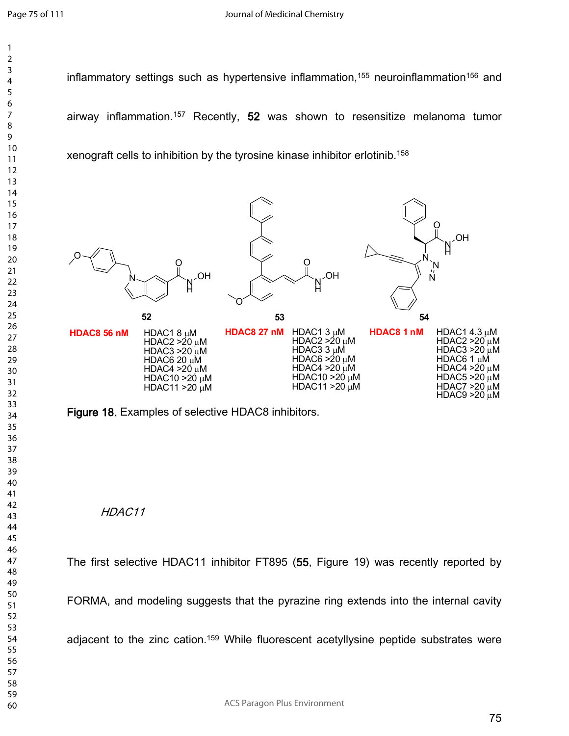inflammatory settings such as hypertensive inflammation,[155] neuroinflammation[156] and airway inflammation.[157] Recently, **52** was shown to resensitize melanoma tumor xenograft cells to inhibition by the tyrosine kinase inhibitor erlotinib.[158]

**52**

HDAC8 56 nM

HDAC1 8 μM
HDAC2 >20 μM
HDAC3 >20 μM
HDAC6 20 μM
HDAC4 >20 μM
HDAC10 >20 μM
HDAC11 >20 μM

**53**

HDAC8 27 nM

HDAC1 3 μM
HDAC2 >20 μM
HDAC3 3 μM
HDAC6 >20 μM
HDAC4 >20 μM
HDAC10 >20 μM
HDAC11 >20 μM

**54**

HDAC8 1 nM

HDAC1 4.3 μM
HDAC2 >20 μM
HDAC3 >20 μM
HDAC6 1 μM
HDAC4 >20 μM
HDAC5 >20 μM
HDAC7 >20 μM
HDAC9 >20 μM

**Figure 18.** Examples of selective HDAC8 inhibitors.

*HDAC11*

The first selective HDAC11 inhibitor FT895 (**55**, Figure 19) was recently reported by FORMA, and modeling suggests that the pyrazine ring extends into the internal cavity adjacent to the zinc cation.[159] While fluorescent acetyllysine peptide substrates were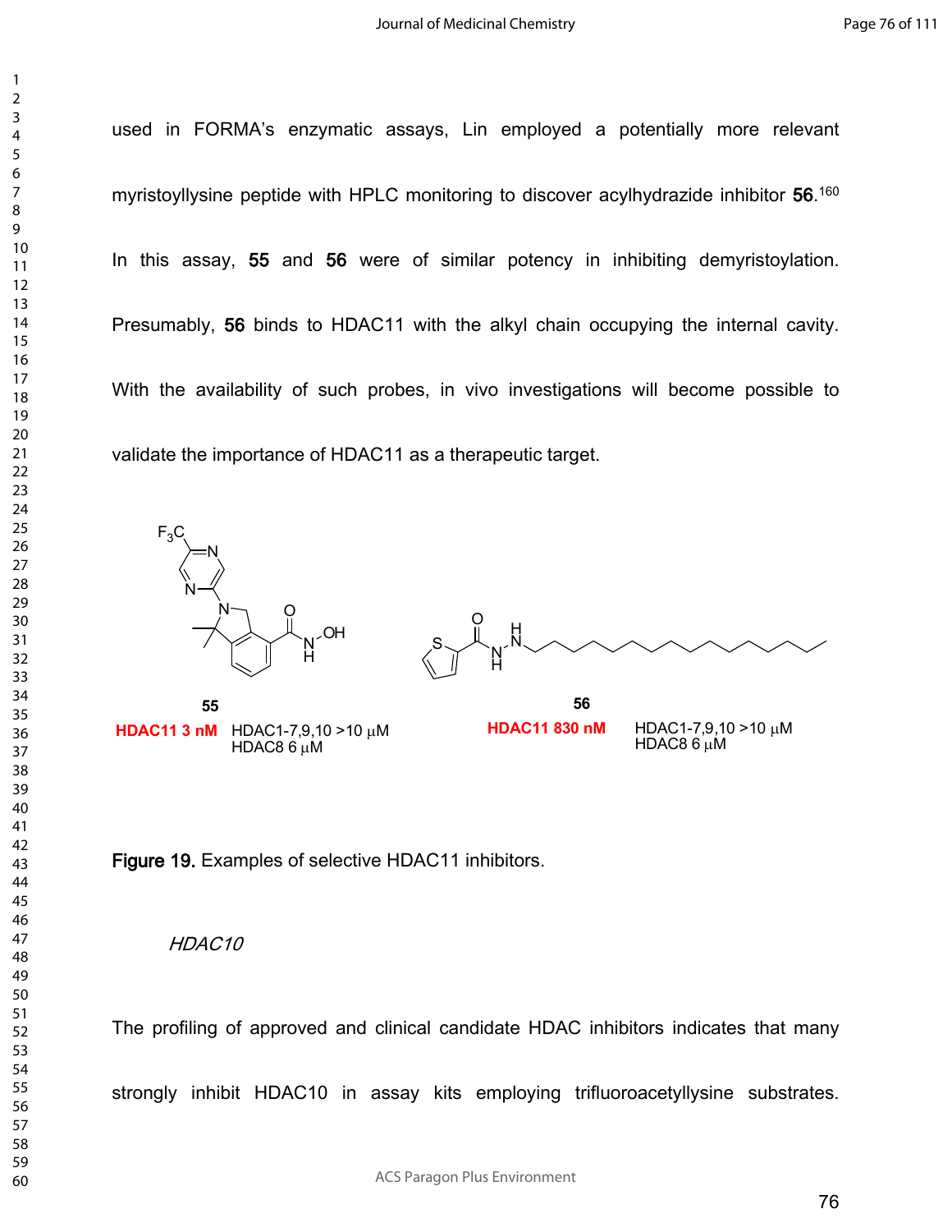used in FORMA's enzymatic assays, Lin employed a potentially more relevant myristoyllysine peptide with HPLC monitoring to discover acylhydrazide inhibitor **56**.[160] In this assay, **55** and **56** were of similar potency in inhibiting demyristoylation. Presumably, **56** binds to HDAC11 with the alkyl chain occupying the internal cavity. With the availability of such probes, in vivo investigations will become possible to validate the importance of HDAC11 as a therapeutic target.

**55**
**HDAC11 3 nM** HDAC1-7,9,10 >10 μM
HDAC8 6 μM

**56**
**HDAC11 830 nM** HDAC1-7,9,10 >10 μM
HDAC8 6 μM

**Figure 19.** Examples of selective HDAC11 inhibitors.

*HDAC10*

The profiling of approved and clinical candidate HDAC inhibitors indicates that many strongly inhibit HDAC10 in assay kits employing trifluoroacetyllysine substrates.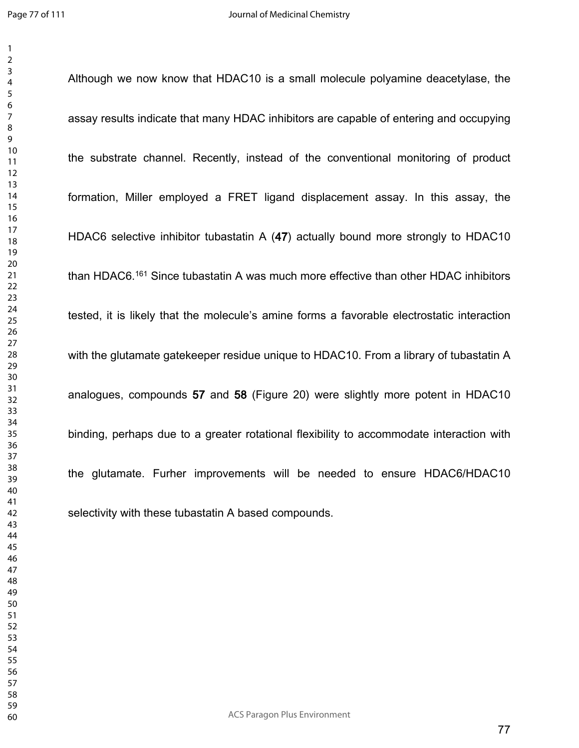Although we now know that HDAC10 is a small molecule polyamine deacetylase, the assay results indicate that many HDAC inhibitors are capable of entering and occupying the substrate channel. Recently, instead of the conventional monitoring of product formation, Miller employed a FRET ligand displacement assay. In this assay, the HDAC6 selective inhibitor tubastatin A (**47**) actually bound more strongly to HDAC10 than HDAC6.[161] Since tubastatin A was much more effective than other HDAC inhibitors tested, it is likely that the molecule's amine forms a favorable electrostatic interaction with the glutamate gatekeeper residue unique to HDAC10. From a library of tubastatin A analogues, compounds **57** and **58** (Figure 20) were slightly more potent in HDAC10 binding, perhaps due to a greater rotational flexibility to accommodate interaction with the glutamate. Furher improvements will be needed to ensure HDAC6/HDAC10 selectivity with these tubastatin A based compounds.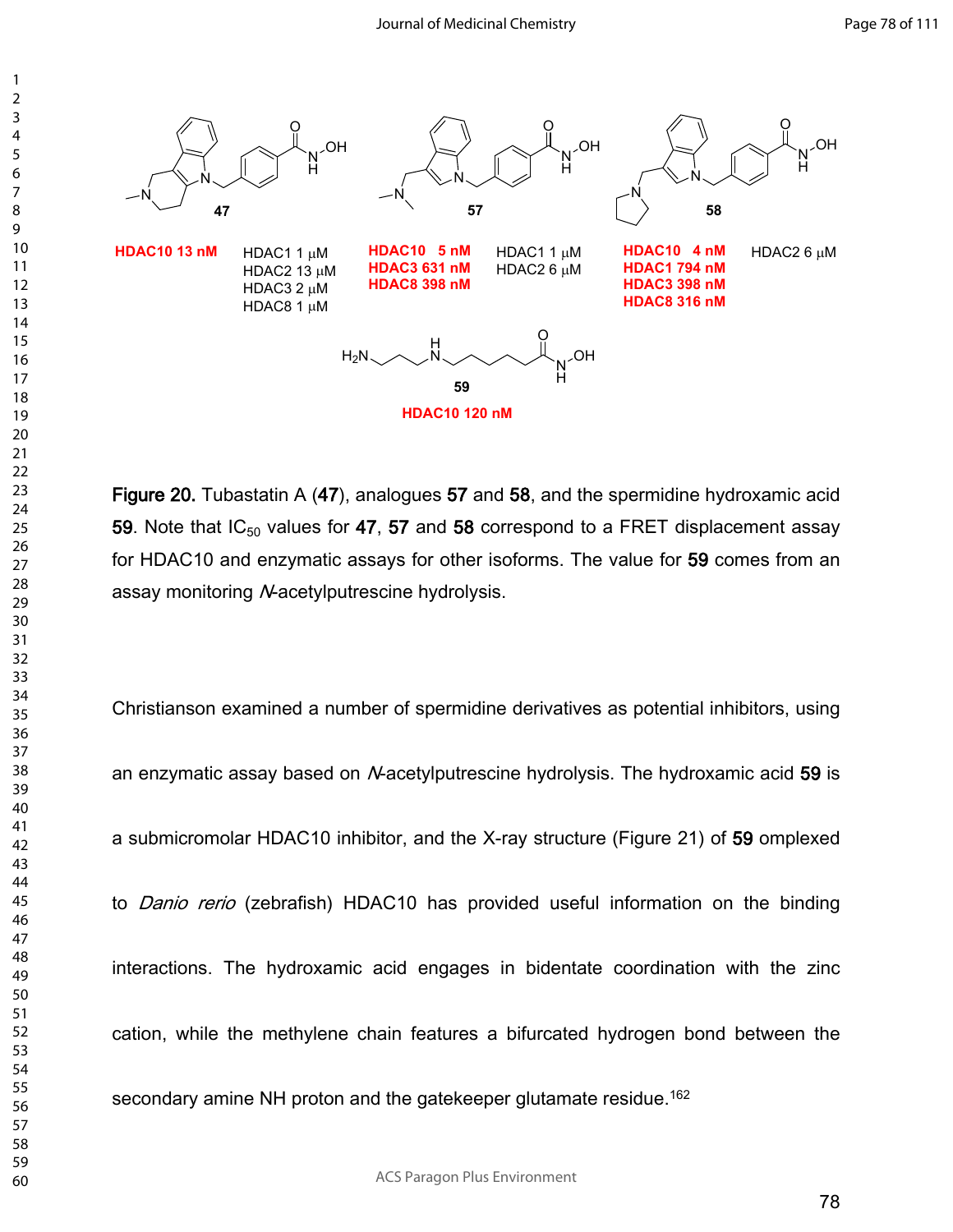**Figure 20.** Tubastatin A (**47**), analogues **57** and **58**, and the spermidine hydroxamic acid **59**. Note that $IC_{50}$ values for **47**, **57** and **58** correspond to a FRET displacement assay for HDAC10 and enzymatic assays for other isoforms. The value for **59** comes from an assay monitoring *N*-acetylputrescine hydrolysis.

Christianson examined a number of spermidine derivatives as potential inhibitors, using an enzymatic assay based on *N*-acetylputrescine hydrolysis. The hydroxamic acid **59** is a submicromolar HDAC10 inhibitor, and the X-ray structure (Figure 21) of **59** omplexed to *Danio rerio* (zebrafish) HDAC10 has provided useful information on the binding interactions. The hydroxamic acid engages in bidentate coordination with the zinc cation, while the methylene chain features a bifurcated hydrogen bond between the secondary amine NH proton and the gatekeeper glutamate residue.[162]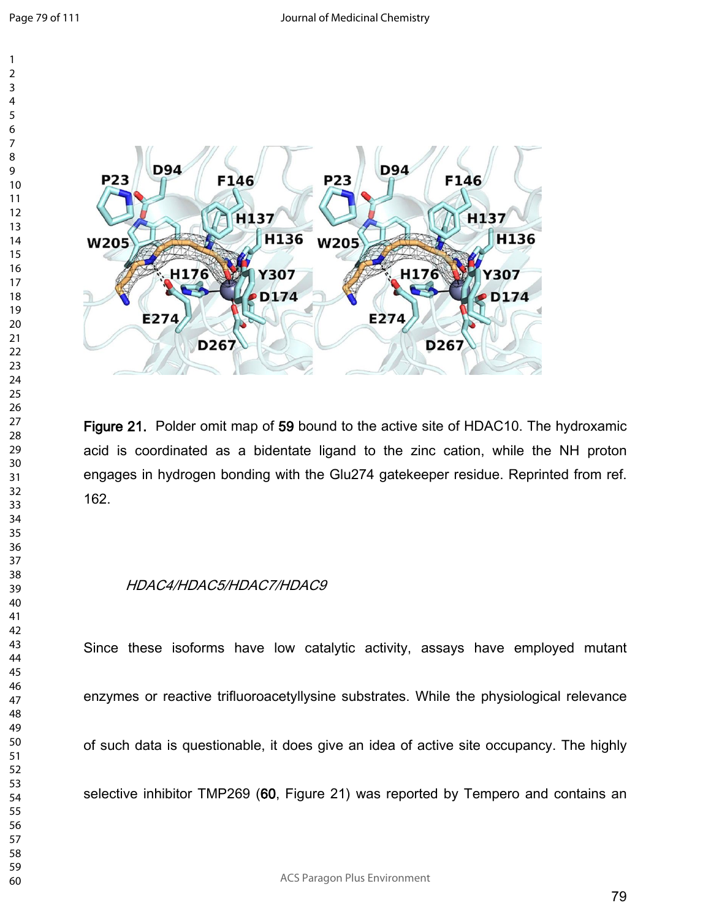Figure 21. Polder omit map of **59** bound to the active site of HDAC10. The hydroxamic acid is coordinated as a bidentate ligand to the zinc cation, while the NH proton engages in hydrogen bonding with the Glu274 gatekeeper residue. Reprinted from ref. 162.

*HDAC4/HDAC5/HDAC7/HDAC9*

Since these isoforms have low catalytic activity, assays have employed mutant enzymes or reactive trifluoroacetyllysine substrates. While the physiological relevance of such data is questionable, it does give an idea of active site occupancy. The highly selective inhibitor TMP269 (**60**, Figure 21) was reported by Tempero and contains an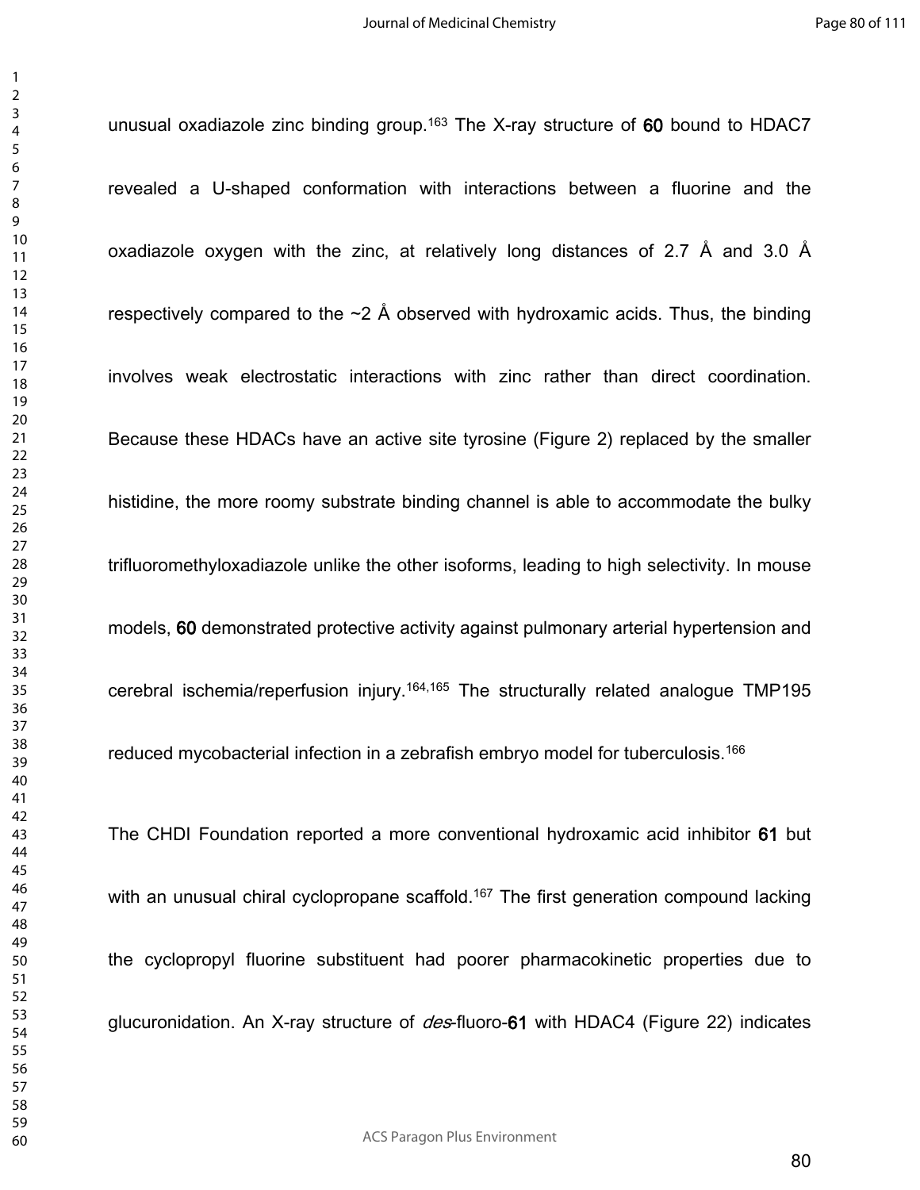unusual oxadiazole zinc binding group.[163] The X-ray structure of **60** bound to HDAC7 revealed a U-shaped conformation with interactions between a fluorine and the oxadiazole oxygen with the zinc, at relatively long distances of 2.7 Å and 3.0 Å respectively compared to the ~2 Å observed with hydroxamic acids. Thus, the binding involves weak electrostatic interactions with zinc rather than direct coordination. Because these HDACs have an active site tyrosine (Figure 2) replaced by the smaller histidine, the more roomy substrate binding channel is able to accommodate the bulky trifluoromethyloxadiazole unlike the other isoforms, leading to high selectivity. In mouse models, **60** demonstrated protective activity against pulmonary arterial hypertension and cerebral ischemia/reperfusion injury.[164,165] The structurally related analogue TMP195 reduced mycobacterial infection in a zebrafish embryo model for tuberculosis.[166]

The CHDI Foundation reported a more conventional hydroxamic acid inhibitor **61** but with an unusual chiral cyclopropane scaffold.[167] The first generation compound lacking the cyclopropyl fluorine substituent had poorer pharmacokinetic properties due to glucuronidation. An X-ray structure of *des*-fluoro-**61** with HDAC4 (Figure 22) indicates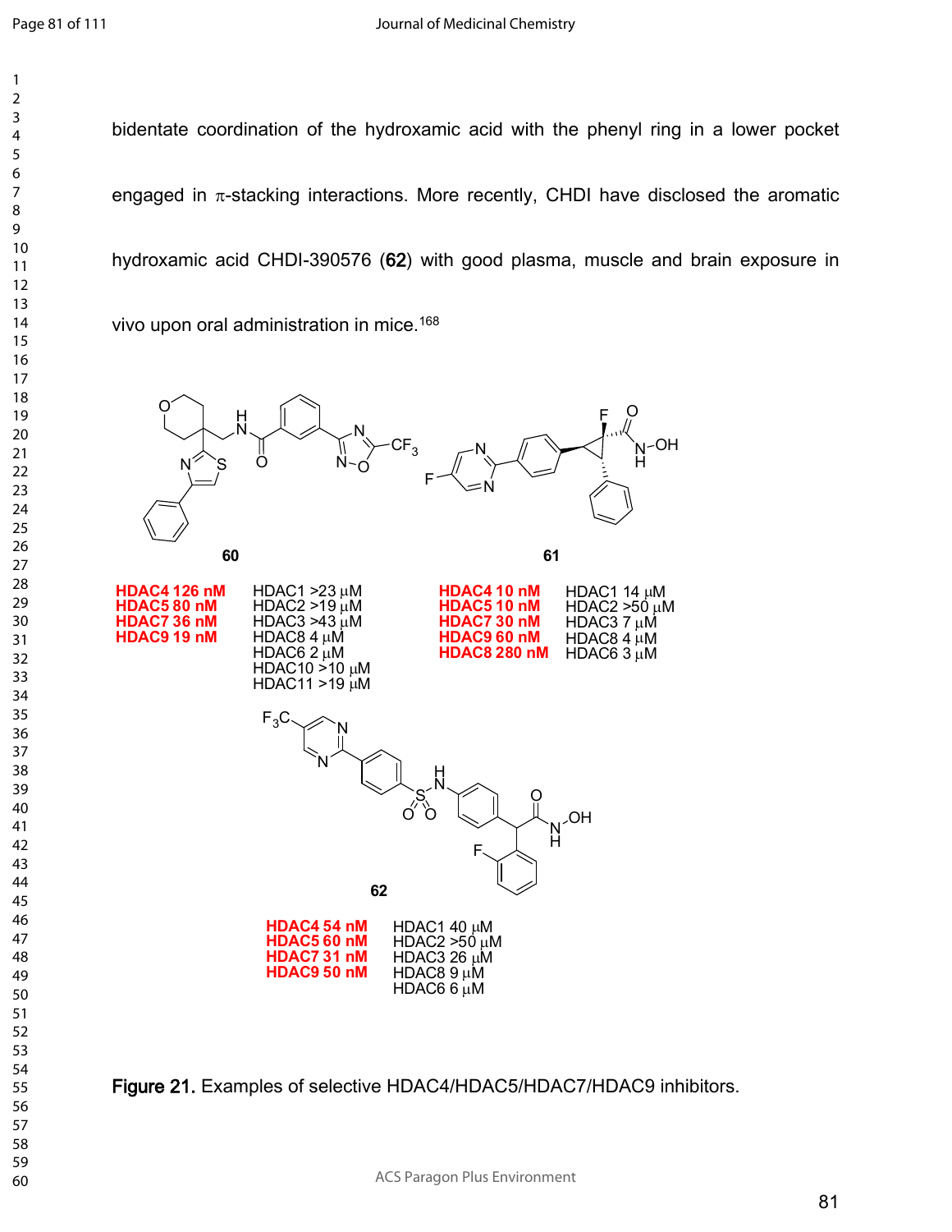bidentate coordination of the hydroxamic acid with the phenyl ring in a lower pocket engaged in π-stacking interactions. More recently, CHDI have disclosed the aromatic hydroxamic acid CHDI-390576 (**62**) with good plasma, muscle and brain exposure in vivo upon oral administration in mice.[168]

**60**

**HDAC4 126 nM**
**HDAC5 80 nM**
**HDAC7 36 nM**
**HDAC9 19 nM**

HDAC1 >23 μM
HDAC2 >19 μM
HDAC3 >43 μM
HDAC8 4 μM
HDAC6 2 μM
HDAC10 >10 μM
HDAC11 >19 μM

**61**

**HDAC4 10 nM**
**HDAC5 10 nM**
**HDAC7 30 nM**
**HDAC9 60 nM**
**HDAC8 280 nM**

HDAC1 14 μM
HDAC2 >50 μM
HDAC3 7 μM
HDAC8 4 μM
HDAC6 3 μM

**62**

**HDAC4 54 nM**
**HDAC5 60 nM**
**HDAC7 31 nM**
**HDAC9 50 nM**

HDAC1 40 μM
HDAC2 >50 μM
HDAC3 26 μM
HDAC8 9 μM
HDAC6 6 μM

**Figure 21.** Examples of selective HDAC4/HDAC5/HDAC7/HDAC9 inhibitors.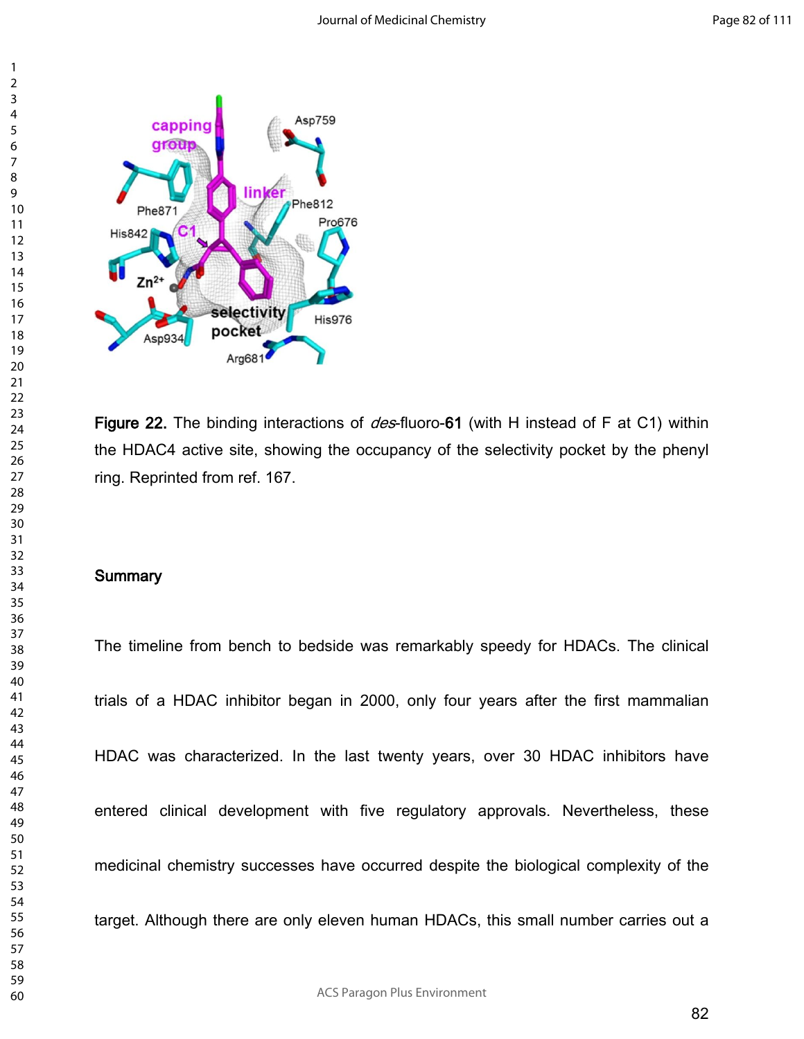**Figure 22.** The binding interactions of *des*-fluoro-**61** (with H instead of F at C1) within the HDAC4 active site, showing the occupancy of the selectivity pocket by the phenyl ring. Reprinted from ref. 167.

## Summary

The timeline from bench to bedside was remarkably speedy for HDACs. The clinical trials of a HDAC inhibitor began in 2000, only four years after the first mammalian HDAC was characterized. In the last twenty years, over 30 HDAC inhibitors have entered clinical development with five regulatory approvals. Nevertheless, these medicinal chemistry successes have occurred despite the biological complexity of the target. Although there are only eleven human HDACs, this small number carries out a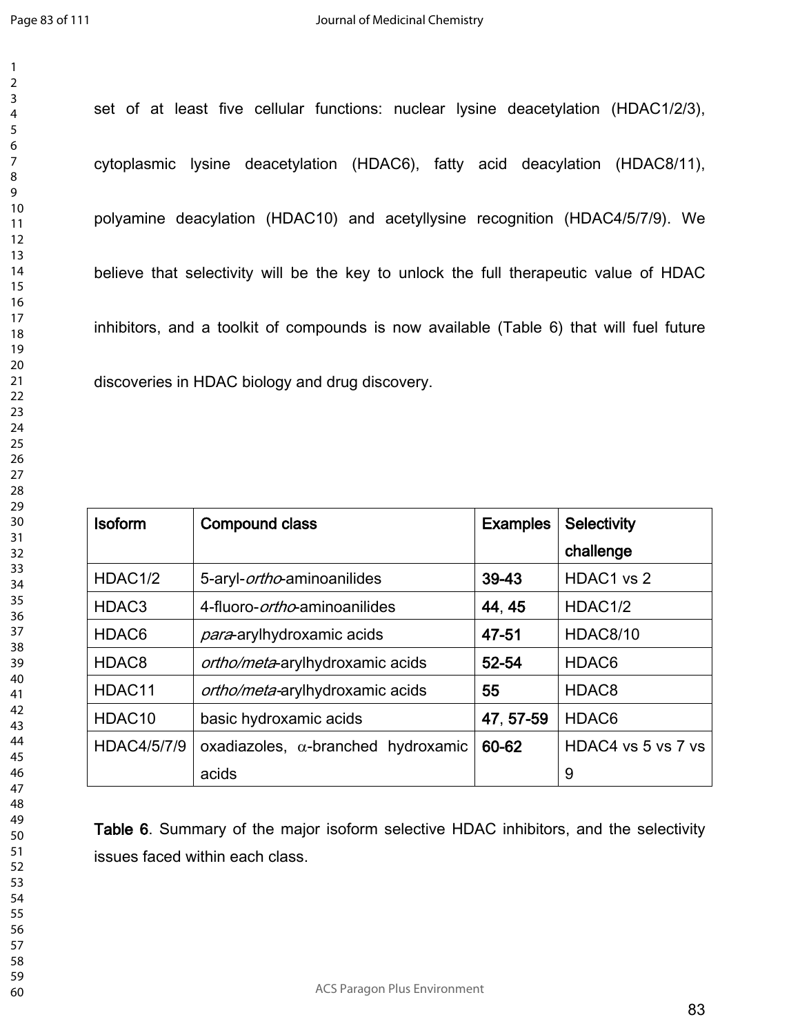set of at least five cellular functions: nuclear lysine deacetylation (HDAC1/2/3), cytoplasmic lysine deacetylation (HDAC6), fatty acid deacylation (HDAC8/11), polyamine deacylation (HDAC10) and acetyllysine recognition (HDAC4/5/7/9). We believe that selectivity will be the key to unlock the full therapeutic value of HDAC inhibitors, and a toolkit of compounds is now available (Table 6) that will fuel future discoveries in HDAC biology and drug discovery.

| **Isoform** | **Compound class** | **Examples** | **Selectivity challenge** |
|---|---|---|---|
| HDAC1/2 | 5-aryl-*ortho*-aminoanilides | **39-43** | HDAC1 vs 2 |
| HDAC3 | 4-fluoro-*ortho*-aminoanilides | **44**, **45** | HDAC1/2 |
| HDAC6 | *para*-arylhydroxamic acids | **47-51** | HDAC8/10 |
| HDAC8 | *ortho/meta*-arylhydroxamic acids | **52-54** | HDAC6 |
| HDAC11 | *ortho/meta*-arylhydroxamic acids | **55** | HDAC8 |
| HDAC10 | basic hydroxamic acids | **47**, **57-59** | HDAC6 |
| HDAC4/5/7/9 | oxadiazoles, $\alpha$-branched hydroxamic acids | **60-62** | HDAC4 vs 5 vs 7 vs 9 |

**Table 6**. Summary of the major isoform selective HDAC inhibitors, and the selectivity issues faced within each class.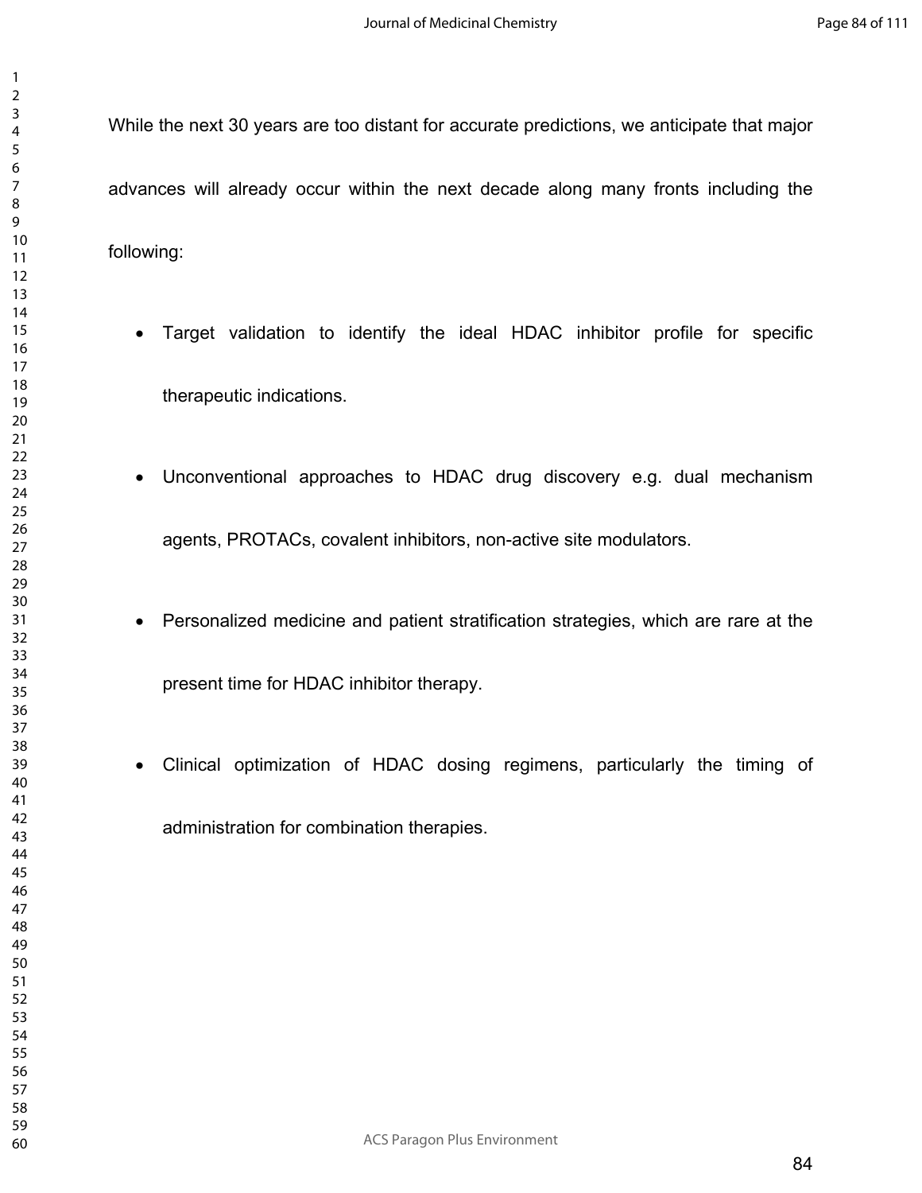While the next 30 years are too distant for accurate predictions, we anticipate that major advances will already occur within the next decade along many fronts including the following:

- Target validation to identify the ideal HDAC inhibitor profile for specific therapeutic indications.
- Unconventional approaches to HDAC drug discovery e.g. dual mechanism agents, PROTACs, covalent inhibitors, non-active site modulators.
- Personalized medicine and patient stratification strategies, which are rare at the present time for HDAC inhibitor therapy.
- Clinical optimization of HDAC dosing regimens, particularly the timing of administration for combination therapies.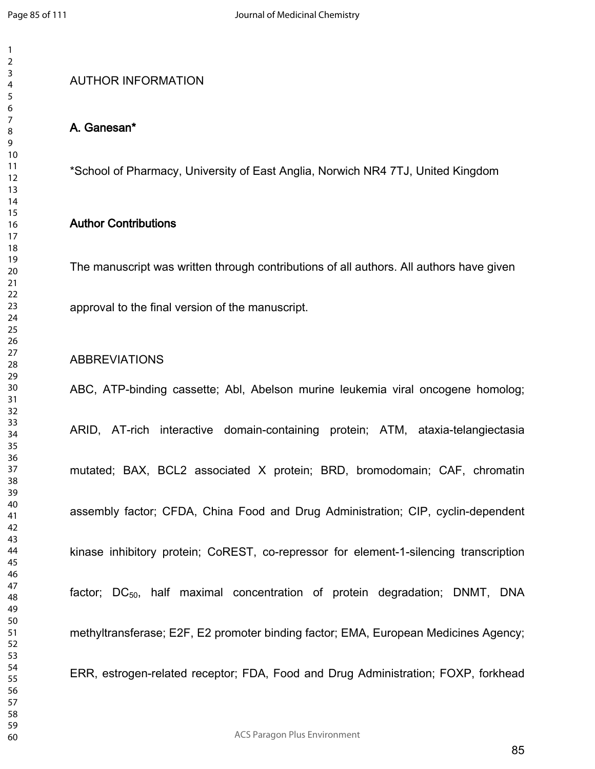AUTHOR INFORMATION

**A. Ganesan***

*School of Pharmacy, University of East Anglia, Norwich NR4 7TJ, United Kingdom

**Author Contributions**

The manuscript was written through contributions of all authors. All authors have given approval to the final version of the manuscript.

ABBREVIATIONS

ABC, ATP-binding cassette; Abl, Abelson murine leukemia viral oncogene homolog; ARID, AT-rich interactive domain-containing protein; ATM, ataxia-telangiectasia mutated; BAX, BCL2 associated X protein; BRD, bromodomain; CAF, chromatin assembly factor; CFDA, China Food and Drug Administration; CIP, cyclin-dependent kinase inhibitory protein; CoREST, co-repressor for element-1-silencing transcription factor; $DC_{50}$, half maximal concentration of protein degradation; DNMT, DNA methyltransferase; E2F, E2 promoter binding factor; EMA, European Medicines Agency; ERR, estrogen-related receptor; FDA, Food and Drug Administration; FOXP, forkhead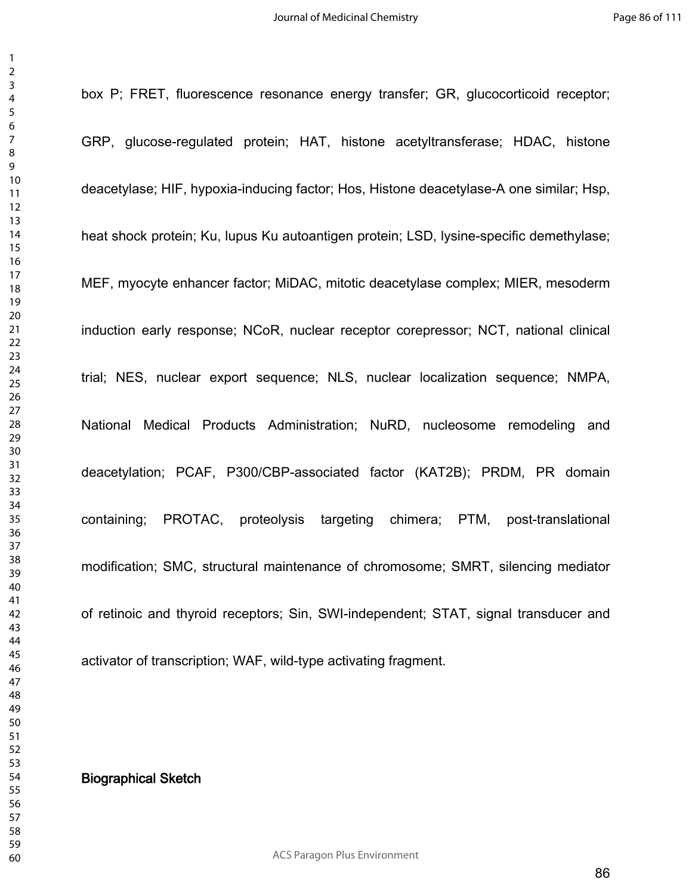box P; FRET, fluorescence resonance energy transfer; GR, glucocorticoid receptor; GRP, glucose-regulated protein; HAT, histone acetyltransferase; HDAC, histone deacetylase; HIF, hypoxia-inducing factor; Hos, Histone deacetylase-A one similar; Hsp, heat shock protein; Ku, lupus Ku autoantigen protein; LSD, lysine-specific demethylase; MEF, myocyte enhancer factor; MiDAC, mitotic deacetylase complex; MIER, mesoderm induction early response; NCoR, nuclear receptor corepressor; NCT, national clinical trial; NES, nuclear export sequence; NLS, nuclear localization sequence; NMPA, National Medical Products Administration; NuRD, nucleosome remodeling and deacetylation; PCAF, P300/CBP-associated factor (KAT2B); PRDM, PR domain containing; PROTAC, proteolysis targeting chimera; PTM, post-translational modification; SMC, structural maintenance of chromosome; SMRT, silencing mediator of retinoic and thyroid receptors; Sin, SWI-independent; STAT, signal transducer and activator of transcription; WAF, wild-type activating fragment.

## Biographical Sketch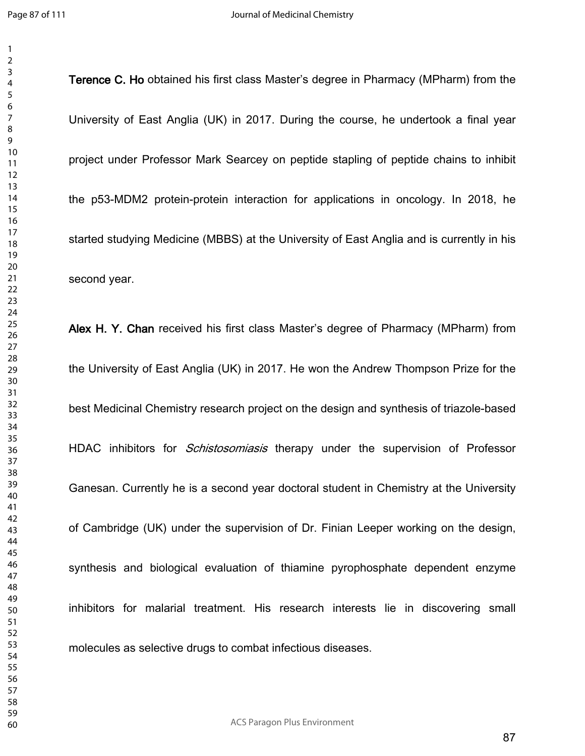**Terence C. Ho** obtained his first class Master's degree in Pharmacy (MPharm) from the University of East Anglia (UK) in 2017. During the course, he undertook a final year project under Professor Mark Searcey on peptide stapling of peptide chains to inhibit the p53-MDM2 protein-protein interaction for applications in oncology. In 2018, he started studying Medicine (MBBS) at the University of East Anglia and is currently in his second year.

**Alex H. Y. Chan** received his first class Master's degree of Pharmacy (MPharm) from the University of East Anglia (UK) in 2017. He won the Andrew Thompson Prize for the best Medicinal Chemistry research project on the design and synthesis of triazole-based HDAC inhibitors for *Schistosomiasis* therapy under the supervision of Professor Ganesan. Currently he is a second year doctoral student in Chemistry at the University of Cambridge (UK) under the supervision of Dr. Finian Leeper working on the design, synthesis and biological evaluation of thiamine pyrophosphate dependent enzyme inhibitors for malarial treatment. His research interests lie in discovering small molecules as selective drugs to combat infectious diseases.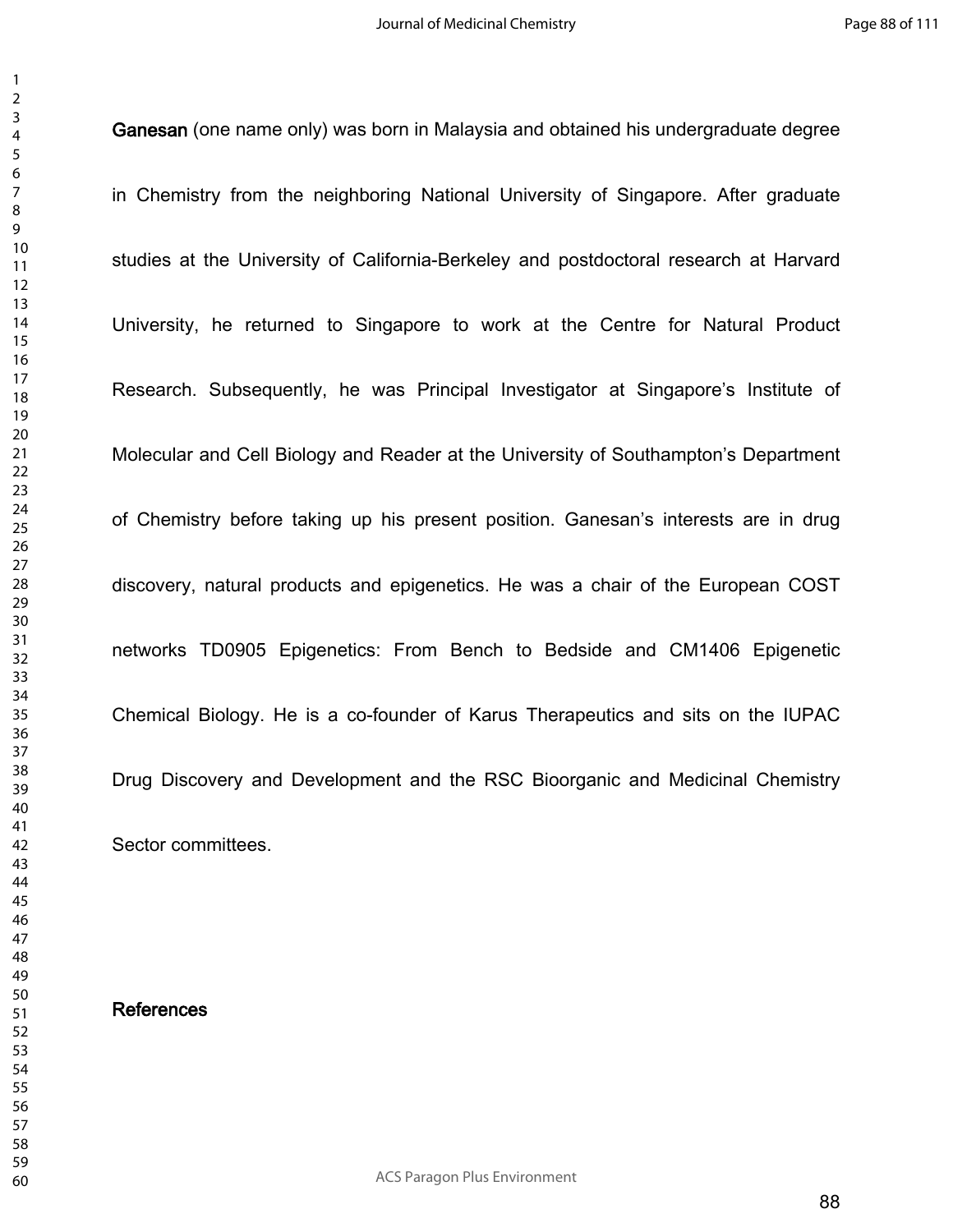**Ganesan** (one name only) was born in Malaysia and obtained his undergraduate degree in Chemistry from the neighboring National University of Singapore. After graduate studies at the University of California-Berkeley and postdoctoral research at Harvard University, he returned to Singapore to work at the Centre for Natural Product Research. Subsequently, he was Principal Investigator at Singapore's Institute of Molecular and Cell Biology and Reader at the University of Southampton's Department of Chemistry before taking up his present position. Ganesan's interests are in drug discovery, natural products and epigenetics. He was a chair of the European COST networks TD0905 Epigenetics: From Bench to Bedside and CM1406 Epigenetic Chemical Biology. He is a co-founder of Karus Therapeutics and sits on the IUPAC Drug Discovery and Development and the RSC Bioorganic and Medicinal Chemistry Sector committees.

## References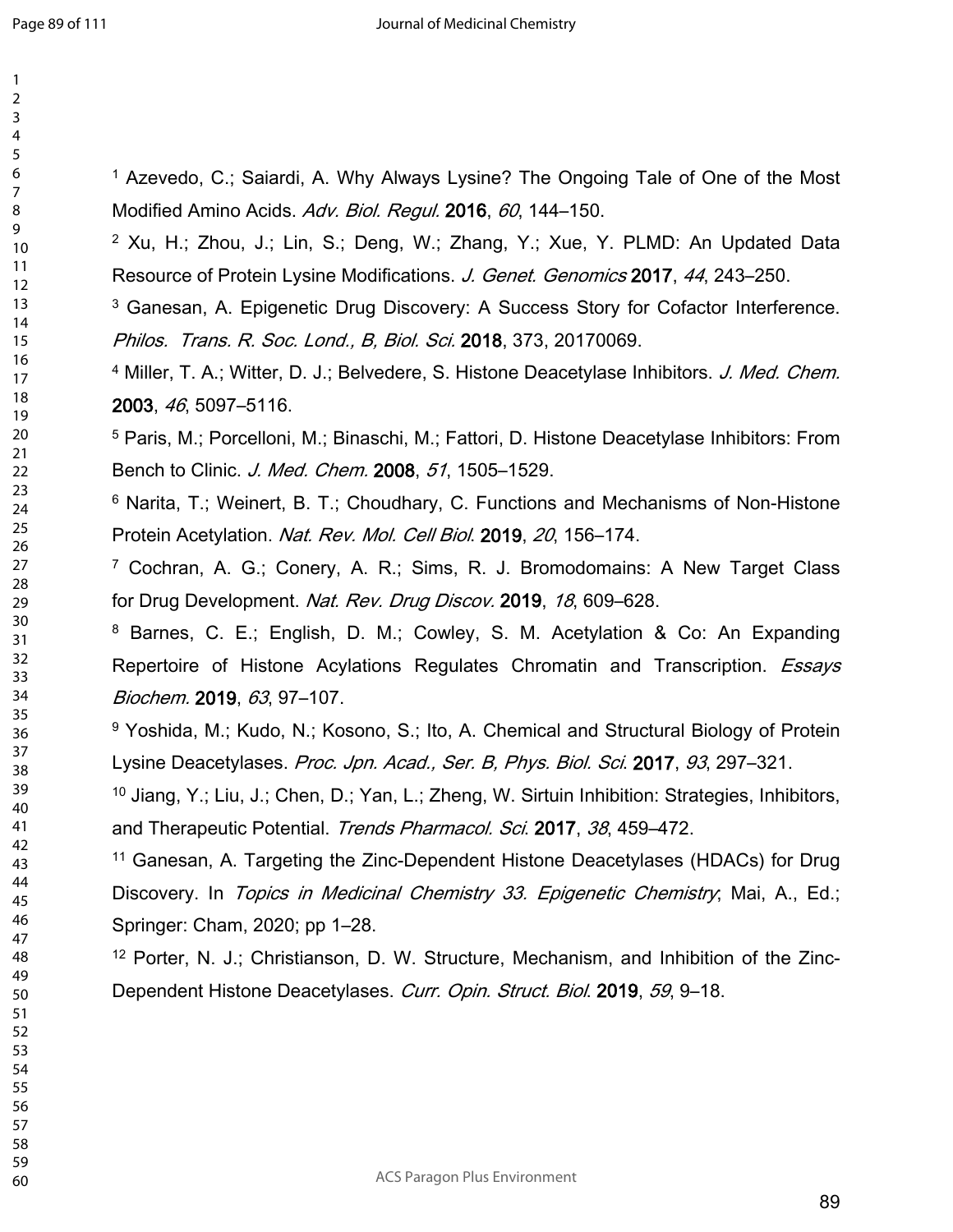[1] Azevedo, C.; Saiardi, A. Why Always Lysine? The Ongoing Tale of One of the Most Modified Amino Acids. *Adv. Biol. Regul.* **2016**, *60*, 144–150.

[2] Xu, H.; Zhou, J.; Lin, S.; Deng, W.; Zhang, Y.; Xue, Y. PLMD: An Updated Data Resource of Protein Lysine Modifications. *J. Genet. Genomics* **2017**, *44*, 243–250.

[3] Ganesan, A. Epigenetic Drug Discovery: A Success Story for Cofactor Interference. *Philos. Trans. R. Soc. Lond., B, Biol. Sci.* **2018**, 373, 20170069.

[4] Miller, T. A.; Witter, D. J.; Belvedere, S. Histone Deacetylase Inhibitors. *J. Med. Chem.* **2003**, *46*, 5097–5116.

[5] Paris, M.; Porcelloni, M.; Binaschi, M.; Fattori, D. Histone Deacetylase Inhibitors: From Bench to Clinic. *J. Med. Chem.* **2008**, *51*, 1505–1529.

[6] Narita, T.; Weinert, B. T.; Choudhary, C. Functions and Mechanisms of Non-Histone Protein Acetylation. *Nat. Rev. Mol. Cell Biol.* **2019**, *20*, 156–174.

[7] Cochran, A. G.; Conery, A. R.; Sims, R. J. Bromodomains: A New Target Class for Drug Development. *Nat. Rev. Drug Discov.* **2019**, *18*, 609–628.

[8] Barnes, C. E.; English, D. M.; Cowley, S. M. Acetylation & Co: An Expanding Repertoire of Histone Acylations Regulates Chromatin and Transcription. *Essays Biochem.* **2019**, *63*, 97–107.

[9] Yoshida, M.; Kudo, N.; Kosono, S.; Ito, A. Chemical and Structural Biology of Protein Lysine Deacetylases. *Proc. Jpn. Acad., Ser. B, Phys. Biol. Sci.* **2017**, *93*, 297–321.

[10] Jiang, Y.; Liu, J.; Chen, D.; Yan, L.; Zheng, W. Sirtuin Inhibition: Strategies, Inhibitors, and Therapeutic Potential. *Trends Pharmacol. Sci.* **2017**, *38*, 459–472.

[11] Ganesan, A. Targeting the Zinc-Dependent Histone Deacetylases (HDACs) for Drug Discovery. In *Topics in Medicinal Chemistry 33. Epigenetic Chemistry*; Mai, A., Ed.; Springer: Cham, 2020; pp 1–28.

[12] Porter, N. J.; Christianson, D. W. Structure, Mechanism, and Inhibition of the Zinc-Dependent Histone Deacetylases. *Curr. Opin. Struct. Biol.* **2019**, *59*, 9–18.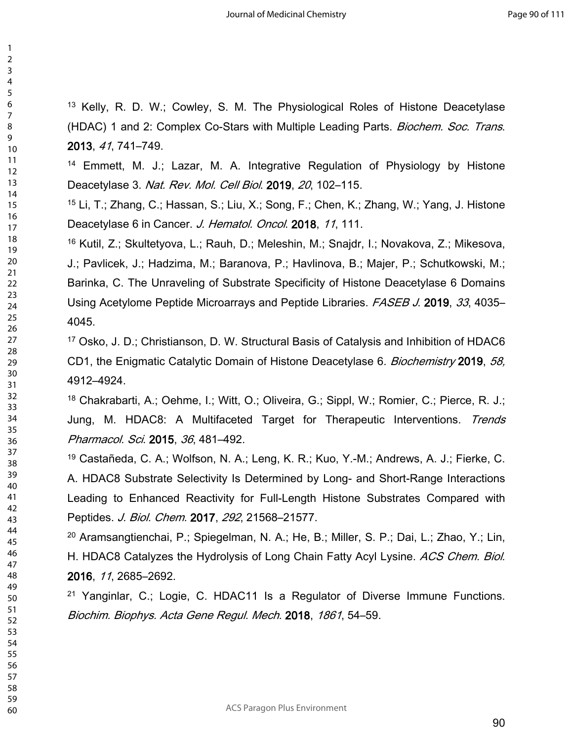[13] Kelly, R. D. W.; Cowley, S. M. The Physiological Roles of Histone Deacetylase (HDAC) 1 and 2: Complex Co-Stars with Multiple Leading Parts. *Biochem. Soc. Trans*. **2013**, *41*, 741–749.

[14] Emmett, M. J.; Lazar, M. A. Integrative Regulation of Physiology by Histone Deacetylase 3. *Nat. Rev. Mol. Cell Biol*. **2019**, *20*, 102–115.

[15] Li, T.; Zhang, C.; Hassan, S.; Liu, X.; Song, F.; Chen, K.; Zhang, W.; Yang, J. Histone Deacetylase 6 in Cancer. *J. Hematol. Oncol*. **2018**, *11*, 111.

[16] Kutil, Z.; Skultetyova, L.; Rauh, D.; Meleshin, M.; Snajdr, I.; Novakova, Z.; Mikesova, J.; Pavlicek, J.; Hadzima, M.; Baranova, P.; Havlinova, B.; Majer, P.; Schutkowski, M.; Barinka, C. The Unraveling of Substrate Specificity of Histone Deacetylase 6 Domains Using Acetylome Peptide Microarrays and Peptide Libraries. *FASEB J*. **2019**, *33*, 4035–4045.

[17] Osko, J. D.; Christianson, D. W. Structural Basis of Catalysis and Inhibition of HDAC6 CD1, the Enigmatic Catalytic Domain of Histone Deacetylase 6. *Biochemistry* **2019**, *58,* 4912–4924.

[18] Chakrabarti, A.; Oehme, I.; Witt, O.; Oliveira, G.; Sippl, W.; Romier, C.; Pierce, R. J.; Jung, M. HDAC8: A Multifaceted Target for Therapeutic Interventions. *Trends Pharmacol. Sci*. **2015**, *36*, 481–492.

[19] Castañeda, C. A.; Wolfson, N. A.; Leng, K. R.; Kuo, Y.-M.; Andrews, A. J.; Fierke, C. A. HDAC8 Substrate Selectivity Is Determined by Long- and Short-Range Interactions Leading to Enhanced Reactivity for Full-Length Histone Substrates Compared with Peptides. *J. Biol. Chem*. **2017**, *292*, 21568–21577.

[20] Aramsangtienchai, P.; Spiegelman, N. A.; He, B.; Miller, S. P.; Dai, L.; Zhao, Y.; Lin, H. HDAC8 Catalyzes the Hydrolysis of Long Chain Fatty Acyl Lysine. *ACS Chem. Biol*. **2016**, *11*, 2685–2692.

[21] Yanginlar, C.; Logie, C. HDAC11 Is a Regulator of Diverse Immune Functions. *Biochim. Biophys. Acta Gene Regul. Mech*. **2018**, *1861*, 54–59.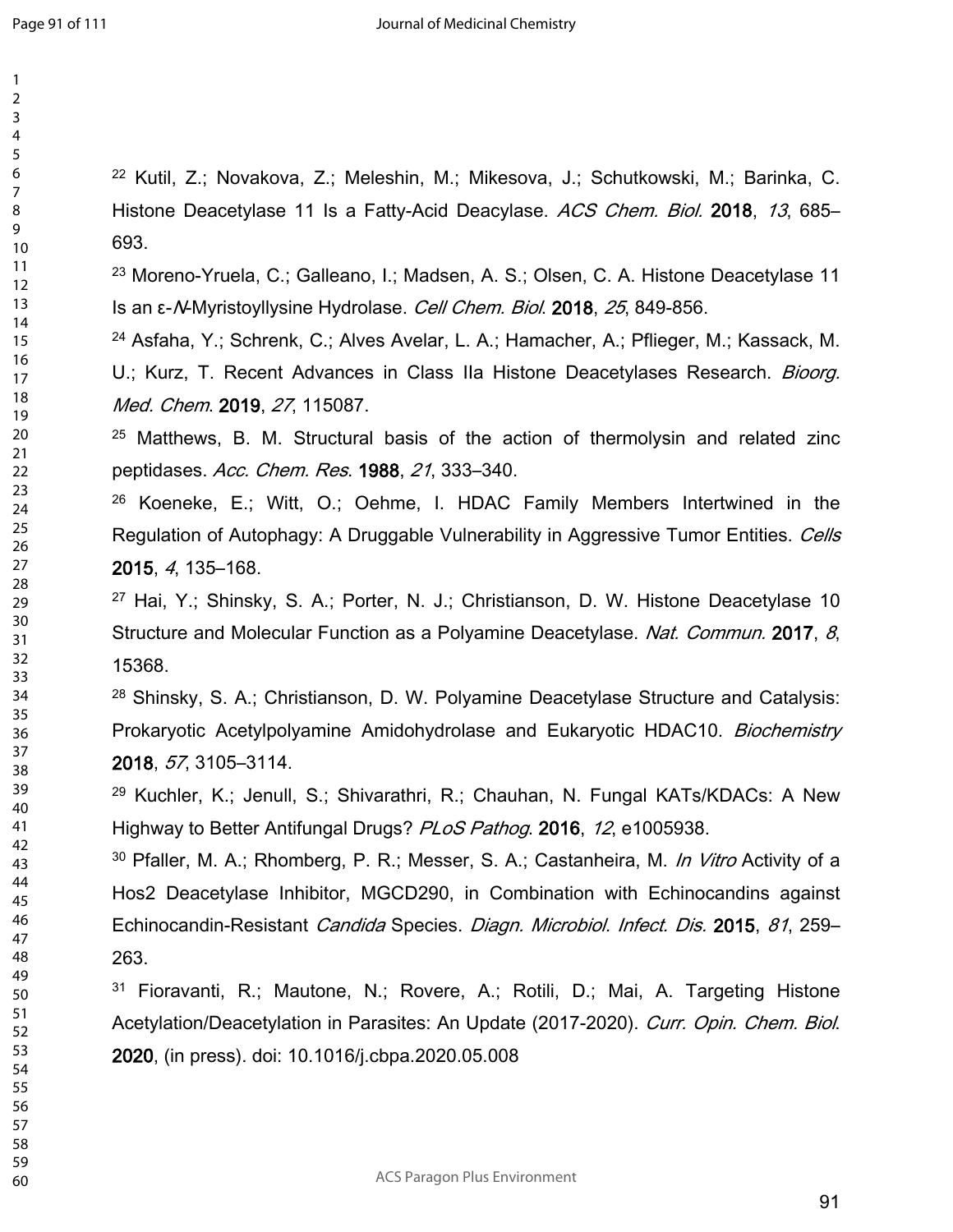[22] Kutil, Z.; Novakova, Z.; Meleshin, M.; Mikesova, J.; Schutkowski, M.; Barinka, C. Histone Deacetylase 11 Is a Fatty-Acid Deacylase. *ACS Chem. Biol.* **2018**, *13*, 685–693.

[23] Moreno-Yruela, C.; Galleano, I.; Madsen, A. S.; Olsen, C. A. Histone Deacetylase 11 Is an ε-*N*-Myristoyllysine Hydrolase. *Cell Chem. Biol*. **2018**, *25*, 849-856.

[24] Asfaha, Y.; Schrenk, C.; Alves Avelar, L. A.; Hamacher, A.; Pflieger, M.; Kassack, M. U.; Kurz, T. Recent Advances in Class IIa Histone Deacetylases Research. *Bioorg. Med. Chem*. **2019**, *27*, 115087.

[25] Matthews, B. M. Structural basis of the action of thermolysin and related zinc peptidases. *Acc. Chem. Res*. **1988**, *21*, 333–340.

[26] Koeneke, E.; Witt, O.; Oehme, I. HDAC Family Members Intertwined in the Regulation of Autophagy: A Druggable Vulnerability in Aggressive Tumor Entities. *Cells* **2015**, *4*, 135–168.

[27] Hai, Y.; Shinsky, S. A.; Porter, N. J.; Christianson, D. W. Histone Deacetylase 10 Structure and Molecular Function as a Polyamine Deacetylase. *Nat. Commun.* **2017**, *8*, 15368.

[28] Shinsky, S. A.; Christianson, D. W. Polyamine Deacetylase Structure and Catalysis: Prokaryotic Acetylpolyamine Amidohydrolase and Eukaryotic HDAC10. *Biochemistry* **2018**, *57*, 3105–3114.

[29] Kuchler, K.; Jenull, S.; Shivarathri, R.; Chauhan, N. Fungal KATs/KDACs: A New Highway to Better Antifungal Drugs? *PLoS Pathog*. **2016**, *12*, e1005938.

[30] Pfaller, M. A.; Rhomberg, P. R.; Messer, S. A.; Castanheira, M. *In Vitro* Activity of a Hos2 Deacetylase Inhibitor, MGCD290, in Combination with Echinocandins against Echinocandin-Resistant *Candida* Species. *Diagn. Microbiol. Infect. Dis.* **2015**, *81*, 259–263.

[31] Fioravanti, R.; Mautone, N.; Rovere, A.; Rotili, D.; Mai, A. Targeting Histone Acetylation/Deacetylation in Parasites: An Update (2017-2020). *Curr. Opin. Chem. Biol*. **2020**, (in press). doi: 10.1016/j.cbpa.2020.05.008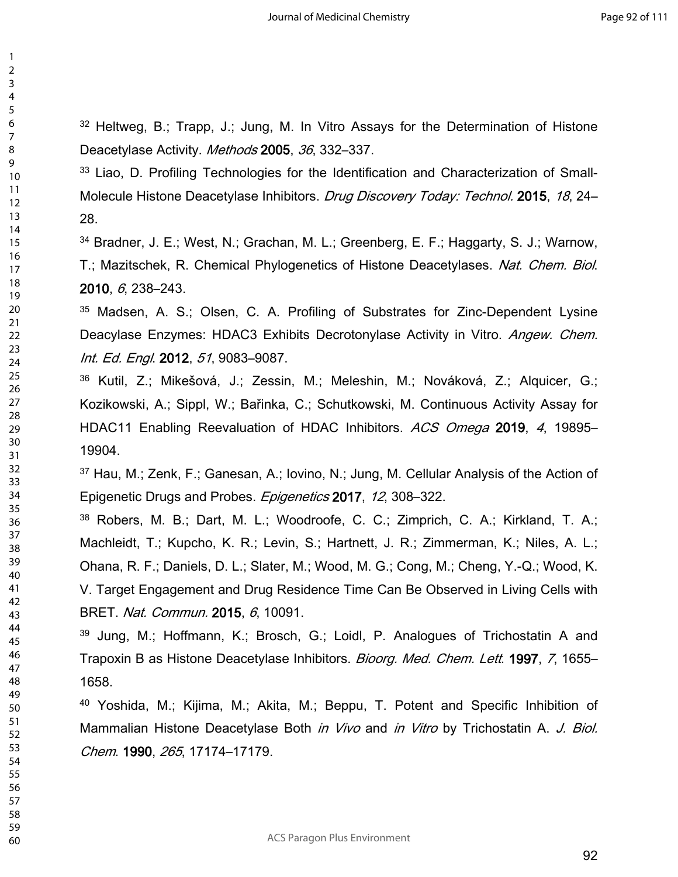[32] Heltweg, B.; Trapp, J.; Jung, M. In Vitro Assays for the Determination of Histone Deacetylase Activity. *Methods* **2005**, *36*, 332–337.

[33] Liao, D. Profiling Technologies for the Identification and Characterization of Small-Molecule Histone Deacetylase Inhibitors. *Drug Discovery Today: Technol.* **2015**, *18*, 24–28.

[34] Bradner, J. E.; West, N.; Grachan, M. L.; Greenberg, E. F.; Haggarty, S. J.; Warnow, T.; Mazitschek, R. Chemical Phylogenetics of Histone Deacetylases. *Nat. Chem. Biol.* **2010**, *6*, 238–243.

[35] Madsen, A. S.; Olsen, C. A. Profiling of Substrates for Zinc-Dependent Lysine Deacylase Enzymes: HDAC3 Exhibits Decrotonylase Activity in Vitro. *Angew. Chem. Int. Ed. Engl.* **2012**, *51*, 9083–9087.

[36] Kutil, Z.; Mikešová, J.; Zessin, M.; Meleshin, M.; Nováková, Z.; Alquicer, G.; Kozikowski, A.; Sippl, W.; Bařinka, C.; Schutkowski, M. Continuous Activity Assay for HDAC11 Enabling Reevaluation of HDAC Inhibitors. *ACS Omega* **2019**, *4*, 19895–19904.

[37] Hau, M.; Zenk, F.; Ganesan, A.; Iovino, N.; Jung, M. Cellular Analysis of the Action of Epigenetic Drugs and Probes. *Epigenetics* **2017**, *12*, 308–322.

[38] Robers, M. B.; Dart, M. L.; Woodroofe, C. C.; Zimprich, C. A.; Kirkland, T. A.; Machleidt, T.; Kupcho, K. R.; Levin, S.; Hartnett, J. R.; Zimmerman, K.; Niles, A. L.; Ohana, R. F.; Daniels, D. L.; Slater, M.; Wood, M. G.; Cong, M.; Cheng, Y.-Q.; Wood, K. V. Target Engagement and Drug Residence Time Can Be Observed in Living Cells with BRET. *Nat. Commun.* **2015**, *6*, 10091.

[39] Jung, M.; Hoffmann, K.; Brosch, G.; Loidl, P. Analogues of Trichostatin A and Trapoxin B as Histone Deacetylase Inhibitors. *Bioorg. Med. Chem. Lett.* **1997**, *7*, 1655–1658.

[40] Yoshida, M.; Kijima, M.; Akita, M.; Beppu, T. Potent and Specific Inhibition of Mammalian Histone Deacetylase Both *in Vivo* and *in Vitro* by Trichostatin A. *J. Biol. Chem.* **1990**, *265*, 17174–17179.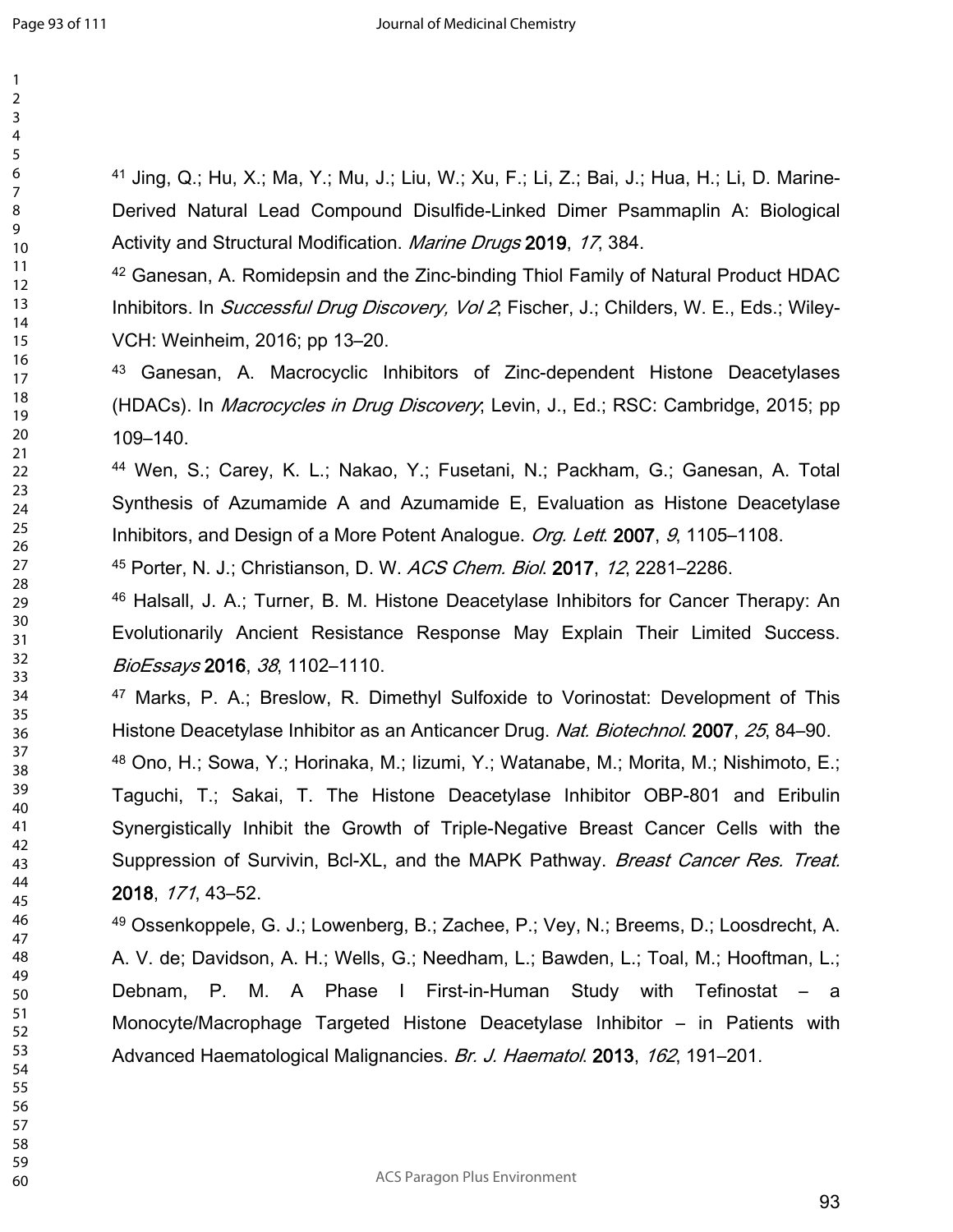[41] Jing, Q.; Hu, X.; Ma, Y.; Mu, J.; Liu, W.; Xu, F.; Li, Z.; Bai, J.; Hua, H.; Li, D. Marine-Derived Natural Lead Compound Disulfide-Linked Dimer Psammaplin A: Biological Activity and Structural Modification. *Marine Drugs* **2019**, *17*, 384.

[42] Ganesan, A. Romidepsin and the Zinc-binding Thiol Family of Natural Product HDAC Inhibitors. In *Successful Drug Discovery, Vol 2*; Fischer, J.; Childers, W. E., Eds.; Wiley-VCH: Weinheim, 2016; pp 13–20.

[43] Ganesan, A. Macrocyclic Inhibitors of Zinc-dependent Histone Deacetylases (HDACs). In *Macrocycles in Drug Discovery*; Levin, J., Ed.; RSC: Cambridge, 2015; pp 109–140.

[44] Wen, S.; Carey, K. L.; Nakao, Y.; Fusetani, N.; Packham, G.; Ganesan, A. Total Synthesis of Azumamide A and Azumamide E, Evaluation as Histone Deacetylase Inhibitors, and Design of a More Potent Analogue. *Org. Lett*. **2007**, *9*, 1105–1108.

[45] Porter, N. J.; Christianson, D. W. *ACS Chem. Biol*. **2017**, *12*, 2281–2286.

[46] Halsall, J. A.; Turner, B. M. Histone Deacetylase Inhibitors for Cancer Therapy: An Evolutionarily Ancient Resistance Response May Explain Their Limited Success. *BioEssays* **2016**, *38*, 1102–1110.

[47] Marks, P. A.; Breslow, R. Dimethyl Sulfoxide to Vorinostat: Development of This Histone Deacetylase Inhibitor as an Anticancer Drug. *Nat. Biotechnol*. **2007**, *25*, 84–90.

[48] Ono, H.; Sowa, Y.; Horinaka, M.; Iizumi, Y.; Watanabe, M.; Morita, M.; Nishimoto, E.; Taguchi, T.; Sakai, T. The Histone Deacetylase Inhibitor OBP-801 and Eribulin Synergistically Inhibit the Growth of Triple-Negative Breast Cancer Cells with the Suppression of Survivin, Bcl-XL, and the MAPK Pathway. *Breast Cancer Res. Treat.* **2018**, *171*, 43–52.

[49] Ossenkoppele, G. J.; Lowenberg, B.; Zachee, P.; Vey, N.; Breems, D.; Loosdrecht, A. A. V. de; Davidson, A. H.; Wells, G.; Needham, L.; Bawden, L.; Toal, M.; Hooftman, L.; Debnam, P. M. A Phase I First-in-Human Study with Tefinostat – a Monocyte/Macrophage Targeted Histone Deacetylase Inhibitor – in Patients with Advanced Haematological Malignancies. *Br. J. Haematol*. **2013**, *162*, 191–201.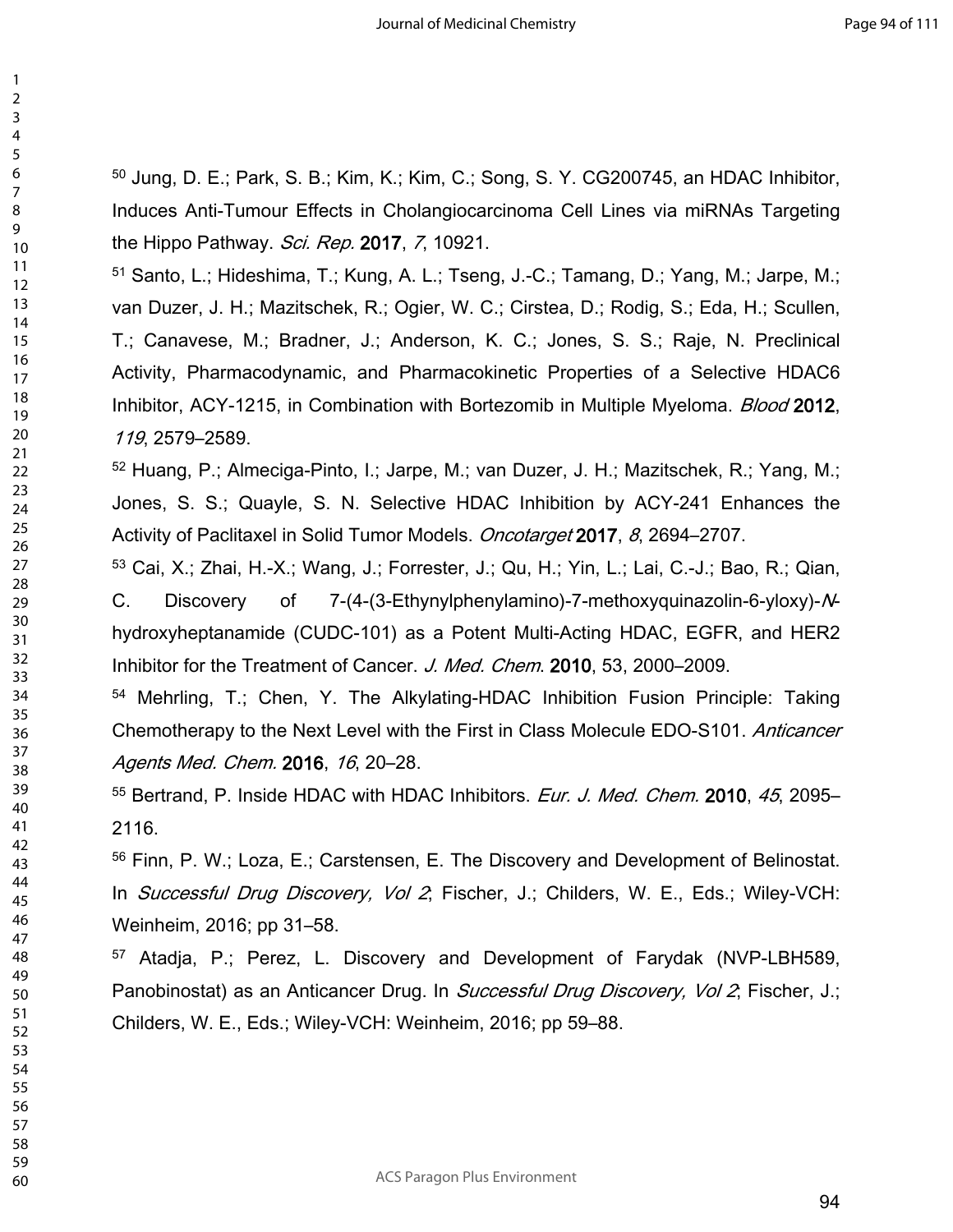[50] Jung, D. E.; Park, S. B.; Kim, K.; Kim, C.; Song, S. Y. CG200745, an HDAC Inhibitor, Induces Anti-Tumour Effects in Cholangiocarcinoma Cell Lines via miRNAs Targeting the Hippo Pathway. *Sci. Rep.* **2017**, *7*, 10921.

[51] Santo, L.; Hideshima, T.; Kung, A. L.; Tseng, J.-C.; Tamang, D.; Yang, M.; Jarpe, M.; van Duzer, J. H.; Mazitschek, R.; Ogier, W. C.; Cirstea, D.; Rodig, S.; Eda, H.; Scullen, T.; Canavese, M.; Bradner, J.; Anderson, K. C.; Jones, S. S.; Raje, N. Preclinical Activity, Pharmacodynamic, and Pharmacokinetic Properties of a Selective HDAC6 Inhibitor, ACY-1215, in Combination with Bortezomib in Multiple Myeloma. *Blood* **2012**, *119*, 2579–2589.

[52] Huang, P.; Almeciga-Pinto, I.; Jarpe, M.; van Duzer, J. H.; Mazitschek, R.; Yang, M.; Jones, S. S.; Quayle, S. N. Selective HDAC Inhibition by ACY-241 Enhances the Activity of Paclitaxel in Solid Tumor Models. *Oncotarget* **2017**, *8*, 2694–2707.

[53] Cai, X.; Zhai, H.-X.; Wang, J.; Forrester, J.; Qu, H.; Yin, L.; Lai, C.-J.; Bao, R.; Qian, C. Discovery of 7-(4-(3-Ethynylphenylamino)-7-methoxyquinazolin-6-yloxy)-*N*-hydroxyheptanamide (CUDC-101) as a Potent Multi-Acting HDAC, EGFR, and HER2 Inhibitor for the Treatment of Cancer. *J. Med. Chem*. **2010**, 53, 2000–2009.

[54] Mehrling, T.; Chen, Y. The Alkylating-HDAC Inhibition Fusion Principle: Taking Chemotherapy to the Next Level with the First in Class Molecule EDO-S101. *Anticancer Agents Med. Chem.* **2016**, *16*, 20–28.

[55] Bertrand, P. Inside HDAC with HDAC Inhibitors. *Eur. J. Med. Chem.* **2010**, *45*, 2095–2116.

[56] Finn, P. W.; Loza, E.; Carstensen, E. The Discovery and Development of Belinostat. In *Successful Drug Discovery, Vol 2*; Fischer, J.; Childers, W. E., Eds.; Wiley-VCH: Weinheim, 2016; pp 31–58.

[57] Atadja, P.; Perez, L. Discovery and Development of Farydak (NVP-LBH589, Panobinostat) as an Anticancer Drug. In *Successful Drug Discovery, Vol 2*; Fischer, J.; Childers, W. E., Eds.; Wiley-VCH: Weinheim, 2016; pp 59–88.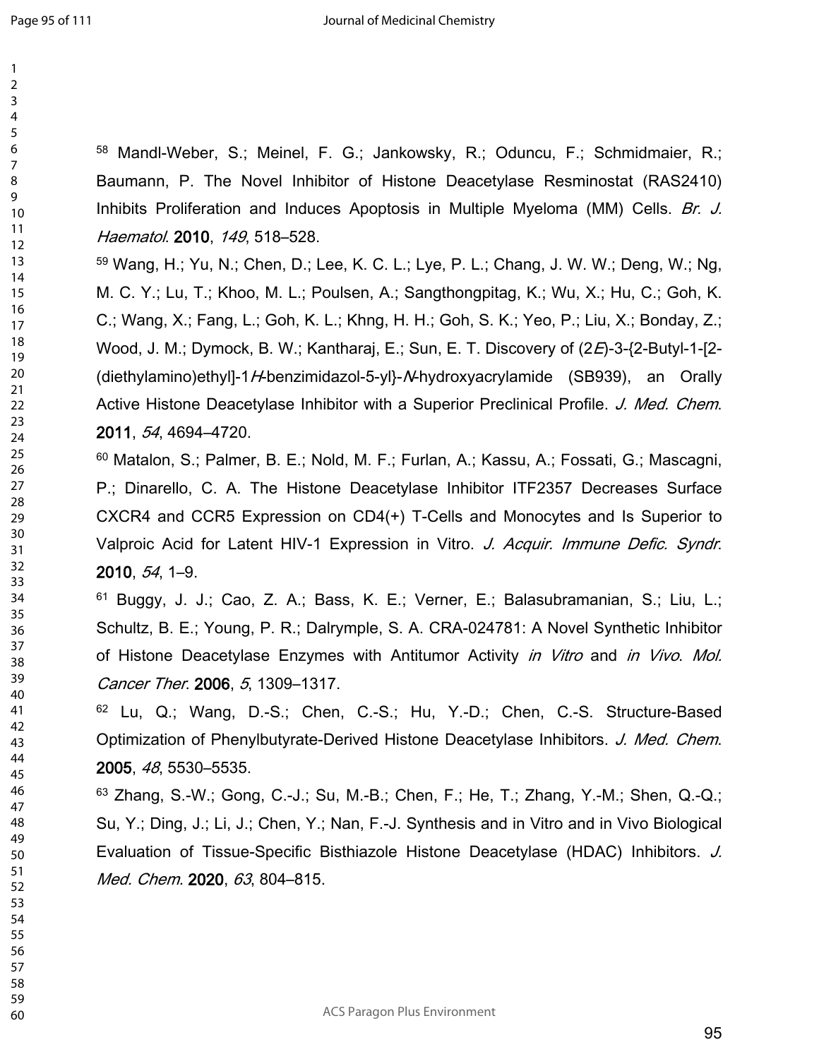[58] Mandl-Weber, S.; Meinel, F. G.; Jankowsky, R.; Oduncu, F.; Schmidmaier, R.; Baumann, P. The Novel Inhibitor of Histone Deacetylase Resminostat (RAS2410) Inhibits Proliferation and Induces Apoptosis in Multiple Myeloma (MM) Cells. *Br. J. Haematol*. **2010**, *149*, 518–528.

[59] Wang, H.; Yu, N.; Chen, D.; Lee, K. C. L.; Lye, P. L.; Chang, J. W. W.; Deng, W.; Ng, M. C. Y.; Lu, T.; Khoo, M. L.; Poulsen, A.; Sangthongpitag, K.; Wu, X.; Hu, C.; Goh, K. C.; Wang, X.; Fang, L.; Goh, K. L.; Khng, H. H.; Goh, S. K.; Yeo, P.; Liu, X.; Bonday, Z.; Wood, J. M.; Dymock, B. W.; Kantharaj, E.; Sun, E. T. Discovery of (2*E*)-3-{2-Butyl-1-[2-(diethylamino)ethyl]-1*H*-benzimidazol-5-yl}-*N*-hydroxyacrylamide (SB939), an Orally Active Histone Deacetylase Inhibitor with a Superior Preclinical Profile. *J. Med. Chem*. **2011**, *54*, 4694–4720.

[60] Matalon, S.; Palmer, B. E.; Nold, M. F.; Furlan, A.; Kassu, A.; Fossati, G.; Mascagni, P.; Dinarello, C. A. The Histone Deacetylase Inhibitor ITF2357 Decreases Surface CXCR4 and CCR5 Expression on CD4(+) T-Cells and Monocytes and Is Superior to Valproic Acid for Latent HIV-1 Expression in Vitro. *J. Acquir. Immune Defic. Syndr*. **2010**, *54*, 1–9.

[61] Buggy, J. J.; Cao, Z. A.; Bass, K. E.; Verner, E.; Balasubramanian, S.; Liu, L.; Schultz, B. E.; Young, P. R.; Dalrymple, S. A. CRA-024781: A Novel Synthetic Inhibitor of Histone Deacetylase Enzymes with Antitumor Activity *in Vitro* and *in Vivo*. *Mol. Cancer Ther*. **2006**, *5*, 1309–1317.

[62] Lu, Q.; Wang, D.-S.; Chen, C.-S.; Hu, Y.-D.; Chen, C.-S. Structure-Based Optimization of Phenylbutyrate-Derived Histone Deacetylase Inhibitors. *J. Med. Chem*. **2005**, *48*, 5530–5535.

[63] Zhang, S.-W.; Gong, C.-J.; Su, M.-B.; Chen, F.; He, T.; Zhang, Y.-M.; Shen, Q.-Q.; Su, Y.; Ding, J.; Li, J.; Chen, Y.; Nan, F.-J. Synthesis and in Vitro and in Vivo Biological Evaluation of Tissue-Specific Bisthiazole Histone Deacetylase (HDAC) Inhibitors. *J. Med. Chem*. **2020**, *63*, 804–815.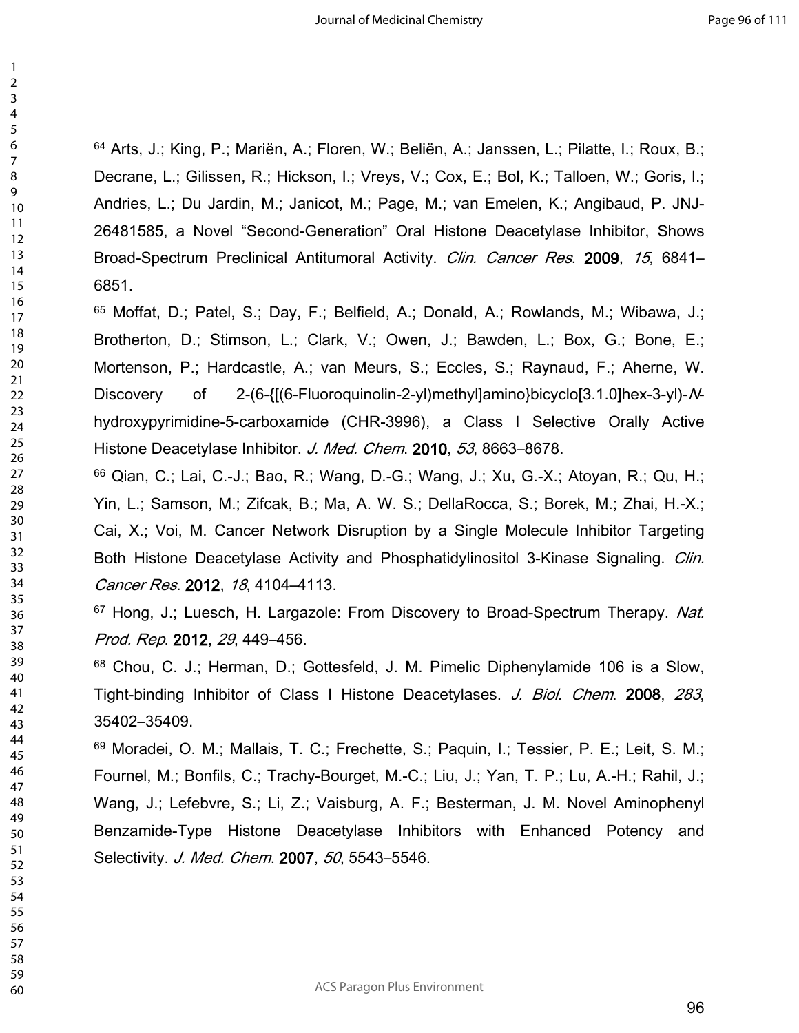[64] Arts, J.; King, P.; Mariën, A.; Floren, W.; Beliën, A.; Janssen, L.; Pilatte, I.; Roux, B.; Decrane, L.; Gilissen, R.; Hickson, I.; Vreys, V.; Cox, E.; Bol, K.; Talloen, W.; Goris, I.; Andries, L.; Du Jardin, M.; Janicot, M.; Page, M.; van Emelen, K.; Angibaud, P. JNJ-26481585, a Novel "Second-Generation" Oral Histone Deacetylase Inhibitor, Shows Broad-Spectrum Preclinical Antitumoral Activity. *Clin. Cancer Res*. **2009**, *15*, 6841–6851.

[65] Moffat, D.; Patel, S.; Day, F.; Belfield, A.; Donald, A.; Rowlands, M.; Wibawa, J.; Brotherton, D.; Stimson, L.; Clark, V.; Owen, J.; Bawden, L.; Box, G.; Bone, E.; Mortenson, P.; Hardcastle, A.; van Meurs, S.; Eccles, S.; Raynaud, F.; Aherne, W. Discovery of 2-(6-{[(6-Fluoroquinolin-2-yl)methyl]amino}bicyclo[3.1.0]hex-3-yl)-*N*-hydroxypyrimidine-5-carboxamide (CHR-3996), a Class I Selective Orally Active Histone Deacetylase Inhibitor. *J. Med. Chem*. **2010**, *53*, 8663–8678.

[66] Qian, C.; Lai, C.-J.; Bao, R.; Wang, D.-G.; Wang, J.; Xu, G.-X.; Atoyan, R.; Qu, H.; Yin, L.; Samson, M.; Zifcak, B.; Ma, A. W. S.; DellaRocca, S.; Borek, M.; Zhai, H.-X.; Cai, X.; Voi, M. Cancer Network Disruption by a Single Molecule Inhibitor Targeting Both Histone Deacetylase Activity and Phosphatidylinositol 3-Kinase Signaling. *Clin. Cancer Res*. **2012**, *18*, 4104–4113.

[67] Hong, J.; Luesch, H. Largazole: From Discovery to Broad-Spectrum Therapy. *Nat. Prod. Rep*. **2012**, *29*, 449–456.

[68] Chou, C. J.; Herman, D.; Gottesfeld, J. M. Pimelic Diphenylamide 106 is a Slow, Tight-binding Inhibitor of Class I Histone Deacetylases. *J. Biol. Chem*. **2008**, *283*, 35402–35409.

[69] Moradei, O. M.; Mallais, T. C.; Frechette, S.; Paquin, I.; Tessier, P. E.; Leit, S. M.; Fournel, M.; Bonfils, C.; Trachy-Bourget, M.-C.; Liu, J.; Yan, T. P.; Lu, A.-H.; Rahil, J.; Wang, J.; Lefebvre, S.; Li, Z.; Vaisburg, A. F.; Besterman, J. M. Novel Aminophenyl Benzamide-Type Histone Deacetylase Inhibitors with Enhanced Potency and Selectivity. *J. Med. Chem*. **2007**, *50*, 5543–5546.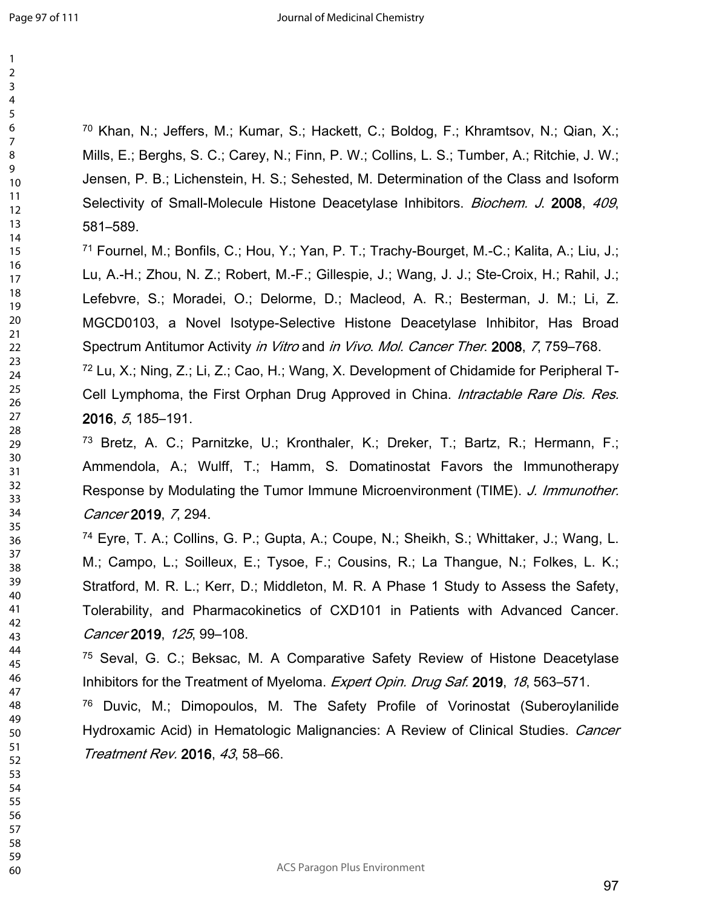[70] Khan, N.; Jeffers, M.; Kumar, S.; Hackett, C.; Boldog, F.; Khramtsov, N.; Qian, X.; Mills, E.; Berghs, S. C.; Carey, N.; Finn, P. W.; Collins, L. S.; Tumber, A.; Ritchie, J. W.; Jensen, P. B.; Lichenstein, H. S.; Sehested, M. Determination of the Class and Isoform Selectivity of Small-Molecule Histone Deacetylase Inhibitors. *Biochem. J.* **2008**, *409*, 581–589.

[71] Fournel, M.; Bonfils, C.; Hou, Y.; Yan, P. T.; Trachy-Bourget, M.-C.; Kalita, A.; Liu, J.; Lu, A.-H.; Zhou, N. Z.; Robert, M.-F.; Gillespie, J.; Wang, J. J.; Ste-Croix, H.; Rahil, J.; Lefebvre, S.; Moradei, O.; Delorme, D.; Macleod, A. R.; Besterman, J. M.; Li, Z. MGCD0103, a Novel Isotype-Selective Histone Deacetylase Inhibitor, Has Broad Spectrum Antitumor Activity *in Vitro* and *in Vivo*. *Mol. Cancer Ther*. **2008**, *7*, 759–768.

[72] Lu, X.; Ning, Z.; Li, Z.; Cao, H.; Wang, X. Development of Chidamide for Peripheral T-Cell Lymphoma, the First Orphan Drug Approved in China. *Intractable Rare Dis. Res.* **2016**, *5*, 185–191.

[73] Bretz, A. C.; Parnitzke, U.; Kronthaler, K.; Dreker, T.; Bartz, R.; Hermann, F.; Ammendola, A.; Wulff, T.; Hamm, S. Domatinostat Favors the Immunotherapy Response by Modulating the Tumor Immune Microenvironment (TIME). *J. Immunother. Cancer* **2019**, *7*, 294.

[74] Eyre, T. A.; Collins, G. P.; Gupta, A.; Coupe, N.; Sheikh, S.; Whittaker, J.; Wang, L. M.; Campo, L.; Soilleux, E.; Tysoe, F.; Cousins, R.; La Thangue, N.; Folkes, L. K.; Stratford, M. R. L.; Kerr, D.; Middleton, M. R. A Phase 1 Study to Assess the Safety, Tolerability, and Pharmacokinetics of CXD101 in Patients with Advanced Cancer. *Cancer* **2019**, *125*, 99–108.

[75] Seval, G. C.; Beksac, M. A Comparative Safety Review of Histone Deacetylase Inhibitors for the Treatment of Myeloma. *Expert Opin. Drug Saf.* **2019**, *18*, 563–571.

[76] Duvic, M.; Dimopoulos, M. The Safety Profile of Vorinostat (Suberoylanilide Hydroxamic Acid) in Hematologic Malignancies: A Review of Clinical Studies. *Cancer Treatment Rev.* **2016**, *43*, 58–66.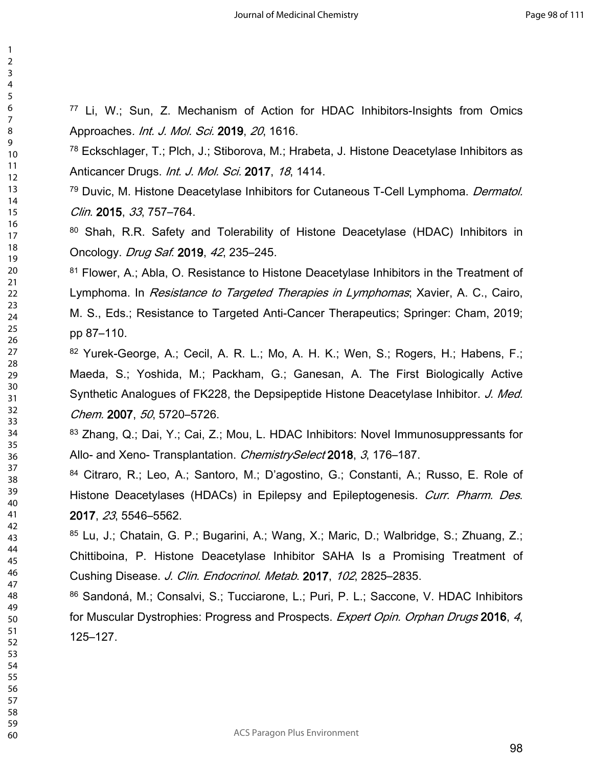[77] Li, W.; Sun, Z. Mechanism of Action for HDAC Inhibitors-Insights from Omics Approaches. *Int. J. Mol. Sci.* **2019**, *20*, 1616.

[78] Eckschlager, T.; Plch, J.; Stiborova, M.; Hrabeta, J. Histone Deacetylase Inhibitors as Anticancer Drugs. *Int. J. Mol. Sci.* **2017**, *18*, 1414.

[79] Duvic, M. Histone Deacetylase Inhibitors for Cutaneous T-Cell Lymphoma. *Dermatol. Clin.* **2015**, *33*, 757–764.

[80] Shah, R.R. Safety and Tolerability of Histone Deacetylase (HDAC) Inhibitors in Oncology. *Drug Saf.* **2019**, *42*, 235–245.

[81] Flower, A.; Abla, O. Resistance to Histone Deacetylase Inhibitors in the Treatment of Lymphoma. In *Resistance to Targeted Therapies in Lymphomas*; Xavier, A. C., Cairo, M. S., Eds.; Resistance to Targeted Anti-Cancer Therapeutics; Springer: Cham, 2019; pp 87–110.

[82] Yurek-George, A.; Cecil, A. R. L.; Mo, A. H. K.; Wen, S.; Rogers, H.; Habens, F.; Maeda, S.; Yoshida, M.; Packham, G.; Ganesan, A. The First Biologically Active Synthetic Analogues of FK228, the Depsipeptide Histone Deacetylase Inhibitor. *J. Med. Chem.* **2007**, *50*, 5720–5726.

[83] Zhang, Q.; Dai, Y.; Cai, Z.; Mou, L. HDAC Inhibitors: Novel Immunosuppressants for Allo- and Xeno- Transplantation. *ChemistrySelect* **2018**, *3*, 176–187.

[84] Citraro, R.; Leo, A.; Santoro, M.; D'agostino, G.; Constanti, A.; Russo, E. Role of Histone Deacetylases (HDACs) in Epilepsy and Epileptogenesis. *Curr. Pharm. Des.* **2017**, *23*, 5546–5562.

[85] Lu, J.; Chatain, G. P.; Bugarini, A.; Wang, X.; Maric, D.; Walbridge, S.; Zhuang, Z.; Chittiboina, P. Histone Deacetylase Inhibitor SAHA Is a Promising Treatment of Cushing Disease. *J. Clin. Endocrinol. Metab.* **2017**, *102*, 2825–2835.

[86] Sandoná, M.; Consalvi, S.; Tucciarone, L.; Puri, P. L.; Saccone, V. HDAC Inhibitors for Muscular Dystrophies: Progress and Prospects. *Expert Opin. Orphan Drugs* **2016**, *4*, 125–127.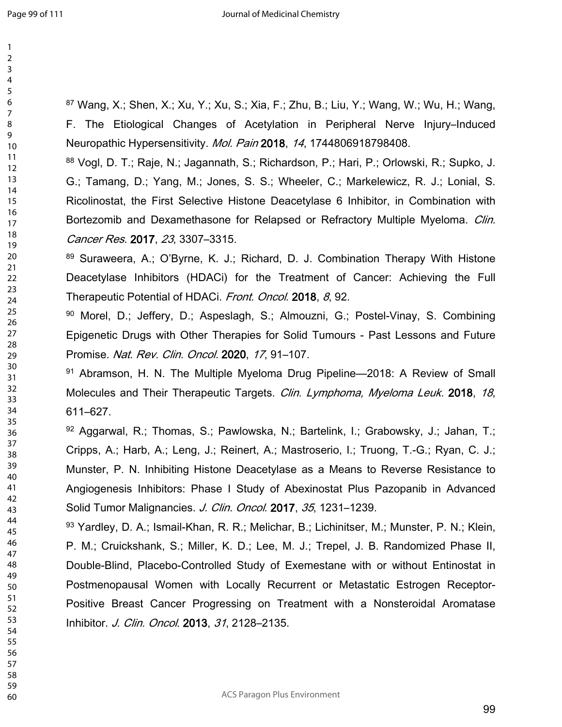[87] Wang, X.; Shen, X.; Xu, Y.; Xu, S.; Xia, F.; Zhu, B.; Liu, Y.; Wang, W.; Wu, H.; Wang, F. The Etiological Changes of Acetylation in Peripheral Nerve Injury–Induced Neuropathic Hypersensitivity. *Mol. Pain* **2018**, *14*, 1744806918798408.

[88] Vogl, D. T.; Raje, N.; Jagannath, S.; Richardson, P.; Hari, P.; Orlowski, R.; Supko, J. G.; Tamang, D.; Yang, M.; Jones, S. S.; Wheeler, C.; Markelewicz, R. J.; Lonial, S. Ricolinostat, the First Selective Histone Deacetylase 6 Inhibitor, in Combination with Bortezomib and Dexamethasone for Relapsed or Refractory Multiple Myeloma. *Clin. Cancer Res*. **2017**, *23*, 3307–3315.

[89] Suraweera, A.; O'Byrne, K. J.; Richard, D. J. Combination Therapy With Histone Deacetylase Inhibitors (HDACi) for the Treatment of Cancer: Achieving the Full Therapeutic Potential of HDACi. *Front. Oncol*. **2018**, *8*, 92.

[90] Morel, D.; Jeffery, D.; Aspeslagh, S.; Almouzni, G.; Postel-Vinay, S. Combining Epigenetic Drugs with Other Therapies for Solid Tumours - Past Lessons and Future Promise. *Nat. Rev. Clin. Oncol.* **2020**, *17*, 91–107.

[91] Abramson, H. N. The Multiple Myeloma Drug Pipeline—2018: A Review of Small Molecules and Their Therapeutic Targets. *Clin. Lymphoma, Myeloma Leuk.* **2018**, *18*, 611–627.

[92] Aggarwal, R.; Thomas, S.; Pawlowska, N.; Bartelink, I.; Grabowsky, J.; Jahan, T.; Cripps, A.; Harb, A.; Leng, J.; Reinert, A.; Mastroserio, I.; Truong, T.-G.; Ryan, C. J.; Munster, P. N. Inhibiting Histone Deacetylase as a Means to Reverse Resistance to Angiogenesis Inhibitors: Phase I Study of Abexinostat Plus Pazopanib in Advanced Solid Tumor Malignancies. *J. Clin. Oncol*. **2017**, *35*, 1231–1239.

[93] Yardley, D. A.; Ismail-Khan, R. R.; Melichar, B.; Lichinitser, M.; Munster, P. N.; Klein, P. M.; Cruickshank, S.; Miller, K. D.; Lee, M. J.; Trepel, J. B. Randomized Phase II, Double-Blind, Placebo-Controlled Study of Exemestane with or without Entinostat in Postmenopausal Women with Locally Recurrent or Metastatic Estrogen Receptor-Positive Breast Cancer Progressing on Treatment with a Nonsteroidal Aromatase Inhibitor. *J. Clin. Oncol*. **2013**, *31*, 2128–2135.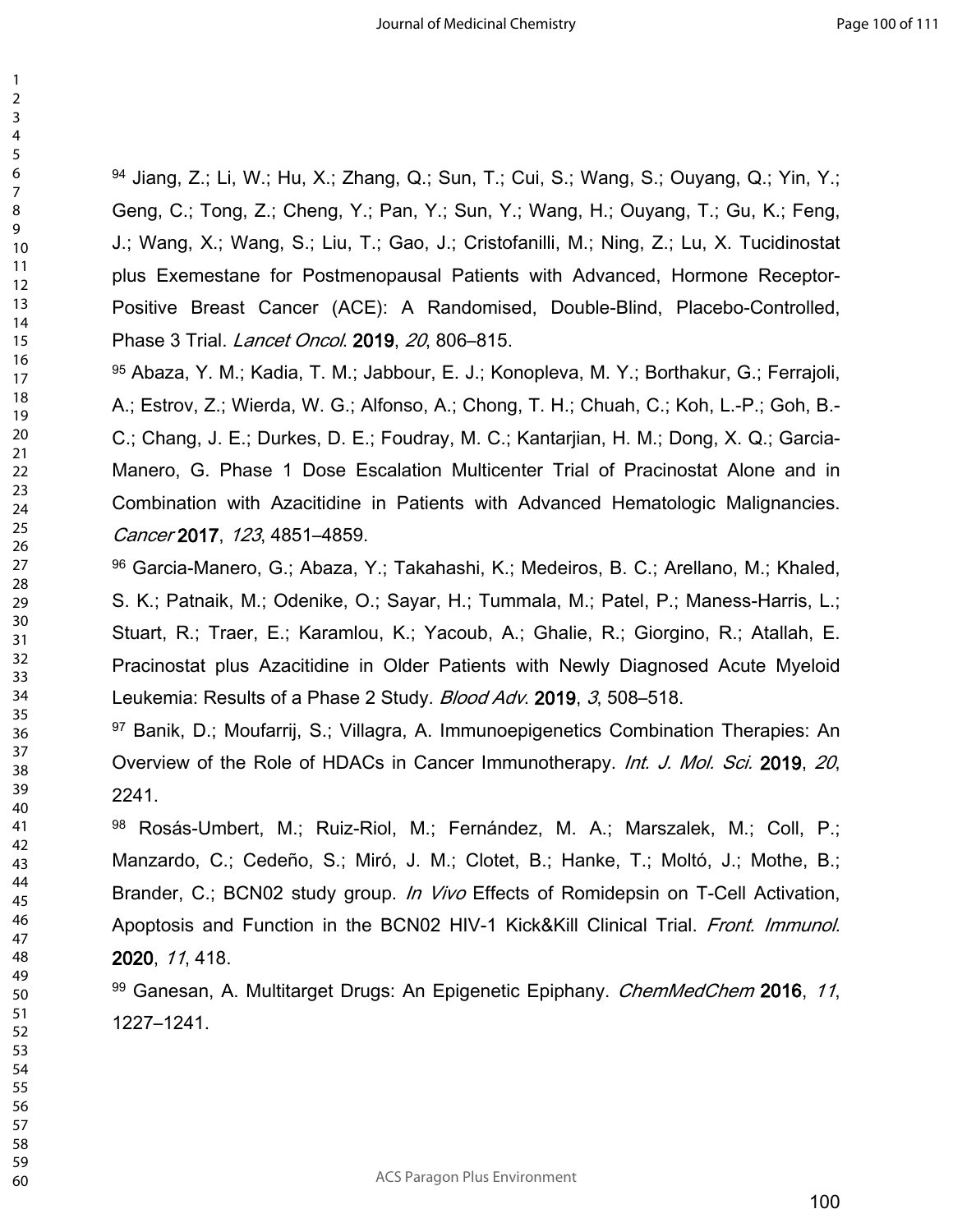[94] Jiang, Z.; Li, W.; Hu, X.; Zhang, Q.; Sun, T.; Cui, S.; Wang, S.; Ouyang, Q.; Yin, Y.; Geng, C.; Tong, Z.; Cheng, Y.; Pan, Y.; Sun, Y.; Wang, H.; Ouyang, T.; Gu, K.; Feng, J.; Wang, X.; Wang, S.; Liu, T.; Gao, J.; Cristofanilli, M.; Ning, Z.; Lu, X. Tucidinostat plus Exemestane for Postmenopausal Patients with Advanced, Hormone Receptor-Positive Breast Cancer (ACE): A Randomised, Double-Blind, Placebo-Controlled, Phase 3 Trial. *Lancet Oncol.* **2019**, *20*, 806–815.

[95] Abaza, Y. M.; Kadia, T. M.; Jabbour, E. J.; Konopleva, M. Y.; Borthakur, G.; Ferrajoli, A.; Estrov, Z.; Wierda, W. G.; Alfonso, A.; Chong, T. H.; Chuah, C.; Koh, L.-P.; Goh, B.-C.; Chang, J. E.; Durkes, D. E.; Foudray, M. C.; Kantarjian, H. M.; Dong, X. Q.; Garcia-Manero, G. Phase 1 Dose Escalation Multicenter Trial of Pracinostat Alone and in Combination with Azacitidine in Patients with Advanced Hematologic Malignancies. *Cancer* **2017**, *123*, 4851–4859.

[96] Garcia-Manero, G.; Abaza, Y.; Takahashi, K.; Medeiros, B. C.; Arellano, M.; Khaled, S. K.; Patnaik, M.; Odenike, O.; Sayar, H.; Tummala, M.; Patel, P.; Maness-Harris, L.; Stuart, R.; Traer, E.; Karamlou, K.; Yacoub, A.; Ghalie, R.; Giorgino, R.; Atallah, E. Pracinostat plus Azacitidine in Older Patients with Newly Diagnosed Acute Myeloid Leukemia: Results of a Phase 2 Study. *Blood Adv.* **2019**, *3*, 508–518.

[97] Banik, D.; Moufarrij, S.; Villagra, A. Immunoepigenetics Combination Therapies: An Overview of the Role of HDACs in Cancer Immunotherapy. *Int. J. Mol. Sci.* **2019**, *20*, 2241.

[98] Rosás-Umbert, M.; Ruiz-Riol, M.; Fernández, M. A.; Marszalek, M.; Coll, P.; Manzardo, C.; Cedeño, S.; Miró, J. M.; Clotet, B.; Hanke, T.; Moltó, J.; Mothe, B.; Brander, C.; BCN02 study group. *In Vivo* Effects of Romidepsin on T-Cell Activation, Apoptosis and Function in the BCN02 HIV-1 Kick&Kill Clinical Trial. *Front. Immunol.* **2020**, *11*, 418.

[99] Ganesan, A. Multitarget Drugs: An Epigenetic Epiphany. *ChemMedChem* **2016**, *11*, 1227–1241.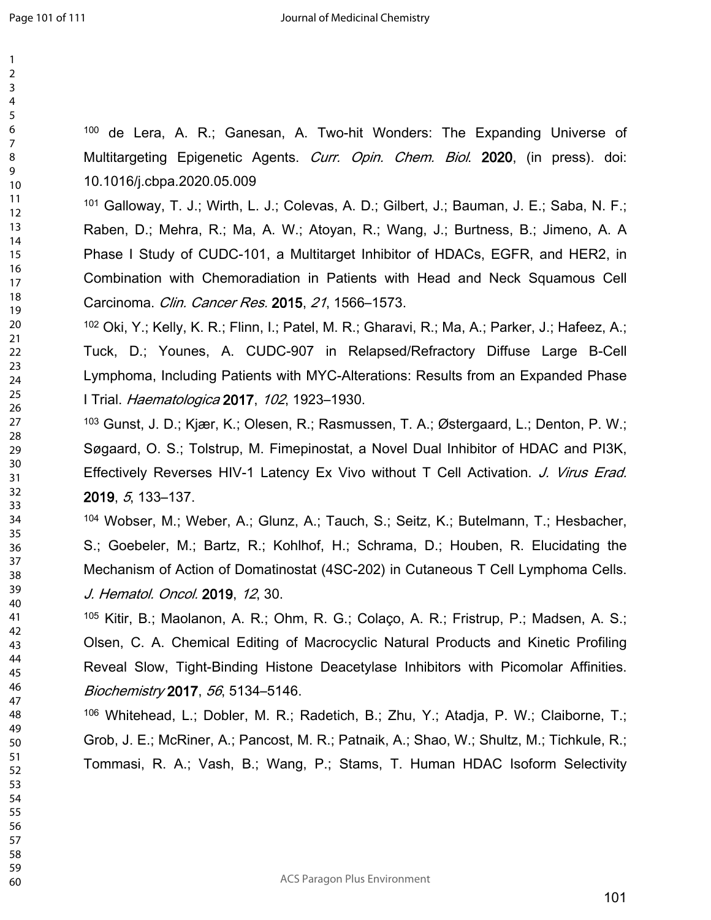[100] de Lera, A. R.; Ganesan, A. Two-hit Wonders: The Expanding Universe of Multitargeting Epigenetic Agents. *Curr. Opin. Chem. Biol*. **2020**, (in press). doi: 10.1016/j.cbpa.2020.05.009

[101] Galloway, T. J.; Wirth, L. J.; Colevas, A. D.; Gilbert, J.; Bauman, J. E.; Saba, N. F.; Raben, D.; Mehra, R.; Ma, A. W.; Atoyan, R.; Wang, J.; Burtness, B.; Jimeno, A. A Phase I Study of CUDC-101, a Multitarget Inhibitor of HDACs, EGFR, and HER2, in Combination with Chemoradiation in Patients with Head and Neck Squamous Cell Carcinoma. *Clin. Cancer Res.* **2015**, *21*, 1566–1573.

[102] Oki, Y.; Kelly, K. R.; Flinn, I.; Patel, M. R.; Gharavi, R.; Ma, A.; Parker, J.; Hafeez, A.; Tuck, D.; Younes, A. CUDC-907 in Relapsed/Refractory Diffuse Large B-Cell Lymphoma, Including Patients with MYC-Alterations: Results from an Expanded Phase I Trial. *Haematologica* **2017**, *102*, 1923–1930.

[103] Gunst, J. D.; Kjær, K.; Olesen, R.; Rasmussen, T. A.; Østergaard, L.; Denton, P. W.; Søgaard, O. S.; Tolstrup, M. Fimepinostat, a Novel Dual Inhibitor of HDAC and PI3K, Effectively Reverses HIV-1 Latency Ex Vivo without T Cell Activation. *J. Virus Erad.* **2019**, *5*, 133–137.

[104] Wobser, M.; Weber, A.; Glunz, A.; Tauch, S.; Seitz, K.; Butelmann, T.; Hesbacher, S.; Goebeler, M.; Bartz, R.; Kohlhof, H.; Schrama, D.; Houben, R. Elucidating the Mechanism of Action of Domatinostat (4SC-202) in Cutaneous T Cell Lymphoma Cells. *J. Hematol. Oncol.* **2019**, *12*, 30.

[105] Kitir, B.; Maolanon, A. R.; Ohm, R. G.; Colaço, A. R.; Fristrup, P.; Madsen, A. S.; Olsen, C. A. Chemical Editing of Macrocyclic Natural Products and Kinetic Profiling Reveal Slow, Tight-Binding Histone Deacetylase Inhibitors with Picomolar Affinities. *Biochemistry* **2017**, *56*, 5134–5146.

[106] Whitehead, L.; Dobler, M. R.; Radetich, B.; Zhu, Y.; Atadja, P. W.; Claiborne, T.; Grob, J. E.; McRiner, A.; Pancost, M. R.; Patnaik, A.; Shao, W.; Shultz, M.; Tichkule, R.; Tommasi, R. A.; Vash, B.; Wang, P.; Stams, T. Human HDAC Isoform Selectivity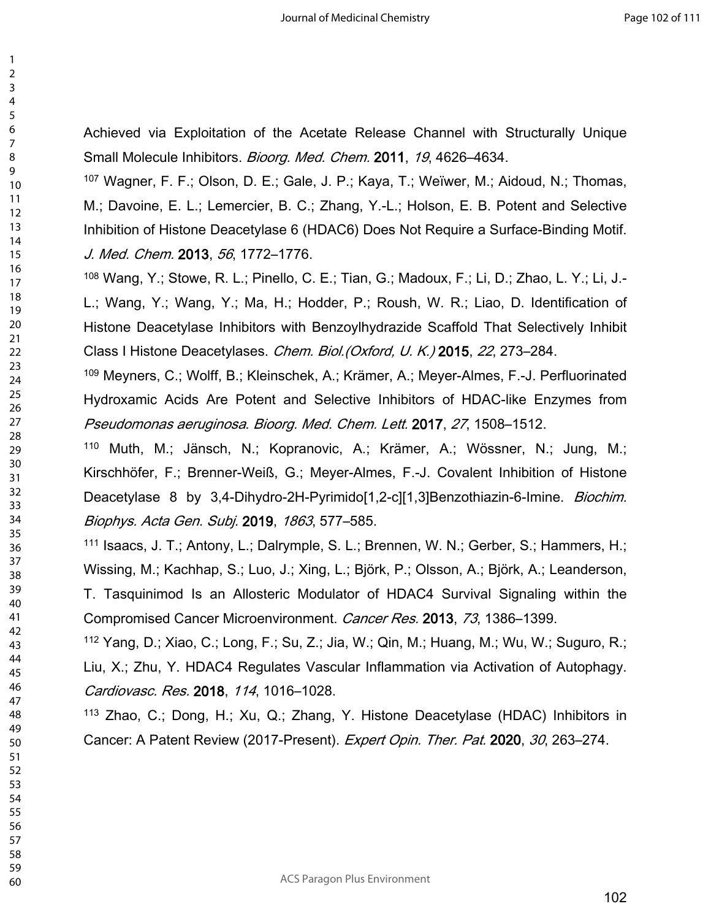Achieved via Exploitation of the Acetate Release Channel with Structurally Unique Small Molecule Inhibitors. *Bioorg. Med. Chem.* **2011**, *19*, 4626–4634.

[107] Wagner, F. F.; Olson, D. E.; Gale, J. P.; Kaya, T.; Weïwer, M.; Aidoud, N.; Thomas, M.; Davoine, E. L.; Lemercier, B. C.; Zhang, Y.-L.; Holson, E. B. Potent and Selective Inhibition of Histone Deacetylase 6 (HDAC6) Does Not Require a Surface-Binding Motif. *J. Med. Chem.* **2013**, *56*, 1772–1776.

[108] Wang, Y.; Stowe, R. L.; Pinello, C. E.; Tian, G.; Madoux, F.; Li, D.; Zhao, L. Y.; Li, J.-L.; Wang, Y.; Wang, Y.; Ma, H.; Hodder, P.; Roush, W. R.; Liao, D. Identification of Histone Deacetylase Inhibitors with Benzoylhydrazide Scaffold That Selectively Inhibit Class I Histone Deacetylases. *Chem. Biol.(Oxford, U. K.)* **2015**, *22*, 273–284.

[109] Meyners, C.; Wolff, B.; Kleinschek, A.; Krämer, A.; Meyer-Almes, F.-J. Perfluorinated Hydroxamic Acids Are Potent and Selective Inhibitors of HDAC-like Enzymes from *Pseudomonas aeruginosa*. *Bioorg. Med. Chem. Lett.* **2017**, *27*, 1508–1512.

[110] Muth, M.; Jänsch, N.; Kopranovic, A.; Krämer, A.; Wössner, N.; Jung, M.; Kirschhöfer, F.; Brenner-Weiß, G.; Meyer-Almes, F.-J. Covalent Inhibition of Histone Deacetylase 8 by 3,4-Dihydro-2H-Pyrimido[1,2-c][1,3]Benzothiazin-6-Imine. *Biochim. Biophys. Acta Gen. Subj.* **2019**, *1863*, 577–585.

[111] Isaacs, J. T.; Antony, L.; Dalrymple, S. L.; Brennen, W. N.; Gerber, S.; Hammers, H.; Wissing, M.; Kachhap, S.; Luo, J.; Xing, L.; Björk, P.; Olsson, A.; Björk, A.; Leanderson, T. Tasquinimod Is an Allosteric Modulator of HDAC4 Survival Signaling within the Compromised Cancer Microenvironment. *Cancer Res.* **2013**, *73*, 1386–1399.

[112] Yang, D.; Xiao, C.; Long, F.; Su, Z.; Jia, W.; Qin, M.; Huang, M.; Wu, W.; Suguro, R.; Liu, X.; Zhu, Y. HDAC4 Regulates Vascular Inflammation via Activation of Autophagy. *Cardiovasc. Res.* **2018**, *114*, 1016–1028.

[113] Zhao, C.; Dong, H.; Xu, Q.; Zhang, Y. Histone Deacetylase (HDAC) Inhibitors in Cancer: A Patent Review (2017-Present). *Expert Opin. Ther. Pat.* **2020**, *30*, 263–274.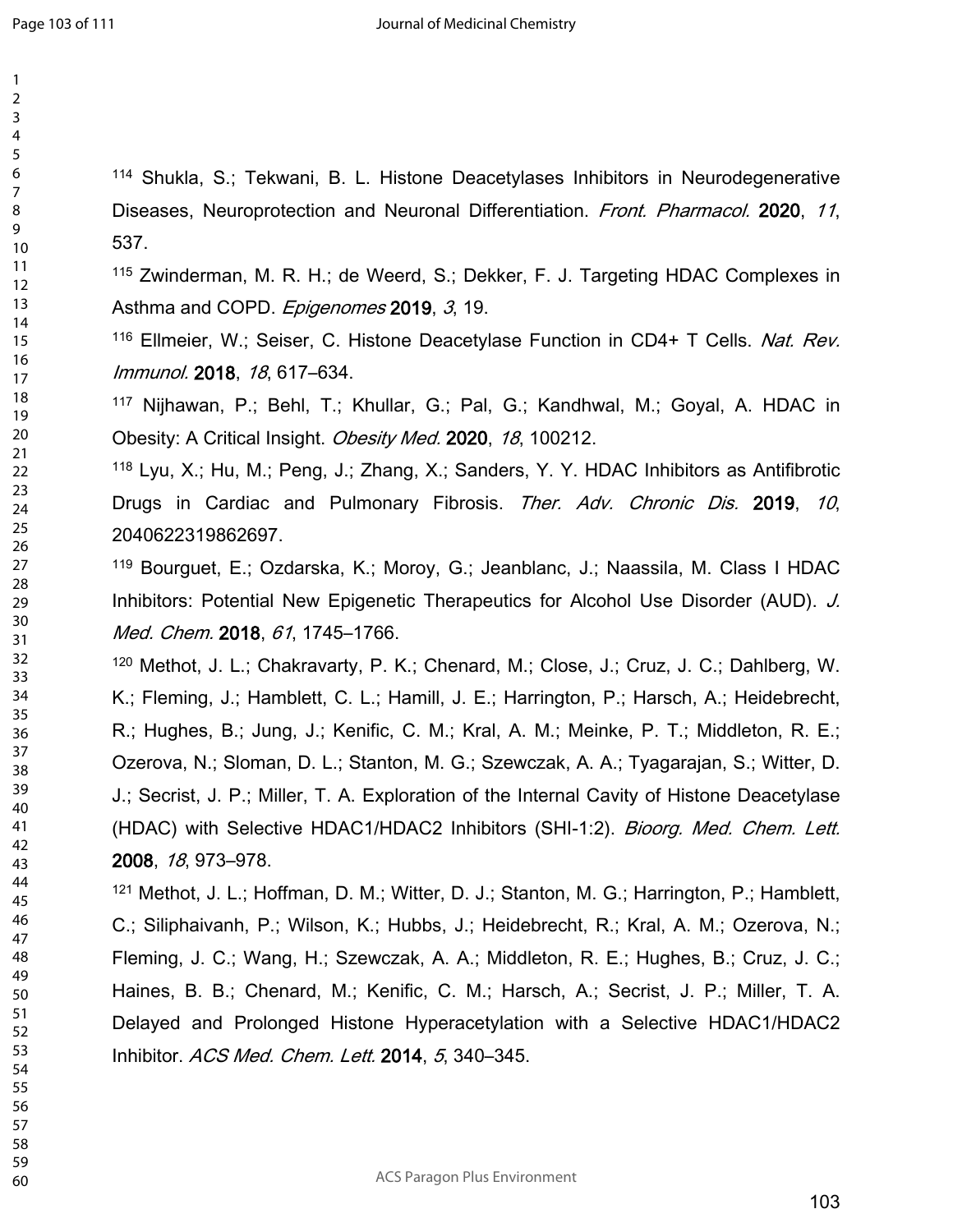[114] Shukla, S.; Tekwani, B. L. Histone Deacetylases Inhibitors in Neurodegenerative Diseases, Neuroprotection and Neuronal Differentiation. *Front. Pharmacol.* **2020**, *11*, 537.

[115] Zwinderman, M. R. H.; de Weerd, S.; Dekker, F. J. Targeting HDAC Complexes in Asthma and COPD. *Epigenomes* **2019**, *3*, 19.

[116] Ellmeier, W.; Seiser, C. Histone Deacetylase Function in CD4+ T Cells. *Nat. Rev. Immunol.* **2018**, *18*, 617–634.

[117] Nijhawan, P.; Behl, T.; Khullar, G.; Pal, G.; Kandhwal, M.; Goyal, A. HDAC in Obesity: A Critical Insight. *Obesity Med.* **2020**, *18*, 100212.

[118] Lyu, X.; Hu, M.; Peng, J.; Zhang, X.; Sanders, Y. Y. HDAC Inhibitors as Antifibrotic Drugs in Cardiac and Pulmonary Fibrosis. *Ther. Adv. Chronic Dis.* **2019**, *10*, 2040622319862697.

[119] Bourguet, E.; Ozdarska, K.; Moroy, G.; Jeanblanc, J.; Naassila, M. Class I HDAC Inhibitors: Potential New Epigenetic Therapeutics for Alcohol Use Disorder (AUD). *J. Med. Chem.* **2018**, *61*, 1745–1766.

[120] Methot, J. L.; Chakravarty, P. K.; Chenard, M.; Close, J.; Cruz, J. C.; Dahlberg, W. K.; Fleming, J.; Hamblett, C. L.; Hamill, J. E.; Harrington, P.; Harsch, A.; Heidebrecht, R.; Hughes, B.; Jung, J.; Kenific, C. M.; Kral, A. M.; Meinke, P. T.; Middleton, R. E.; Ozerova, N.; Sloman, D. L.; Stanton, M. G.; Szewczak, A. A.; Tyagarajan, S.; Witter, D. J.; Secrist, J. P.; Miller, T. A. Exploration of the Internal Cavity of Histone Deacetylase (HDAC) with Selective HDAC1/HDAC2 Inhibitors (SHI-1:2). *Bioorg. Med. Chem. Lett.* **2008**, *18*, 973–978.

[121] Methot, J. L.; Hoffman, D. M.; Witter, D. J.; Stanton, M. G.; Harrington, P.; Hamblett, C.; Siliphaivanh, P.; Wilson, K.; Hubbs, J.; Heidebrecht, R.; Kral, A. M.; Ozerova, N.; Fleming, J. C.; Wang, H.; Szewczak, A. A.; Middleton, R. E.; Hughes, B.; Cruz, J. C.; Haines, B. B.; Chenard, M.; Kenific, C. M.; Harsch, A.; Secrist, J. P.; Miller, T. A. Delayed and Prolonged Histone Hyperacetylation with a Selective HDAC1/HDAC2 Inhibitor. *ACS Med. Chem. Lett.* **2014**, *5*, 340–345.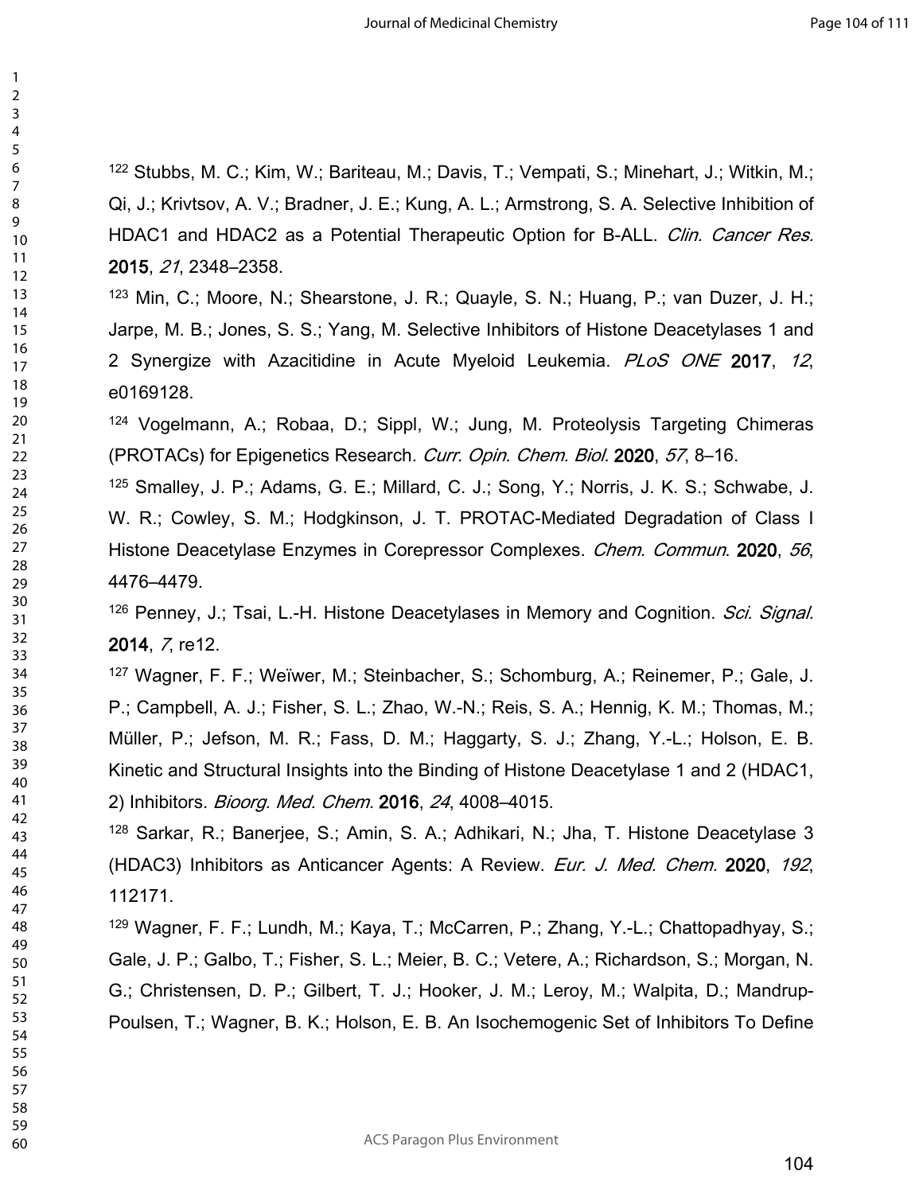[122] Stubbs, M. C.; Kim, W.; Bariteau, M.; Davis, T.; Vempati, S.; Minehart, J.; Witkin, M.; Qi, J.; Krivtsov, A. V.; Bradner, J. E.; Kung, A. L.; Armstrong, S. A. Selective Inhibition of HDAC1 and HDAC2 as a Potential Therapeutic Option for B-ALL. *Clin. Cancer Res.* **2015**, *21*, 2348–2358.

[123] Min, C.; Moore, N.; Shearstone, J. R.; Quayle, S. N.; Huang, P.; van Duzer, J. H.; Jarpe, M. B.; Jones, S. S.; Yang, M. Selective Inhibitors of Histone Deacetylases 1 and 2 Synergize with Azacitidine in Acute Myeloid Leukemia. *PLoS ONE* **2017**, *12*, e0169128.

[124] Vogelmann, A.; Robaa, D.; Sippl, W.; Jung, M. Proteolysis Targeting Chimeras (PROTACs) for Epigenetics Research. *Curr. Opin. Chem. Biol.* **2020**, *57*, 8–16.

[125] Smalley, J. P.; Adams, G. E.; Millard, C. J.; Song, Y.; Norris, J. K. S.; Schwabe, J. W. R.; Cowley, S. M.; Hodgkinson, J. T. PROTAC-Mediated Degradation of Class I Histone Deacetylase Enzymes in Corepressor Complexes. *Chem. Commun*. **2020**, *56*, 4476–4479.

[126] Penney, J.; Tsai, L.-H. Histone Deacetylases in Memory and Cognition. *Sci. Signal.* **2014**, *7*, re12.

[127] Wagner, F. F.; Weïwer, M.; Steinbacher, S.; Schomburg, A.; Reinemer, P.; Gale, J. P.; Campbell, A. J.; Fisher, S. L.; Zhao, W.-N.; Reis, S. A.; Hennig, K. M.; Thomas, M.; Müller, P.; Jefson, M. R.; Fass, D. M.; Haggarty, S. J.; Zhang, Y.-L.; Holson, E. B. Kinetic and Structural Insights into the Binding of Histone Deacetylase 1 and 2 (HDAC1, 2) Inhibitors. *Bioorg. Med. Chem.* **2016**, *24*, 4008–4015.

[128] Sarkar, R.; Banerjee, S.; Amin, S. A.; Adhikari, N.; Jha, T. Histone Deacetylase 3 (HDAC3) Inhibitors as Anticancer Agents: A Review. *Eur. J. Med. Chem.* **2020**, *192*, 112171.

[129] Wagner, F. F.; Lundh, M.; Kaya, T.; McCarren, P.; Zhang, Y.-L.; Chattopadhyay, S.; Gale, J. P.; Galbo, T.; Fisher, S. L.; Meier, B. C.; Vetere, A.; Richardson, S.; Morgan, N. G.; Christensen, D. P.; Gilbert, T. J.; Hooker, J. M.; Leroy, M.; Walpita, D.; Mandrup-Poulsen, T.; Wagner, B. K.; Holson, E. B. An Isochemogenic Set of Inhibitors To Define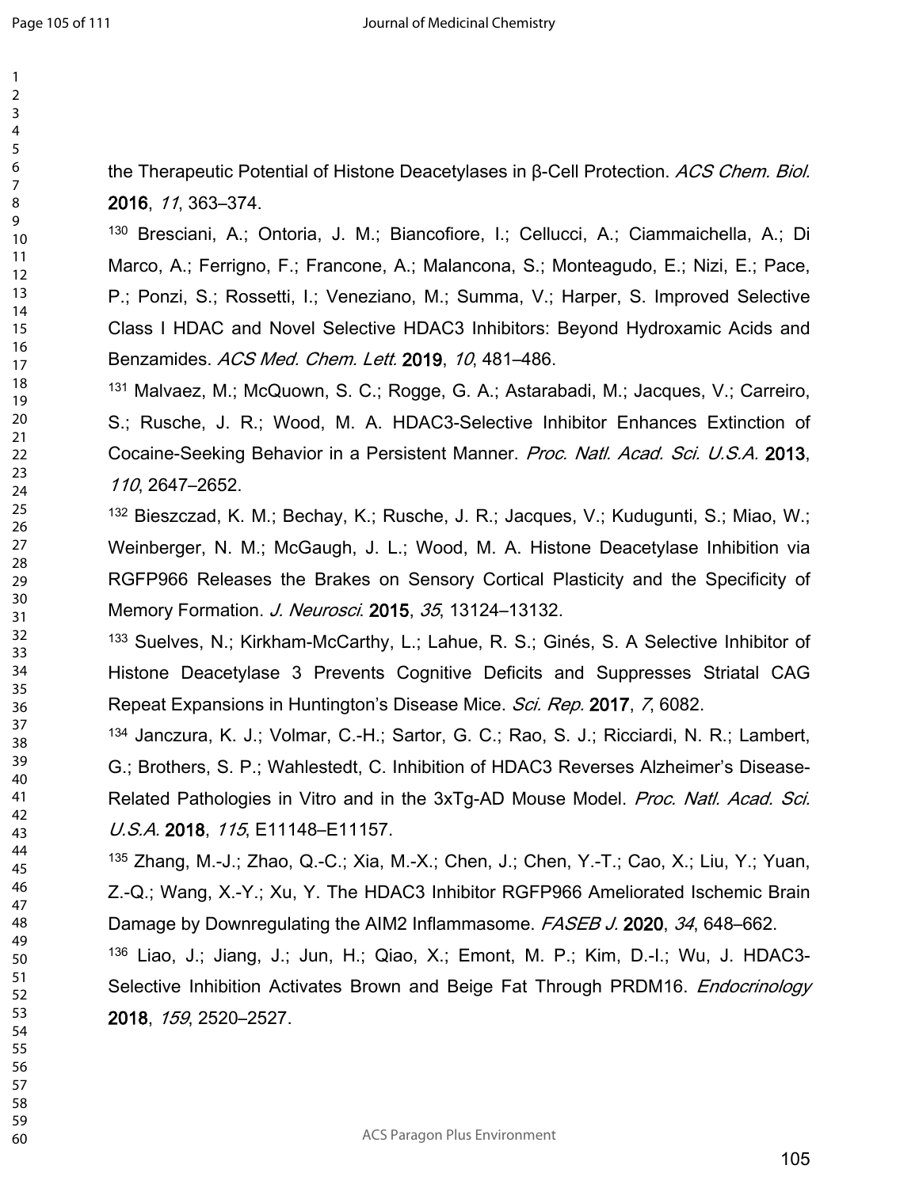the Therapeutic Potential of Histone Deacetylases in β-Cell Protection. *ACS Chem. Biol.* **2016**, *11*, 363–374.

[130] Bresciani, A.; Ontoria, J. M.; Biancofiore, I.; Cellucci, A.; Ciammaichella, A.; Di Marco, A.; Ferrigno, F.; Francone, A.; Malancona, S.; Monteagudo, E.; Nizi, E.; Pace, P.; Ponzi, S.; Rossetti, I.; Veneziano, M.; Summa, V.; Harper, S. Improved Selective Class I HDAC and Novel Selective HDAC3 Inhibitors: Beyond Hydroxamic Acids and Benzamides. *ACS Med. Chem. Lett.* **2019**, *10*, 481–486.

[131] Malvaez, M.; McQuown, S. C.; Rogge, G. A.; Astarabadi, M.; Jacques, V.; Carreiro, S.; Rusche, J. R.; Wood, M. A. HDAC3-Selective Inhibitor Enhances Extinction of Cocaine-Seeking Behavior in a Persistent Manner. *Proc. Natl. Acad. Sci. U.S.A.* **2013**, *110*, 2647–2652.

[132] Bieszczad, K. M.; Bechay, K.; Rusche, J. R.; Jacques, V.; Kudugunti, S.; Miao, W.; Weinberger, N. M.; McGaugh, J. L.; Wood, M. A. Histone Deacetylase Inhibition via RGFP966 Releases the Brakes on Sensory Cortical Plasticity and the Specificity of Memory Formation. *J. Neurosci.* **2015**, *35*, 13124–13132.

[133] Suelves, N.; Kirkham-McCarthy, L.; Lahue, R. S.; Ginés, S. A Selective Inhibitor of Histone Deacetylase 3 Prevents Cognitive Deficits and Suppresses Striatal CAG Repeat Expansions in Huntington's Disease Mice. *Sci. Rep.* **2017**, *7*, 6082.

[134] Janczura, K. J.; Volmar, C.-H.; Sartor, G. C.; Rao, S. J.; Ricciardi, N. R.; Lambert, G.; Brothers, S. P.; Wahlestedt, C. Inhibition of HDAC3 Reverses Alzheimer's Disease-Related Pathologies in Vitro and in the 3xTg-AD Mouse Model. *Proc. Natl. Acad. Sci. U.S.A.* **2018**, *115*, E11148–E11157.

[135] Zhang, M.-J.; Zhao, Q.-C.; Xia, M.-X.; Chen, J.; Chen, Y.-T.; Cao, X.; Liu, Y.; Yuan, Z.-Q.; Wang, X.-Y.; Xu, Y. The HDAC3 Inhibitor RGFP966 Ameliorated Ischemic Brain Damage by Downregulating the AIM2 Inflammasome. *FASEB J.* **2020**, *34*, 648–662.

[136] Liao, J.; Jiang, J.; Jun, H.; Qiao, X.; Emont, M. P.; Kim, D.-I.; Wu, J. HDAC3-Selective Inhibition Activates Brown and Beige Fat Through PRDM16. *Endocrinology* **2018**, *159*, 2520–2527.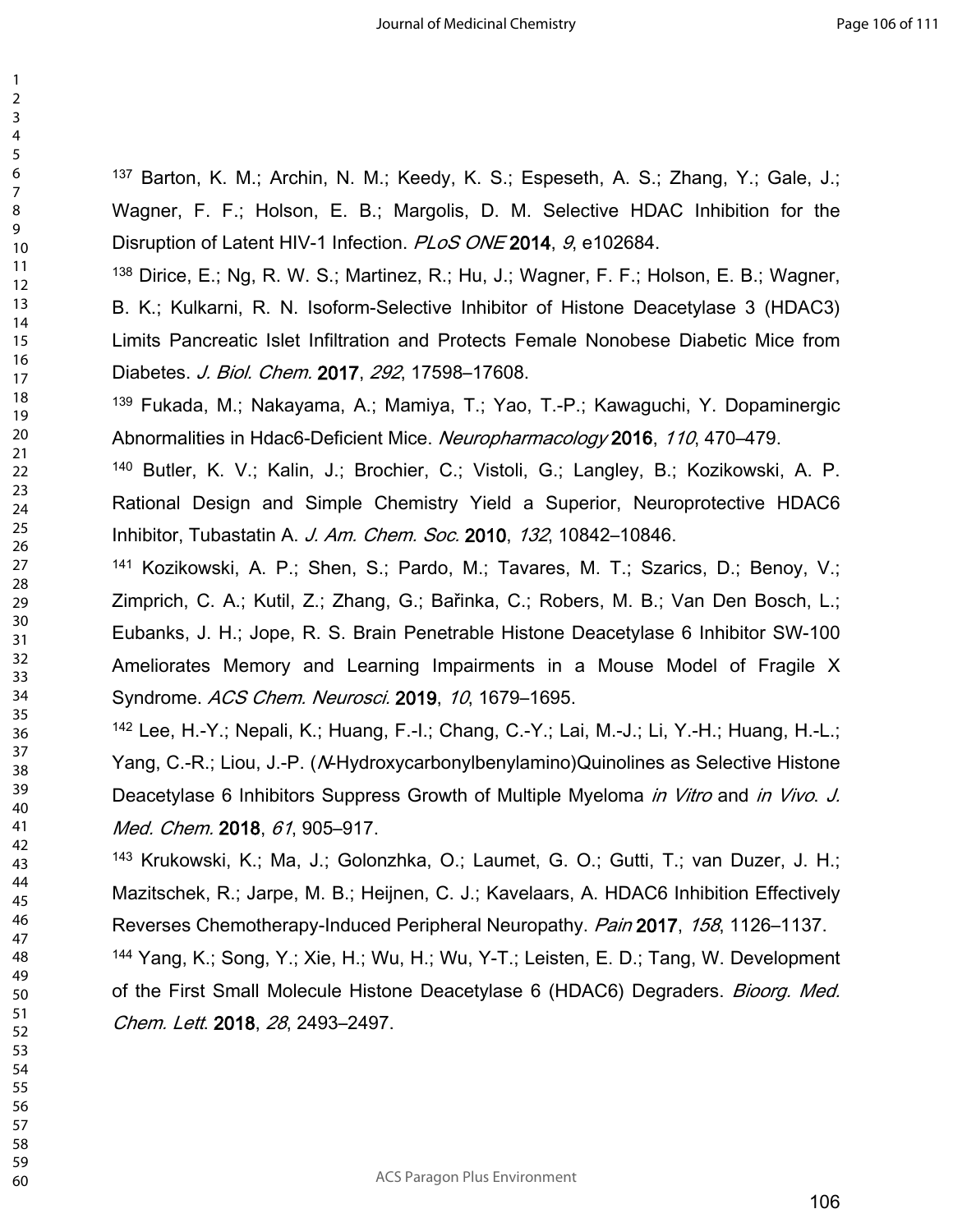[137] Barton, K. M.; Archin, N. M.; Keedy, K. S.; Espeseth, A. S.; Zhang, Y.; Gale, J.; Wagner, F. F.; Holson, E. B.; Margolis, D. M. Selective HDAC Inhibition for the Disruption of Latent HIV-1 Infection. *PLoS ONE* **2014**, *9*, e102684.

[138] Dirice, E.; Ng, R. W. S.; Martinez, R.; Hu, J.; Wagner, F. F.; Holson, E. B.; Wagner, B. K.; Kulkarni, R. N. Isoform-Selective Inhibitor of Histone Deacetylase 3 (HDAC3) Limits Pancreatic Islet Infiltration and Protects Female Nonobese Diabetic Mice from Diabetes. *J. Biol. Chem.* **2017**, *292*, 17598–17608.

[139] Fukada, M.; Nakayama, A.; Mamiya, T.; Yao, T.-P.; Kawaguchi, Y. Dopaminergic Abnormalities in Hdac6-Deficient Mice. *Neuropharmacology* **2016**, *110*, 470–479.

[140] Butler, K. V.; Kalin, J.; Brochier, C.; Vistoli, G.; Langley, B.; Kozikowski, A. P. Rational Design and Simple Chemistry Yield a Superior, Neuroprotective HDAC6 Inhibitor, Tubastatin A. *J. Am. Chem. Soc.* **2010**, *132*, 10842–10846.

[141] Kozikowski, A. P.; Shen, S.; Pardo, M.; Tavares, M. T.; Szarics, D.; Benoy, V.; Zimprich, C. A.; Kutil, Z.; Zhang, G.; Bařinka, C.; Robers, M. B.; Van Den Bosch, L.; Eubanks, J. H.; Jope, R. S. Brain Penetrable Histone Deacetylase 6 Inhibitor SW-100 Ameliorates Memory and Learning Impairments in a Mouse Model of Fragile X Syndrome. *ACS Chem. Neurosci.* **2019**, *10*, 1679–1695.

[142] Lee, H.-Y.; Nepali, K.; Huang, F.-I.; Chang, C.-Y.; Lai, M.-J.; Li, Y.-H.; Huang, H.-L.; Yang, C.-R.; Liou, J.-P. (*N*-Hydroxycarbonylbenylamino)Quinolines as Selective Histone Deacetylase 6 Inhibitors Suppress Growth of Multiple Myeloma *in Vitro* and *in Vivo*. *J. Med. Chem.* **2018**, *61*, 905–917.

[143] Krukowski, K.; Ma, J.; Golonzhka, O.; Laumet, G. O.; Gutti, T.; van Duzer, J. H.; Mazitschek, R.; Jarpe, M. B.; Heijnen, C. J.; Kavelaars, A. HDAC6 Inhibition Effectively Reverses Chemotherapy-Induced Peripheral Neuropathy. *Pain* **2017**, *158*, 1126–1137.

[144] Yang, K.; Song, Y.; Xie, H.; Wu, H.; Wu, Y-T.; Leisten, E. D.; Tang, W. Development of the First Small Molecule Histone Deacetylase 6 (HDAC6) Degraders. *Bioorg. Med. Chem. Lett.* **2018**, *28*, 2493–2497.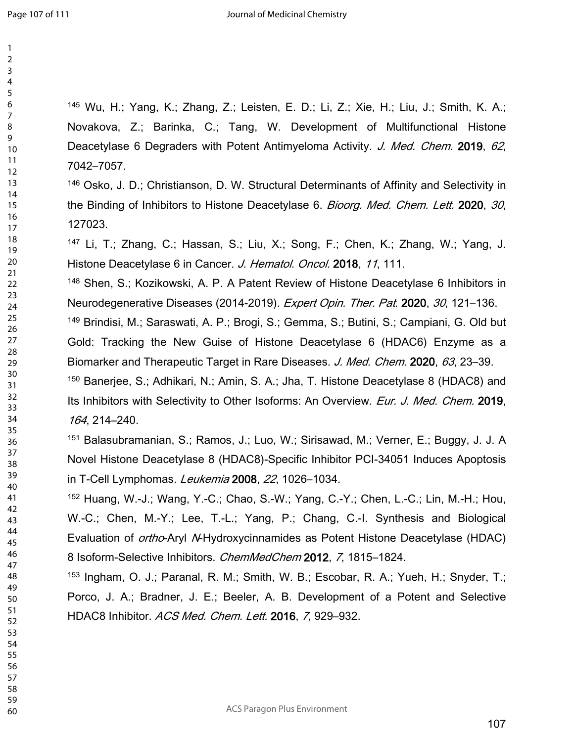[145] Wu, H.; Yang, K.; Zhang, Z.; Leisten, E. D.; Li, Z.; Xie, H.; Liu, J.; Smith, K. A.; Novakova, Z.; Barinka, C.; Tang, W. Development of Multifunctional Histone Deacetylase 6 Degraders with Potent Antimyeloma Activity. *J. Med. Chem.* **2019**, *62*, 7042–7057.

[146] Osko, J. D.; Christianson, D. W. Structural Determinants of Affinity and Selectivity in the Binding of Inhibitors to Histone Deacetylase 6. *Bioorg. Med. Chem. Lett.* **2020**, *30*, 127023.

[147] Li, T.; Zhang, C.; Hassan, S.; Liu, X.; Song, F.; Chen, K.; Zhang, W.; Yang, J. Histone Deacetylase 6 in Cancer. *J. Hematol. Oncol.* **2018**, *11*, 111.

[148] Shen, S.; Kozikowski, A. P. A Patent Review of Histone Deacetylase 6 Inhibitors in Neurodegenerative Diseases (2014-2019). *Expert Opin. Ther. Pat.* **2020**, *30*, 121–136.

[149] Brindisi, M.; Saraswati, A. P.; Brogi, S.; Gemma, S.; Butini, S.; Campiani, G. Old but Gold: Tracking the New Guise of Histone Deacetylase 6 (HDAC6) Enzyme as a Biomarker and Therapeutic Target in Rare Diseases. *J. Med. Chem.* **2020**, *63*, 23–39.

[150] Banerjee, S.; Adhikari, N.; Amin, S. A.; Jha, T. Histone Deacetylase 8 (HDAC8) and Its Inhibitors with Selectivity to Other Isoforms: An Overview. *Eur. J. Med. Chem.* **2019**, *164*, 214–240.

[151] Balasubramanian, S.; Ramos, J.; Luo, W.; Sirisawad, M.; Verner, E.; Buggy, J. J. A Novel Histone Deacetylase 8 (HDAC8)-Specific Inhibitor PCI-34051 Induces Apoptosis in T-Cell Lymphomas. *Leukemia* **2008**, *22*, 1026–1034.

[152] Huang, W.-J.; Wang, Y.-C.; Chao, S.-W.; Yang, C.-Y.; Chen, L.-C.; Lin, M.-H.; Hou, W.-C.; Chen, M.-Y.; Lee, T.-L.; Yang, P.; Chang, C.-I. Synthesis and Biological Evaluation of *ortho*-Aryl *N*-Hydroxycinnamides as Potent Histone Deacetylase (HDAC) 8 Isoform-Selective Inhibitors. *ChemMedChem* **2012**, *7*, 1815–1824.

[153] Ingham, O. J.; Paranal, R. M.; Smith, W. B.; Escobar, R. A.; Yueh, H.; Snyder, T.; Porco, J. A.; Bradner, J. E.; Beeler, A. B. Development of a Potent and Selective HDAC8 Inhibitor. *ACS Med. Chem. Lett.* **2016**, *7*, 929–932.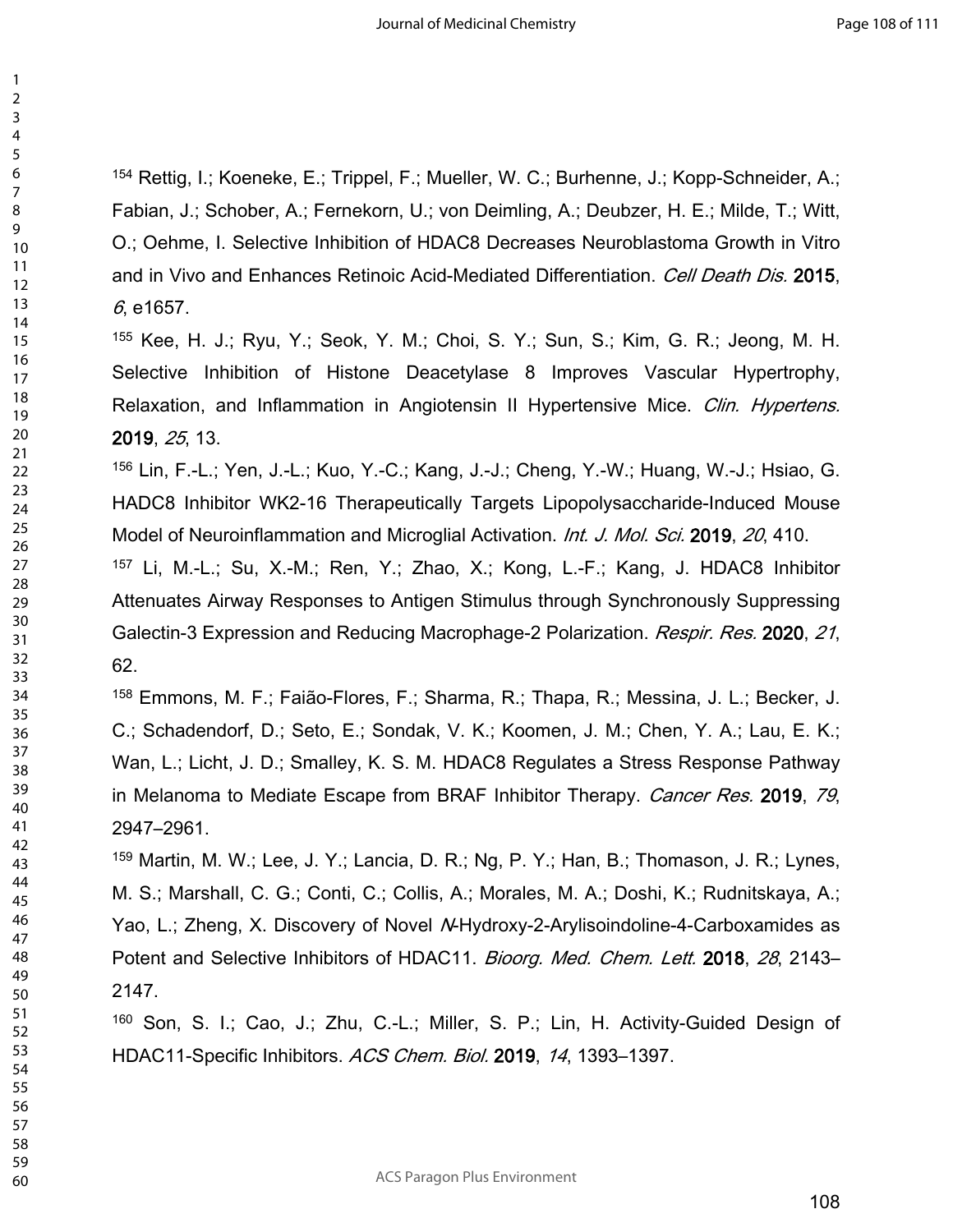[154] Rettig, I.; Koeneke, E.; Trippel, F.; Mueller, W. C.; Burhenne, J.; Kopp-Schneider, A.; Fabian, J.; Schober, A.; Fernekorn, U.; von Deimling, A.; Deubzer, H. E.; Milde, T.; Witt, O.; Oehme, I. Selective Inhibition of HDAC8 Decreases Neuroblastoma Growth in Vitro and in Vivo and Enhances Retinoic Acid-Mediated Differentiation. *Cell Death Dis.* **2015**, *6*, e1657.

[155] Kee, H. J.; Ryu, Y.; Seok, Y. M.; Choi, S. Y.; Sun, S.; Kim, G. R.; Jeong, M. H. Selective Inhibition of Histone Deacetylase 8 Improves Vascular Hypertrophy, Relaxation, and Inflammation in Angiotensin II Hypertensive Mice. *Clin. Hypertens.* **2019**, *25*, 13.

[156] Lin, F.-L.; Yen, J.-L.; Kuo, Y.-C.; Kang, J.-J.; Cheng, Y.-W.; Huang, W.-J.; Hsiao, G. HADC8 Inhibitor WK2-16 Therapeutically Targets Lipopolysaccharide-Induced Mouse Model of Neuroinflammation and Microglial Activation. *Int. J. Mol. Sci.* **2019**, *20*, 410.

[157] Li, M.-L.; Su, X.-M.; Ren, Y.; Zhao, X.; Kong, L.-F.; Kang, J. HDAC8 Inhibitor Attenuates Airway Responses to Antigen Stimulus through Synchronously Suppressing Galectin-3 Expression and Reducing Macrophage-2 Polarization. *Respir. Res.* **2020**, *21*, 62.

[158] Emmons, M. F.; Faião-Flores, F.; Sharma, R.; Thapa, R.; Messina, J. L.; Becker, J. C.; Schadendorf, D.; Seto, E.; Sondak, V. K.; Koomen, J. M.; Chen, Y. A.; Lau, E. K.; Wan, L.; Licht, J. D.; Smalley, K. S. M. HDAC8 Regulates a Stress Response Pathway in Melanoma to Mediate Escape from BRAF Inhibitor Therapy. *Cancer Res.* **2019**, *79*, 2947–2961.

[159] Martin, M. W.; Lee, J. Y.; Lancia, D. R.; Ng, P. Y.; Han, B.; Thomason, J. R.; Lynes, M. S.; Marshall, C. G.; Conti, C.; Collis, A.; Morales, M. A.; Doshi, K.; Rudnitskaya, A.; Yao, L.; Zheng, X. Discovery of Novel *N*-Hydroxy-2-Arylisoindoline-4-Carboxamides as Potent and Selective Inhibitors of HDAC11. *Bioorg. Med. Chem. Lett.* **2018**, *28*, 2143–2147.

[160] Son, S. I.; Cao, J.; Zhu, C.-L.; Miller, S. P.; Lin, H. Activity-Guided Design of HDAC11-Specific Inhibitors. *ACS Chem. Biol.* **2019**, *14*, 1393–1397.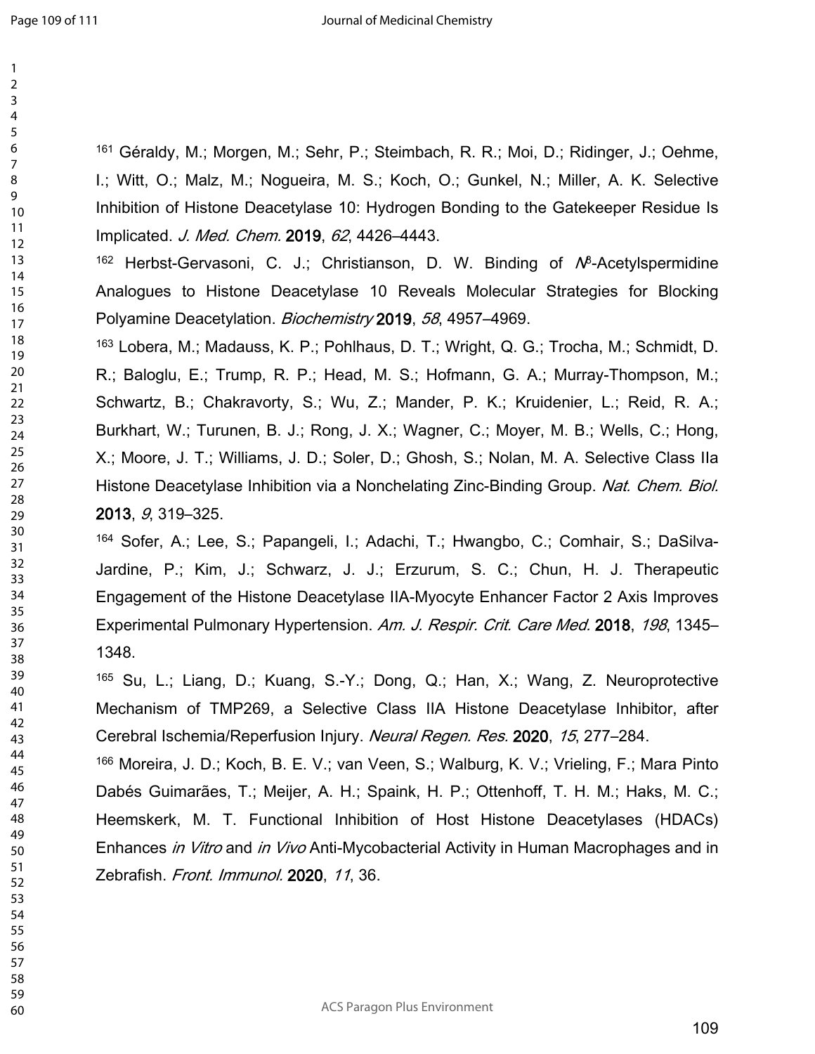[161] Géraldy, M.; Morgen, M.; Sehr, P.; Steimbach, R. R.; Moi, D.; Ridinger, J.; Oehme, I.; Witt, O.; Malz, M.; Nogueira, M. S.; Koch, O.; Gunkel, N.; Miller, A. K. Selective Inhibition of Histone Deacetylase 10: Hydrogen Bonding to the Gatekeeper Residue Is Implicated. *J. Med. Chem.* **2019**, *62*, 4426–4443.

[162] Herbst-Gervasoni, C. J.; Christianson, D. W. Binding of $N^8$-Acetylspermidine Analogues to Histone Deacetylase 10 Reveals Molecular Strategies for Blocking Polyamine Deacetylation. *Biochemistry* **2019**, *58*, 4957–4969.

[163] Lobera, M.; Madauss, K. P.; Pohlhaus, D. T.; Wright, Q. G.; Trocha, M.; Schmidt, D. R.; Baloglu, E.; Trump, R. P.; Head, M. S.; Hofmann, G. A.; Murray-Thompson, M.; Schwartz, B.; Chakravorty, S.; Wu, Z.; Mander, P. K.; Kruidenier, L.; Reid, R. A.; Burkhart, W.; Turunen, B. J.; Rong, J. X.; Wagner, C.; Moyer, M. B.; Wells, C.; Hong, X.; Moore, J. T.; Williams, J. D.; Soler, D.; Ghosh, S.; Nolan, M. A. Selective Class IIa Histone Deacetylase Inhibition via a Nonchelating Zinc-Binding Group. *Nat. Chem. Biol.* **2013**, *9*, 319–325.

[164] Sofer, A.; Lee, S.; Papangeli, I.; Adachi, T.; Hwangbo, C.; Comhair, S.; DaSilva-Jardine, P.; Kim, J.; Schwarz, J. J.; Erzurum, S. C.; Chun, H. J. Therapeutic Engagement of the Histone Deacetylase IIA-Myocyte Enhancer Factor 2 Axis Improves Experimental Pulmonary Hypertension. *Am. J. Respir. Crit. Care Med.* **2018**, *198*, 1345–1348.

[165] Su, L.; Liang, D.; Kuang, S.-Y.; Dong, Q.; Han, X.; Wang, Z. Neuroprotective Mechanism of TMP269, a Selective Class IIA Histone Deacetylase Inhibitor, after Cerebral Ischemia/Reperfusion Injury. *Neural Regen. Res.* **2020**, *15*, 277–284.

[166] Moreira, J. D.; Koch, B. E. V.; van Veen, S.; Walburg, K. V.; Vrieling, F.; Mara Pinto Dabés Guimarães, T.; Meijer, A. H.; Spaink, H. P.; Ottenhoff, T. H. M.; Haks, M. C.; Heemskerk, M. T. Functional Inhibition of Host Histone Deacetylases (HDACs) Enhances *in Vitro* and *in Vivo* Anti-Mycobacterial Activity in Human Macrophages and in Zebrafish. *Front. Immunol.* **2020**, *11*, 36.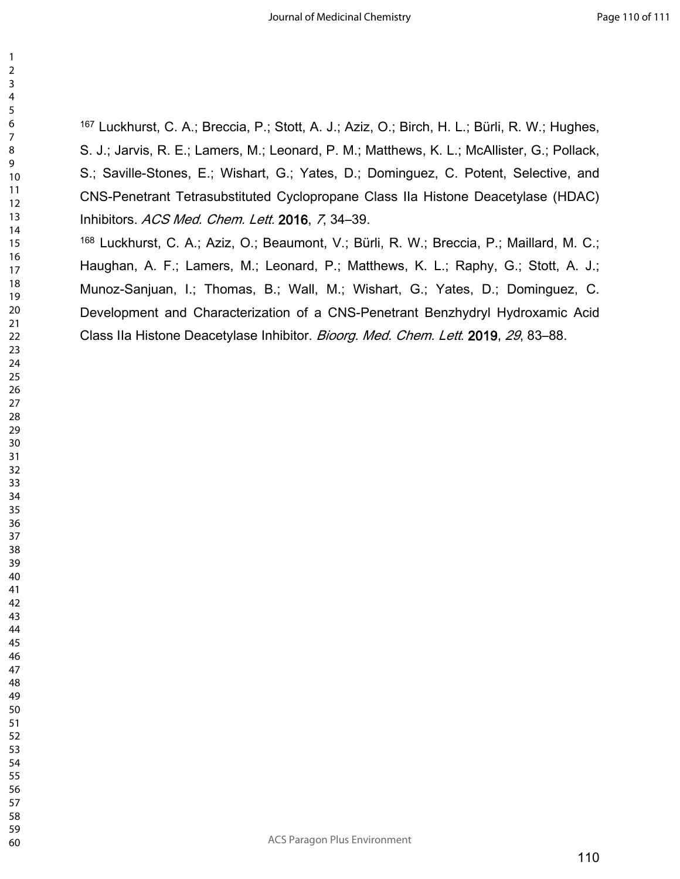[167] Luckhurst, C. A.; Breccia, P.; Stott, A. J.; Aziz, O.; Birch, H. L.; Bürli, R. W.; Hughes, S. J.; Jarvis, R. E.; Lamers, M.; Leonard, P. M.; Matthews, K. L.; McAllister, G.; Pollack, S.; Saville-Stones, E.; Wishart, G.; Yates, D.; Dominguez, C. Potent, Selective, and CNS-Penetrant Tetrasubstituted Cyclopropane Class IIa Histone Deacetylase (HDAC) Inhibitors. *ACS Med. Chem. Lett.* **2016**, *7*, 34–39.

[168] Luckhurst, C. A.; Aziz, O.; Beaumont, V.; Bürli, R. W.; Breccia, P.; Maillard, M. C.; Haughan, A. F.; Lamers, M.; Leonard, P.; Matthews, K. L.; Raphy, G.; Stott, A. J.; Munoz-Sanjuan, I.; Thomas, B.; Wall, M.; Wishart, G.; Yates, D.; Dominguez, C. Development and Characterization of a CNS-Penetrant Benzhydryl Hydroxamic Acid Class IIa Histone Deacetylase Inhibitor. *Bioorg. Med. Chem. Lett.* **2019**, *29*, 83–88.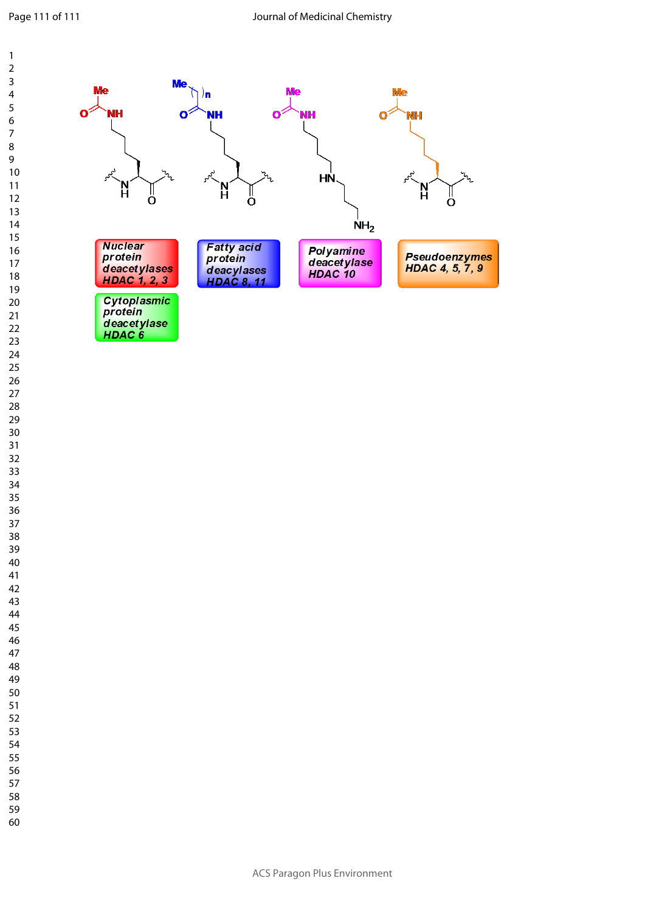Nuclear protein deacetylases HDAC 1, 2, 3

Fatty acid protein deacylases HDAC 8, 11

Polyamine deacetylase HDAC 10

Pseudoenzymes HDAC 4, 5, 7, 9

Cytoplasmic protein deacetylase HDAC 6